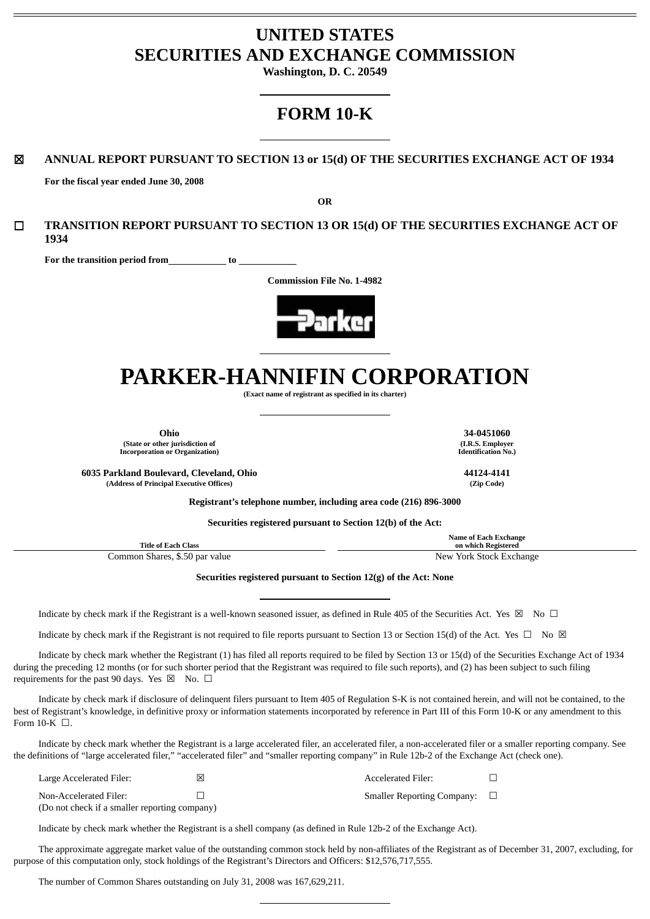# UNITED STATES
# SECURITIES AND EXCHANGE COMMISSION

**Washington, D. C. 20549**

## FORM 10-K

☒ **ANNUAL REPORT PURSUANT TO SECTION 13 or 15(d) OF THE SECURITIES EXCHANGE ACT OF 1934**

**For the fiscal year ended June 30, 2008**

**OR**

☐ **TRANSITION REPORT PURSUANT TO SECTION 13 OR 15(d) OF THE SECURITIES EXCHANGE ACT OF 1934**

**For the transition period from \_\_\_\_\_\_\_\_\_\_ to \_\_\_\_\_\_\_\_\_\_**

**Commission File No. 1-4982**

# PARKER-HANNIFIN CORPORATION

**(Exact name of registrant as specified in its charter)**

| | |
|---|---|
| **Ohio** | **34-0451060** |
| **(State or other jurisdiction of Incorporation or Organization)** | **(I.R.S. Employer Identification No.)** |
| **6035 Parkland Boulevard, Cleveland, Ohio** | **44124-4141** |
| **(Address of Principal Executive Offices)** | **(Zip Code)** |

**Registrant's telephone number, including area code (216) 896-3000**

**Securities registered pursuant to Section 12(b) of the Act:**

| Title of Each Class | Name of Each Exchange on which Registered |
|---|---|
| Common Shares, $.50 par value | New York Stock Exchange |

**Securities registered pursuant to Section 12(g) of the Act: None**

Indicate by check mark if the Registrant is a well-known seasoned issuer, as defined in Rule 405 of the Securities Act. Yes ☒ No ☐

Indicate by check mark if the Registrant is not required to file reports pursuant to Section 13 or Section 15(d) of the Act. Yes ☐ No ☒

Indicate by check mark whether the Registrant (1) has filed all reports required to be filed by Section 13 or 15(d) of the Securities Exchange Act of 1934 during the preceding 12 months (or for such shorter period that the Registrant was required to file such reports), and (2) has been subject to such filing requirements for the past 90 days. Yes ☒ No. ☐

Indicate by check mark if disclosure of delinquent filers pursuant to Item 405 of Regulation S-K is not contained herein, and will not be contained, to the best of Registrant's knowledge, in definitive proxy or information statements incorporated by reference in Part III of this Form 10-K or any amendment to this Form 10-K ☐.

Indicate by check mark whether the Registrant is a large accelerated filer, an accelerated filer, a non-accelerated filer or a smaller reporting company. See the definitions of "large accelerated filer," "accelerated filer" and "smaller reporting company" in Rule 12b-2 of the Exchange Act (check one).

| | | | |
|---|---|---|---|
| Large Accelerated Filer: | ☒ | Accelerated Filer: | ☐ |
| Non-Accelerated Filer: (Do not check if a smaller reporting company) | ☐ | Smaller Reporting Company: | ☐ |

Indicate by check mark whether the Registrant is a shell company (as defined in Rule 12b-2 of the Exchange Act).

The approximate aggregate market value of the outstanding common stock held by non-affiliates of the Registrant as of December 31, 2007, excluding, for purpose of this computation only, stock holdings of the Registrant's Directors and Officers: $12,576,717,555.

The number of Common Shares outstanding on July 31, 2008 was 167,629,211.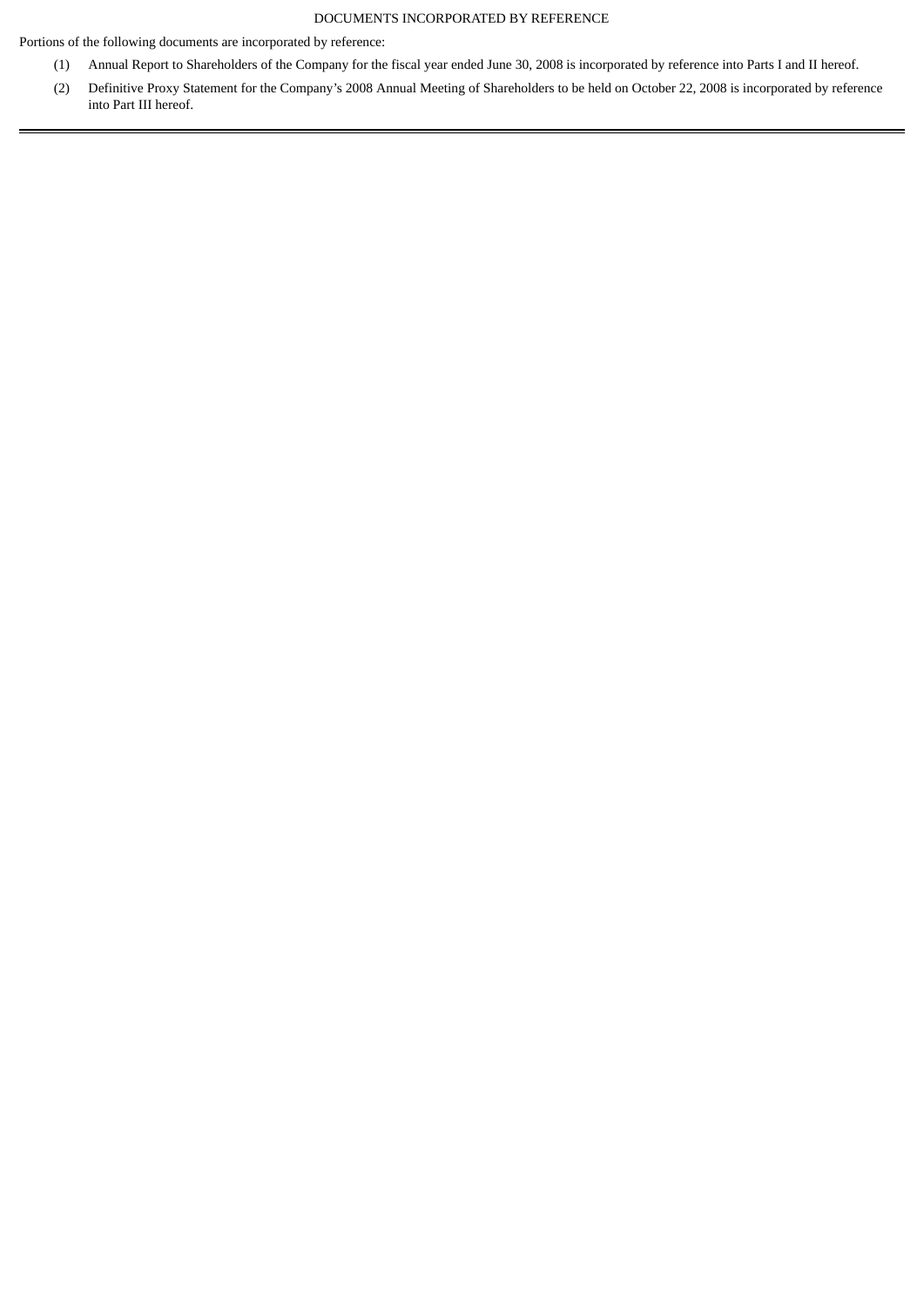## DOCUMENTS INCORPORATED BY REFERENCE

Portions of the following documents are incorporated by reference:

(1) Annual Report to Shareholders of the Company for the fiscal year ended June 30, 2008 is incorporated by reference into Parts I and II hereof.

(2) Definitive Proxy Statement for the Company's 2008 Annual Meeting of Shareholders to be held on October 22, 2008 is incorporated by reference into Part III hereof.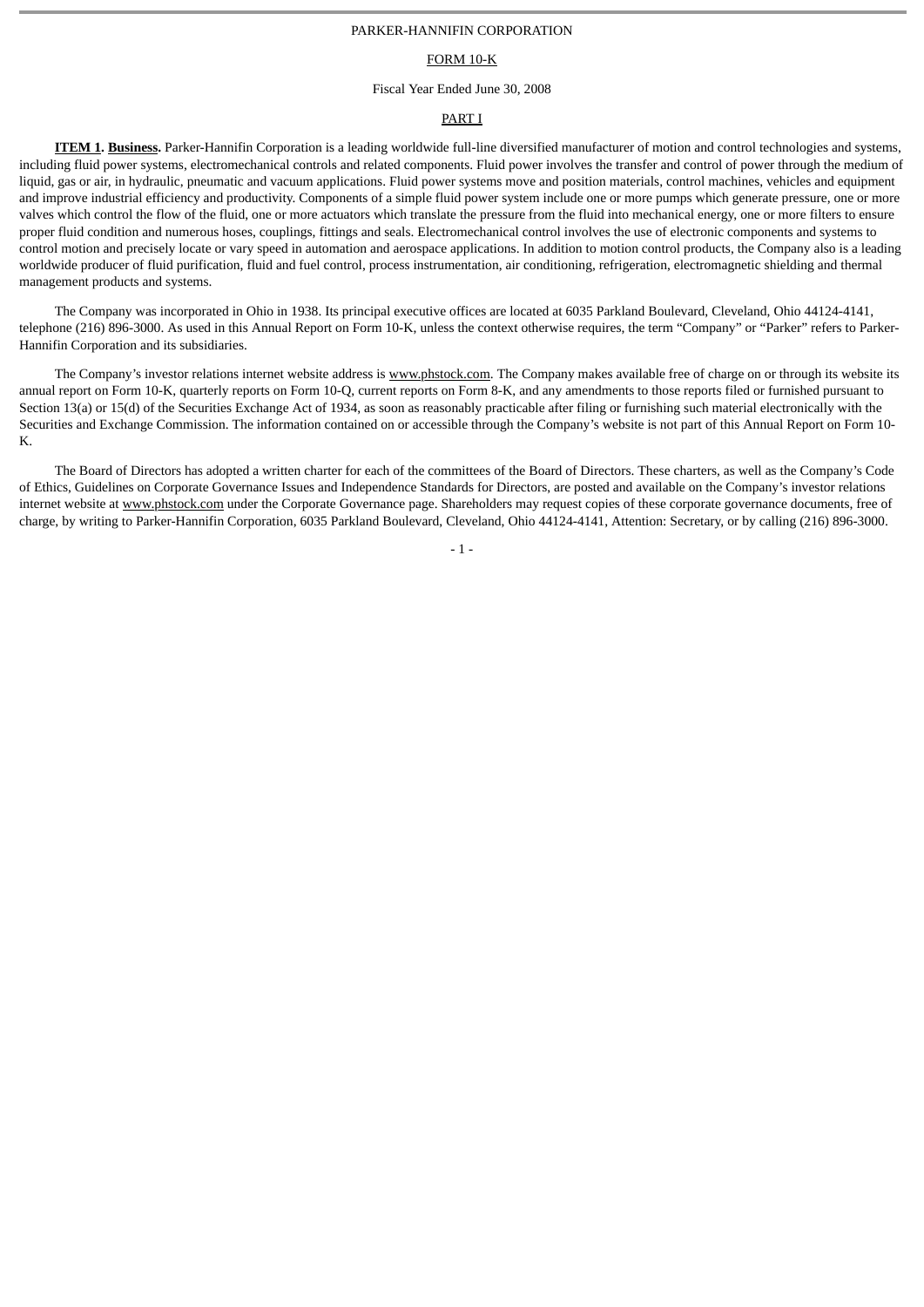PARKER-HANNIFIN CORPORATION

FORM 10-K

Fiscal Year Ended June 30, 2008

PART I

**ITEM 1. Business.** Parker-Hannifin Corporation is a leading worldwide full-line diversified manufacturer of motion and control technologies and systems, including fluid power systems, electromechanical controls and related components. Fluid power involves the transfer and control of power through the medium of liquid, gas or air, in hydraulic, pneumatic and vacuum applications. Fluid power systems move and position materials, control machines, vehicles and equipment and improve industrial efficiency and productivity. Components of a simple fluid power system include one or more pumps which generate pressure, one or more valves which control the flow of the fluid, one or more actuators which translate the pressure from the fluid into mechanical energy, one or more filters to ensure proper fluid condition and numerous hoses, couplings, fittings and seals. Electromechanical control involves the use of electronic components and systems to control motion and precisely locate or vary speed in automation and aerospace applications. In addition to motion control products, the Company also is a leading worldwide producer of fluid purification, fluid and fuel control, process instrumentation, air conditioning, refrigeration, electromagnetic shielding and thermal management products and systems.

The Company was incorporated in Ohio in 1938. Its principal executive offices are located at 6035 Parkland Boulevard, Cleveland, Ohio 44124-4141, telephone (216) 896-3000. As used in this Annual Report on Form 10-K, unless the context otherwise requires, the term "Company" or "Parker" refers to Parker-Hannifin Corporation and its subsidiaries.

The Company's investor relations internet website address is www.phstock.com. The Company makes available free of charge on or through its website its annual report on Form 10-K, quarterly reports on Form 10-Q, current reports on Form 8-K, and any amendments to those reports filed or furnished pursuant to Section 13(a) or 15(d) of the Securities Exchange Act of 1934, as soon as reasonably practicable after filing or furnishing such material electronically with the Securities and Exchange Commission. The information contained on or accessible through the Company's website is not part of this Annual Report on Form 10-K.

The Board of Directors has adopted a written charter for each of the committees of the Board of Directors. These charters, as well as the Company's Code of Ethics, Guidelines on Corporate Governance Issues and Independence Standards for Directors, are posted and available on the Company's investor relations internet website at www.phstock.com under the Corporate Governance page. Shareholders may request copies of these corporate governance documents, free of charge, by writing to Parker-Hannifin Corporation, 6035 Parkland Boulevard, Cleveland, Ohio 44124-4141, Attention: Secretary, or by calling (216) 896-3000.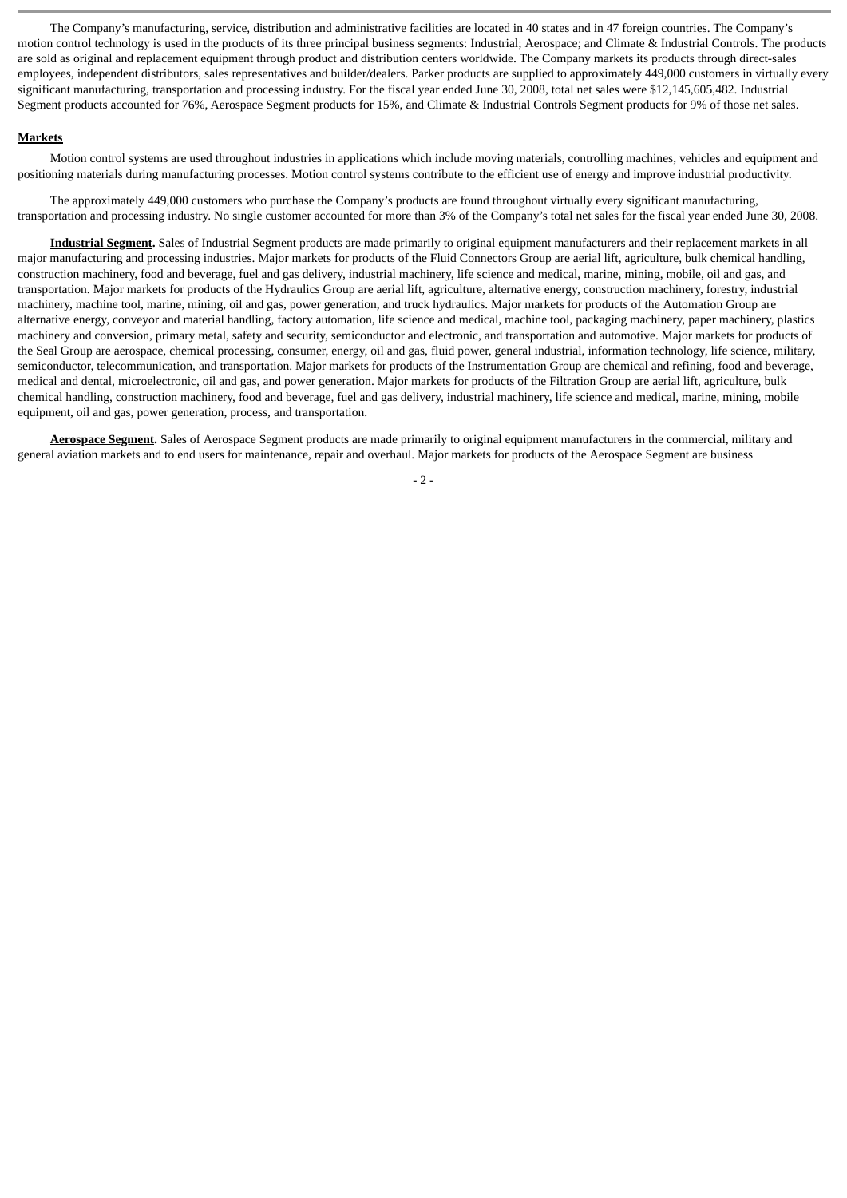The Company's manufacturing, service, distribution and administrative facilities are located in 40 states and in 47 foreign countries. The Company's motion control technology is used in the products of its three principal business segments: Industrial; Aerospace; and Climate & Industrial Controls. The products are sold as original and replacement equipment through product and distribution centers worldwide. The Company markets its products through direct-sales employees, independent distributors, sales representatives and builder/dealers. Parker products are supplied to approximately 449,000 customers in virtually every significant manufacturing, transportation and processing industry. For the fiscal year ended June 30, 2008, total net sales were $12,145,605,482. Industrial Segment products accounted for 76%, Aerospace Segment products for 15%, and Climate & Industrial Controls Segment products for 9% of those net sales.

**Markets**

Motion control systems are used throughout industries in applications which include moving materials, controlling machines, vehicles and equipment and positioning materials during manufacturing processes. Motion control systems contribute to the efficient use of energy and improve industrial productivity.

The approximately 449,000 customers who purchase the Company's products are found throughout virtually every significant manufacturing, transportation and processing industry. No single customer accounted for more than 3% of the Company's total net sales for the fiscal year ended June 30, 2008.

**Industrial Segment.** Sales of Industrial Segment products are made primarily to original equipment manufacturers and their replacement markets in all major manufacturing and processing industries. Major markets for products of the Fluid Connectors Group are aerial lift, agriculture, bulk chemical handling, construction machinery, food and beverage, fuel and gas delivery, industrial machinery, life science and medical, marine, mining, mobile, oil and gas, and transportation. Major markets for products of the Hydraulics Group are aerial lift, agriculture, alternative energy, construction machinery, forestry, industrial machinery, machine tool, marine, mining, oil and gas, power generation, and truck hydraulics. Major markets for products of the Automation Group are alternative energy, conveyor and material handling, factory automation, life science and medical, machine tool, packaging machinery, paper machinery, plastics machinery and conversion, primary metal, safety and security, semiconductor and electronic, and transportation and automotive. Major markets for products of the Seal Group are aerospace, chemical processing, consumer, energy, oil and gas, fluid power, general industrial, information technology, life science, military, semiconductor, telecommunication, and transportation. Major markets for products of the Instrumentation Group are chemical and refining, food and beverage, medical and dental, microelectronic, oil and gas, and power generation. Major markets for products of the Filtration Group are aerial lift, agriculture, bulk chemical handling, construction machinery, food and beverage, fuel and gas delivery, industrial machinery, life science and medical, marine, mining, mobile equipment, oil and gas, power generation, process, and transportation.

**Aerospace Segment.** Sales of Aerospace Segment products are made primarily to original equipment manufacturers in the commercial, military and general aviation markets and to end users for maintenance, repair and overhaul. Major markets for products of the Aerospace Segment are business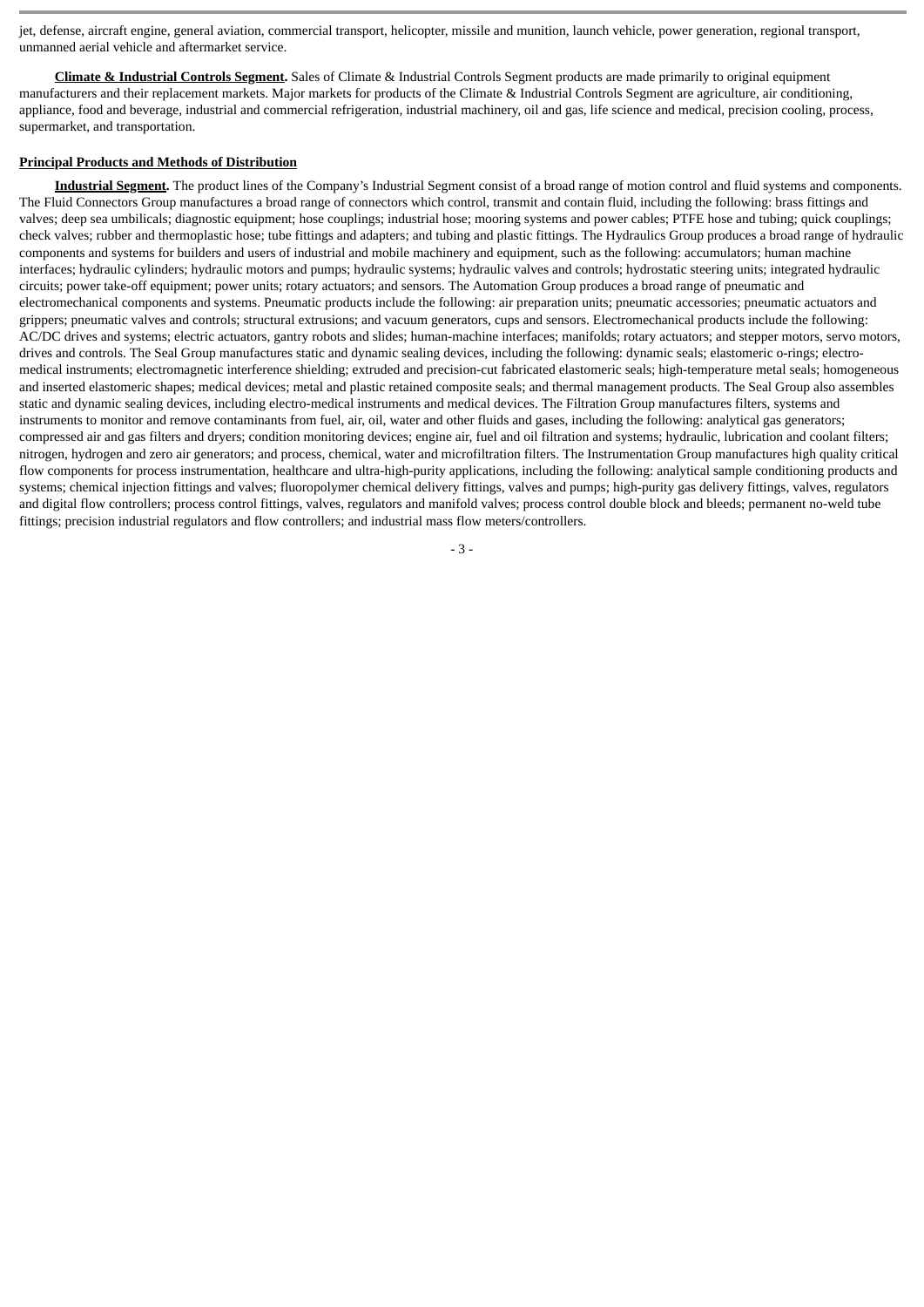jet, defense, aircraft engine, general aviation, commercial transport, helicopter, missile and munition, launch vehicle, power generation, regional transport, unmanned aerial vehicle and aftermarket service.

**Climate & Industrial Controls Segment.** Sales of Climate & Industrial Controls Segment products are made primarily to original equipment manufacturers and their replacement markets. Major markets for products of the Climate & Industrial Controls Segment are agriculture, air conditioning, appliance, food and beverage, industrial and commercial refrigeration, industrial machinery, oil and gas, life science and medical, precision cooling, process, supermarket, and transportation.

**Principal Products and Methods of Distribution**

**Industrial Segment.** The product lines of the Company's Industrial Segment consist of a broad range of motion control and fluid systems and components. The Fluid Connectors Group manufactures a broad range of connectors which control, transmit and contain fluid, including the following: brass fittings and valves; deep sea umbilicals; diagnostic equipment; hose couplings; industrial hose; mooring systems and power cables; PTFE hose and tubing; quick couplings; check valves; rubber and thermoplastic hose; tube fittings and adapters; and tubing and plastic fittings. The Hydraulics Group produces a broad range of hydraulic components and systems for builders and users of industrial and mobile machinery and equipment, such as the following: accumulators; human machine interfaces; hydraulic cylinders; hydraulic motors and pumps; hydraulic systems; hydraulic valves and controls; hydrostatic steering units; integrated hydraulic circuits; power take-off equipment; power units; rotary actuators; and sensors. The Automation Group produces a broad range of pneumatic and electromechanical components and systems. Pneumatic products include the following: air preparation units; pneumatic accessories; pneumatic actuators and grippers; pneumatic valves and controls; structural extrusions; and vacuum generators, cups and sensors. Electromechanical products include the following: AC/DC drives and systems; electric actuators, gantry robots and slides; human-machine interfaces; manifolds; rotary actuators; and stepper motors, servo motors, drives and controls. The Seal Group manufactures static and dynamic sealing devices, including the following: dynamic seals; elastomeric o-rings; electro-medical instruments; electromagnetic interference shielding; extruded and precision-cut fabricated elastomeric seals; high-temperature metal seals; homogeneous and inserted elastomeric shapes; medical devices; metal and plastic retained composite seals; and thermal management products. The Seal Group also assembles static and dynamic sealing devices, including electro-medical instruments and medical devices. The Filtration Group manufactures filters, systems and instruments to monitor and remove contaminants from fuel, air, oil, water and other fluids and gases, including the following: analytical gas generators; compressed air and gas filters and dryers; condition monitoring devices; engine air, fuel and oil filtration and systems; hydraulic, lubrication and coolant filters; nitrogen, hydrogen and zero air generators; and process, chemical, water and microfiltration filters. The Instrumentation Group manufactures high quality critical flow components for process instrumentation, healthcare and ultra-high-purity applications, including the following: analytical sample conditioning products and systems; chemical injection fittings and valves; fluoropolymer chemical delivery fittings, valves and pumps; high-purity gas delivery fittings, valves, regulators and digital flow controllers; process control fittings, valves, regulators and manifold valves; process control double block and bleeds; permanent no-weld tube fittings; precision industrial regulators and flow controllers; and industrial mass flow meters/controllers.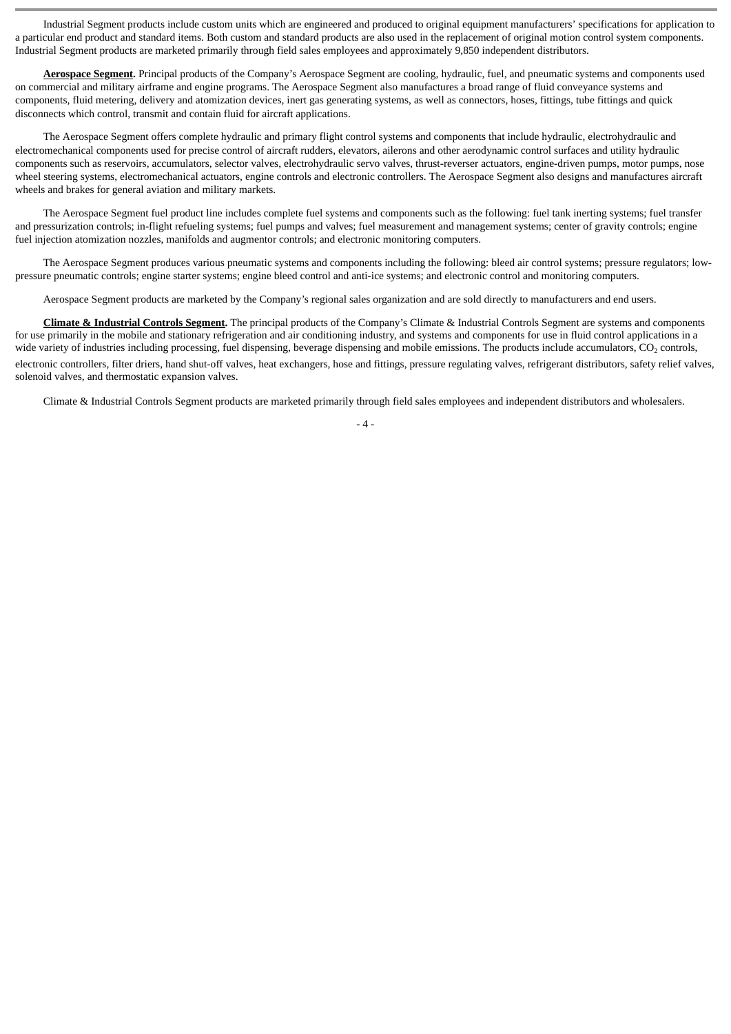Industrial Segment products include custom units which are engineered and produced to original equipment manufacturers' specifications for application to a particular end product and standard items. Both custom and standard products are also used in the replacement of original motion control system components. Industrial Segment products are marketed primarily through field sales employees and approximately 9,850 independent distributors.

**Aerospace Segment.** Principal products of the Company's Aerospace Segment are cooling, hydraulic, fuel, and pneumatic systems and components used on commercial and military airframe and engine programs. The Aerospace Segment also manufactures a broad range of fluid conveyance systems and components, fluid metering, delivery and atomization devices, inert gas generating systems, as well as connectors, hoses, fittings, tube fittings and quick disconnects which control, transmit and contain fluid for aircraft applications.

The Aerospace Segment offers complete hydraulic and primary flight control systems and components that include hydraulic, electrohydraulic and electromechanical components used for precise control of aircraft rudders, elevators, ailerons and other aerodynamic control surfaces and utility hydraulic components such as reservoirs, accumulators, selector valves, electrohydraulic servo valves, thrust-reverser actuators, engine-driven pumps, motor pumps, nose wheel steering systems, electromechanical actuators, engine controls and electronic controllers. The Aerospace Segment also designs and manufactures aircraft wheels and brakes for general aviation and military markets.

The Aerospace Segment fuel product line includes complete fuel systems and components such as the following: fuel tank inerting systems; fuel transfer and pressurization controls; in-flight refueling systems; fuel pumps and valves; fuel measurement and management systems; center of gravity controls; engine fuel injection atomization nozzles, manifolds and augmentor controls; and electronic monitoring computers.

The Aerospace Segment produces various pneumatic systems and components including the following: bleed air control systems; pressure regulators; low-pressure pneumatic controls; engine starter systems; engine bleed control and anti-ice systems; and electronic control and monitoring computers.

Aerospace Segment products are marketed by the Company's regional sales organization and are sold directly to manufacturers and end users.

**Climate & Industrial Controls Segment.** The principal products of the Company's Climate & Industrial Controls Segment are systems and components for use primarily in the mobile and stationary refrigeration and air conditioning industry, and systems and components for use in fluid control applications in a wide variety of industries including processing, fuel dispensing, beverage dispensing and mobile emissions. The products include accumulators, $CO_2$ controls, electronic controllers, filter driers, hand shut-off valves, heat exchangers, hose and fittings, pressure regulating valves, refrigerant distributors, safety relief valves, solenoid valves, and thermostatic expansion valves.

Climate & Industrial Controls Segment products are marketed primarily through field sales employees and independent distributors and wholesalers.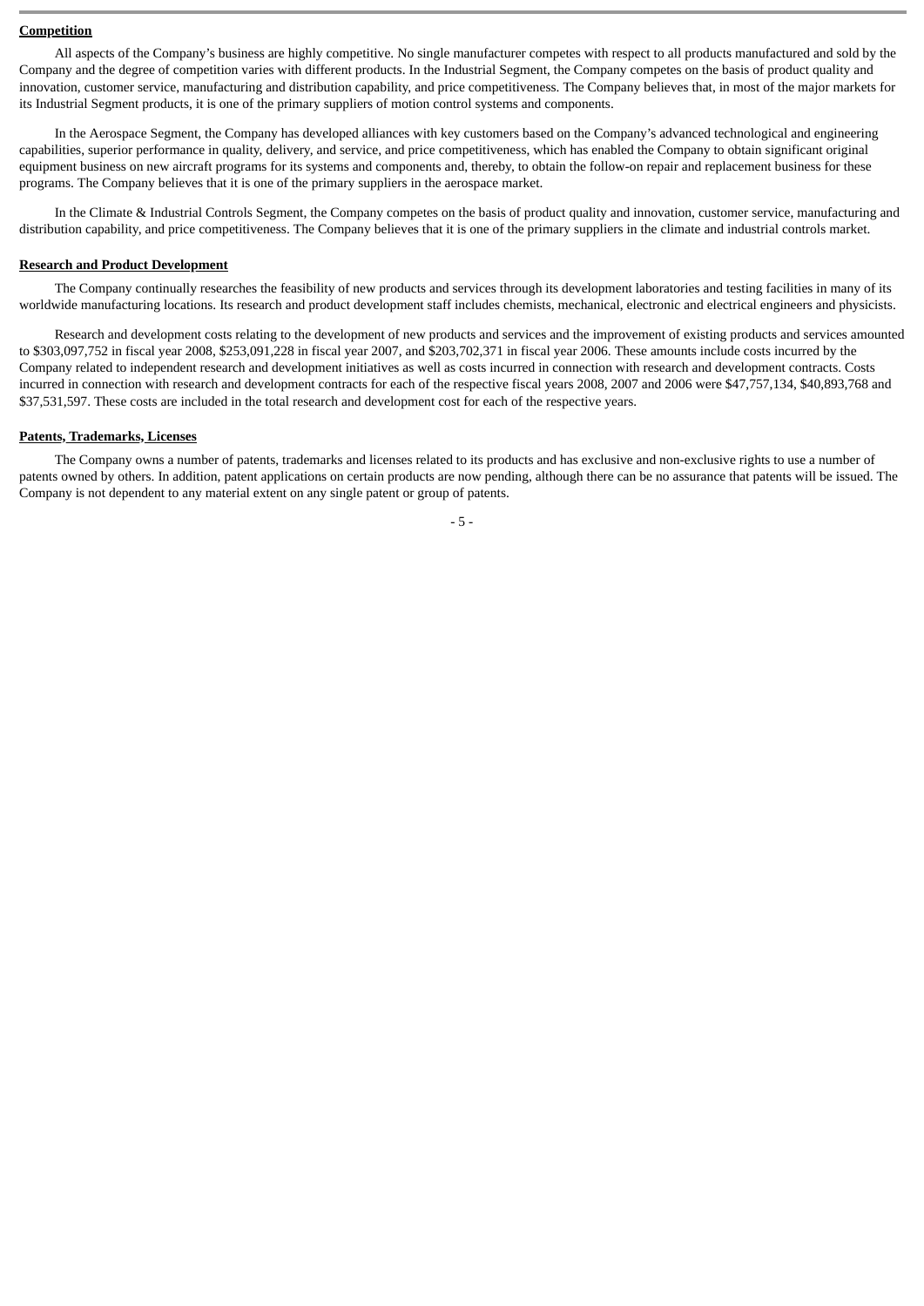**Competition**

All aspects of the Company's business are highly competitive. No single manufacturer competes with respect to all products manufactured and sold by the Company and the degree of competition varies with different products. In the Industrial Segment, the Company competes on the basis of product quality and innovation, customer service, manufacturing and distribution capability, and price competitiveness. The Company believes that, in most of the major markets for its Industrial Segment products, it is one of the primary suppliers of motion control systems and components.

In the Aerospace Segment, the Company has developed alliances with key customers based on the Company's advanced technological and engineering capabilities, superior performance in quality, delivery, and service, and price competitiveness, which has enabled the Company to obtain significant original equipment business on new aircraft programs for its systems and components and, thereby, to obtain the follow-on repair and replacement business for these programs. The Company believes that it is one of the primary suppliers in the aerospace market.

In the Climate & Industrial Controls Segment, the Company competes on the basis of product quality and innovation, customer service, manufacturing and distribution capability, and price competitiveness. The Company believes that it is one of the primary suppliers in the climate and industrial controls market.

**Research and Product Development**

The Company continually researches the feasibility of new products and services through its development laboratories and testing facilities in many of its worldwide manufacturing locations. Its research and product development staff includes chemists, mechanical, electronic and electrical engineers and physicists.

Research and development costs relating to the development of new products and services and the improvement of existing products and services amounted to $303,097,752 in fiscal year 2008, $253,091,228 in fiscal year 2007, and $203,702,371 in fiscal year 2006. These amounts include costs incurred by the Company related to independent research and development initiatives as well as costs incurred in connection with research and development contracts. Costs incurred in connection with research and development contracts for each of the respective fiscal years 2008, 2007 and 2006 were $47,757,134, $40,893,768 and $37,531,597. These costs are included in the total research and development cost for each of the respective years.

**Patents, Trademarks, Licenses**

The Company owns a number of patents, trademarks and licenses related to its products and has exclusive and non-exclusive rights to use a number of patents owned by others. In addition, patent applications on certain products are now pending, although there can be no assurance that patents will be issued. The Company is not dependent to any material extent on any single patent or group of patents.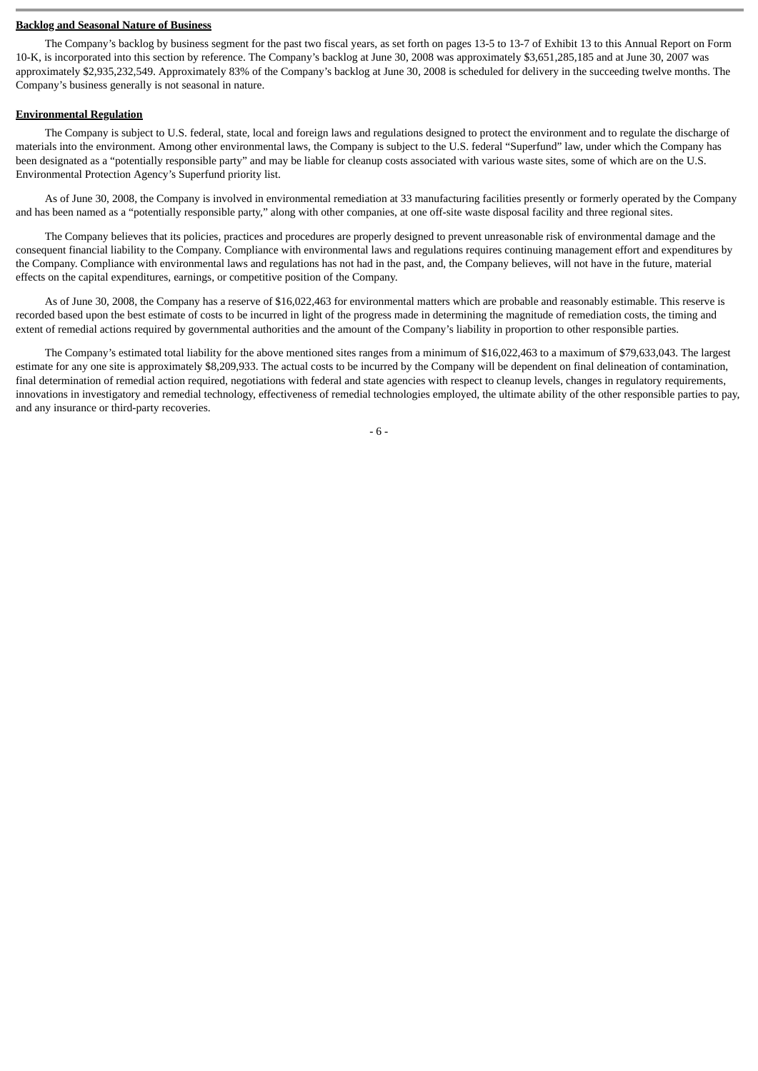**Backlog and Seasonal Nature of Business**

The Company's backlog by business segment for the past two fiscal years, as set forth on pages 13-5 to 13-7 of Exhibit 13 to this Annual Report on Form 10-K, is incorporated into this section by reference. The Company's backlog at June 30, 2008 was approximately $3,651,285,185 and at June 30, 2007 was approximately $2,935,232,549. Approximately 83% of the Company's backlog at June 30, 2008 is scheduled for delivery in the succeeding twelve months. The Company's business generally is not seasonal in nature.

**Environmental Regulation**

The Company is subject to U.S. federal, state, local and foreign laws and regulations designed to protect the environment and to regulate the discharge of materials into the environment. Among other environmental laws, the Company is subject to the U.S. federal "Superfund" law, under which the Company has been designated as a "potentially responsible party" and may be liable for cleanup costs associated with various waste sites, some of which are on the U.S. Environmental Protection Agency's Superfund priority list.

As of June 30, 2008, the Company is involved in environmental remediation at 33 manufacturing facilities presently or formerly operated by the Company and has been named as a "potentially responsible party," along with other companies, at one off-site waste disposal facility and three regional sites.

The Company believes that its policies, practices and procedures are properly designed to prevent unreasonable risk of environmental damage and the consequent financial liability to the Company. Compliance with environmental laws and regulations requires continuing management effort and expenditures by the Company. Compliance with environmental laws and regulations has not had in the past, and, the Company believes, will not have in the future, material effects on the capital expenditures, earnings, or competitive position of the Company.

As of June 30, 2008, the Company has a reserve of $16,022,463 for environmental matters which are probable and reasonably estimable. This reserve is recorded based upon the best estimate of costs to be incurred in light of the progress made in determining the magnitude of remediation costs, the timing and extent of remedial actions required by governmental authorities and the amount of the Company's liability in proportion to other responsible parties.

The Company's estimated total liability for the above mentioned sites ranges from a minimum of $16,022,463 to a maximum of $79,633,043. The largest estimate for any one site is approximately $8,209,933. The actual costs to be incurred by the Company will be dependent on final delineation of contamination, final determination of remedial action required, negotiations with federal and state agencies with respect to cleanup levels, changes in regulatory requirements, innovations in investigatory and remedial technology, effectiveness of remedial technologies employed, the ultimate ability of the other responsible parties to pay, and any insurance or third-party recoveries.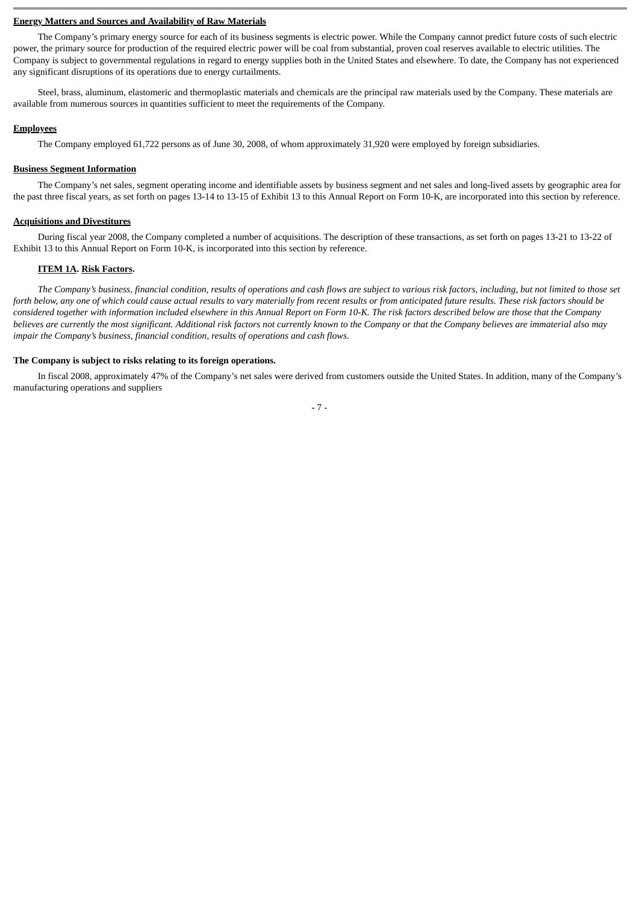**Energy Matters and Sources and Availability of Raw Materials**

The Company's primary energy source for each of its business segments is electric power. While the Company cannot predict future costs of such electric power, the primary source for production of the required electric power will be coal from substantial, proven coal reserves available to electric utilities. The Company is subject to governmental regulations in regard to energy supplies both in the United States and elsewhere. To date, the Company has not experienced any significant disruptions of its operations due to energy curtailments.

Steel, brass, aluminum, elastomeric and thermoplastic materials and chemicals are the principal raw materials used by the Company. These materials are available from numerous sources in quantities sufficient to meet the requirements of the Company.

**Employees**

The Company employed 61,722 persons as of June 30, 2008, of whom approximately 31,920 were employed by foreign subsidiaries.

**Business Segment Information**

The Company's net sales, segment operating income and identifiable assets by business segment and net sales and long-lived assets by geographic area for the past three fiscal years, as set forth on pages 13-14 to 13-15 of Exhibit 13 to this Annual Report on Form 10-K, are incorporated into this section by reference.

**Acquisitions and Divestitures**

During fiscal year 2008, the Company completed a number of acquisitions. The description of these transactions, as set forth on pages 13-21 to 13-22 of Exhibit 13 to this Annual Report on Form 10-K, is incorporated into this section by reference.

**ITEM 1A. Risk Factors.**

*The Company's business, financial condition, results of operations and cash flows are subject to various risk factors, including, but not limited to those set forth below, any one of which could cause actual results to vary materially from recent results or from anticipated future results. These risk factors should be considered together with information included elsewhere in this Annual Report on Form 10-K. The risk factors described below are those that the Company believes are currently the most significant. Additional risk factors not currently known to the Company or that the Company believes are immaterial also may impair the Company's business, financial condition, results of operations and cash flows.*

**The Company is subject to risks relating to its foreign operations.**

In fiscal 2008, approximately 47% of the Company's net sales were derived from customers outside the United States. In addition, many of the Company's manufacturing operations and suppliers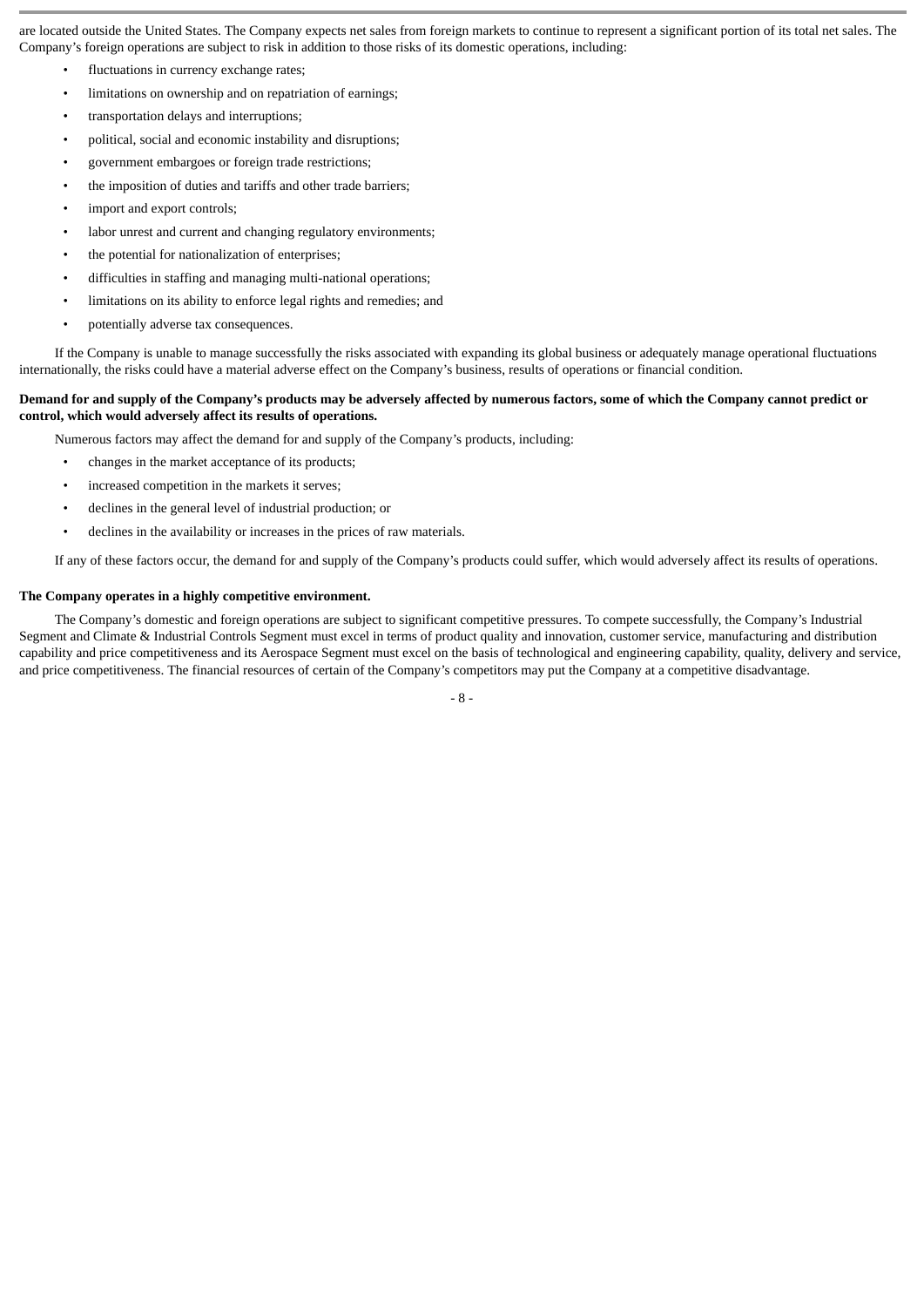are located outside the United States. The Company expects net sales from foreign markets to continue to represent a significant portion of its total net sales. The Company's foreign operations are subject to risk in addition to those risks of its domestic operations, including:

- fluctuations in currency exchange rates;
- limitations on ownership and on repatriation of earnings;
- transportation delays and interruptions;
- political, social and economic instability and disruptions;
- government embargoes or foreign trade restrictions;
- the imposition of duties and tariffs and other trade barriers;
- import and export controls;
- labor unrest and current and changing regulatory environments;
- the potential for nationalization of enterprises;
- difficulties in staffing and managing multi-national operations;
- limitations on its ability to enforce legal rights and remedies; and
- potentially adverse tax consequences.

If the Company is unable to manage successfully the risks associated with expanding its global business or adequately manage operational fluctuations internationally, the risks could have a material adverse effect on the Company's business, results of operations or financial condition.

**Demand for and supply of the Company's products may be adversely affected by numerous factors, some of which the Company cannot predict or control, which would adversely affect its results of operations.**

Numerous factors may affect the demand for and supply of the Company's products, including:

- changes in the market acceptance of its products;
- increased competition in the markets it serves;
- declines in the general level of industrial production; or
- declines in the availability or increases in the prices of raw materials.

If any of these factors occur, the demand for and supply of the Company's products could suffer, which would adversely affect its results of operations.

**The Company operates in a highly competitive environment.**

The Company's domestic and foreign operations are subject to significant competitive pressures. To compete successfully, the Company's Industrial Segment and Climate & Industrial Controls Segment must excel in terms of product quality and innovation, customer service, manufacturing and distribution capability and price competitiveness and its Aerospace Segment must excel on the basis of technological and engineering capability, quality, delivery and service, and price competitiveness. The financial resources of certain of the Company's competitors may put the Company at a competitive disadvantage.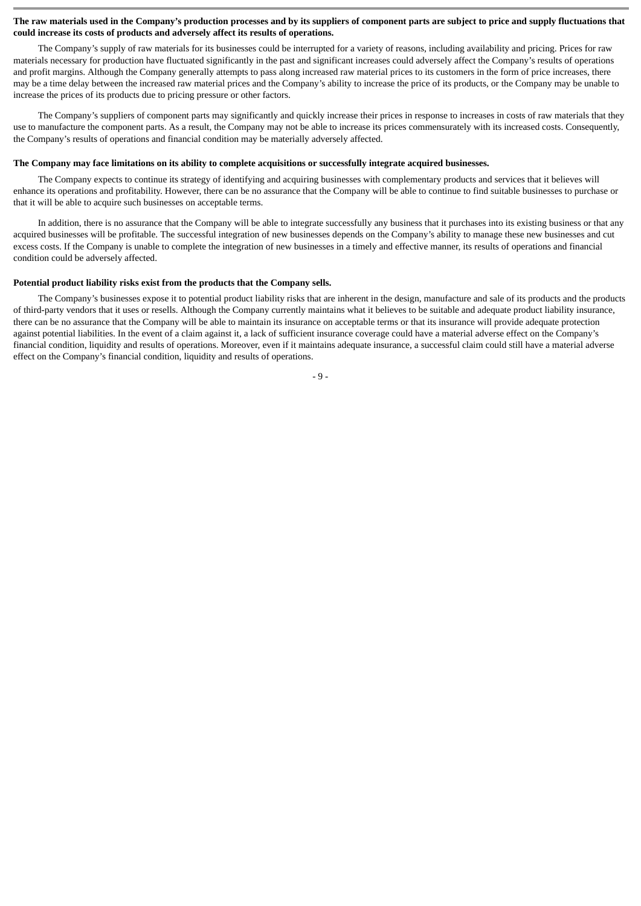**The raw materials used in the Company's production processes and by its suppliers of component parts are subject to price and supply fluctuations that could increase its costs of products and adversely affect its results of operations.**

The Company's supply of raw materials for its businesses could be interrupted for a variety of reasons, including availability and pricing. Prices for raw materials necessary for production have fluctuated significantly in the past and significant increases could adversely affect the Company's results of operations and profit margins. Although the Company generally attempts to pass along increased raw material prices to its customers in the form of price increases, there may be a time delay between the increased raw material prices and the Company's ability to increase the price of its products, or the Company may be unable to increase the prices of its products due to pricing pressure or other factors.

The Company's suppliers of component parts may significantly and quickly increase their prices in response to increases in costs of raw materials that they use to manufacture the component parts. As a result, the Company may not be able to increase its prices commensurately with its increased costs. Consequently, the Company's results of operations and financial condition may be materially adversely affected.

**The Company may face limitations on its ability to complete acquisitions or successfully integrate acquired businesses.**

The Company expects to continue its strategy of identifying and acquiring businesses with complementary products and services that it believes will enhance its operations and profitability. However, there can be no assurance that the Company will be able to continue to find suitable businesses to purchase or that it will be able to acquire such businesses on acceptable terms.

In addition, there is no assurance that the Company will be able to integrate successfully any business that it purchases into its existing business or that any acquired businesses will be profitable. The successful integration of new businesses depends on the Company's ability to manage these new businesses and cut excess costs. If the Company is unable to complete the integration of new businesses in a timely and effective manner, its results of operations and financial condition could be adversely affected.

**Potential product liability risks exist from the products that the Company sells.**

The Company's businesses expose it to potential product liability risks that are inherent in the design, manufacture and sale of its products and the products of third-party vendors that it uses or resells. Although the Company currently maintains what it believes to be suitable and adequate product liability insurance, there can be no assurance that the Company will be able to maintain its insurance on acceptable terms or that its insurance will provide adequate protection against potential liabilities. In the event of a claim against it, a lack of sufficient insurance coverage could have a material adverse effect on the Company's financial condition, liquidity and results of operations. Moreover, even if it maintains adequate insurance, a successful claim could still have a material adverse effect on the Company's financial condition, liquidity and results of operations.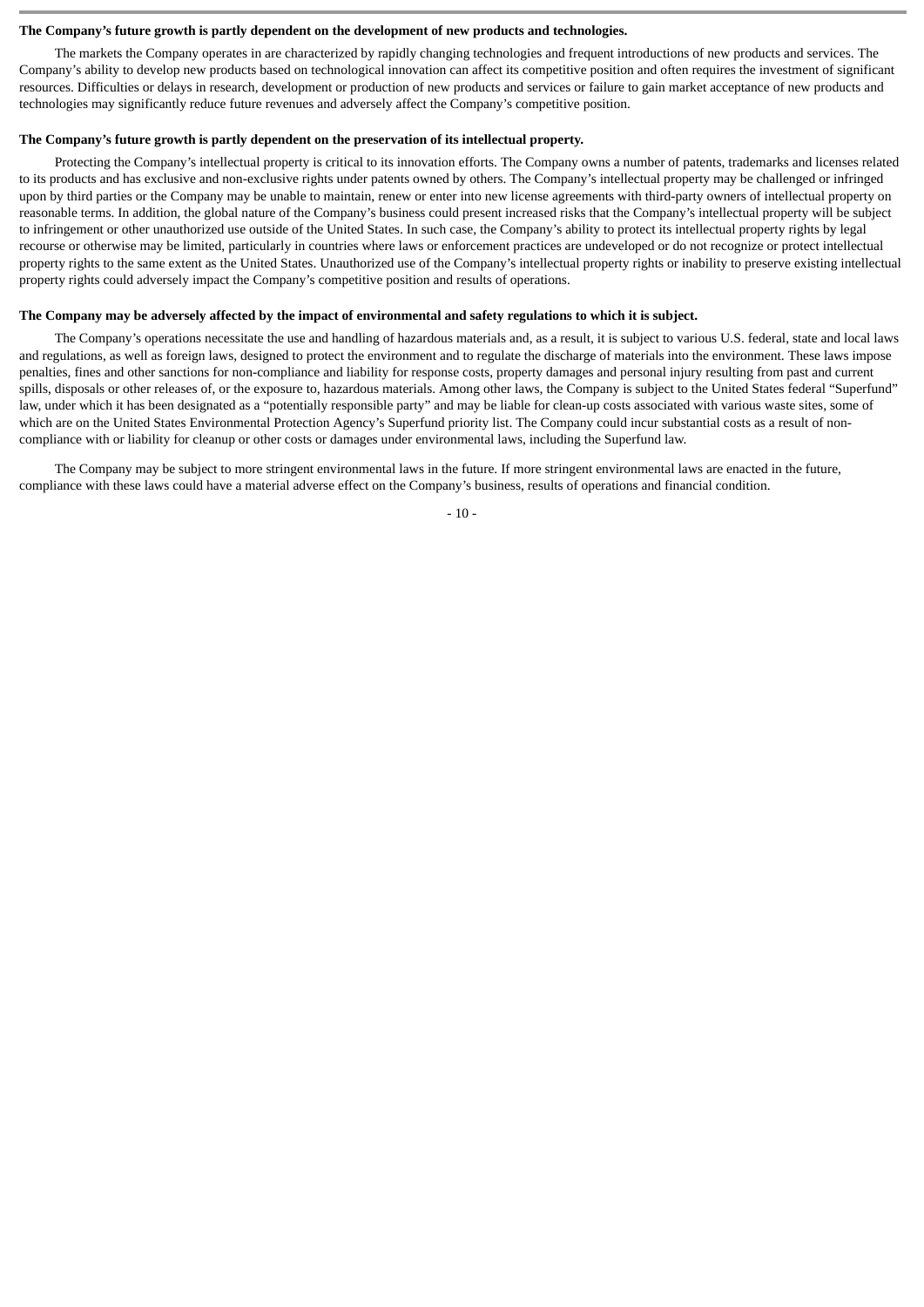**The Company's future growth is partly dependent on the development of new products and technologies.**

The markets the Company operates in are characterized by rapidly changing technologies and frequent introductions of new products and services. The Company's ability to develop new products based on technological innovation can affect its competitive position and often requires the investment of significant resources. Difficulties or delays in research, development or production of new products and services or failure to gain market acceptance of new products and technologies may significantly reduce future revenues and adversely affect the Company's competitive position.

**The Company's future growth is partly dependent on the preservation of its intellectual property.**

Protecting the Company's intellectual property is critical to its innovation efforts. The Company owns a number of patents, trademarks and licenses related to its products and has exclusive and non-exclusive rights under patents owned by others. The Company's intellectual property may be challenged or infringed upon by third parties or the Company may be unable to maintain, renew or enter into new license agreements with third-party owners of intellectual property on reasonable terms. In addition, the global nature of the Company's business could present increased risks that the Company's intellectual property will be subject to infringement or other unauthorized use outside of the United States. In such case, the Company's ability to protect its intellectual property rights by legal recourse or otherwise may be limited, particularly in countries where laws or enforcement practices are undeveloped or do not recognize or protect intellectual property rights to the same extent as the United States. Unauthorized use of the Company's intellectual property rights or inability to preserve existing intellectual property rights could adversely impact the Company's competitive position and results of operations.

**The Company may be adversely affected by the impact of environmental and safety regulations to which it is subject.**

The Company's operations necessitate the use and handling of hazardous materials and, as a result, it is subject to various U.S. federal, state and local laws and regulations, as well as foreign laws, designed to protect the environment and to regulate the discharge of materials into the environment. These laws impose penalties, fines and other sanctions for non-compliance and liability for response costs, property damages and personal injury resulting from past and current spills, disposals or other releases of, or the exposure to, hazardous materials. Among other laws, the Company is subject to the United States federal "Superfund" law, under which it has been designated as a "potentially responsible party" and may be liable for clean-up costs associated with various waste sites, some of which are on the United States Environmental Protection Agency's Superfund priority list. The Company could incur substantial costs as a result of non-compliance with or liability for cleanup or other costs or damages under environmental laws, including the Superfund law.

The Company may be subject to more stringent environmental laws in the future. If more stringent environmental laws are enacted in the future, compliance with these laws could have a material adverse effect on the Company's business, results of operations and financial condition.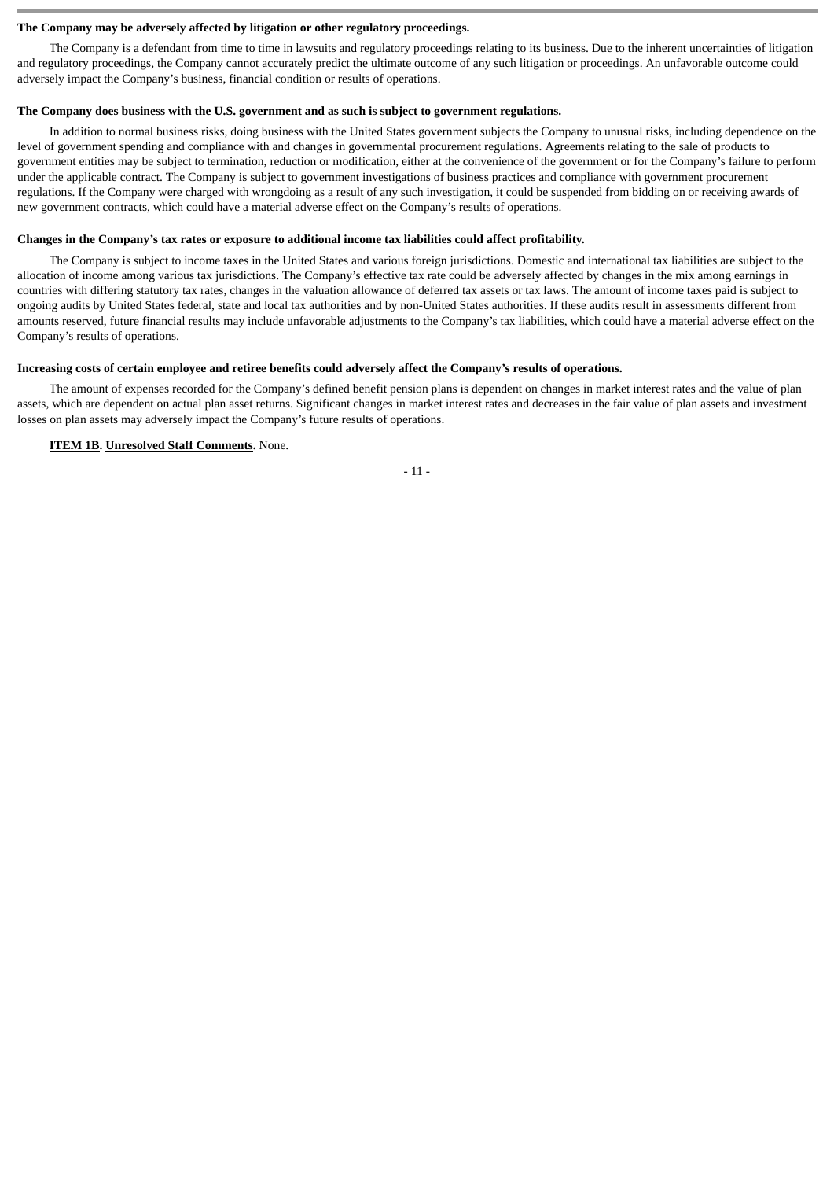**The Company may be adversely affected by litigation or other regulatory proceedings.**

The Company is a defendant from time to time in lawsuits and regulatory proceedings relating to its business. Due to the inherent uncertainties of litigation and regulatory proceedings, the Company cannot accurately predict the ultimate outcome of any such litigation or proceedings. An unfavorable outcome could adversely impact the Company's business, financial condition or results of operations.

**The Company does business with the U.S. government and as such is subject to government regulations.**

In addition to normal business risks, doing business with the United States government subjects the Company to unusual risks, including dependence on the level of government spending and compliance with and changes in governmental procurement regulations. Agreements relating to the sale of products to government entities may be subject to termination, reduction or modification, either at the convenience of the government or for the Company's failure to perform under the applicable contract. The Company is subject to government investigations of business practices and compliance with government procurement regulations. If the Company were charged with wrongdoing as a result of any such investigation, it could be suspended from bidding on or receiving awards of new government contracts, which could have a material adverse effect on the Company's results of operations.

**Changes in the Company's tax rates or exposure to additional income tax liabilities could affect profitability.**

The Company is subject to income taxes in the United States and various foreign jurisdictions. Domestic and international tax liabilities are subject to the allocation of income among various tax jurisdictions. The Company's effective tax rate could be adversely affected by changes in the mix among earnings in countries with differing statutory tax rates, changes in the valuation allowance of deferred tax assets or tax laws. The amount of income taxes paid is subject to ongoing audits by United States federal, state and local tax authorities and by non-United States authorities. If these audits result in assessments different from amounts reserved, future financial results may include unfavorable adjustments to the Company's tax liabilities, which could have a material adverse effect on the Company's results of operations.

**Increasing costs of certain employee and retiree benefits could adversely affect the Company's results of operations.**

The amount of expenses recorded for the Company's defined benefit pension plans is dependent on changes in market interest rates and the value of plan assets, which are dependent on actual plan asset returns. Significant changes in market interest rates and decreases in the fair value of plan assets and investment losses on plan assets may adversely impact the Company's future results of operations.

**ITEM 1B. Unresolved Staff Comments.** None.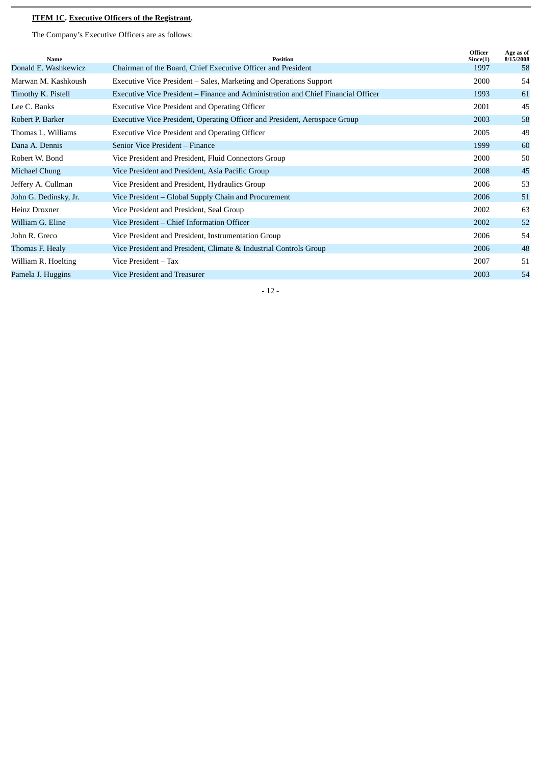**ITEM 1C. Executive Officers of the Registrant.**

The Company's Executive Officers are as follows:

| Name | Position | Officer Since(1) | Age as of 8/15/2008 |
|---|---|---|---|
| Donald E. Washkewicz | Chairman of the Board, Chief Executive Officer and President | 1997 | 58 |
| Marwan M. Kashkoush | Executive Vice President – Sales, Marketing and Operations Support | 2000 | 54 |
| Timothy K. Pistell | Executive Vice President – Finance and Administration and Chief Financial Officer | 1993 | 61 |
| Lee C. Banks | Executive Vice President and Operating Officer | 2001 | 45 |
| Robert P. Barker | Executive Vice President, Operating Officer and President, Aerospace Group | 2003 | 58 |
| Thomas L. Williams | Executive Vice President and Operating Officer | 2005 | 49 |
| Dana A. Dennis | Senior Vice President – Finance | 1999 | 60 |
| Robert W. Bond | Vice President and President, Fluid Connectors Group | 2000 | 50 |
| Michael Chung | Vice President and President, Asia Pacific Group | 2008 | 45 |
| Jeffery A. Cullman | Vice President and President, Hydraulics Group | 2006 | 53 |
| John G. Dedinsky, Jr. | Vice President – Global Supply Chain and Procurement | 2006 | 51 |
| Heinz Droxner | Vice President and President, Seal Group | 2002 | 63 |
| William G. Eline | Vice President – Chief Information Officer | 2002 | 52 |
| John R. Greco | Vice President and President, Instrumentation Group | 2006 | 54 |
| Thomas F. Healy | Vice President and President, Climate & Industrial Controls Group | 2006 | 48 |
| William R. Hoelting | Vice President – Tax | 2007 | 51 |
| Pamela J. Huggins | Vice President and Treasurer | 2003 | 54 |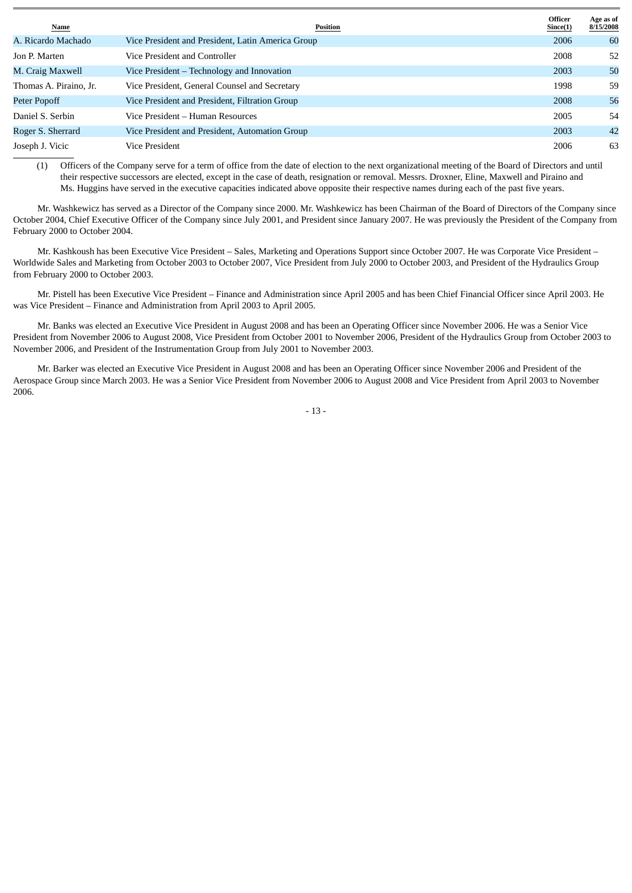| Name | Position | Officer Since(1) | Age as of 8/15/2008 |
| --- | --- | --- | --- |
| A. Ricardo Machado | Vice President and President, Latin America Group | 2006 | 60 |
| Jon P. Marten | Vice President and Controller | 2008 | 52 |
| M. Craig Maxwell | Vice President – Technology and Innovation | 2003 | 50 |
| Thomas A. Piraino, Jr. | Vice President, General Counsel and Secretary | 1998 | 59 |
| Peter Popoff | Vice President and President, Filtration Group | 2008 | 56 |
| Daniel S. Serbin | Vice President – Human Resources | 2005 | 54 |
| Roger S. Sherrard | Vice President and President, Automation Group | 2003 | 42 |
| Joseph J. Vicic | Vice President | 2006 | 63 |

(1) Officers of the Company serve for a term of office from the date of election to the next organizational meeting of the Board of Directors and until their respective successors are elected, except in the case of death, resignation or removal. Messrs. Droxner, Eline, Maxwell and Piraino and Ms. Huggins have served in the executive capacities indicated above opposite their respective names during each of the past five years.

Mr. Washkewicz has served as a Director of the Company since 2000. Mr. Washkewicz has been Chairman of the Board of Directors of the Company since October 2004, Chief Executive Officer of the Company since July 2001, and President since January 2007. He was previously the President of the Company from February 2000 to October 2004.

Mr. Kashkoush has been Executive Vice President – Sales, Marketing and Operations Support since October 2007. He was Corporate Vice President – Worldwide Sales and Marketing from October 2003 to October 2007, Vice President from July 2000 to October 2003, and President of the Hydraulics Group from February 2000 to October 2003.

Mr. Pistell has been Executive Vice President – Finance and Administration since April 2005 and has been Chief Financial Officer since April 2003. He was Vice President – Finance and Administration from April 2003 to April 2005.

Mr. Banks was elected an Executive Vice President in August 2008 and has been an Operating Officer since November 2006. He was a Senior Vice President from November 2006 to August 2008, Vice President from October 2001 to November 2006, President of the Hydraulics Group from October 2003 to November 2006, and President of the Instrumentation Group from July 2001 to November 2003.

Mr. Barker was elected an Executive Vice President in August 2008 and has been an Operating Officer since November 2006 and President of the Aerospace Group since March 2003. He was a Senior Vice President from November 2006 to August 2008 and Vice President from April 2003 to November 2006.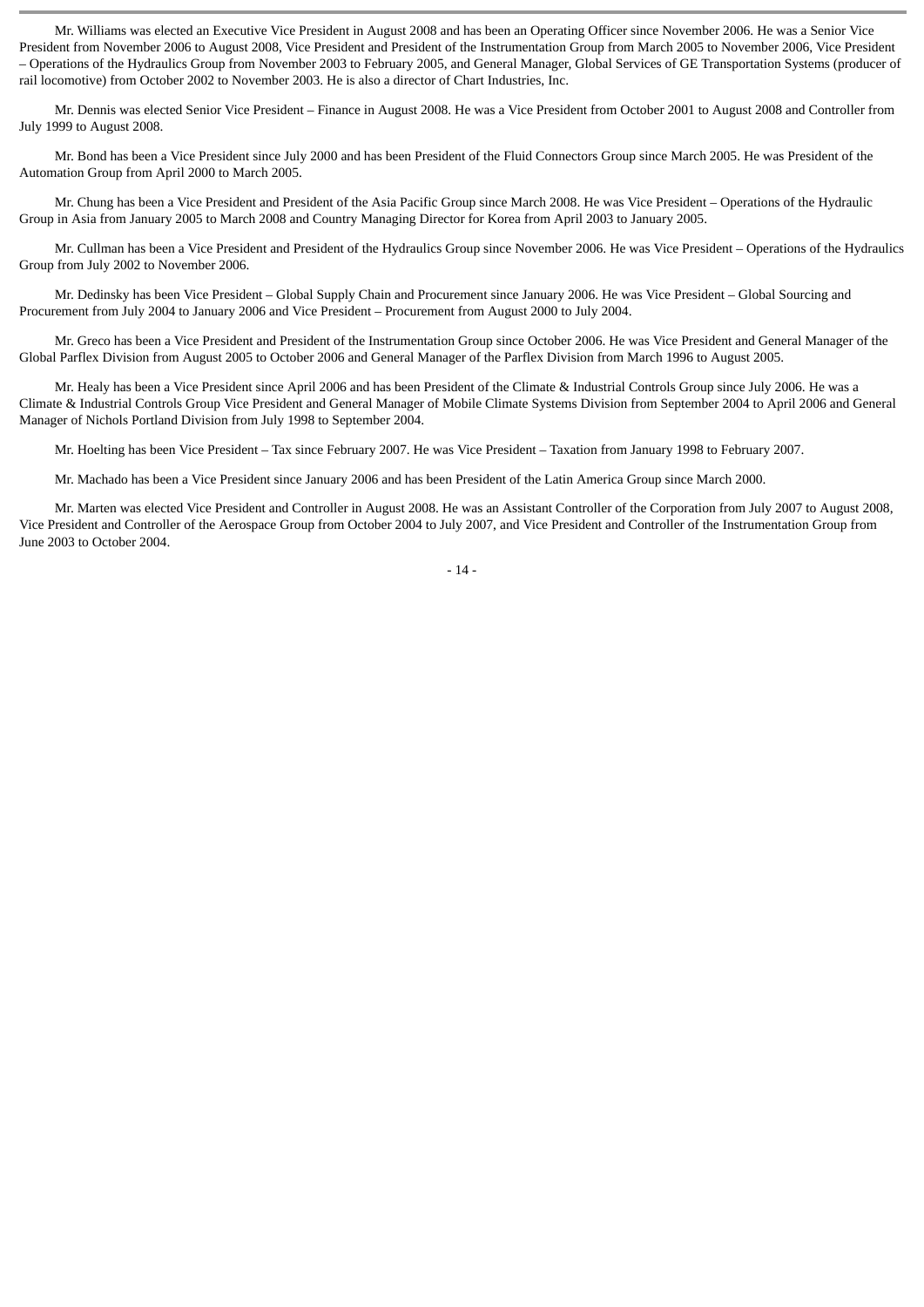Mr. Williams was elected an Executive Vice President in August 2008 and has been an Operating Officer since November 2006. He was a Senior Vice President from November 2006 to August 2008, Vice President and President of the Instrumentation Group from March 2005 to November 2006, Vice President – Operations of the Hydraulics Group from November 2003 to February 2005, and General Manager, Global Services of GE Transportation Systems (producer of rail locomotive) from October 2002 to November 2003. He is also a director of Chart Industries, Inc.

Mr. Dennis was elected Senior Vice President – Finance in August 2008. He was a Vice President from October 2001 to August 2008 and Controller from July 1999 to August 2008.

Mr. Bond has been a Vice President since July 2000 and has been President of the Fluid Connectors Group since March 2005. He was President of the Automation Group from April 2000 to March 2005.

Mr. Chung has been a Vice President and President of the Asia Pacific Group since March 2008. He was Vice President – Operations of the Hydraulic Group in Asia from January 2005 to March 2008 and Country Managing Director for Korea from April 2003 to January 2005.

Mr. Cullman has been a Vice President and President of the Hydraulics Group since November 2006. He was Vice President – Operations of the Hydraulics Group from July 2002 to November 2006.

Mr. Dedinsky has been Vice President – Global Supply Chain and Procurement since January 2006. He was Vice President – Global Sourcing and Procurement from July 2004 to January 2006 and Vice President – Procurement from August 2000 to July 2004.

Mr. Greco has been a Vice President and President of the Instrumentation Group since October 2006. He was Vice President and General Manager of the Global Parflex Division from August 2005 to October 2006 and General Manager of the Parflex Division from March 1996 to August 2005.

Mr. Healy has been a Vice President since April 2006 and has been President of the Climate & Industrial Controls Group since July 2006. He was a Climate & Industrial Controls Group Vice President and General Manager of Mobile Climate Systems Division from September 2004 to April 2006 and General Manager of Nichols Portland Division from July 1998 to September 2004.

Mr. Hoelting has been Vice President – Tax since February 2007. He was Vice President – Taxation from January 1998 to February 2007.

Mr. Machado has been a Vice President since January 2006 and has been President of the Latin America Group since March 2000.

Mr. Marten was elected Vice President and Controller in August 2008. He was an Assistant Controller of the Corporation from July 2007 to August 2008, Vice President and Controller of the Aerospace Group from October 2004 to July 2007, and Vice President and Controller of the Instrumentation Group from June 2003 to October 2004.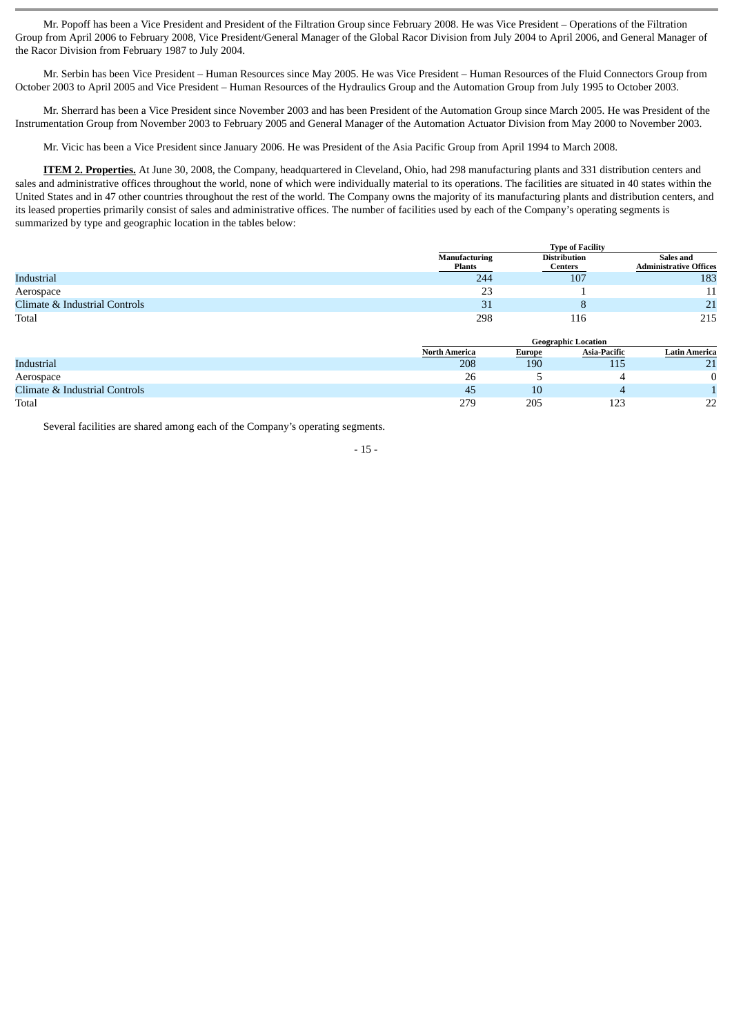Mr. Popoff has been a Vice President and President of the Filtration Group since February 2008. He was Vice President – Operations of the Filtration Group from April 2006 to February 2008, Vice President/General Manager of the Global Racor Division from July 2004 to April 2006, and General Manager of the Racor Division from February 1987 to July 2004.

Mr. Serbin has been Vice President – Human Resources since May 2005. He was Vice President – Human Resources of the Fluid Connectors Group from October 2003 to April 2005 and Vice President – Human Resources of the Hydraulics Group and the Automation Group from July 1995 to October 2003.

Mr. Sherrard has been a Vice President since November 2003 and has been President of the Automation Group since March 2005. He was President of the Instrumentation Group from November 2003 to February 2005 and General Manager of the Automation Actuator Division from May 2000 to November 2003.

Mr. Vicic has been a Vice President since January 2006. He was President of the Asia Pacific Group from April 1994 to March 2008.

**ITEM 2. Properties.** At June 30, 2008, the Company, headquartered in Cleveland, Ohio, had 298 manufacturing plants and 331 distribution centers and sales and administrative offices throughout the world, none of which were individually material to its operations. The facilities are situated in 40 states within the United States and in 47 other countries throughout the rest of the world. The Company owns the majority of its manufacturing plants and distribution centers, and its leased properties primarily consist of sales and administrative offices. The number of facilities used by each of the Company's operating segments is summarized by type and geographic location in the tables below:

| | Type of Facility | | |
|---|---|---|---|
| | Manufacturing Plants | Distribution Centers | Sales and Administrative Offices |
| Industrial | 244 | 107 | 183 |
| Aerospace | 23 | 1 | 11 |
| Climate & Industrial Controls | 31 | 8 | 21 |
| Total | 298 | 116 | 215 |

| | Geographic Location | | | |
|---|---|---|---|---|
| | North America | Europe | Asia-Pacific | Latin America |
| Industrial | 208 | 190 | 115 | 21 |
| Aerospace | 26 | 5 | 4 | 0 |
| Climate & Industrial Controls | 45 | 10 | 4 | 1 |
| Total | 279 | 205 | 123 | 22 |

Several facilities are shared among each of the Company's operating segments.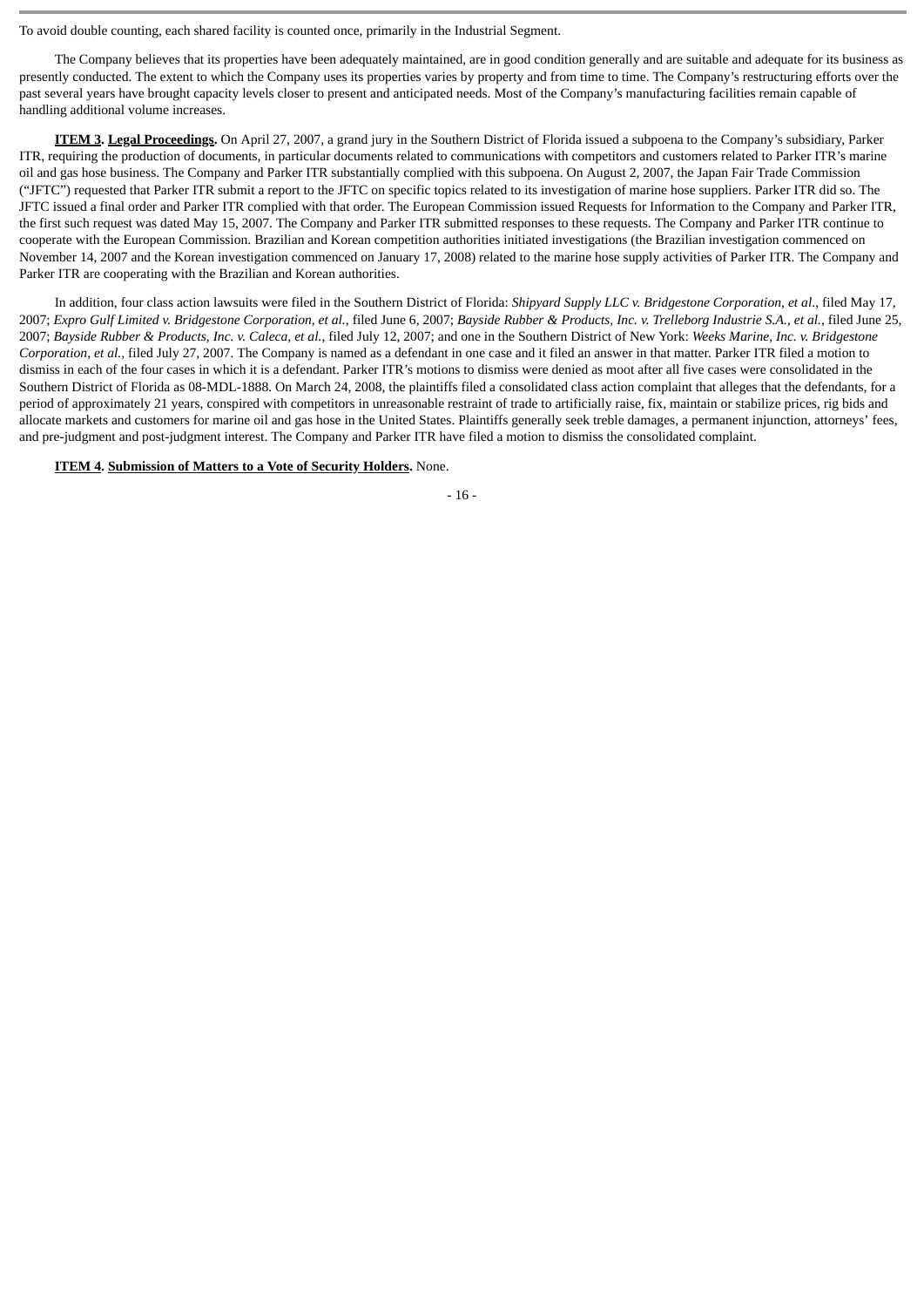To avoid double counting, each shared facility is counted once, primarily in the Industrial Segment.

The Company believes that its properties have been adequately maintained, are in good condition generally and are suitable and adequate for its business as presently conducted. The extent to which the Company uses its properties varies by property and from time to time. The Company's restructuring efforts over the past several years have brought capacity levels closer to present and anticipated needs. Most of the Company's manufacturing facilities remain capable of handling additional volume increases.

**ITEM 3. Legal Proceedings.** On April 27, 2007, a grand jury in the Southern District of Florida issued a subpoena to the Company's subsidiary, Parker ITR, requiring the production of documents, in particular documents related to communications with competitors and customers related to Parker ITR's marine oil and gas hose business. The Company and Parker ITR substantially complied with this subpoena. On August 2, 2007, the Japan Fair Trade Commission ("JFTC") requested that Parker ITR submit a report to the JFTC on specific topics related to its investigation of marine hose suppliers. Parker ITR did so. The JFTC issued a final order and Parker ITR complied with that order. The European Commission issued Requests for Information to the Company and Parker ITR, the first such request was dated May 15, 2007. The Company and Parker ITR submitted responses to these requests. The Company and Parker ITR continue to cooperate with the European Commission. Brazilian and Korean competition authorities initiated investigations (the Brazilian investigation commenced on November 14, 2007 and the Korean investigation commenced on January 17, 2008) related to the marine hose supply activities of Parker ITR. The Company and Parker ITR are cooperating with the Brazilian and Korean authorities.

In addition, four class action lawsuits were filed in the Southern District of Florida: *Shipyard Supply LLC v. Bridgestone Corporation, et al.*, filed May 17, 2007; *Expro Gulf Limited v. Bridgestone Corporation, et al.*, filed June 6, 2007; *Bayside Rubber & Products, Inc. v. Trelleborg Industrie S.A., et al.*, filed June 25, 2007; *Bayside Rubber & Products, Inc. v. Caleca, et al.*, filed July 12, 2007; and one in the Southern District of New York: *Weeks Marine, Inc. v. Bridgestone Corporation, et al.*, filed July 27, 2007. The Company is named as a defendant in one case and it filed an answer in that matter. Parker ITR filed a motion to dismiss in each of the four cases in which it is a defendant. Parker ITR's motions to dismiss were denied as moot after all five cases were consolidated in the Southern District of Florida as 08-MDL-1888. On March 24, 2008, the plaintiffs filed a consolidated class action complaint that alleges that the defendants, for a period of approximately 21 years, conspired with competitors in unreasonable restraint of trade to artificially raise, fix, maintain or stabilize prices, rig bids and allocate markets and customers for marine oil and gas hose in the United States. Plaintiffs generally seek treble damages, a permanent injunction, attorneys' fees, and pre-judgment and post-judgment interest. The Company and Parker ITR have filed a motion to dismiss the consolidated complaint.

**ITEM 4. Submission of Matters to a Vote of Security Holders.** None.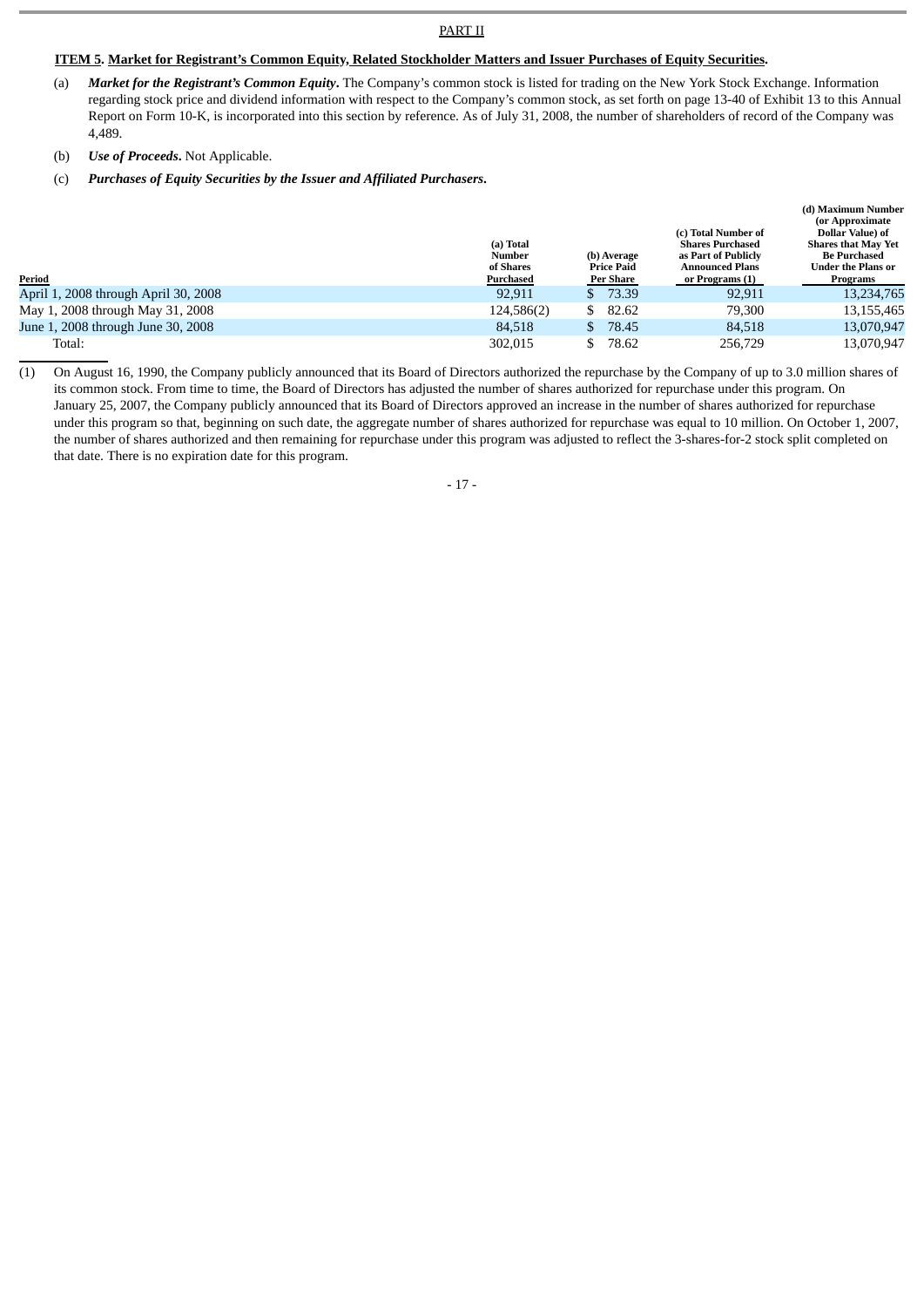PART II

## ITEM 5. Market for Registrant's Common Equity, Related Stockholder Matters and Issuer Purchases of Equity Securities.

(a) ***Market for the Registrant's Common Equity*.** The Company's common stock is listed for trading on the New York Stock Exchange. Information regarding stock price and dividend information with respect to the Company's common stock, as set forth on page 13-40 of Exhibit 13 to this Annual Report on Form 10-K, is incorporated into this section by reference. As of July 31, 2008, the number of shareholders of record of the Company was 4,489.

(b) ***Use of Proceeds*.** Not Applicable.

(c) ***Purchases of Equity Securities by the Issuer and Affiliated Purchasers*.**

| Period | (a) Total Number of Shares Purchased | (b) Average Price Paid Per Share | (c) Total Number of Shares Purchased as Part of Publicly Announced Plans or Programs (1) | (d) Maximum Number (or Approximate Dollar Value) of Shares that May Yet Be Purchased Under the Plans or Programs |
|---|---|---|---|---|
| April 1, 2008 through April 30, 2008 | 92,911 | $ 73.39 | 92,911 | 13,234,765 |
| May 1, 2008 through May 31, 2008 | 124,586(2) | $ 82.62 | 79,300 | 13,155,465 |
| June 1, 2008 through June 30, 2008 | 84,518 | $ 78.45 | 84,518 | 13,070,947 |
| Total: | 302,015 | $ 78.62 | 256,729 | 13,070,947 |

(1) On August 16, 1990, the Company publicly announced that its Board of Directors authorized the repurchase by the Company of up to 3.0 million shares of its common stock. From time to time, the Board of Directors has adjusted the number of shares authorized for repurchase under this program. On January 25, 2007, the Company publicly announced that its Board of Directors approved an increase in the number of shares authorized for repurchase under this program so that, beginning on such date, the aggregate number of shares authorized for repurchase was equal to 10 million. On October 1, 2007, the number of shares authorized and then remaining for repurchase under this program was adjusted to reflect the 3-shares-for-2 stock split completed on that date. There is no expiration date for this program.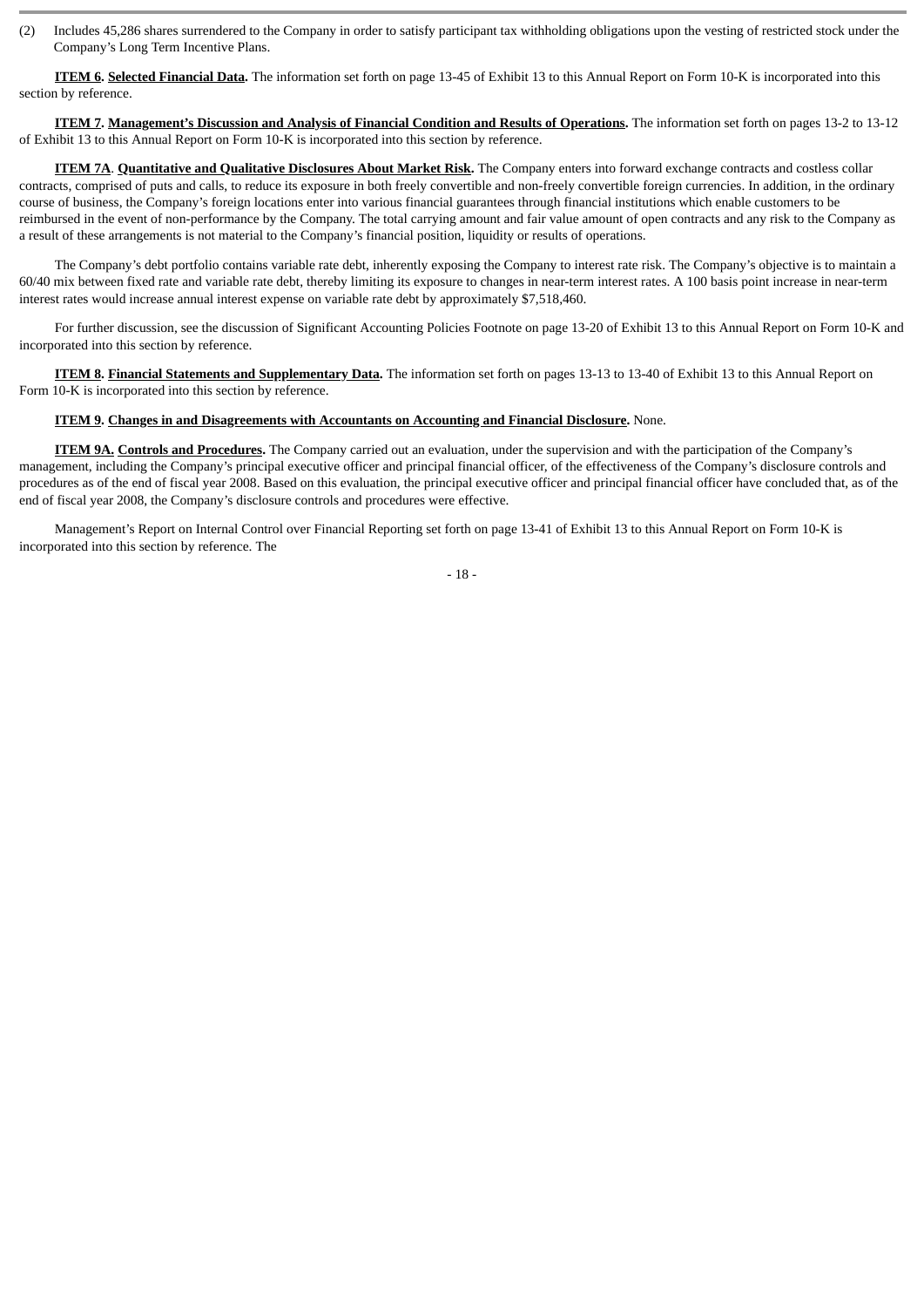(2) Includes 45,286 shares surrendered to the Company in order to satisfy participant tax withholding obligations upon the vesting of restricted stock under the Company's Long Term Incentive Plans.

**ITEM 6. Selected Financial Data.** The information set forth on page 13-45 of Exhibit 13 to this Annual Report on Form 10-K is incorporated into this section by reference.

**ITEM 7. Management's Discussion and Analysis of Financial Condition and Results of Operations.** The information set forth on pages 13-2 to 13-12 of Exhibit 13 to this Annual Report on Form 10-K is incorporated into this section by reference.

**ITEM 7A. Quantitative and Qualitative Disclosures About Market Risk.** The Company enters into forward exchange contracts and costless collar contracts, comprised of puts and calls, to reduce its exposure in both freely convertible and non-freely convertible foreign currencies. In addition, in the ordinary course of business, the Company's foreign locations enter into various financial guarantees through financial institutions which enable customers to be reimbursed in the event of non-performance by the Company. The total carrying amount and fair value amount of open contracts and any risk to the Company as a result of these arrangements is not material to the Company's financial position, liquidity or results of operations.

The Company's debt portfolio contains variable rate debt, inherently exposing the Company to interest rate risk. The Company's objective is to maintain a 60/40 mix between fixed rate and variable rate debt, thereby limiting its exposure to changes in near-term interest rates. A 100 basis point increase in near-term interest rates would increase annual interest expense on variable rate debt by approximately $7,518,460.

For further discussion, see the discussion of Significant Accounting Policies Footnote on page 13-20 of Exhibit 13 to this Annual Report on Form 10-K and incorporated into this section by reference.

**ITEM 8. Financial Statements and Supplementary Data.** The information set forth on pages 13-13 to 13-40 of Exhibit 13 to this Annual Report on Form 10-K is incorporated into this section by reference.

**ITEM 9. Changes in and Disagreements with Accountants on Accounting and Financial Disclosure.** None.

**ITEM 9A. Controls and Procedures.** The Company carried out an evaluation, under the supervision and with the participation of the Company's management, including the Company's principal executive officer and principal financial officer, of the effectiveness of the Company's disclosure controls and procedures as of the end of fiscal year 2008. Based on this evaluation, the principal executive officer and principal financial officer have concluded that, as of the end of fiscal year 2008, the Company's disclosure controls and procedures were effective.

Management's Report on Internal Control over Financial Reporting set forth on page 13-41 of Exhibit 13 to this Annual Report on Form 10-K is incorporated into this section by reference. The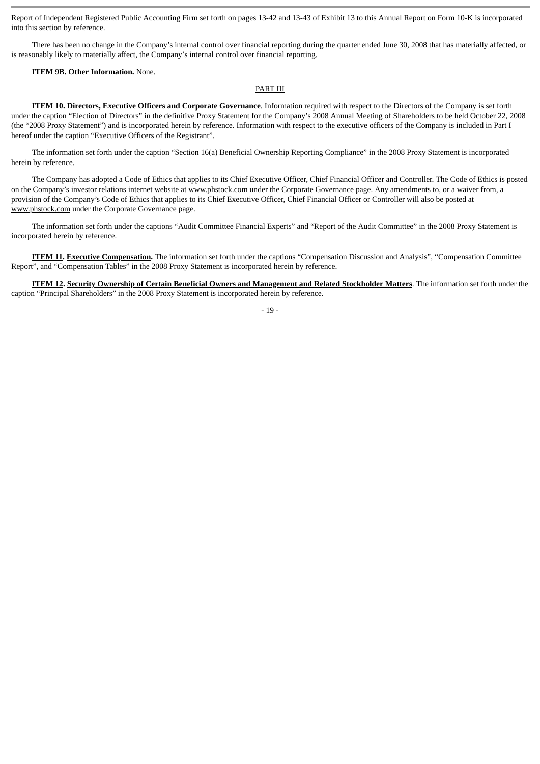Report of Independent Registered Public Accounting Firm set forth on pages 13-42 and 13-43 of Exhibit 13 to this Annual Report on Form 10-K is incorporated into this section by reference.

There has been no change in the Company's internal control over financial reporting during the quarter ended June 30, 2008 that has materially affected, or is reasonably likely to materially affect, the Company's internal control over financial reporting.

**ITEM 9B. Other Information.** None.

## PART III

**ITEM 10. Directors, Executive Officers and Corporate Governance**. Information required with respect to the Directors of the Company is set forth under the caption "Election of Directors" in the definitive Proxy Statement for the Company's 2008 Annual Meeting of Shareholders to be held October 22, 2008 (the "2008 Proxy Statement") and is incorporated herein by reference. Information with respect to the executive officers of the Company is included in Part I hereof under the caption "Executive Officers of the Registrant".

The information set forth under the caption "Section 16(a) Beneficial Ownership Reporting Compliance" in the 2008 Proxy Statement is incorporated herein by reference.

The Company has adopted a Code of Ethics that applies to its Chief Executive Officer, Chief Financial Officer and Controller. The Code of Ethics is posted on the Company's investor relations internet website at www.phstock.com under the Corporate Governance page. Any amendments to, or a waiver from, a provision of the Company's Code of Ethics that applies to its Chief Executive Officer, Chief Financial Officer or Controller will also be posted at www.phstock.com under the Corporate Governance page.

The information set forth under the captions "Audit Committee Financial Experts" and "Report of the Audit Committee" in the 2008 Proxy Statement is incorporated herein by reference.

**ITEM 11. Executive Compensation.** The information set forth under the captions "Compensation Discussion and Analysis", "Compensation Committee Report", and "Compensation Tables" in the 2008 Proxy Statement is incorporated herein by reference.

**ITEM 12. Security Ownership of Certain Beneficial Owners and Management and Related Stockholder Matters**. The information set forth under the caption "Principal Shareholders" in the 2008 Proxy Statement is incorporated herein by reference.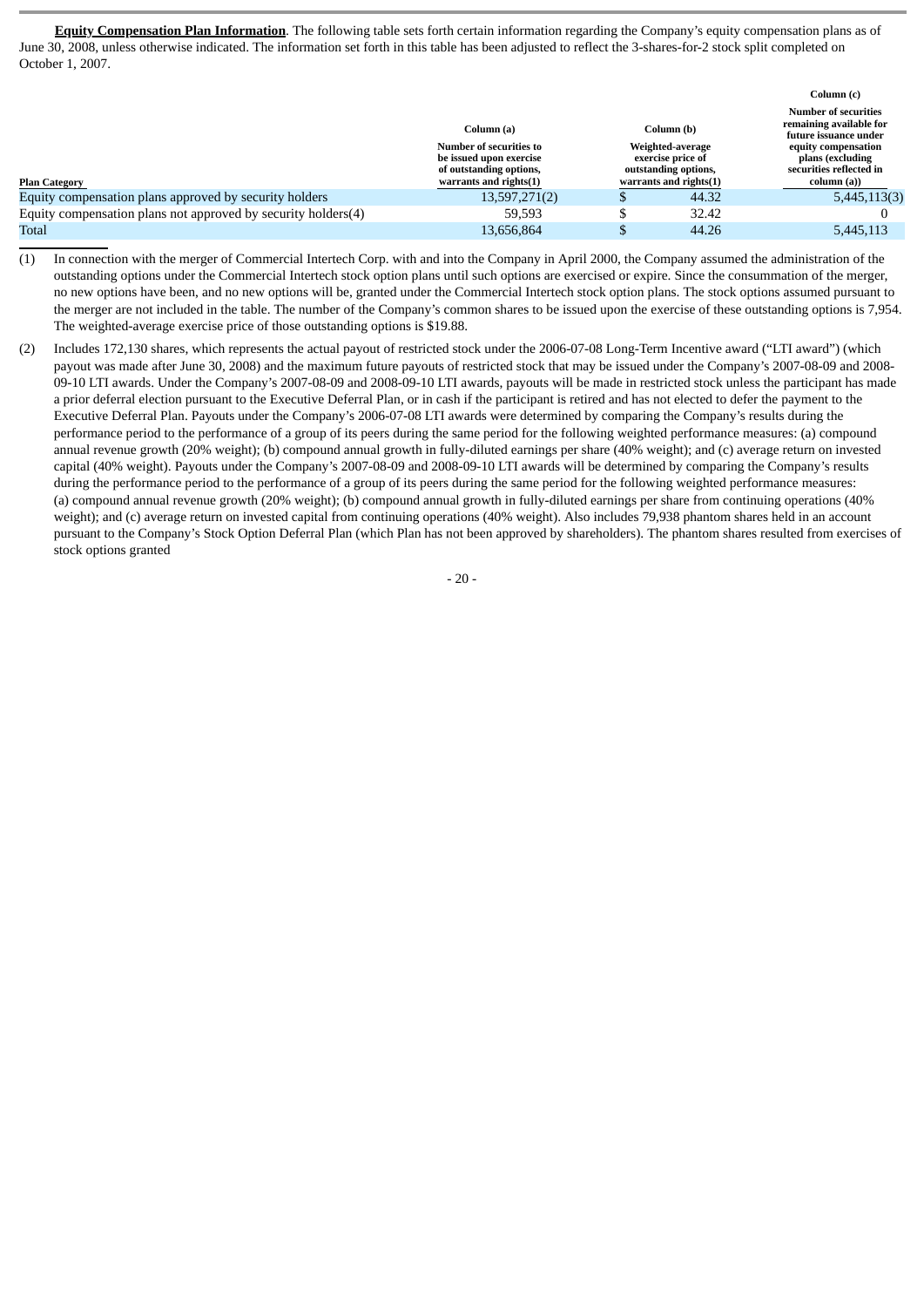**Equity Compensation Plan Information**. The following table sets forth certain information regarding the Company's equity compensation plans as of June 30, 2008, unless otherwise indicated. The information set forth in this table has been adjusted to reflect the 3-shares-for-2 stock split completed on October 1, 2007.

| Plan Category | Column (a) Number of securities to be issued upon exercise of outstanding options, warrants and rights(1) | Column (b) Weighted-average exercise price of outstanding options, warrants and rights(1) | Column (c) Number of securities remaining available for future issuance under equity compensation plans (excluding securities reflected in column (a)) |
|---|---|---|---|
| Equity compensation plans approved by security holders | 13,597,271(2) | $ 44.32 | 5,445,113(3) |
| Equity compensation plans not approved by security holders(4) | 59,593 | $ 32.42 | 0 |
| Total | 13,656,864 | $ 44.26 | 5,445,113 |

(1) In connection with the merger of Commercial Intertech Corp. with and into the Company in April 2000, the Company assumed the administration of the outstanding options under the Commercial Intertech stock option plans until such options are exercised or expire. Since the consummation of the merger, no new options have been, and no new options will be, granted under the Commercial Intertech stock option plans. The stock options assumed pursuant to the merger are not included in the table. The number of the Company's common shares to be issued upon the exercise of these outstanding options is 7,954. The weighted-average exercise price of those outstanding options is $19.88.

(2) Includes 172,130 shares, which represents the actual payout of restricted stock under the 2006-07-08 Long-Term Incentive award ("LTI award") (which payout was made after June 30, 2008) and the maximum future payouts of restricted stock that may be issued under the Company's 2007-08-09 and 2008-09-10 LTI awards. Under the Company's 2007-08-09 and 2008-09-10 LTI awards, payouts will be made in restricted stock unless the participant has made a prior deferral election pursuant to the Executive Deferral Plan, or in cash if the participant is retired and has not elected to defer the payment to the Executive Deferral Plan. Payouts under the Company's 2006-07-08 LTI awards were determined by comparing the Company's results during the performance period to the performance of a group of its peers during the same period for the following weighted performance measures: (a) compound annual revenue growth (20% weight); (b) compound annual growth in fully-diluted earnings per share (40% weight); and (c) average return on invested capital (40% weight). Payouts under the Company's 2007-08-09 and 2008-09-10 LTI awards will be determined by comparing the Company's results during the performance period to the performance of a group of its peers during the same period for the following weighted performance measures: (a) compound annual revenue growth (20% weight); (b) compound annual growth in fully-diluted earnings per share from continuing operations (40% weight); and (c) average return on invested capital from continuing operations (40% weight). Also includes 79,938 phantom shares held in an account pursuant to the Company's Stock Option Deferral Plan (which Plan has not been approved by shareholders). The phantom shares resulted from exercises of stock options granted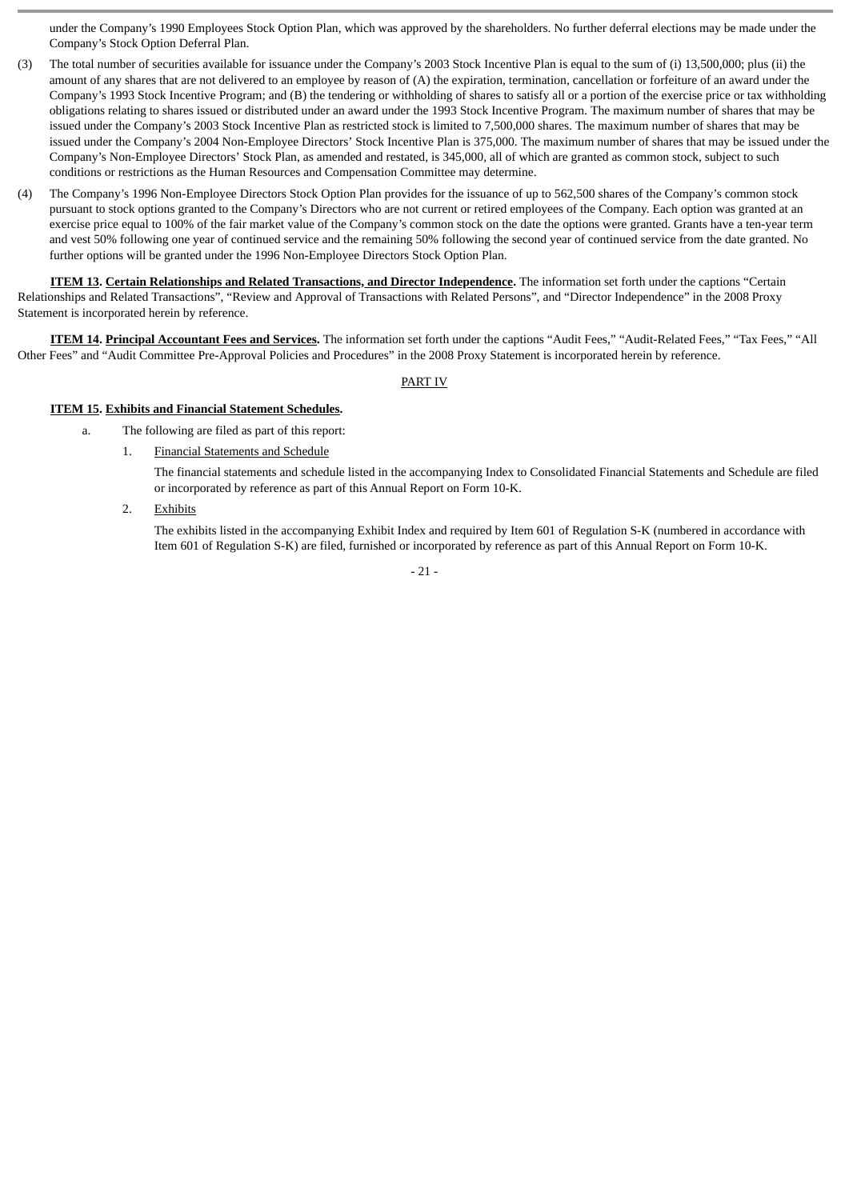under the Company's 1990 Employees Stock Option Plan, which was approved by the shareholders. No further deferral elections may be made under the Company's Stock Option Deferral Plan.

(3) The total number of securities available for issuance under the Company's 2003 Stock Incentive Plan is equal to the sum of (i) 13,500,000; plus (ii) the amount of any shares that are not delivered to an employee by reason of (A) the expiration, termination, cancellation or forfeiture of an award under the Company's 1993 Stock Incentive Program; and (B) the tendering or withholding of shares to satisfy all or a portion of the exercise price or tax withholding obligations relating to shares issued or distributed under an award under the 1993 Stock Incentive Program. The maximum number of shares that may be issued under the Company's 2003 Stock Incentive Plan as restricted stock is limited to 7,500,000 shares. The maximum number of shares that may be issued under the Company's 2004 Non-Employee Directors' Stock Incentive Plan is 375,000. The maximum number of shares that may be issued under the Company's Non-Employee Directors' Stock Plan, as amended and restated, is 345,000, all of which are granted as common stock, subject to such conditions or restrictions as the Human Resources and Compensation Committee may determine.

(4) The Company's 1996 Non-Employee Directors Stock Option Plan provides for the issuance of up to 562,500 shares of the Company's common stock pursuant to stock options granted to the Company's Directors who are not current or retired employees of the Company. Each option was granted at an exercise price equal to 100% of the fair market value of the Company's common stock on the date the options were granted. Grants have a ten-year term and vest 50% following one year of continued service and the remaining 50% following the second year of continued service from the date granted. No further options will be granted under the 1996 Non-Employee Directors Stock Option Plan.

**ITEM 13. Certain Relationships and Related Transactions, and Director Independence.** The information set forth under the captions "Certain Relationships and Related Transactions", "Review and Approval of Transactions with Related Persons", and "Director Independence" in the 2008 Proxy Statement is incorporated herein by reference.

**ITEM 14. Principal Accountant Fees and Services.** The information set forth under the captions "Audit Fees," "Audit-Related Fees," "Tax Fees," "All Other Fees" and "Audit Committee Pre-Approval Policies and Procedures" in the 2008 Proxy Statement is incorporated herein by reference.

## PART IV

**ITEM 15. Exhibits and Financial Statement Schedules.**

a. The following are filed as part of this report:

1. Financial Statements and Schedule

   The financial statements and schedule listed in the accompanying Index to Consolidated Financial Statements and Schedule are filed or incorporated by reference as part of this Annual Report on Form 10-K.

2. Exhibits

   The exhibits listed in the accompanying Exhibit Index and required by Item 601 of Regulation S-K (numbered in accordance with Item 601 of Regulation S-K) are filed, furnished or incorporated by reference as part of this Annual Report on Form 10-K.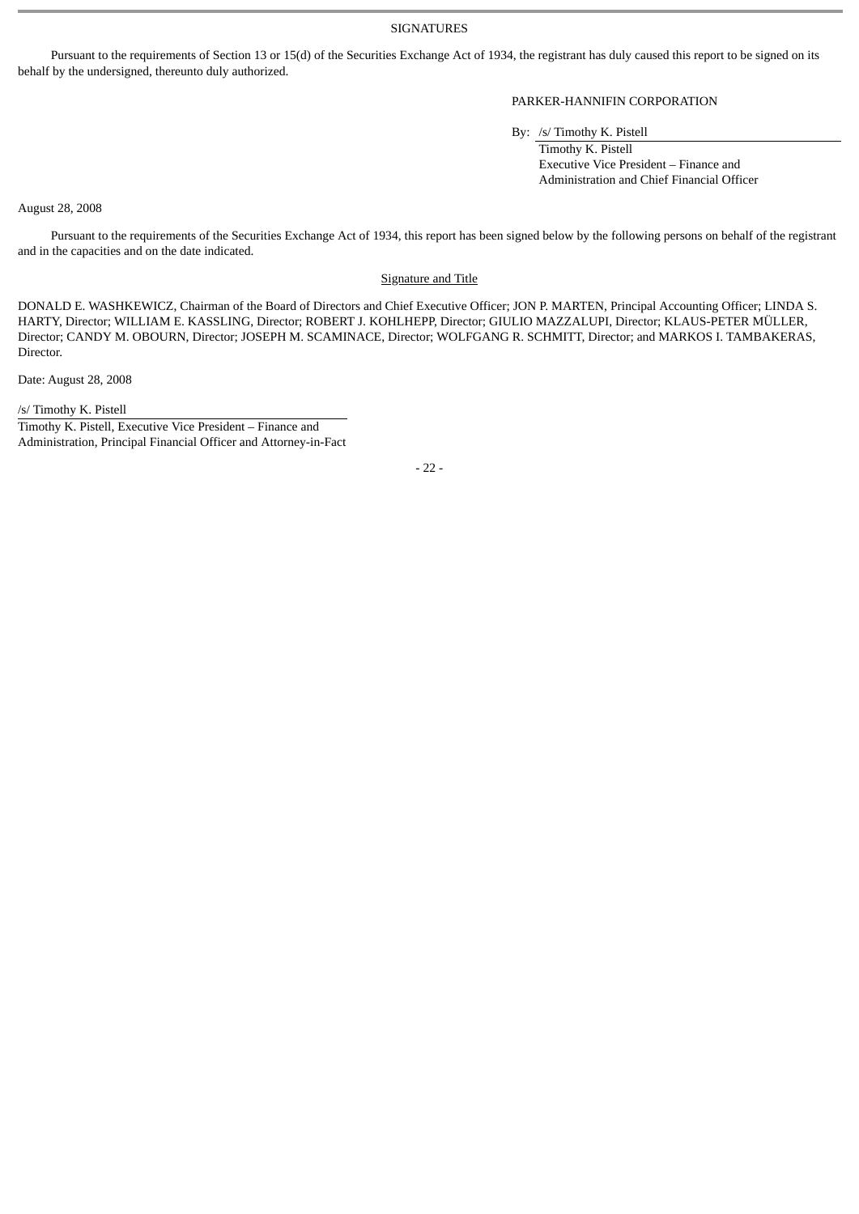# SIGNATURES

Pursuant to the requirements of Section 13 or 15(d) of the Securities Exchange Act of 1934, the registrant has duly caused this report to be signed on its behalf by the undersigned, thereunto duly authorized.

PARKER-HANNIFIN CORPORATION

By: /s/ Timothy K. Pistell
Timothy K. Pistell
Executive Vice President – Finance and Administration and Chief Financial Officer

August 28, 2008

Pursuant to the requirements of the Securities Exchange Act of 1934, this report has been signed below by the following persons on behalf of the registrant and in the capacities and on the date indicated.

Signature and Title

DONALD E. WASHKEWICZ, Chairman of the Board of Directors and Chief Executive Officer; JON P. MARTEN, Principal Accounting Officer; LINDA S. HARTY, Director; WILLIAM E. KASSLING, Director; ROBERT J. KOHLHEPP, Director; GIULIO MAZZALUPI, Director; KLAUS-PETER MÜLLER, Director; CANDY M. OBOURN, Director; JOSEPH M. SCAMINACE, Director; WOLFGANG R. SCHMITT, Director; and MARKOS I. TAMBAKERAS, Director.

Date: August 28, 2008

/s/ Timothy K. Pistell
Timothy K. Pistell, Executive Vice President – Finance and Administration, Principal Financial Officer and Attorney-in-Fact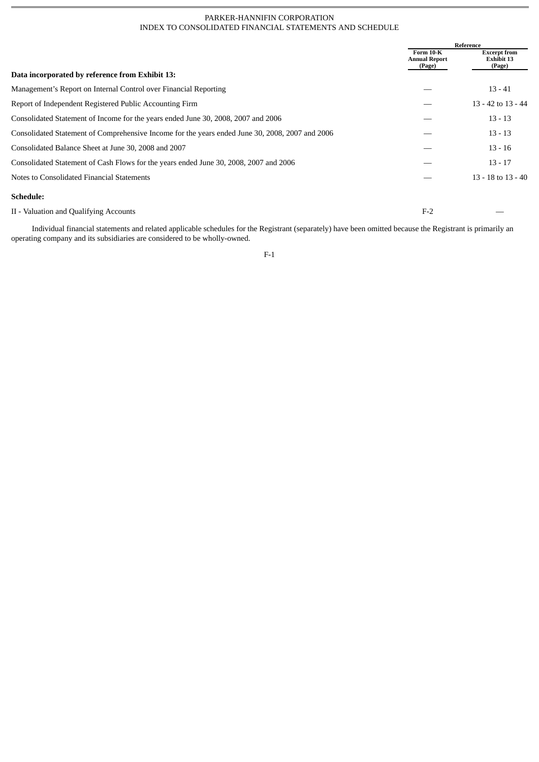PARKER-HANNIFIN CORPORATION
INDEX TO CONSOLIDATED FINANCIAL STATEMENTS AND SCHEDULE

| | Reference | |
|---|---|---|
| | Form 10-K Annual Report (Page) | Excerpt from Exhibit 13 (Page) |
| **Data incorporated by reference from Exhibit 13:** | | |
| Management's Report on Internal Control over Financial Reporting | — | 13 - 41 |
| Report of Independent Registered Public Accounting Firm | — | 13 - 42 to 13 - 44 |
| Consolidated Statement of Income for the years ended June 30, 2008, 2007 and 2006 | — | 13 - 13 |
| Consolidated Statement of Comprehensive Income for the years ended June 30, 2008, 2007 and 2006 | — | 13 - 13 |
| Consolidated Balance Sheet at June 30, 2008 and 2007 | — | 13 - 16 |
| Consolidated Statement of Cash Flows for the years ended June 30, 2008, 2007 and 2006 | — | 13 - 17 |
| Notes to Consolidated Financial Statements | — | 13 - 18 to 13 - 40 |
| **Schedule:** | | |
| II - Valuation and Qualifying Accounts | F-2 | — |

Individual financial statements and related applicable schedules for the Registrant (separately) have been omitted because the Registrant is primarily an operating company and its subsidiaries are considered to be wholly-owned.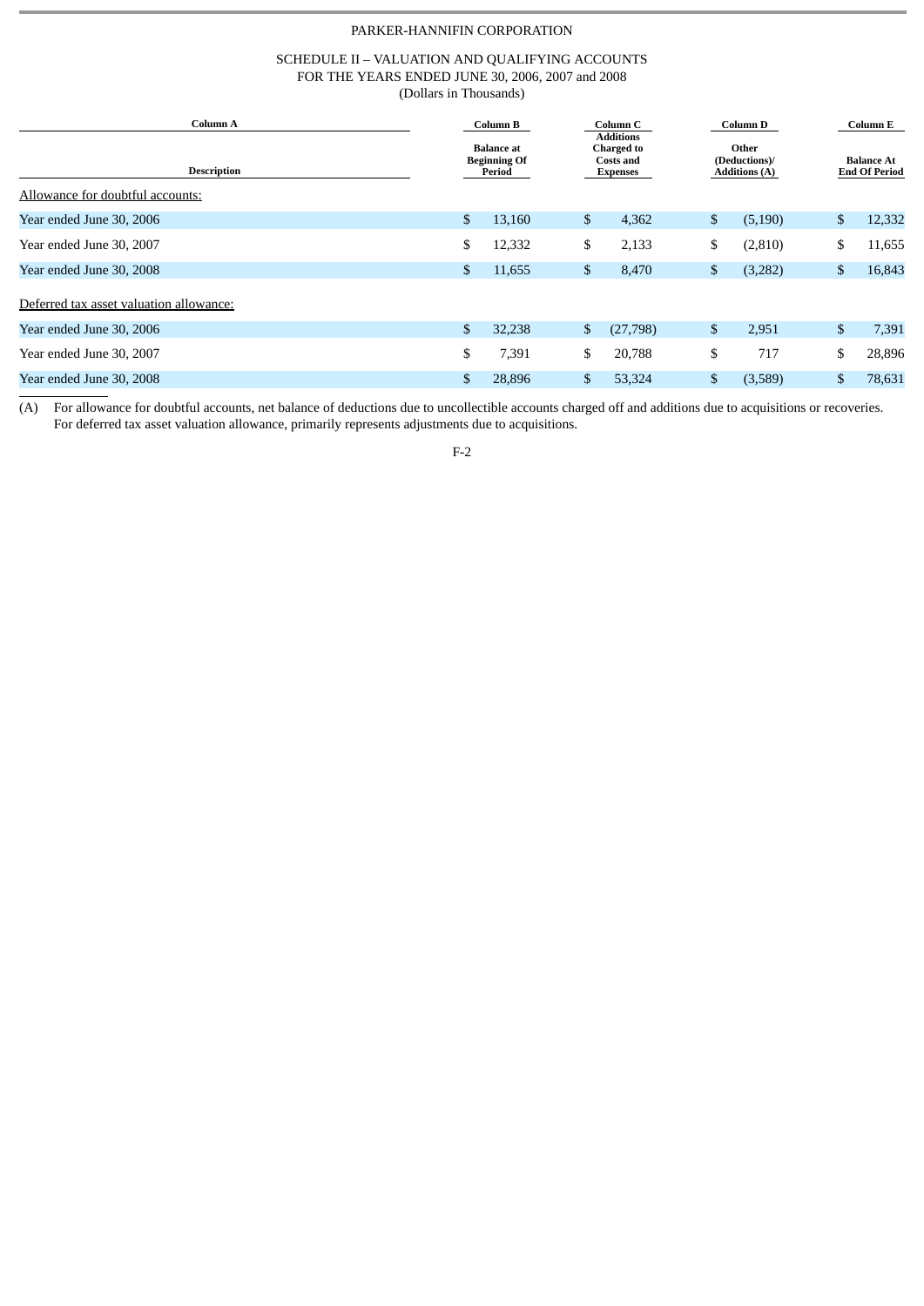PARKER-HANNIFIN CORPORATION

SCHEDULE II – VALUATION AND QUALIFYING ACCOUNTS
FOR THE YEARS ENDED JUNE 30, 2006, 2007 and 2008
(Dollars in Thousands)

| Column A | Column B | Column C | Column D | Column E |
|---|---|---|---|---|
| Description | Balance at Beginning Of Period | Additions Charged to Costs and Expenses | Other (Deductions)/ Additions (A) | Balance At End Of Period |
| Allowance for doubtful accounts: | | | | |
| Year ended June 30, 2006 | $ 13,160 | $ 4,362 | $ (5,190) | $ 12,332 |
| Year ended June 30, 2007 | $ 12,332 | $ 2,133 | $ (2,810) | $ 11,655 |
| Year ended June 30, 2008 | $ 11,655 | $ 8,470 | $ (3,282) | $ 16,843 |
| Deferred tax asset valuation allowance: | | | | |
| Year ended June 30, 2006 | $ 32,238 | $ (27,798) | $ 2,951 | $ 7,391 |
| Year ended June 30, 2007 | $ 7,391 | $ 20,788 | $ 717 | $ 28,896 |
| Year ended June 30, 2008 | $ 28,896 | $ 53,324 | $ (3,589) | $ 78,631 |

(A) For allowance for doubtful accounts, net balance of deductions due to uncollectible accounts charged off and additions due to acquisitions or recoveries. For deferred tax asset valuation allowance, primarily represents adjustments due to acquisitions.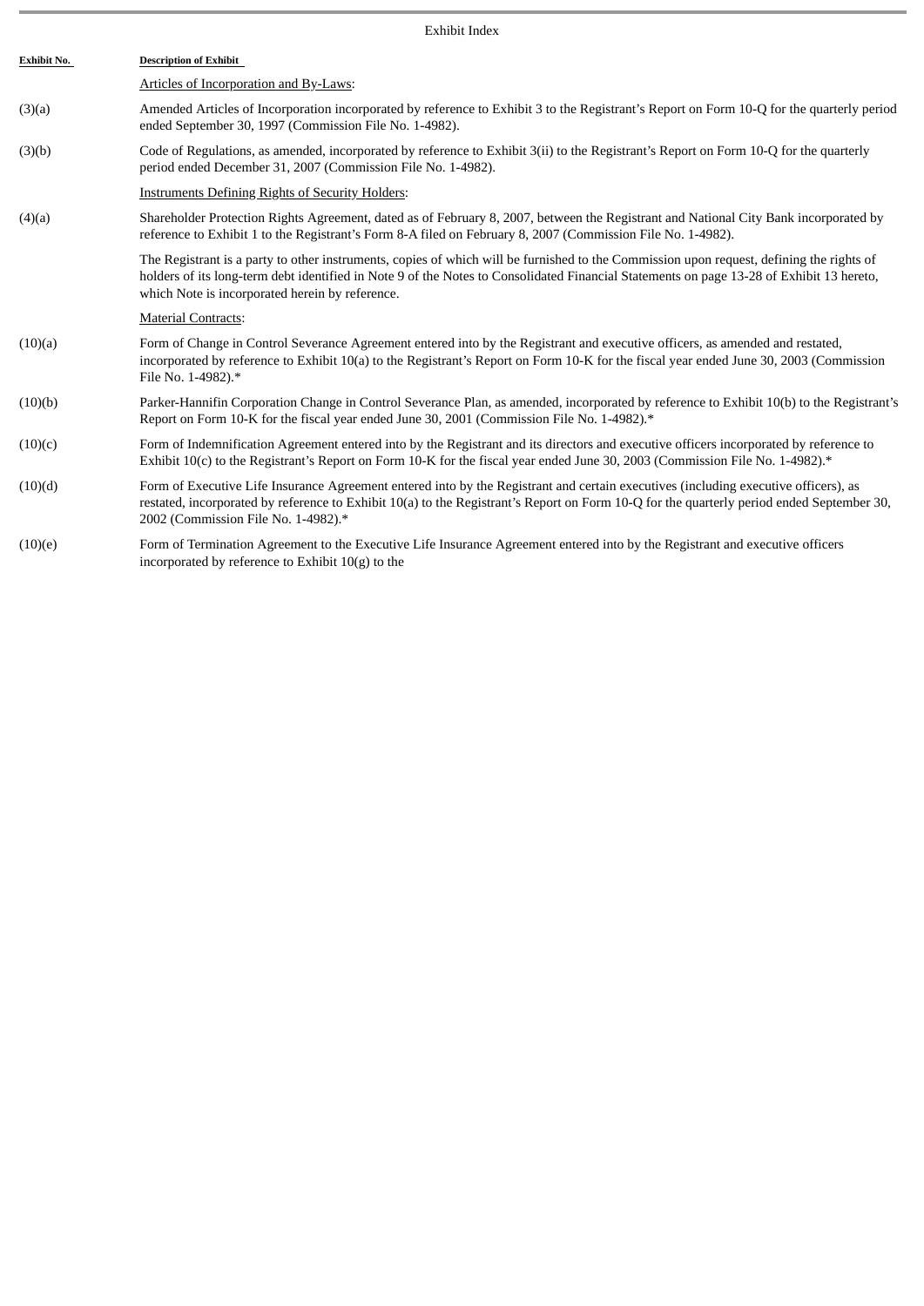Exhibit Index

| Exhibit No. | Description of Exhibit |
| --- | --- |
| | Articles of Incorporation and By-Laws: |
| (3)(a) | Amended Articles of Incorporation incorporated by reference to Exhibit 3 to the Registrant's Report on Form 10-Q for the quarterly period ended September 30, 1997 (Commission File No. 1-4982). |
| (3)(b) | Code of Regulations, as amended, incorporated by reference to Exhibit 3(ii) to the Registrant's Report on Form 10-Q for the quarterly period ended December 31, 2007 (Commission File No. 1-4982). |
| | Instruments Defining Rights of Security Holders: |
| (4)(a) | Shareholder Protection Rights Agreement, dated as of February 8, 2007, between the Registrant and National City Bank incorporated by reference to Exhibit 1 to the Registrant's Form 8-A filed on February 8, 2007 (Commission File No. 1-4982). |
| | The Registrant is a party to other instruments, copies of which will be furnished to the Commission upon request, defining the rights of holders of its long-term debt identified in Note 9 of the Notes to Consolidated Financial Statements on page 13-28 of Exhibit 13 hereto, which Note is incorporated herein by reference. |
| | Material Contracts: |
| (10)(a) | Form of Change in Control Severance Agreement entered into by the Registrant and executive officers, as amended and restated, incorporated by reference to Exhibit 10(a) to the Registrant's Report on Form 10-K for the fiscal year ended June 30, 2003 (Commission File No. 1-4982).* |
| (10)(b) | Parker-Hannifin Corporation Change in Control Severance Plan, as amended, incorporated by reference to Exhibit 10(b) to the Registrant's Report on Form 10-K for the fiscal year ended June 30, 2001 (Commission File No. 1-4982).* |
| (10)(c) | Form of Indemnification Agreement entered into by the Registrant and its directors and executive officers incorporated by reference to Exhibit 10(c) to the Registrant's Report on Form 10-K for the fiscal year ended June 30, 2003 (Commission File No. 1-4982).* |
| (10)(d) | Form of Executive Life Insurance Agreement entered into by the Registrant and certain executives (including executive officers), as restated, incorporated by reference to Exhibit 10(a) to the Registrant's Report on Form 10-Q for the quarterly period ended September 30, 2002 (Commission File No. 1-4982).* |
| (10)(e) | Form of Termination Agreement to the Executive Life Insurance Agreement entered into by the Registrant and executive officers incorporated by reference to Exhibit 10(g) to the |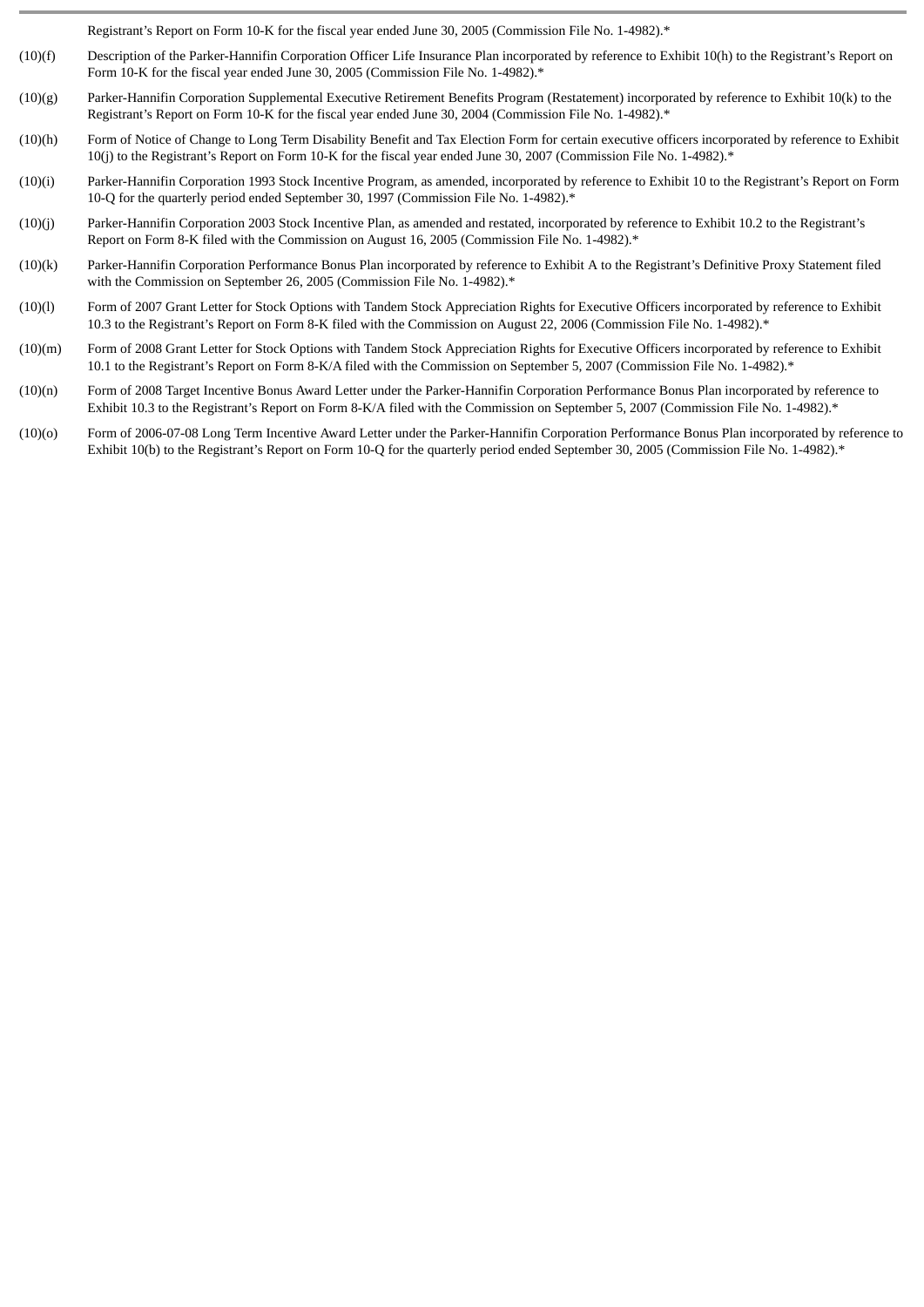Registrant's Report on Form 10-K for the fiscal year ended June 30, 2005 (Commission File No. 1-4982).*

(10)(f) Description of the Parker-Hannifin Corporation Officer Life Insurance Plan incorporated by reference to Exhibit 10(h) to the Registrant's Report on Form 10-K for the fiscal year ended June 30, 2005 (Commission File No. 1-4982).*

(10)(g) Parker-Hannifin Corporation Supplemental Executive Retirement Benefits Program (Restatement) incorporated by reference to Exhibit 10(k) to the Registrant's Report on Form 10-K for the fiscal year ended June 30, 2004 (Commission File No. 1-4982).*

(10)(h) Form of Notice of Change to Long Term Disability Benefit and Tax Election Form for certain executive officers incorporated by reference to Exhibit 10(j) to the Registrant's Report on Form 10-K for the fiscal year ended June 30, 2007 (Commission File No. 1-4982).*

(10)(i) Parker-Hannifin Corporation 1993 Stock Incentive Program, as amended, incorporated by reference to Exhibit 10 to the Registrant's Report on Form 10-Q for the quarterly period ended September 30, 1997 (Commission File No. 1-4982).*

(10)(j) Parker-Hannifin Corporation 2003 Stock Incentive Plan, as amended and restated, incorporated by reference to Exhibit 10.2 to the Registrant's Report on Form 8-K filed with the Commission on August 16, 2005 (Commission File No. 1-4982).*

(10)(k) Parker-Hannifin Corporation Performance Bonus Plan incorporated by reference to Exhibit A to the Registrant's Definitive Proxy Statement filed with the Commission on September 26, 2005 (Commission File No. 1-4982).*

(10)(l) Form of 2007 Grant Letter for Stock Options with Tandem Stock Appreciation Rights for Executive Officers incorporated by reference to Exhibit 10.3 to the Registrant's Report on Form 8-K filed with the Commission on August 22, 2006 (Commission File No. 1-4982).*

(10)(m) Form of 2008 Grant Letter for Stock Options with Tandem Stock Appreciation Rights for Executive Officers incorporated by reference to Exhibit 10.1 to the Registrant's Report on Form 8-K/A filed with the Commission on September 5, 2007 (Commission File No. 1-4982).*

(10)(n) Form of 2008 Target Incentive Bonus Award Letter under the Parker-Hannifin Corporation Performance Bonus Plan incorporated by reference to Exhibit 10.3 to the Registrant's Report on Form 8-K/A filed with the Commission on September 5, 2007 (Commission File No. 1-4982).*

(10)(o) Form of 2006-07-08 Long Term Incentive Award Letter under the Parker-Hannifin Corporation Performance Bonus Plan incorporated by reference to Exhibit 10(b) to the Registrant's Report on Form 10-Q for the quarterly period ended September 30, 2005 (Commission File No. 1-4982).*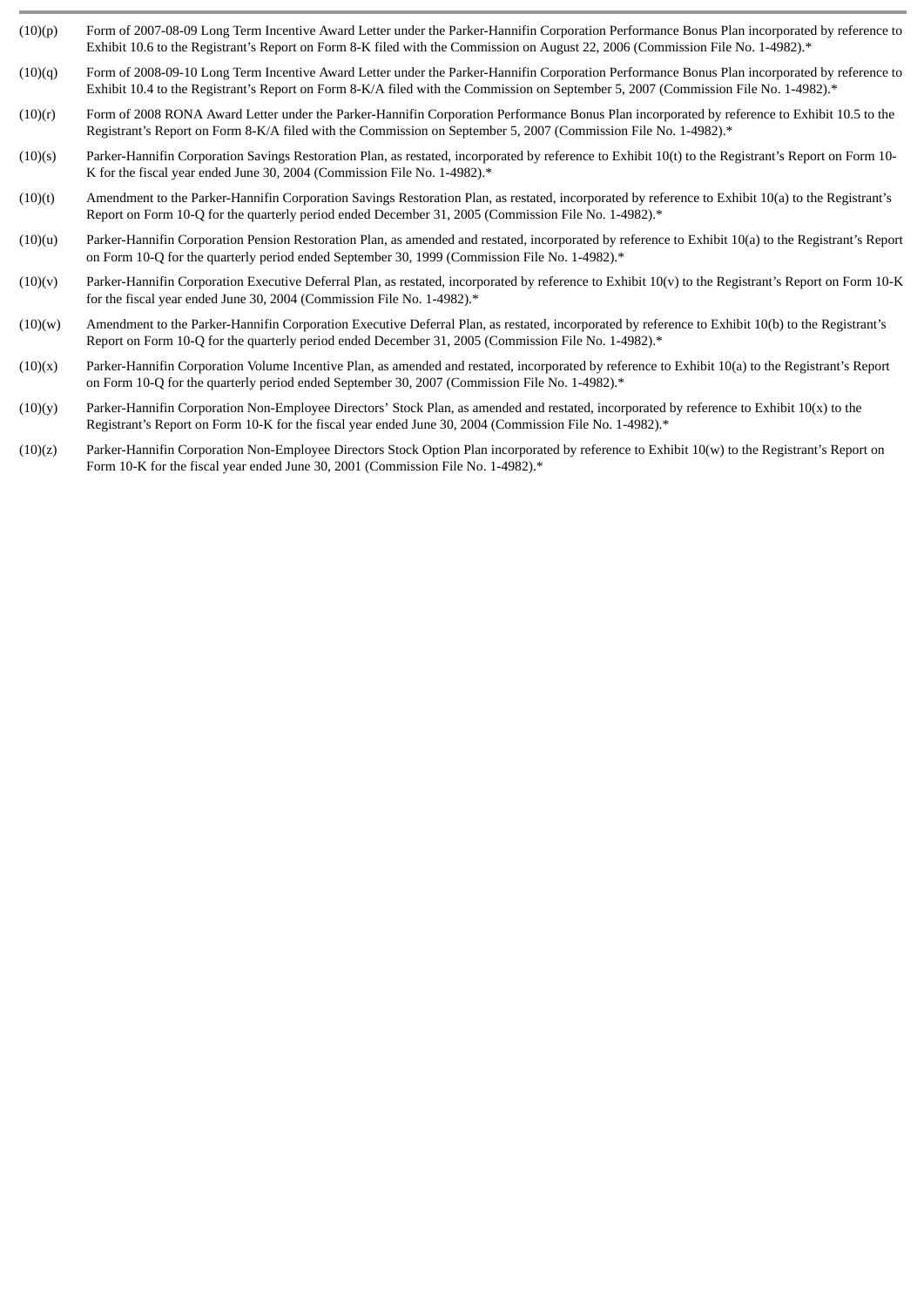| | |
|---|---|
| (10)(p) | Form of 2007-08-09 Long Term Incentive Award Letter under the Parker-Hannifin Corporation Performance Bonus Plan incorporated by reference to Exhibit 10.6 to the Registrant's Report on Form 8-K filed with the Commission on August 22, 2006 (Commission File No. 1-4982).* |
| (10)(q) | Form of 2008-09-10 Long Term Incentive Award Letter under the Parker-Hannifin Corporation Performance Bonus Plan incorporated by reference to Exhibit 10.4 to the Registrant's Report on Form 8-K/A filed with the Commission on September 5, 2007 (Commission File No. 1-4982).* |
| (10)(r) | Form of 2008 RONA Award Letter under the Parker-Hannifin Corporation Performance Bonus Plan incorporated by reference to Exhibit 10.5 to the Registrant's Report on Form 8-K/A filed with the Commission on September 5, 2007 (Commission File No. 1-4982).* |
| (10)(s) | Parker-Hannifin Corporation Savings Restoration Plan, as restated, incorporated by reference to Exhibit 10(t) to the Registrant's Report on Form 10-K for the fiscal year ended June 30, 2004 (Commission File No. 1-4982).* |
| (10)(t) | Amendment to the Parker-Hannifin Corporation Savings Restoration Plan, as restated, incorporated by reference to Exhibit 10(a) to the Registrant's Report on Form 10-Q for the quarterly period ended December 31, 2005 (Commission File No. 1-4982).* |
| (10)(u) | Parker-Hannifin Corporation Pension Restoration Plan, as amended and restated, incorporated by reference to Exhibit 10(a) to the Registrant's Report on Form 10-Q for the quarterly period ended September 30, 1999 (Commission File No. 1-4982).* |
| (10)(v) | Parker-Hannifin Corporation Executive Deferral Plan, as restated, incorporated by reference to Exhibit 10(v) to the Registrant's Report on Form 10-K for the fiscal year ended June 30, 2004 (Commission File No. 1-4982).* |
| (10)(w) | Amendment to the Parker-Hannifin Corporation Executive Deferral Plan, as restated, incorporated by reference to Exhibit 10(b) to the Registrant's Report on Form 10-Q for the quarterly period ended December 31, 2005 (Commission File No. 1-4982).* |
| (10)(x) | Parker-Hannifin Corporation Volume Incentive Plan, as amended and restated, incorporated by reference to Exhibit 10(a) to the Registrant's Report on Form 10-Q for the quarterly period ended September 30, 2007 (Commission File No. 1-4982).* |
| (10)(y) | Parker-Hannifin Corporation Non-Employee Directors' Stock Plan, as amended and restated, incorporated by reference to Exhibit 10(x) to the Registrant's Report on Form 10-K for the fiscal year ended June 30, 2004 (Commission File No. 1-4982).* |
| (10)(z) | Parker-Hannifin Corporation Non-Employee Directors Stock Option Plan incorporated by reference to Exhibit 10(w) to the Registrant's Report on Form 10-K for the fiscal year ended June 30, 2001 (Commission File No. 1-4982).* |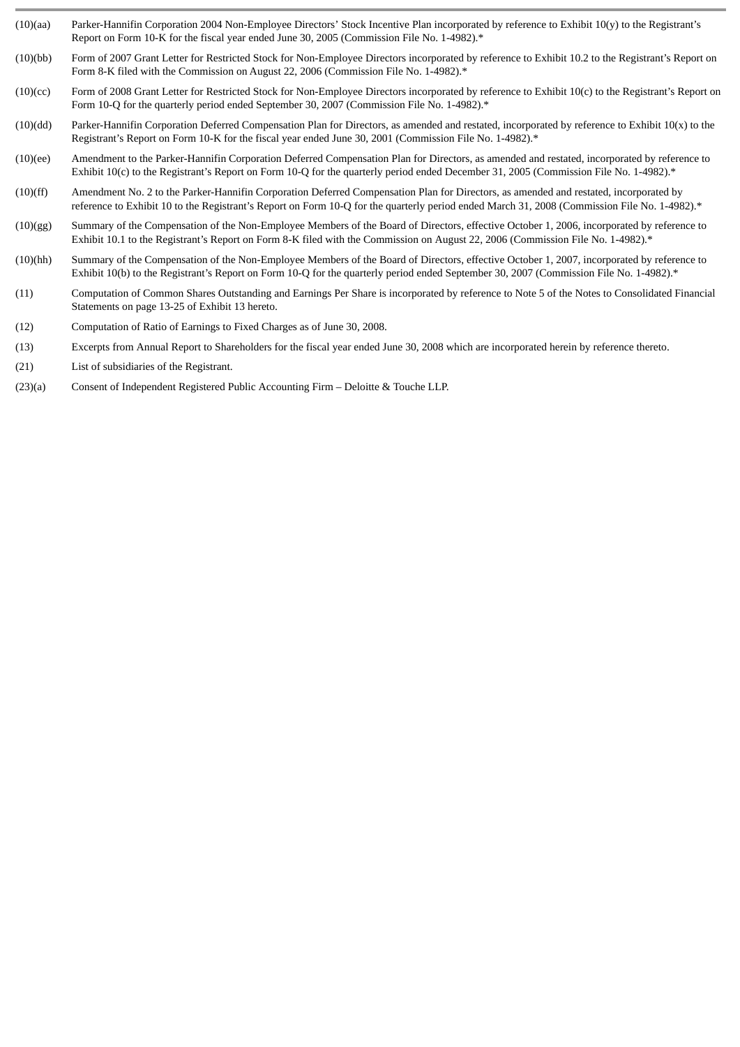| | |
|---|---|
| (10)(aa) | Parker-Hannifin Corporation 2004 Non-Employee Directors' Stock Incentive Plan incorporated by reference to Exhibit 10(y) to the Registrant's Report on Form 10-K for the fiscal year ended June 30, 2005 (Commission File No. 1-4982).* |
| (10)(bb) | Form of 2007 Grant Letter for Restricted Stock for Non-Employee Directors incorporated by reference to Exhibit 10.2 to the Registrant's Report on Form 8-K filed with the Commission on August 22, 2006 (Commission File No. 1-4982).* |
| (10)(cc) | Form of 2008 Grant Letter for Restricted Stock for Non-Employee Directors incorporated by reference to Exhibit 10(c) to the Registrant's Report on Form 10-Q for the quarterly period ended September 30, 2007 (Commission File No. 1-4982).* |
| (10)(dd) | Parker-Hannifin Corporation Deferred Compensation Plan for Directors, as amended and restated, incorporated by reference to Exhibit 10(x) to the Registrant's Report on Form 10-K for the fiscal year ended June 30, 2001 (Commission File No. 1-4982).* |
| (10)(ee) | Amendment to the Parker-Hannifin Corporation Deferred Compensation Plan for Directors, as amended and restated, incorporated by reference to Exhibit 10(c) to the Registrant's Report on Form 10-Q for the quarterly period ended December 31, 2005 (Commission File No. 1-4982).* |
| (10)(ff) | Amendment No. 2 to the Parker-Hannifin Corporation Deferred Compensation Plan for Directors, as amended and restated, incorporated by reference to Exhibit 10 to the Registrant's Report on Form 10-Q for the quarterly period ended March 31, 2008 (Commission File No. 1-4982).* |
| (10)(gg) | Summary of the Compensation of the Non-Employee Members of the Board of Directors, effective October 1, 2006, incorporated by reference to Exhibit 10.1 to the Registrant's Report on Form 8-K filed with the Commission on August 22, 2006 (Commission File No. 1-4982).* |
| (10)(hh) | Summary of the Compensation of the Non-Employee Members of the Board of Directors, effective October 1, 2007, incorporated by reference to Exhibit 10(b) to the Registrant's Report on Form 10-Q for the quarterly period ended September 30, 2007 (Commission File No. 1-4982).* |
| (11) | Computation of Common Shares Outstanding and Earnings Per Share is incorporated by reference to Note 5 of the Notes to Consolidated Financial Statements on page 13-25 of Exhibit 13 hereto. |
| (12) | Computation of Ratio of Earnings to Fixed Charges as of June 30, 2008. |
| (13) | Excerpts from Annual Report to Shareholders for the fiscal year ended June 30, 2008 which are incorporated herein by reference thereto. |
| (21) | List of subsidiaries of the Registrant. |
| (23)(a) | Consent of Independent Registered Public Accounting Firm – Deloitte & Touche LLP. |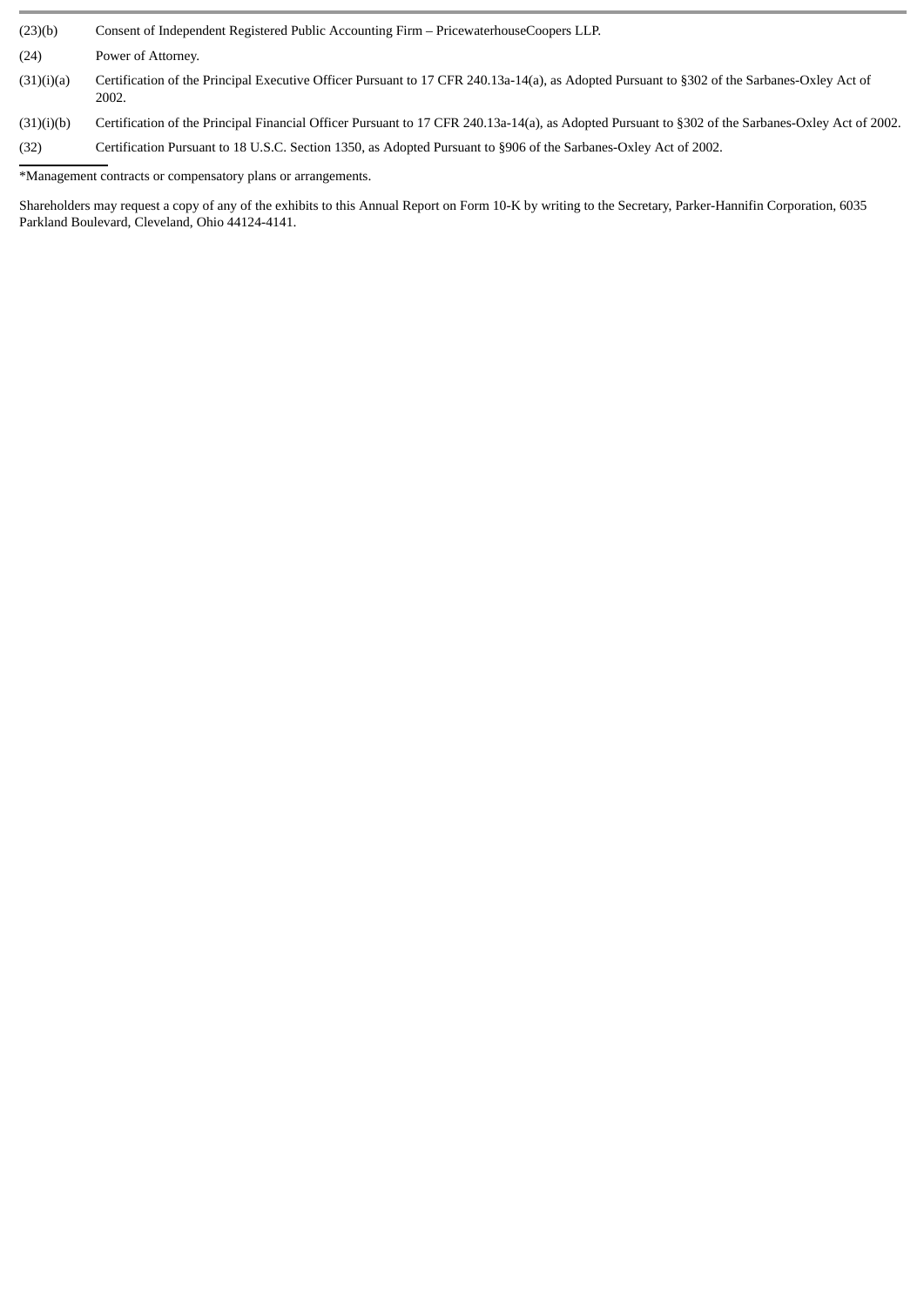| | |
|---|---|
| (23)(b) | Consent of Independent Registered Public Accounting Firm – PricewaterhouseCoopers LLP. |
| (24) | Power of Attorney. |
| (31)(i)(a) | Certification of the Principal Executive Officer Pursuant to 17 CFR 240.13a-14(a), as Adopted Pursuant to §302 of the Sarbanes-Oxley Act of 2002. |
| (31)(i)(b) | Certification of the Principal Financial Officer Pursuant to 17 CFR 240.13a-14(a), as Adopted Pursuant to §302 of the Sarbanes-Oxley Act of 2002. |
| (32) | Certification Pursuant to 18 U.S.C. Section 1350, as Adopted Pursuant to §906 of the Sarbanes-Oxley Act of 2002. |

*Management contracts or compensatory plans or arrangements.

Shareholders may request a copy of any of the exhibits to this Annual Report on Form 10-K by writing to the Secretary, Parker-Hannifin Corporation, 6035 Parkland Boulevard, Cleveland, Ohio 44124-4141.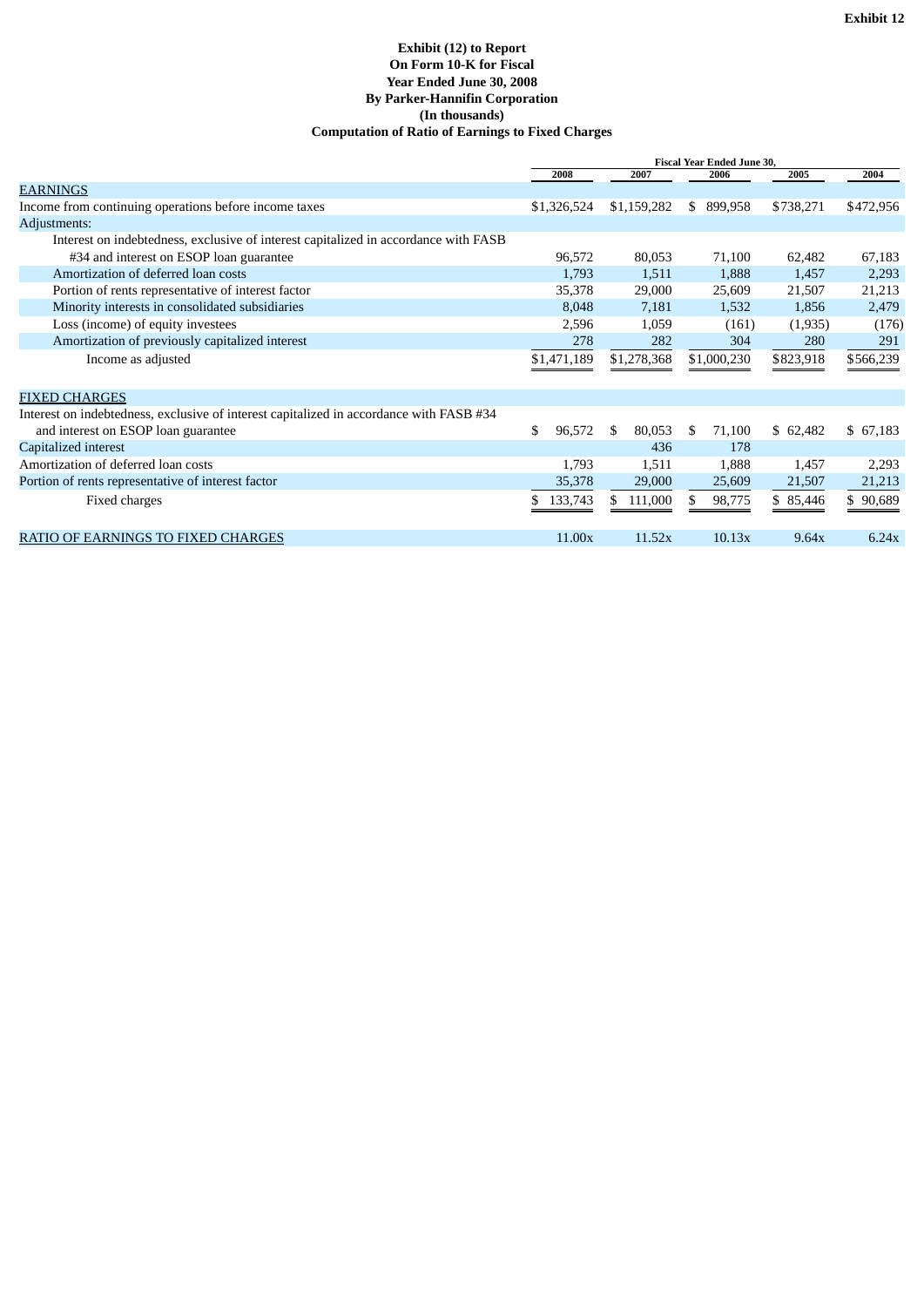Exhibit 12

**Exhibit (12) to Report**
**On Form 10-K for Fiscal**
**Year Ended June 30, 2008**
**By Parker-Hannifin Corporation**
**(In thousands)**
**Computation of Ratio of Earnings to Fixed Charges**

| | Fiscal Year Ended June 30, | | | | |
|---|---|---|---|---|---|
| | 2008 | 2007 | 2006 | 2005 | 2004 |
| EARNINGS | | | | | |
| Income from continuing operations before income taxes | $1,326,524 | $1,159,282 | $ 899,958 | $738,271 | $472,956 |
| Adjustments: | | | | | |
| Interest on indebtedness, exclusive of interest capitalized in accordance with FASB #34 and interest on ESOP loan guarantee | 96,572 | 80,053 | 71,100 | 62,482 | 67,183 |
| Amortization of deferred loan costs | 1,793 | 1,511 | 1,888 | 1,457 | 2,293 |
| Portion of rents representative of interest factor | 35,378 | 29,000 | 25,609 | 21,507 | 21,213 |
| Minority interests in consolidated subsidiaries | 8,048 | 7,181 | 1,532 | 1,856 | 2,479 |
| Loss (income) of equity investees | 2,596 | 1,059 | (161) | (1,935) | (176) |
| Amortization of previously capitalized interest | 278 | 282 | 304 | 280 | 291 |
| Income as adjusted | $1,471,189 | $1,278,368 | $1,000,230 | $823,918 | $566,239 |
| FIXED CHARGES | | | | | |
| Interest on indebtedness, exclusive of interest capitalized in accordance with FASB #34 and interest on ESOP loan guarantee | $ 96,572 | $ 80,053 | $ 71,100 | $ 62,482 | $ 67,183 |
| Capitalized interest | | 436 | 178 | | |
| Amortization of deferred loan costs | 1,793 | 1,511 | 1,888 | 1,457 | 2,293 |
| Portion of rents representative of interest factor | 35,378 | 29,000 | 25,609 | 21,507 | 21,213 |
| Fixed charges | $ 133,743 | $ 111,000 | $ 98,775 | $ 85,446 | $ 90,689 |
| RATIO OF EARNINGS TO FIXED CHARGES | 11.00x | 11.52x | 10.13x | 9.64x | 6.24x |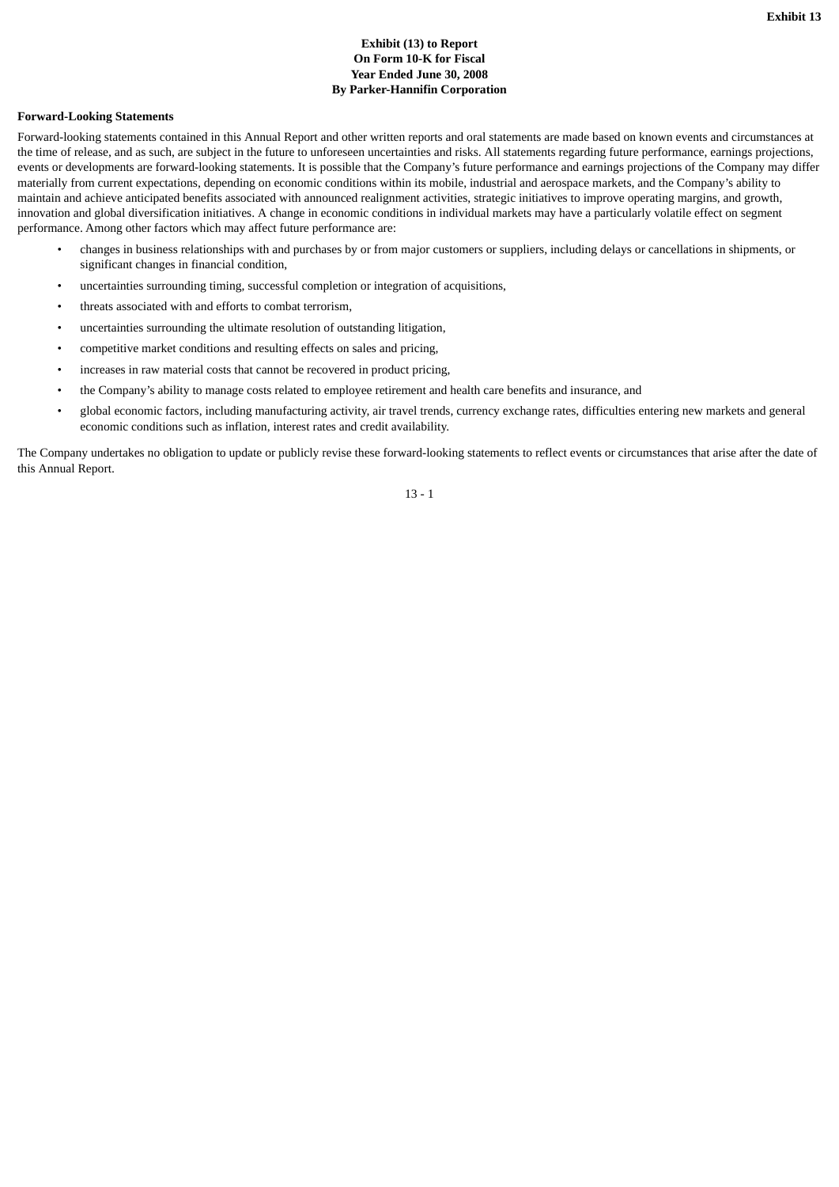Exhibit 13

**Exhibit (13) to Report**
**On Form 10-K for Fiscal**
**Year Ended June 30, 2008**
**By Parker-Hannifin Corporation**

**Forward-Looking Statements**

Forward-looking statements contained in this Annual Report and other written reports and oral statements are made based on known events and circumstances at the time of release, and as such, are subject in the future to unforeseen uncertainties and risks. All statements regarding future performance, earnings projections, events or developments are forward-looking statements. It is possible that the Company's future performance and earnings projections of the Company may differ materially from current expectations, depending on economic conditions within its mobile, industrial and aerospace markets, and the Company's ability to maintain and achieve anticipated benefits associated with announced realignment activities, strategic initiatives to improve operating margins, and growth, innovation and global diversification initiatives. A change in economic conditions in individual markets may have a particularly volatile effect on segment performance. Among other factors which may affect future performance are:

- changes in business relationships with and purchases by or from major customers or suppliers, including delays or cancellations in shipments, or significant changes in financial condition,
- uncertainties surrounding timing, successful completion or integration of acquisitions,
- threats associated with and efforts to combat terrorism,
- uncertainties surrounding the ultimate resolution of outstanding litigation,
- competitive market conditions and resulting effects on sales and pricing,
- increases in raw material costs that cannot be recovered in product pricing,
- the Company's ability to manage costs related to employee retirement and health care benefits and insurance, and
- global economic factors, including manufacturing activity, air travel trends, currency exchange rates, difficulties entering new markets and general economic conditions such as inflation, interest rates and credit availability.

The Company undertakes no obligation to update or publicly revise these forward-looking statements to reflect events or circumstances that arise after the date of this Annual Report.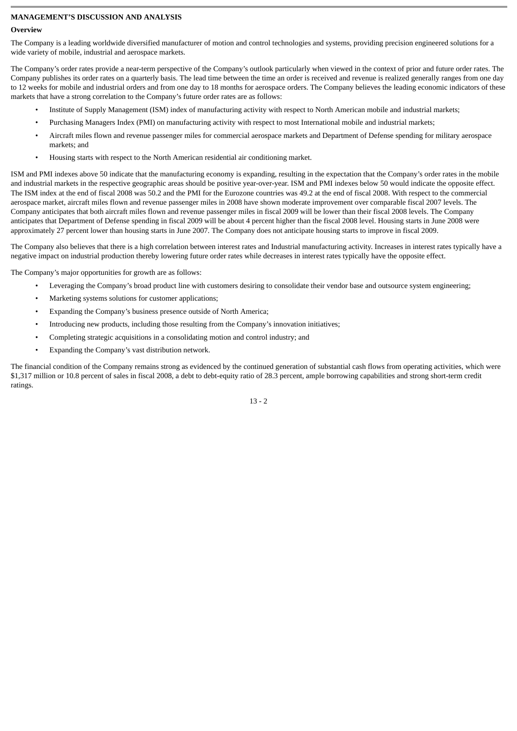## MANAGEMENT'S DISCUSSION AND ANALYSIS

### Overview

The Company is a leading worldwide diversified manufacturer of motion and control technologies and systems, providing precision engineered solutions for a wide variety of mobile, industrial and aerospace markets.

The Company's order rates provide a near-term perspective of the Company's outlook particularly when viewed in the context of prior and future order rates. The Company publishes its order rates on a quarterly basis. The lead time between the time an order is received and revenue is realized generally ranges from one day to 12 weeks for mobile and industrial orders and from one day to 18 months for aerospace orders. The Company believes the leading economic indicators of these markets that have a strong correlation to the Company's future order rates are as follows:

- Institute of Supply Management (ISM) index of manufacturing activity with respect to North American mobile and industrial markets;
- Purchasing Managers Index (PMI) on manufacturing activity with respect to most International mobile and industrial markets;
- Aircraft miles flown and revenue passenger miles for commercial aerospace markets and Department of Defense spending for military aerospace markets; and
- Housing starts with respect to the North American residential air conditioning market.

ISM and PMI indexes above 50 indicate that the manufacturing economy is expanding, resulting in the expectation that the Company's order rates in the mobile and industrial markets in the respective geographic areas should be positive year-over-year. ISM and PMI indexes below 50 would indicate the opposite effect. The ISM index at the end of fiscal 2008 was 50.2 and the PMI for the Eurozone countries was 49.2 at the end of fiscal 2008. With respect to the commercial aerospace market, aircraft miles flown and revenue passenger miles in 2008 have shown moderate improvement over comparable fiscal 2007 levels. The Company anticipates that both aircraft miles flown and revenue passenger miles in fiscal 2009 will be lower than their fiscal 2008 levels. The Company anticipates that Department of Defense spending in fiscal 2009 will be about 4 percent higher than the fiscal 2008 level. Housing starts in June 2008 were approximately 27 percent lower than housing starts in June 2007. The Company does not anticipate housing starts to improve in fiscal 2009.

The Company also believes that there is a high correlation between interest rates and Industrial manufacturing activity. Increases in interest rates typically have a negative impact on industrial production thereby lowering future order rates while decreases in interest rates typically have the opposite effect.

The Company's major opportunities for growth are as follows:

- Leveraging the Company's broad product line with customers desiring to consolidate their vendor base and outsource system engineering;
- Marketing systems solutions for customer applications;
- Expanding the Company's business presence outside of North America;
- Introducing new products, including those resulting from the Company's innovation initiatives;
- Completing strategic acquisitions in a consolidating motion and control industry; and
- Expanding the Company's vast distribution network.

The financial condition of the Company remains strong as evidenced by the continued generation of substantial cash flows from operating activities, which were $1,317 million or 10.8 percent of sales in fiscal 2008, a debt to debt-equity ratio of 28.3 percent, ample borrowing capabilities and strong short-term credit ratings.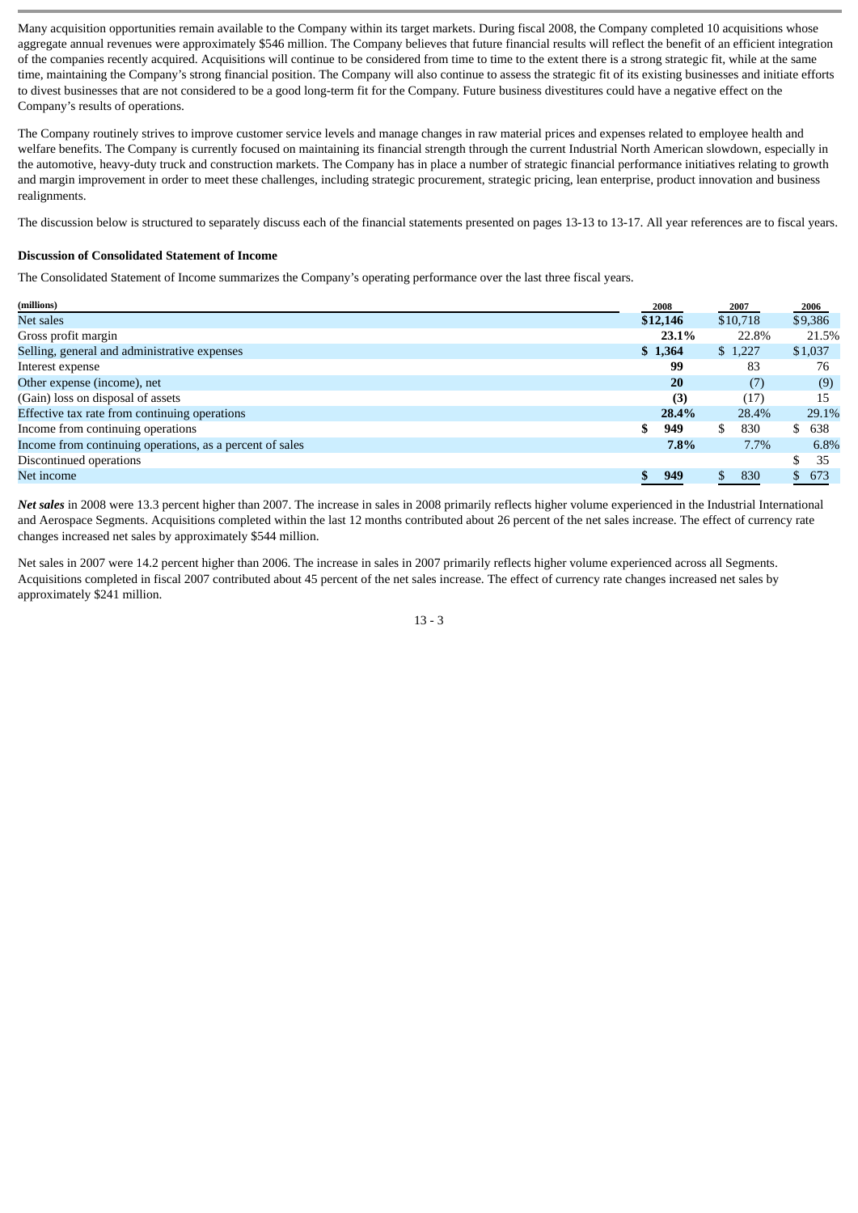Many acquisition opportunities remain available to the Company within its target markets. During fiscal 2008, the Company completed 10 acquisitions whose aggregate annual revenues were approximately $546 million. The Company believes that future financial results will reflect the benefit of an efficient integration of the companies recently acquired. Acquisitions will continue to be considered from time to time to the extent there is a strong strategic fit, while at the same time, maintaining the Company's strong financial position. The Company will also continue to assess the strategic fit of its existing businesses and initiate efforts to divest businesses that are not considered to be a good long-term fit for the Company. Future business divestitures could have a negative effect on the Company's results of operations.

The Company routinely strives to improve customer service levels and manage changes in raw material prices and expenses related to employee health and welfare benefits. The Company is currently focused on maintaining its financial strength through the current Industrial North American slowdown, especially in the automotive, heavy-duty truck and construction markets. The Company has in place a number of strategic financial performance initiatives relating to growth and margin improvement in order to meet these challenges, including strategic procurement, strategic pricing, lean enterprise, product innovation and business realignments.

The discussion below is structured to separately discuss each of the financial statements presented on pages 13-13 to 13-17. All year references are to fiscal years.

**Discussion of Consolidated Statement of Income**

The Consolidated Statement of Income summarizes the Company's operating performance over the last three fiscal years.

| (millions) | 2008 | 2007 | 2006 |
|---|---|---|---|
| Net sales | **$12,146** | $10,718 | $9,386 |
| Gross profit margin | **23.1%** | 22.8% | 21.5% |
| Selling, general and administrative expenses | **$ 1,364** | $ 1,227 | $1,037 |
| Interest expense | **99** | 83 | 76 |
| Other expense (income), net | **20** | (7) | (9) |
| (Gain) loss on disposal of assets | **(3)** | (17) | 15 |
| Effective tax rate from continuing operations | **28.4%** | 28.4% | 29.1% |
| Income from continuing operations | **$ 949** | $ 830 | $ 638 |
| Income from continuing operations, as a percent of sales | **7.8%** | 7.7% | 6.8% |
| Discontinued operations | | | $ 35 |
| Net income | **$ 949** | $ 830 | $ 673 |

***Net sales*** in 2008 were 13.3 percent higher than 2007. The increase in sales in 2008 primarily reflects higher volume experienced in the Industrial International and Aerospace Segments. Acquisitions completed within the last 12 months contributed about 26 percent of the net sales increase. The effect of currency rate changes increased net sales by approximately $544 million.

Net sales in 2007 were 14.2 percent higher than 2006. The increase in sales in 2007 primarily reflects higher volume experienced across all Segments. Acquisitions completed in fiscal 2007 contributed about 45 percent of the net sales increase. The effect of currency rate changes increased net sales by approximately $241 million.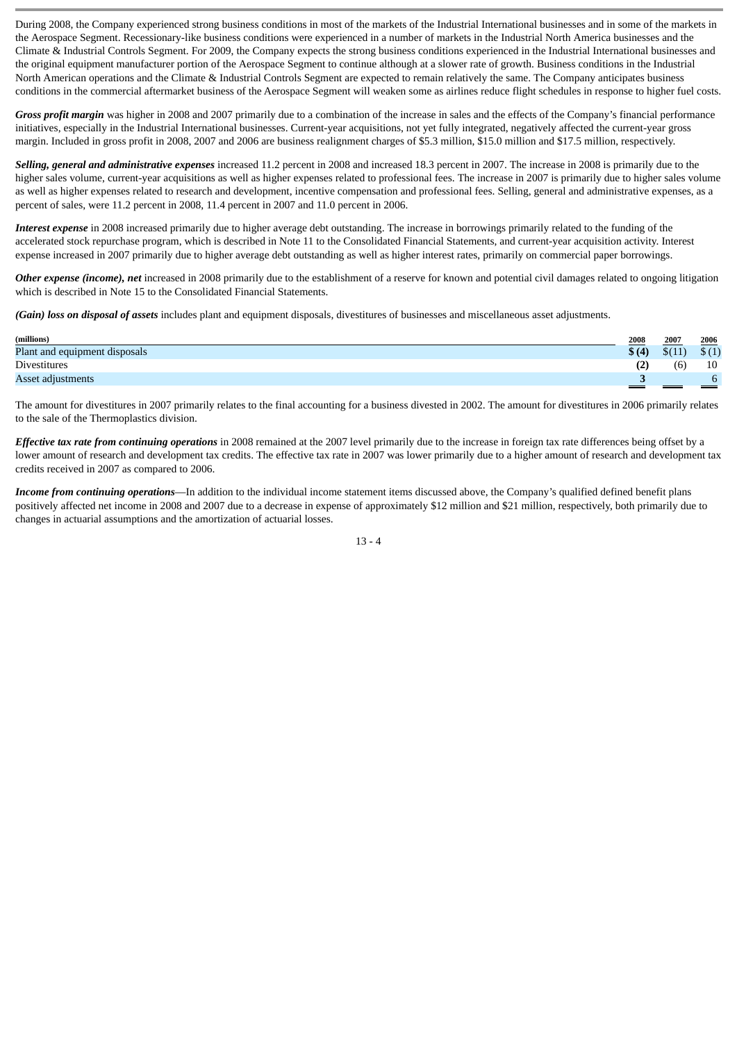During 2008, the Company experienced strong business conditions in most of the markets of the Industrial International businesses and in some of the markets in the Aerospace Segment. Recessionary-like business conditions were experienced in a number of markets in the Industrial North America businesses and the Climate & Industrial Controls Segment. For 2009, the Company expects the strong business conditions experienced in the Industrial International businesses and the original equipment manufacturer portion of the Aerospace Segment to continue although at a slower rate of growth. Business conditions in the Industrial North American operations and the Climate & Industrial Controls Segment are expected to remain relatively the same. The Company anticipates business conditions in the commercial aftermarket business of the Aerospace Segment will weaken some as airlines reduce flight schedules in response to higher fuel costs.

***Gross profit margin*** was higher in 2008 and 2007 primarily due to a combination of the increase in sales and the effects of the Company's financial performance initiatives, especially in the Industrial International businesses. Current-year acquisitions, not yet fully integrated, negatively affected the current-year gross margin. Included in gross profit in 2008, 2007 and 2006 are business realignment charges of $5.3 million, $15.0 million and $17.5 million, respectively.

***Selling, general and administrative expenses*** increased 11.2 percent in 2008 and increased 18.3 percent in 2007. The increase in 2008 is primarily due to the higher sales volume, current-year acquisitions as well as higher expenses related to professional fees. The increase in 2007 is primarily due to higher sales volume as well as higher expenses related to research and development, incentive compensation and professional fees. Selling, general and administrative expenses, as a percent of sales, were 11.2 percent in 2008, 11.4 percent in 2007 and 11.0 percent in 2006.

***Interest expense*** in 2008 increased primarily due to higher average debt outstanding. The increase in borrowings primarily related to the funding of the accelerated stock repurchase program, which is described in Note 11 to the Consolidated Financial Statements, and current-year acquisition activity. Interest expense increased in 2007 primarily due to higher average debt outstanding as well as higher interest rates, primarily on commercial paper borrowings.

***Other expense (income), net*** increased in 2008 primarily due to the establishment of a reserve for known and potential civil damages related to ongoing litigation which is described in Note 15 to the Consolidated Financial Statements.

***(Gain) loss on disposal of assets*** includes plant and equipment disposals, divestitures of businesses and miscellaneous asset adjustments.

| (millions) | 2008 | 2007 | 2006 |
|---|---|---|---|
| Plant and equipment disposals | **$ (4)** | $(11) | $ (1) |
| Divestitures | **(2)** | (6) | 10 |
| Asset adjustments | **3** | | 6 |

The amount for divestitures in 2007 primarily relates to the final accounting for a business divested in 2002. The amount for divestitures in 2006 primarily relates to the sale of the Thermoplastics division.

***Effective tax rate from continuing operations*** in 2008 remained at the 2007 level primarily due to the increase in foreign tax rate differences being offset by a lower amount of research and development tax credits. The effective tax rate in 2007 was lower primarily due to a higher amount of research and development tax credits received in 2007 as compared to 2006.

***Income from continuing operations***—In addition to the individual income statement items discussed above, the Company's qualified defined benefit plans positively affected net income in 2008 and 2007 due to a decrease in expense of approximately $12 million and $21 million, respectively, both primarily due to changes in actuarial assumptions and the amortization of actuarial losses.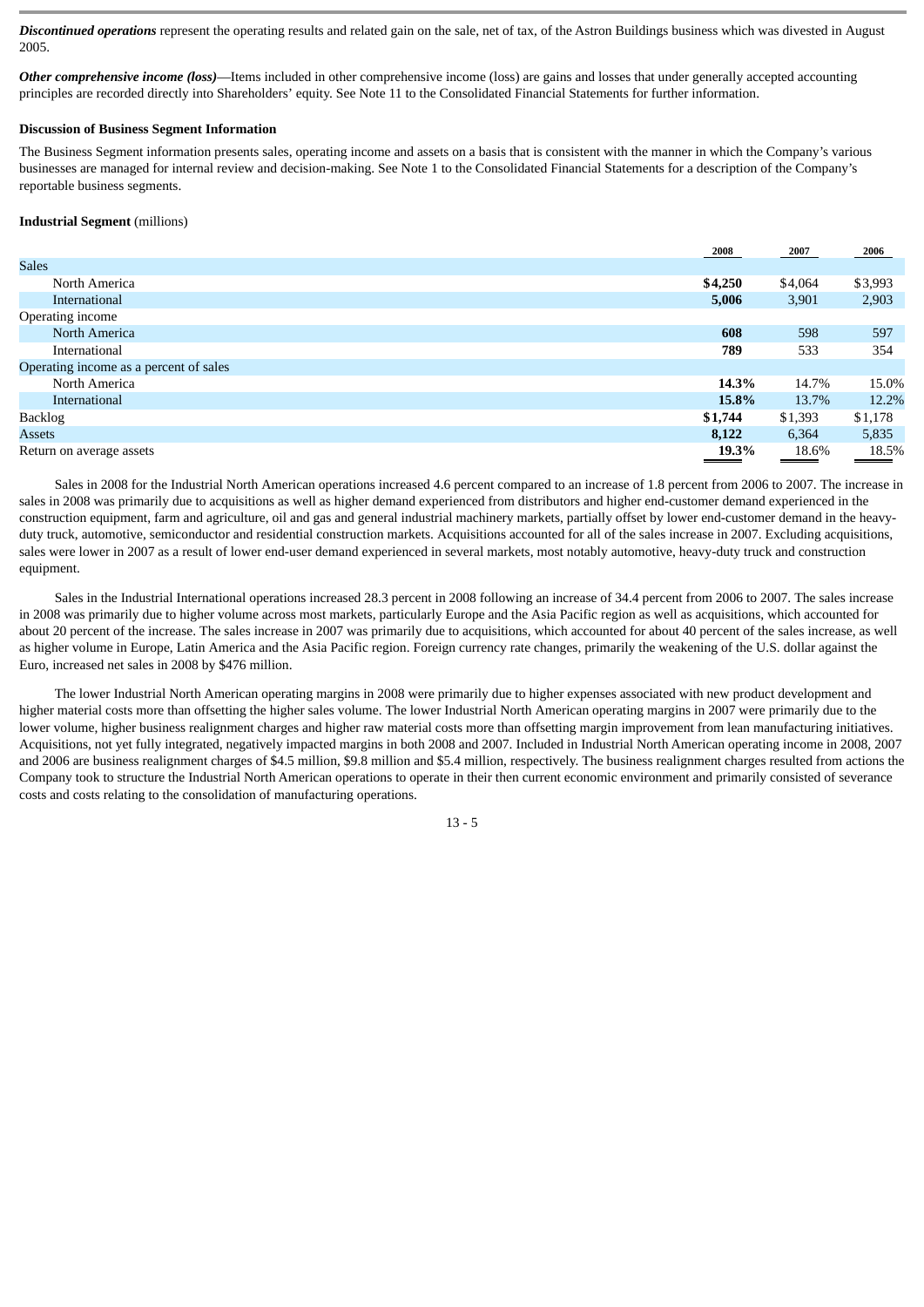***Discontinued operations*** represent the operating results and related gain on the sale, net of tax, of the Astron Buildings business which was divested in August 2005.

***Other comprehensive income (loss)***—Items included in other comprehensive income (loss) are gains and losses that under generally accepted accounting principles are recorded directly into Shareholders' equity. See Note 11 to the Consolidated Financial Statements for further information.

**Discussion of Business Segment Information**

The Business Segment information presents sales, operating income and assets on a basis that is consistent with the manner in which the Company's various businesses are managed for internal review and decision-making. See Note 1 to the Consolidated Financial Statements for a description of the Company's reportable business segments.

**Industrial Segment** (millions)

| | 2008 | 2007 | 2006 |
|---|---|---|---|
| Sales | | | |
| North America | **$4,250** | $4,064 | $3,993 |
| International | **5,006** | 3,901 | 2,903 |
| Operating income | | | |
| North America | **608** | 598 | 597 |
| International | **789** | 533 | 354 |
| Operating income as a percent of sales | | | |
| North America | **14.3%** | 14.7% | 15.0% |
| International | **15.8%** | 13.7% | 12.2% |
| Backlog | **$1,744** | $1,393 | $1,178 |
| Assets | **8,122** | 6,364 | 5,835 |
| Return on average assets | **19.3%** | 18.6% | 18.5% |

Sales in 2008 for the Industrial North American operations increased 4.6 percent compared to an increase of 1.8 percent from 2006 to 2007. The increase in sales in 2008 was primarily due to acquisitions as well as higher demand experienced from distributors and higher end-customer demand experienced in the construction equipment, farm and agriculture, oil and gas and general industrial machinery markets, partially offset by lower end-customer demand in the heavy-duty truck, automotive, semiconductor and residential construction markets. Acquisitions accounted for all of the sales increase in 2007. Excluding acquisitions, sales were lower in 2007 as a result of lower end-user demand experienced in several markets, most notably automotive, heavy-duty truck and construction equipment.

Sales in the Industrial International operations increased 28.3 percent in 2008 following an increase of 34.4 percent from 2006 to 2007. The sales increase in 2008 was primarily due to higher volume across most markets, particularly Europe and the Asia Pacific region as well as acquisitions, which accounted for about 20 percent of the increase. The sales increase in 2007 was primarily due to acquisitions, which accounted for about 40 percent of the sales increase, as well as higher volume in Europe, Latin America and the Asia Pacific region. Foreign currency rate changes, primarily the weakening of the U.S. dollar against the Euro, increased net sales in 2008 by $476 million.

The lower Industrial North American operating margins in 2008 were primarily due to higher expenses associated with new product development and higher material costs more than offsetting the higher sales volume. The lower Industrial North American operating margins in 2007 were primarily due to the lower volume, higher business realignment charges and higher raw material costs more than offsetting margin improvement from lean manufacturing initiatives. Acquisitions, not yet fully integrated, negatively impacted margins in both 2008 and 2007. Included in Industrial North American operating income in 2008, 2007 and 2006 are business realignment charges of $4.5 million, $9.8 million and $5.4 million, respectively. The business realignment charges resulted from actions the Company took to structure the Industrial North American operations to operate in their then current economic environment and primarily consisted of severance costs and costs relating to the consolidation of manufacturing operations.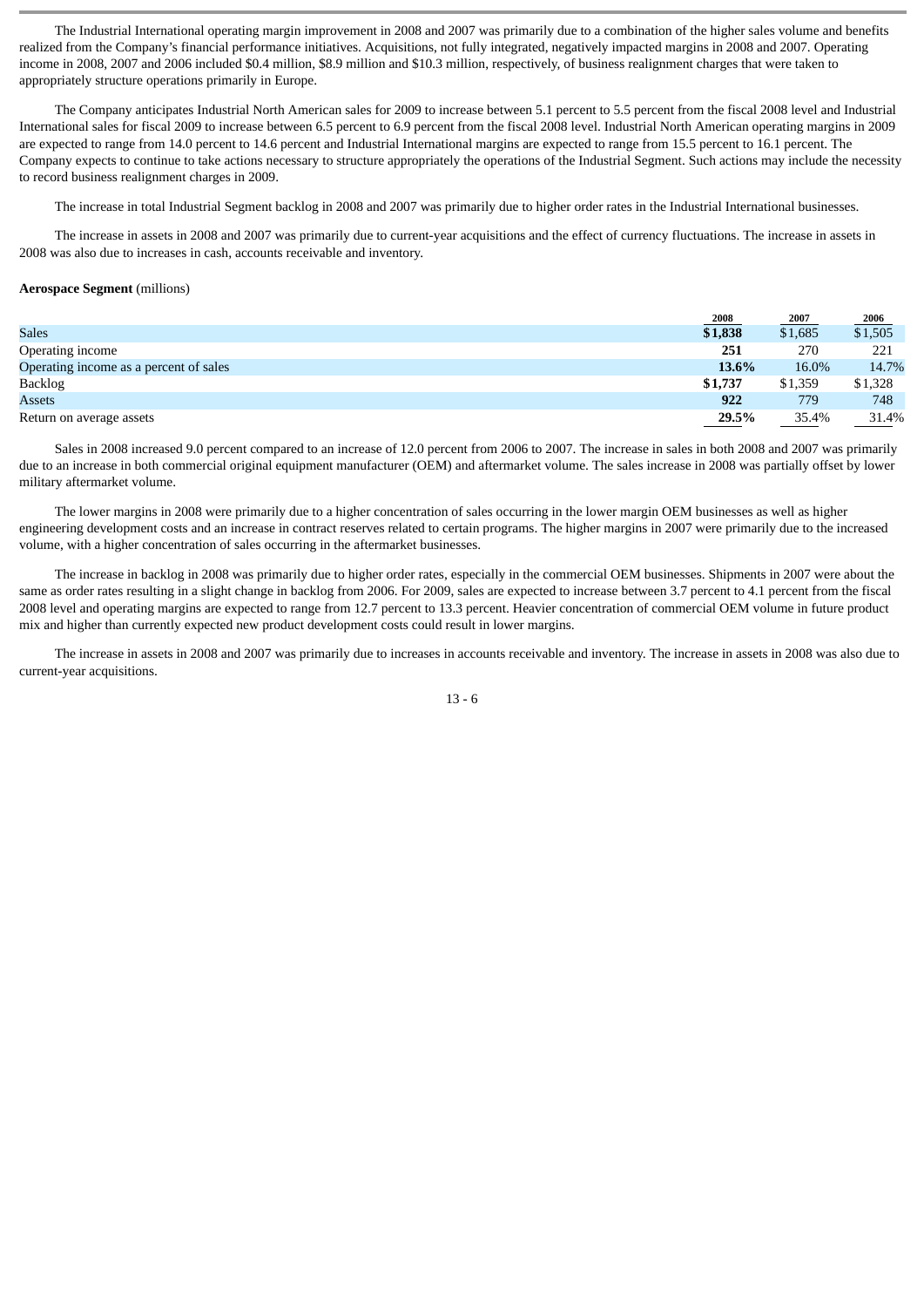The Industrial International operating margin improvement in 2008 and 2007 was primarily due to a combination of the higher sales volume and benefits realized from the Company's financial performance initiatives. Acquisitions, not fully integrated, negatively impacted margins in 2008 and 2007. Operating income in 2008, 2007 and 2006 included $0.4 million, $8.9 million and $10.3 million, respectively, of business realignment charges that were taken to appropriately structure operations primarily in Europe.

The Company anticipates Industrial North American sales for 2009 to increase between 5.1 percent to 5.5 percent from the fiscal 2008 level and Industrial International sales for fiscal 2009 to increase between 6.5 percent to 6.9 percent from the fiscal 2008 level. Industrial North American operating margins in 2009 are expected to range from 14.0 percent to 14.6 percent and Industrial International margins are expected to range from 15.5 percent to 16.1 percent. The Company expects to continue to take actions necessary to structure appropriately the operations of the Industrial Segment. Such actions may include the necessity to record business realignment charges in 2009.

The increase in total Industrial Segment backlog in 2008 and 2007 was primarily due to higher order rates in the Industrial International businesses.

The increase in assets in 2008 and 2007 was primarily due to current-year acquisitions and the effect of currency fluctuations. The increase in assets in 2008 was also due to increases in cash, accounts receivable and inventory.

**Aerospace Segment** (millions)

| | 2008 | 2007 | 2006 |
|---|---|---|---|
| Sales | **$1,838** | $1,685 | $1,505 |
| Operating income | **251** | 270 | 221 |
| Operating income as a percent of sales | **13.6%** | 16.0% | 14.7% |
| Backlog | **$1,737** | $1,359 | $1,328 |
| Assets | **922** | 779 | 748 |
| Return on average assets | **29.5%** | 35.4% | 31.4% |

Sales in 2008 increased 9.0 percent compared to an increase of 12.0 percent from 2006 to 2007. The increase in sales in both 2008 and 2007 was primarily due to an increase in both commercial original equipment manufacturer (OEM) and aftermarket volume. The sales increase in 2008 was partially offset by lower military aftermarket volume.

The lower margins in 2008 were primarily due to a higher concentration of sales occurring in the lower margin OEM businesses as well as higher engineering development costs and an increase in contract reserves related to certain programs. The higher margins in 2007 were primarily due to the increased volume, with a higher concentration of sales occurring in the aftermarket businesses.

The increase in backlog in 2008 was primarily due to higher order rates, especially in the commercial OEM businesses. Shipments in 2007 were about the same as order rates resulting in a slight change in backlog from 2006. For 2009, sales are expected to increase between 3.7 percent to 4.1 percent from the fiscal 2008 level and operating margins are expected to range from 12.7 percent to 13.3 percent. Heavier concentration of commercial OEM volume in future product mix and higher than currently expected new product development costs could result in lower margins.

The increase in assets in 2008 and 2007 was primarily due to increases in accounts receivable and inventory. The increase in assets in 2008 was also due to current-year acquisitions.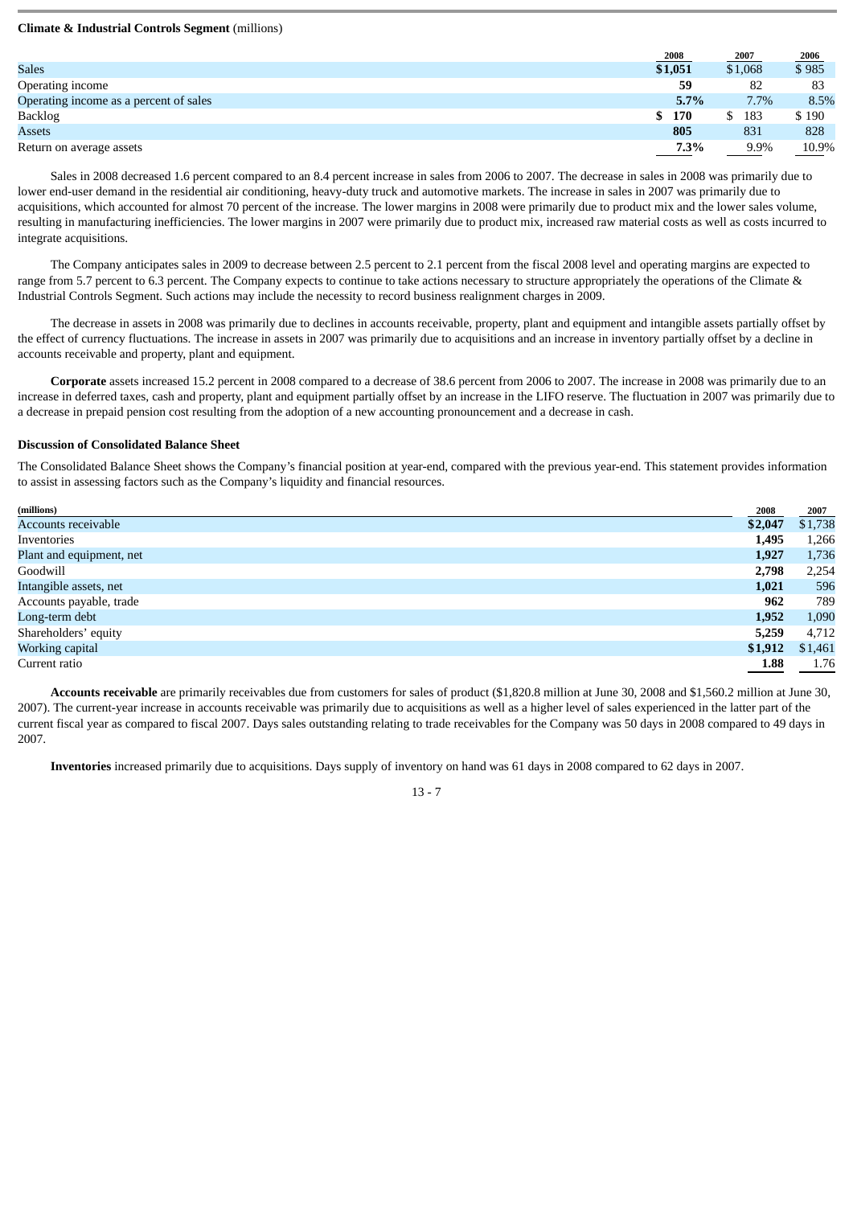**Climate & Industrial Controls Segment** (millions)

| | 2008 | 2007 | 2006 |
|---|---|---|---|
| Sales | **$1,051** | $1,068 | $ 985 |
| Operating income | **59** | 82 | 83 |
| Operating income as a percent of sales | **5.7%** | 7.7% | 8.5% |
| Backlog | **$ 170** | $ 183 | $ 190 |
| Assets | **805** | 831 | 828 |
| Return on average assets | **7.3%** | 9.9% | 10.9% |

Sales in 2008 decreased 1.6 percent compared to an 8.4 percent increase in sales from 2006 to 2007. The decrease in sales in 2008 was primarily due to lower end-user demand in the residential air conditioning, heavy-duty truck and automotive markets. The increase in sales in 2007 was primarily due to acquisitions, which accounted for almost 70 percent of the increase. The lower margins in 2008 were primarily due to product mix and the lower sales volume, resulting in manufacturing inefficiencies. The lower margins in 2007 were primarily due to product mix, increased raw material costs as well as costs incurred to integrate acquisitions.

The Company anticipates sales in 2009 to decrease between 2.5 percent to 2.1 percent from the fiscal 2008 level and operating margins are expected to range from 5.7 percent to 6.3 percent. The Company expects to continue to take actions necessary to structure appropriately the operations of the Climate & Industrial Controls Segment. Such actions may include the necessity to record business realignment charges in 2009.

The decrease in assets in 2008 was primarily due to declines in accounts receivable, property, plant and equipment and intangible assets partially offset by the effect of currency fluctuations. The increase in assets in 2007 was primarily due to acquisitions and an increase in inventory partially offset by a decline in accounts receivable and property, plant and equipment.

**Corporate** assets increased 15.2 percent in 2008 compared to a decrease of 38.6 percent from 2006 to 2007. The increase in 2008 was primarily due to an increase in deferred taxes, cash and property, plant and equipment partially offset by an increase in the LIFO reserve. The fluctuation in 2007 was primarily due to a decrease in prepaid pension cost resulting from the adoption of a new accounting pronouncement and a decrease in cash.

**Discussion of Consolidated Balance Sheet**

The Consolidated Balance Sheet shows the Company's financial position at year-end, compared with the previous year-end. This statement provides information to assist in assessing factors such as the Company's liquidity and financial resources.

| (millions) | 2008 | 2007 |
|---|---|---|
| Accounts receivable | **$2,047** | $1,738 |
| Inventories | **1,495** | 1,266 |
| Plant and equipment, net | **1,927** | 1,736 |
| Goodwill | **2,798** | 2,254 |
| Intangible assets, net | **1,021** | 596 |
| Accounts payable, trade | **962** | 789 |
| Long-term debt | **1,952** | 1,090 |
| Shareholders' equity | **5,259** | 4,712 |
| Working capital | **$1,912** | $1,461 |
| Current ratio | **1.88** | 1.76 |

**Accounts receivable** are primarily receivables due from customers for sales of product ($1,820.8 million at June 30, 2008 and $1,560.2 million at June 30, 2007). The current-year increase in accounts receivable was primarily due to acquisitions as well as a higher level of sales experienced in the latter part of the current fiscal year as compared to fiscal 2007. Days sales outstanding relating to trade receivables for the Company was 50 days in 2008 compared to 49 days in 2007.

**Inventories** increased primarily due to acquisitions. Days supply of inventory on hand was 61 days in 2008 compared to 62 days in 2007.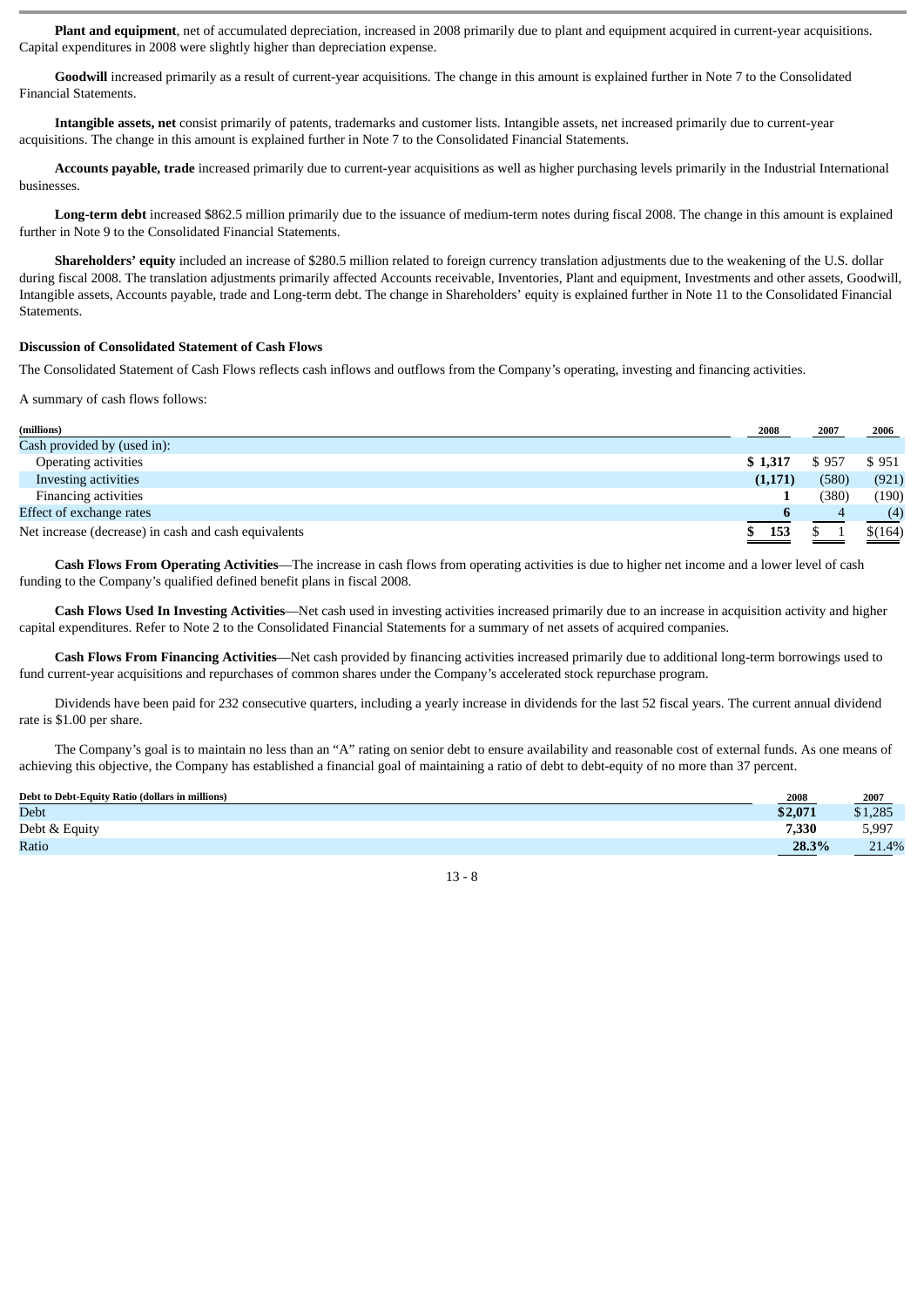**Plant and equipment**, net of accumulated depreciation, increased in 2008 primarily due to plant and equipment acquired in current-year acquisitions. Capital expenditures in 2008 were slightly higher than depreciation expense.

**Goodwill** increased primarily as a result of current-year acquisitions. The change in this amount is explained further in Note 7 to the Consolidated Financial Statements.

**Intangible assets, net** consist primarily of patents, trademarks and customer lists. Intangible assets, net increased primarily due to current-year acquisitions. The change in this amount is explained further in Note 7 to the Consolidated Financial Statements.

**Accounts payable, trade** increased primarily due to current-year acquisitions as well as higher purchasing levels primarily in the Industrial International businesses.

**Long-term debt** increased $862.5 million primarily due to the issuance of medium-term notes during fiscal 2008. The change in this amount is explained further in Note 9 to the Consolidated Financial Statements.

**Shareholders' equity** included an increase of $280.5 million related to foreign currency translation adjustments due to the weakening of the U.S. dollar during fiscal 2008. The translation adjustments primarily affected Accounts receivable, Inventories, Plant and equipment, Investments and other assets, Goodwill, Intangible assets, Accounts payable, trade and Long-term debt. The change in Shareholders' equity is explained further in Note 11 to the Consolidated Financial Statements.

**Discussion of Consolidated Statement of Cash Flows**

The Consolidated Statement of Cash Flows reflects cash inflows and outflows from the Company's operating, investing and financing activities.

A summary of cash flows follows:

| (millions) | 2008 | 2007 | 2006 |
|---|---|---|---|
| Cash provided by (used in): | | | |
| Operating activities | **$ 1,317** | $ 957 | $ 951 |
| Investing activities | **(1,171)** | (580) | (921) |
| Financing activities | **1** | (380) | (190) |
| Effect of exchange rates | **6** | 4 | (4) |
| Net increase (decrease) in cash and cash equivalents | **$ 153** | $ 1 | $(164) |

**Cash Flows From Operating Activities**—The increase in cash flows from operating activities is due to higher net income and a lower level of cash funding to the Company's qualified defined benefit plans in fiscal 2008.

**Cash Flows Used In Investing Activities**—Net cash used in investing activities increased primarily due to an increase in acquisition activity and higher capital expenditures. Refer to Note 2 to the Consolidated Financial Statements for a summary of net assets of acquired companies.

**Cash Flows From Financing Activities**—Net cash provided by financing activities increased primarily due to additional long-term borrowings used to fund current-year acquisitions and repurchases of common shares under the Company's accelerated stock repurchase program.

Dividends have been paid for 232 consecutive quarters, including a yearly increase in dividends for the last 52 fiscal years. The current annual dividend rate is $1.00 per share.

The Company's goal is to maintain no less than an "A" rating on senior debt to ensure availability and reasonable cost of external funds. As one means of achieving this objective, the Company has established a financial goal of maintaining a ratio of debt to debt-equity of no more than 37 percent.

| Debt to Debt-Equity Ratio (dollars in millions) | 2008 | 2007 |
|---|---|---|
| Debt | **$2,071** | $1,285 |
| Debt & Equity | **7,330** | 5,997 |
| Ratio | **28.3%** | 21.4% |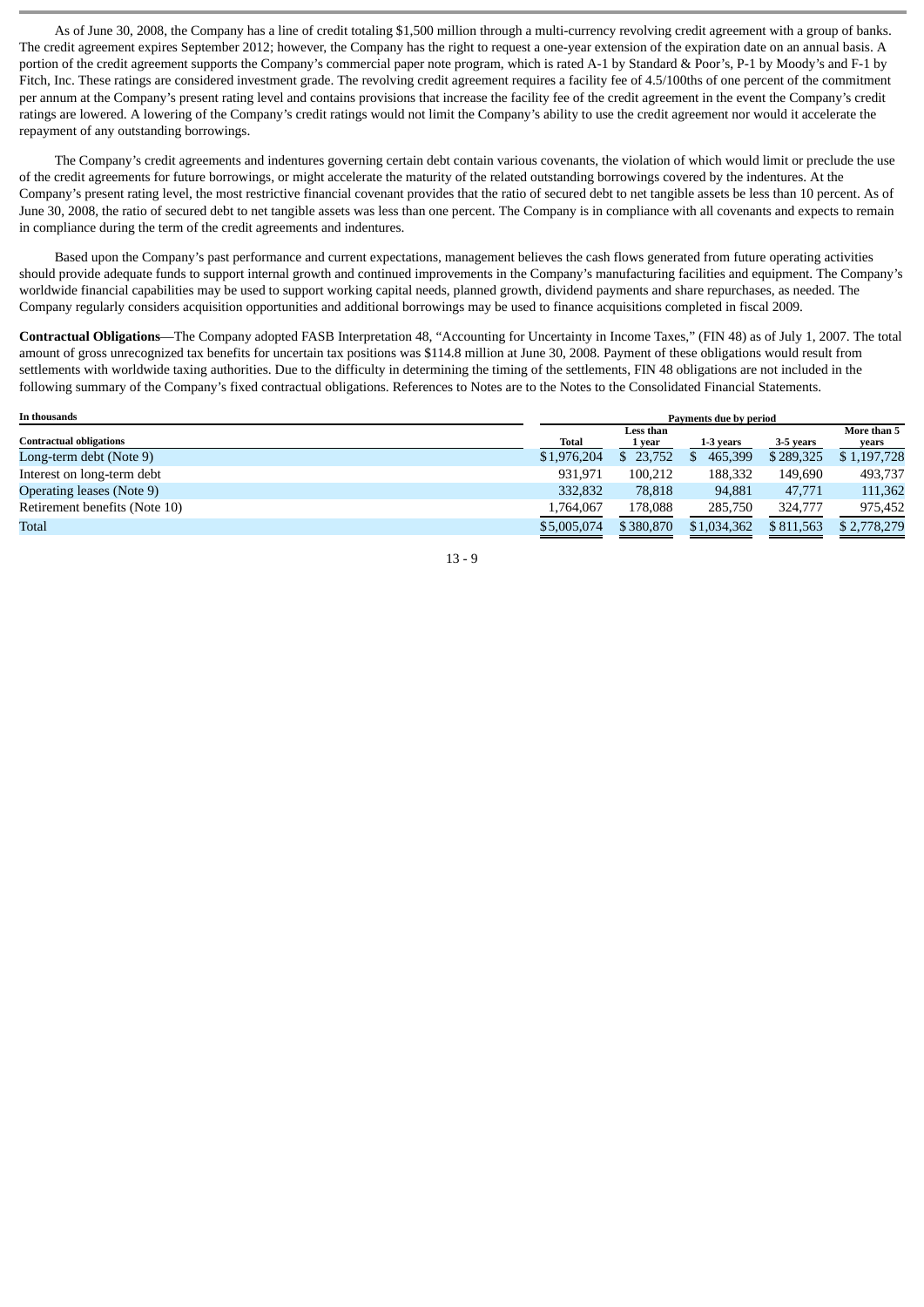As of June 30, 2008, the Company has a line of credit totaling $1,500 million through a multi-currency revolving credit agreement with a group of banks. The credit agreement expires September 2012; however, the Company has the right to request a one-year extension of the expiration date on an annual basis. A portion of the credit agreement supports the Company's commercial paper note program, which is rated A-1 by Standard & Poor's, P-1 by Moody's and F-1 by Fitch, Inc. These ratings are considered investment grade. The revolving credit agreement requires a facility fee of 4.5/100ths of one percent of the commitment per annum at the Company's present rating level and contains provisions that increase the facility fee of the credit agreement in the event the Company's credit ratings are lowered. A lowering of the Company's credit ratings would not limit the Company's ability to use the credit agreement nor would it accelerate the repayment of any outstanding borrowings.

The Company's credit agreements and indentures governing certain debt contain various covenants, the violation of which would limit or preclude the use of the credit agreements for future borrowings, or might accelerate the maturity of the related outstanding borrowings covered by the indentures. At the Company's present rating level, the most restrictive financial covenant provides that the ratio of secured debt to net tangible assets be less than 10 percent. As of June 30, 2008, the ratio of secured debt to net tangible assets was less than one percent. The Company is in compliance with all covenants and expects to remain in compliance during the term of the credit agreements and indentures.

Based upon the Company's past performance and current expectations, management believes the cash flows generated from future operating activities should provide adequate funds to support internal growth and continued improvements in the Company's manufacturing facilities and equipment. The Company's worldwide financial capabilities may be used to support working capital needs, planned growth, dividend payments and share repurchases, as needed. The Company regularly considers acquisition opportunities and additional borrowings may be used to finance acquisitions completed in fiscal 2009.

**Contractual Obligations**—The Company adopted FASB Interpretation 48, "Accounting for Uncertainty in Income Taxes," (FIN 48) as of July 1, 2007. The total amount of gross unrecognized tax benefits for uncertain tax positions was $114.8 million at June 30, 2008. Payment of these obligations would result from settlements with worldwide taxing authorities. Due to the difficulty in determining the timing of the settlements, FIN 48 obligations are not included in the following summary of the Company's fixed contractual obligations. References to Notes are to the Notes to the Consolidated Financial Statements.

| In thousands | Payments due by period | | | | |
|---|---|---|---|---|---|
| Contractual obligations | Total | Less than 1 year | 1-3 years | 3-5 years | More than 5 years |
| Long-term debt (Note 9) | $1,976,204 | $ 23,752 | $ 465,399 | $ 289,325 | $ 1,197,728 |
| Interest on long-term debt | 931,971 | 100,212 | 188,332 | 149,690 | 493,737 |
| Operating leases (Note 9) | 332,832 | 78,818 | 94,881 | 47,771 | 111,362 |
| Retirement benefits (Note 10) | 1,764,067 | 178,088 | 285,750 | 324,777 | 975,452 |
| Total | $5,005,074 | $ 380,870 | $1,034,362 | $ 811,563 | $ 2,778,279 |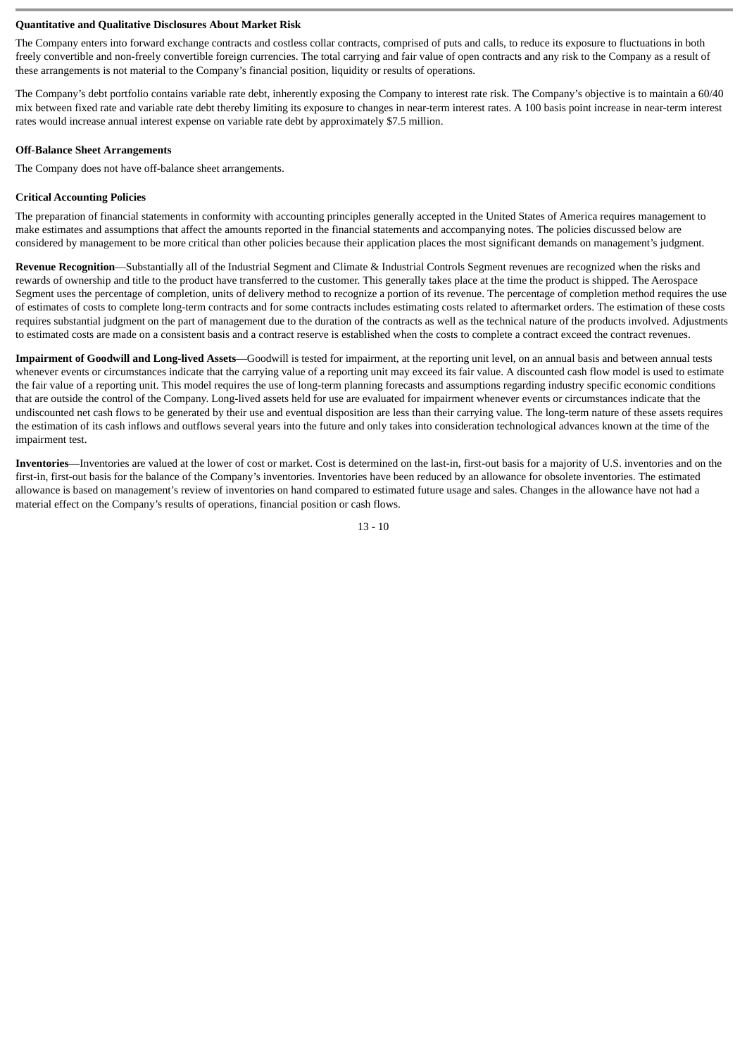**Quantitative and Qualitative Disclosures About Market Risk**

The Company enters into forward exchange contracts and costless collar contracts, comprised of puts and calls, to reduce its exposure to fluctuations in both freely convertible and non-freely convertible foreign currencies. The total carrying and fair value of open contracts and any risk to the Company as a result of these arrangements is not material to the Company's financial position, liquidity or results of operations.

The Company's debt portfolio contains variable rate debt, inherently exposing the Company to interest rate risk. The Company's objective is to maintain a 60/40 mix between fixed rate and variable rate debt thereby limiting its exposure to changes in near-term interest rates. A 100 basis point increase in near-term interest rates would increase annual interest expense on variable rate debt by approximately $7.5 million.

**Off-Balance Sheet Arrangements**

The Company does not have off-balance sheet arrangements.

**Critical Accounting Policies**

The preparation of financial statements in conformity with accounting principles generally accepted in the United States of America requires management to make estimates and assumptions that affect the amounts reported in the financial statements and accompanying notes. The policies discussed below are considered by management to be more critical than other policies because their application places the most significant demands on management's judgment.

**Revenue Recognition**—Substantially all of the Industrial Segment and Climate & Industrial Controls Segment revenues are recognized when the risks and rewards of ownership and title to the product have transferred to the customer. This generally takes place at the time the product is shipped. The Aerospace Segment uses the percentage of completion, units of delivery method to recognize a portion of its revenue. The percentage of completion method requires the use of estimates of costs to complete long-term contracts and for some contracts includes estimating costs related to aftermarket orders. The estimation of these costs requires substantial judgment on the part of management due to the duration of the contracts as well as the technical nature of the products involved. Adjustments to estimated costs are made on a consistent basis and a contract reserve is established when the costs to complete a contract exceed the contract revenues.

**Impairment of Goodwill and Long-lived Assets**—Goodwill is tested for impairment, at the reporting unit level, on an annual basis and between annual tests whenever events or circumstances indicate that the carrying value of a reporting unit may exceed its fair value. A discounted cash flow model is used to estimate the fair value of a reporting unit. This model requires the use of long-term planning forecasts and assumptions regarding industry specific economic conditions that are outside the control of the Company. Long-lived assets held for use are evaluated for impairment whenever events or circumstances indicate that the undiscounted net cash flows to be generated by their use and eventual disposition are less than their carrying value. The long-term nature of these assets requires the estimation of its cash inflows and outflows several years into the future and only takes into consideration technological advances known at the time of the impairment test.

**Inventories**—Inventories are valued at the lower of cost or market. Cost is determined on the last-in, first-out basis for a majority of U.S. inventories and on the first-in, first-out basis for the balance of the Company's inventories. Inventories have been reduced by an allowance for obsolete inventories. The estimated allowance is based on management's review of inventories on hand compared to estimated future usage and sales. Changes in the allowance have not had a material effect on the Company's results of operations, financial position or cash flows.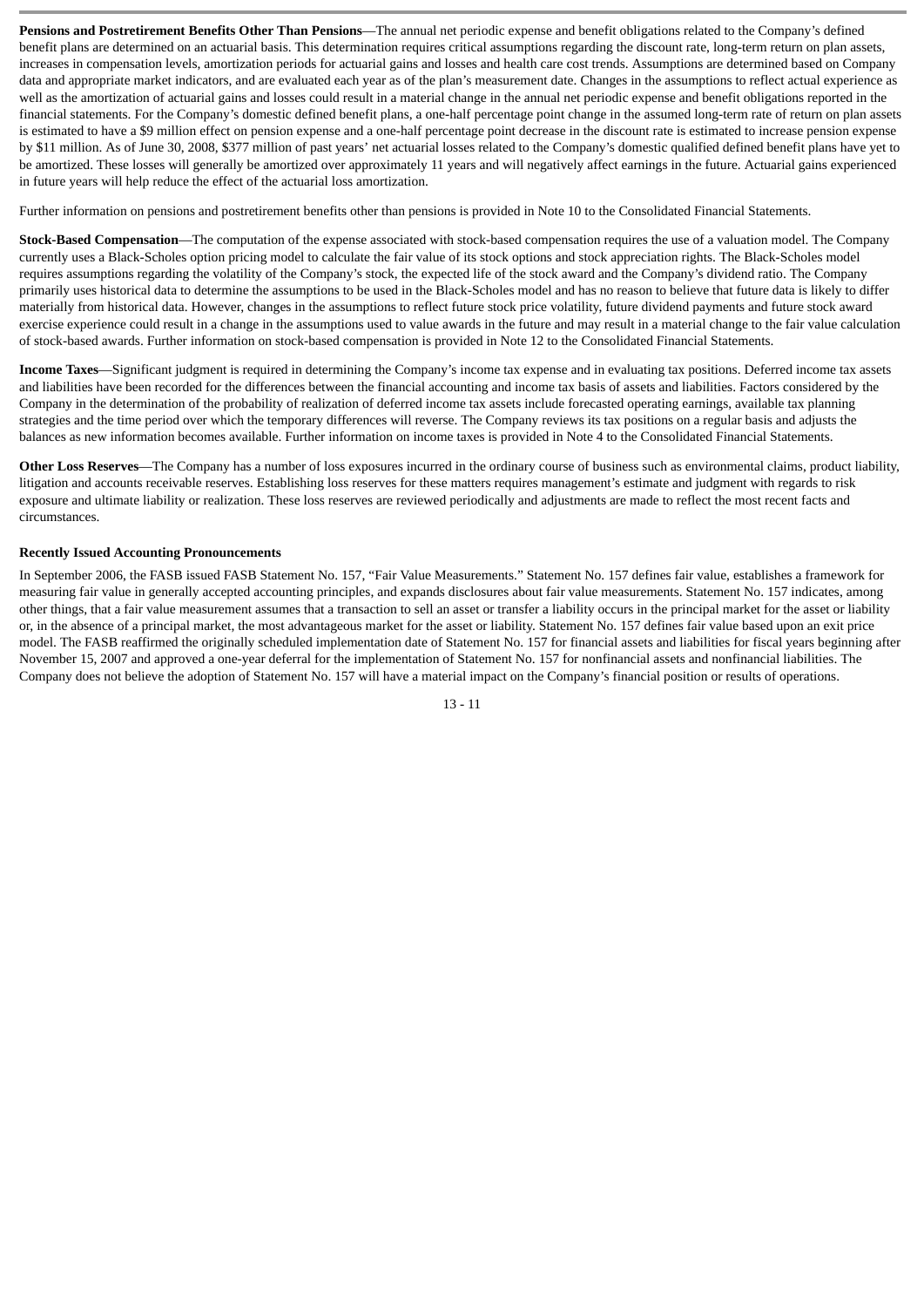**Pensions and Postretirement Benefits Other Than Pensions**—The annual net periodic expense and benefit obligations related to the Company's defined benefit plans are determined on an actuarial basis. This determination requires critical assumptions regarding the discount rate, long-term return on plan assets, increases in compensation levels, amortization periods for actuarial gains and losses and health care cost trends. Assumptions are determined based on Company data and appropriate market indicators, and are evaluated each year as of the plan's measurement date. Changes in the assumptions to reflect actual experience as well as the amortization of actuarial gains and losses could result in a material change in the annual net periodic expense and benefit obligations reported in the financial statements. For the Company's domestic defined benefit plans, a one-half percentage point change in the assumed long-term rate of return on plan assets is estimated to have a $9 million effect on pension expense and a one-half percentage point decrease in the discount rate is estimated to increase pension expense by $11 million. As of June 30, 2008, $377 million of past years' net actuarial losses related to the Company's domestic qualified defined benefit plans have yet to be amortized. These losses will generally be amortized over approximately 11 years and will negatively affect earnings in the future. Actuarial gains experienced in future years will help reduce the effect of the actuarial loss amortization.

Further information on pensions and postretirement benefits other than pensions is provided in Note 10 to the Consolidated Financial Statements.

**Stock-Based Compensation**—The computation of the expense associated with stock-based compensation requires the use of a valuation model. The Company currently uses a Black-Scholes option pricing model to calculate the fair value of its stock options and stock appreciation rights. The Black-Scholes model requires assumptions regarding the volatility of the Company's stock, the expected life of the stock award and the Company's dividend ratio. The Company primarily uses historical data to determine the assumptions to be used in the Black-Scholes model and has no reason to believe that future data is likely to differ materially from historical data. However, changes in the assumptions to reflect future stock price volatility, future dividend payments and future stock award exercise experience could result in a change in the assumptions used to value awards in the future and may result in a material change to the fair value calculation of stock-based awards. Further information on stock-based compensation is provided in Note 12 to the Consolidated Financial Statements.

**Income Taxes**—Significant judgment is required in determining the Company's income tax expense and in evaluating tax positions. Deferred income tax assets and liabilities have been recorded for the differences between the financial accounting and income tax basis of assets and liabilities. Factors considered by the Company in the determination of the probability of realization of deferred income tax assets include forecasted operating earnings, available tax planning strategies and the time period over which the temporary differences will reverse. The Company reviews its tax positions on a regular basis and adjusts the balances as new information becomes available. Further information on income taxes is provided in Note 4 to the Consolidated Financial Statements.

**Other Loss Reserves**—The Company has a number of loss exposures incurred in the ordinary course of business such as environmental claims, product liability, litigation and accounts receivable reserves. Establishing loss reserves for these matters requires management's estimate and judgment with regards to risk exposure and ultimate liability or realization. These loss reserves are reviewed periodically and adjustments are made to reflect the most recent facts and circumstances.

**Recently Issued Accounting Pronouncements**

In September 2006, the FASB issued FASB Statement No. 157, "Fair Value Measurements." Statement No. 157 defines fair value, establishes a framework for measuring fair value in generally accepted accounting principles, and expands disclosures about fair value measurements. Statement No. 157 indicates, among other things, that a fair value measurement assumes that a transaction to sell an asset or transfer a liability occurs in the principal market for the asset or liability or, in the absence of a principal market, the most advantageous market for the asset or liability. Statement No. 157 defines fair value based upon an exit price model. The FASB reaffirmed the originally scheduled implementation date of Statement No. 157 for financial assets and liabilities for fiscal years beginning after November 15, 2007 and approved a one-year deferral for the implementation of Statement No. 157 for nonfinancial assets and nonfinancial liabilities. The Company does not believe the adoption of Statement No. 157 will have a material impact on the Company's financial position or results of operations.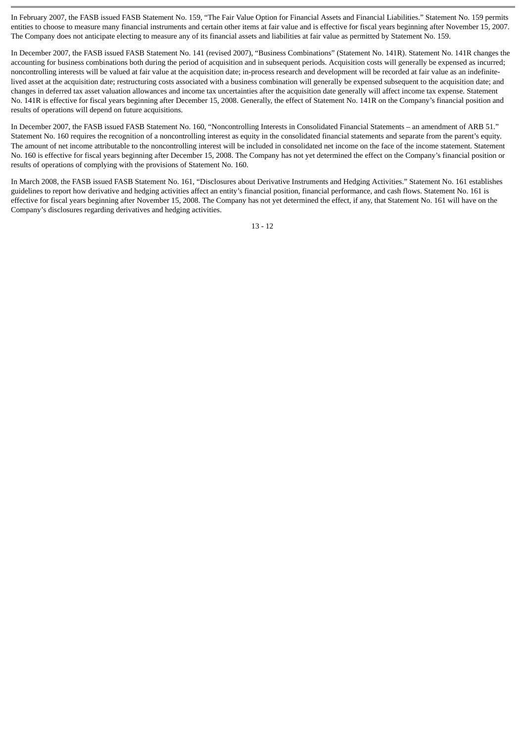In February 2007, the FASB issued FASB Statement No. 159, "The Fair Value Option for Financial Assets and Financial Liabilities." Statement No. 159 permits entities to choose to measure many financial instruments and certain other items at fair value and is effective for fiscal years beginning after November 15, 2007. The Company does not anticipate electing to measure any of its financial assets and liabilities at fair value as permitted by Statement No. 159.

In December 2007, the FASB issued FASB Statement No. 141 (revised 2007), "Business Combinations" (Statement No. 141R). Statement No. 141R changes the accounting for business combinations both during the period of acquisition and in subsequent periods. Acquisition costs will generally be expensed as incurred; noncontrolling interests will be valued at fair value at the acquisition date; in-process research and development will be recorded at fair value as an indefinite-lived asset at the acquisition date; restructuring costs associated with a business combination will generally be expensed subsequent to the acquisition date; and changes in deferred tax asset valuation allowances and income tax uncertainties after the acquisition date generally will affect income tax expense. Statement No. 141R is effective for fiscal years beginning after December 15, 2008. Generally, the effect of Statement No. 141R on the Company's financial position and results of operations will depend on future acquisitions.

In December 2007, the FASB issued FASB Statement No. 160, "Noncontrolling Interests in Consolidated Financial Statements – an amendment of ARB 51." Statement No. 160 requires the recognition of a noncontrolling interest as equity in the consolidated financial statements and separate from the parent's equity. The amount of net income attributable to the noncontrolling interest will be included in consolidated net income on the face of the income statement. Statement No. 160 is effective for fiscal years beginning after December 15, 2008. The Company has not yet determined the effect on the Company's financial position or results of operations of complying with the provisions of Statement No. 160.

In March 2008, the FASB issued FASB Statement No. 161, "Disclosures about Derivative Instruments and Hedging Activities." Statement No. 161 establishes guidelines to report how derivative and hedging activities affect an entity's financial position, financial performance, and cash flows. Statement No. 161 is effective for fiscal years beginning after November 15, 2008. The Company has not yet determined the effect, if any, that Statement No. 161 will have on the Company's disclosures regarding derivatives and hedging activities.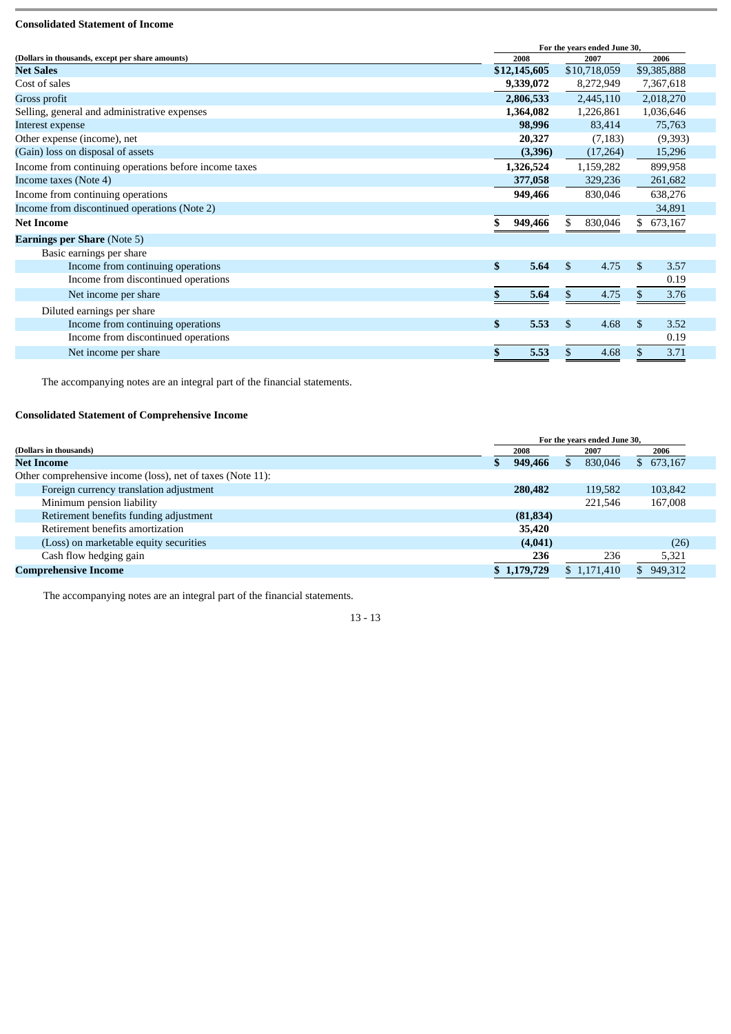**Consolidated Statement of Income**

| (Dollars in thousands, except per share amounts) | For the years ended June 30, 2008 | 2007 | 2006 |
|---|---|---|---|
| **Net Sales** | **$12,145,605** | $10,718,059 | $9,385,888 |
| Cost of sales | **9,339,072** | 8,272,949 | 7,367,618 |
| Gross profit | **2,806,533** | 2,445,110 | 2,018,270 |
| Selling, general and administrative expenses | **1,364,082** | 1,226,861 | 1,036,646 |
| Interest expense | **98,996** | 83,414 | 75,763 |
| Other expense (income), net | **20,327** | (7,183) | (9,393) |
| (Gain) loss on disposal of assets | **(3,396)** | (17,264) | 15,296 |
| Income from continuing operations before income taxes | **1,326,524** | 1,159,282 | 899,958 |
| Income taxes (Note 4) | **377,058** | 329,236 | 261,682 |
| Income from continuing operations | **949,466** | 830,046 | 638,276 |
| Income from discontinued operations (Note 2) | | | 34,891 |
| **Net Income** | **$ 949,466** | $ 830,046 | $ 673,167 |
| **Earnings per Share** (Note 5) | | | |
| Basic earnings per share | | | |
| Income from continuing operations | **$ 5.64** | $ 4.75 | $ 3.57 |
| Income from discontinued operations | | | 0.19 |
| Net income per share | **$ 5.64** | $ 4.75 | $ 3.76 |
| Diluted earnings per share | | | |
| Income from continuing operations | **$ 5.53** | $ 4.68 | $ 3.52 |
| Income from discontinued operations | | | 0.19 |
| Net income per share | **$ 5.53** | $ 4.68 | $ 3.71 |

The accompanying notes are an integral part of the financial statements.

**Consolidated Statement of Comprehensive Income**

| (Dollars in thousands) | For the years ended June 30, 2008 | 2007 | 2006 |
|---|---|---|---|
| **Net Income** | **$ 949,466** | $ 830,046 | $ 673,167 |
| Other comprehensive income (loss), net of taxes (Note 11): | | | |
| Foreign currency translation adjustment | **280,482** | 119,582 | 103,842 |
| Minimum pension liability | | 221,546 | 167,008 |
| Retirement benefits funding adjustment | **(81,834)** | | |
| Retirement benefits amortization | **35,420** | | |
| (Loss) on marketable equity securities | **(4,041)** | | (26) |
| Cash flow hedging gain | **236** | 236 | 5,321 |
| **Comprehensive Income** | **$ 1,179,729** | $ 1,171,410 | $ 949,312 |

The accompanying notes are an integral part of the financial statements.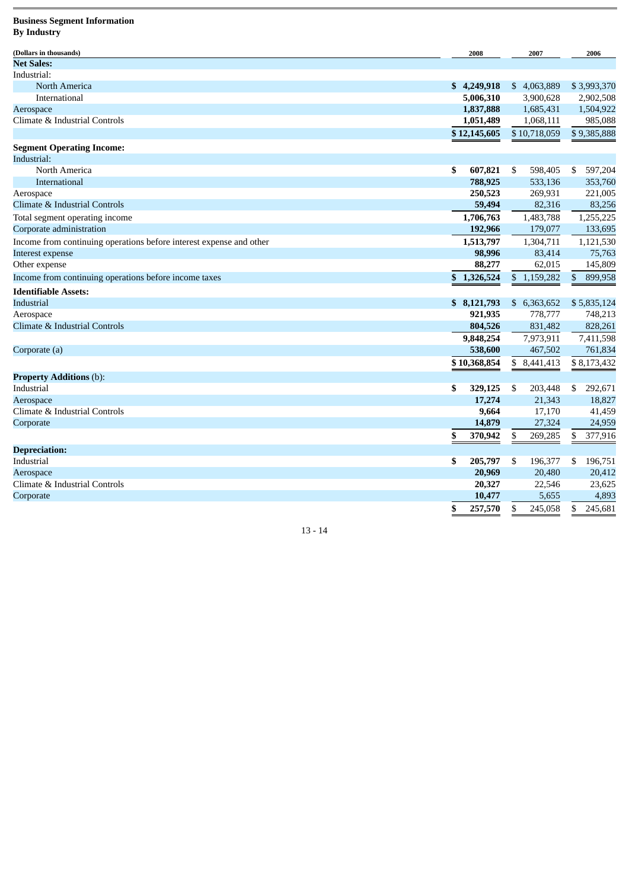**Business Segment Information**
**By Industry**

| (Dollars in thousands) | 2008 | 2007 | 2006 |
|---|---|---|---|
| **Net Sales:** | | | |
| Industrial: | | | |
| North America | **$ 4,249,918** | $ 4,063,889 | $ 3,993,370 |
| International | **5,006,310** | 3,900,628 | 2,902,508 |
| Aerospace | **1,837,888** | 1,685,431 | 1,504,922 |
| Climate & Industrial Controls | **1,051,489** | 1,068,111 | 985,088 |
| | **$ 12,145,605** | $ 10,718,059 | $ 9,385,888 |
| **Segment Operating Income:** | | | |
| Industrial: | | | |
| North America | **$ 607,821** | $ 598,405 | $ 597,204 |
| International | **788,925** | 533,136 | 353,760 |
| Aerospace | **250,523** | 269,931 | 221,005 |
| Climate & Industrial Controls | **59,494** | 82,316 | 83,256 |
| Total segment operating income | **1,706,763** | 1,483,788 | 1,255,225 |
| Corporate administration | **192,966** | 179,077 | 133,695 |
| Income from continuing operations before interest expense and other | **1,513,797** | 1,304,711 | 1,121,530 |
| Interest expense | **98,996** | 83,414 | 75,763 |
| Other expense | **88,277** | 62,015 | 145,809 |
| Income from continuing operations before income taxes | **$ 1,326,524** | $ 1,159,282 | $ 899,958 |
| **Identifiable Assets:** | | | |
| Industrial | **$ 8,121,793** | $ 6,363,652 | $ 5,835,124 |
| Aerospace | **921,935** | 778,777 | 748,213 |
| Climate & Industrial Controls | **804,526** | 831,482 | 828,261 |
| | **9,848,254** | 7,973,911 | 7,411,598 |
| Corporate (a) | **538,600** | 467,502 | 761,834 |
| | **$ 10,368,854** | $ 8,441,413 | $ 8,173,432 |
| **Property Additions** (b): | | | |
| Industrial | **$ 329,125** | $ 203,448 | $ 292,671 |
| Aerospace | **17,274** | 21,343 | 18,827 |
| Climate & Industrial Controls | **9,664** | 17,170 | 41,459 |
| Corporate | **14,879** | 27,324 | 24,959 |
| | **$ 370,942** | $ 269,285 | $ 377,916 |
| **Depreciation:** | | | |
| Industrial | **$ 205,797** | $ 196,377 | $ 196,751 |
| Aerospace | **20,969** | 20,480 | 20,412 |
| Climate & Industrial Controls | **20,327** | 22,546 | 23,625 |
| Corporate | **10,477** | 5,655 | 4,893 |
| | **$ 257,570** | $ 245,058 | $ 245,681 |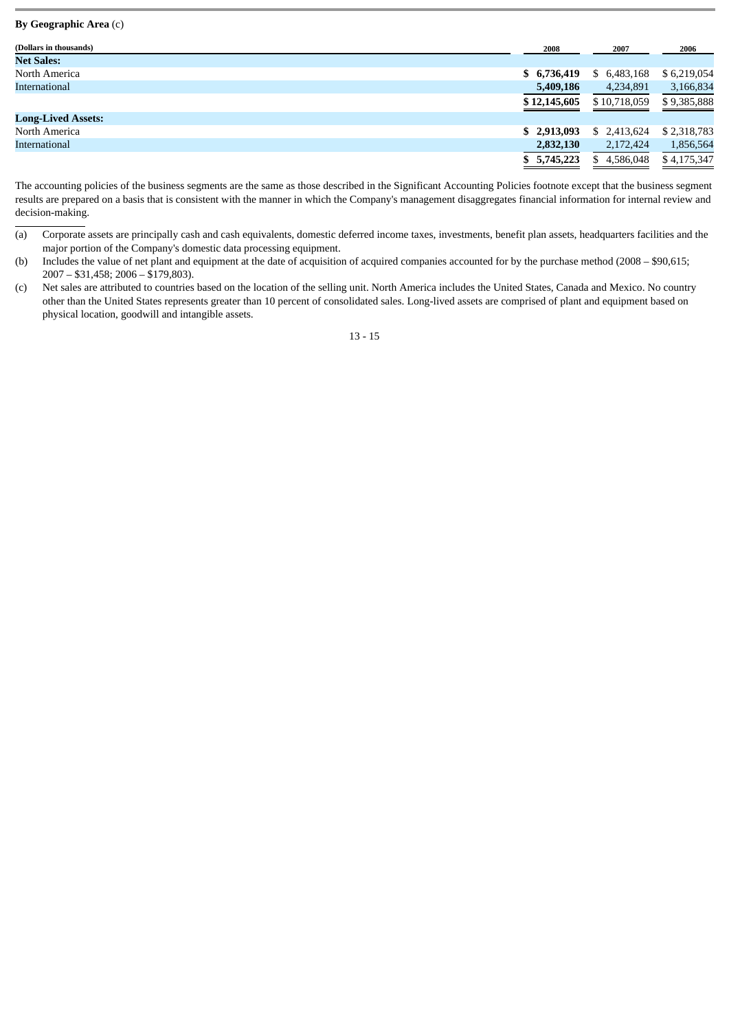**By Geographic Area** (c)

| (Dollars in thousands) | 2008 | 2007 | 2006 |
|---|---|---|---|
| **Net Sales:** | | | |
| North America | **$ 6,736,419** | $ 6,483,168 | $ 6,219,054 |
| International | **5,409,186** | 4,234,891 | 3,166,834 |
| | **$ 12,145,605** | $ 10,718,059 | $ 9,385,888 |
| **Long-Lived Assets:** | | | |
| North America | **$ 2,913,093** | $ 2,413,624 | $ 2,318,783 |
| International | **2,832,130** | 2,172,424 | 1,856,564 |
| | **$ 5,745,223** | $ 4,586,048 | $ 4,175,347 |

The accounting policies of the business segments are the same as those described in the Significant Accounting Policies footnote except that the business segment results are prepared on a basis that is consistent with the manner in which the Company's management disaggregates financial information for internal review and decision-making.

(a) Corporate assets are principally cash and cash equivalents, domestic deferred income taxes, investments, benefit plan assets, headquarters facilities and the major portion of the Company's domestic data processing equipment.

(b) Includes the value of net plant and equipment at the date of acquisition of acquired companies accounted for by the purchase method (2008 – $90,615; 2007 – $31,458; 2006 – $179,803).

(c) Net sales are attributed to countries based on the location of the selling unit. North America includes the United States, Canada and Mexico. No country other than the United States represents greater than 10 percent of consolidated sales. Long-lived assets are comprised of plant and equipment based on physical location, goodwill and intangible assets.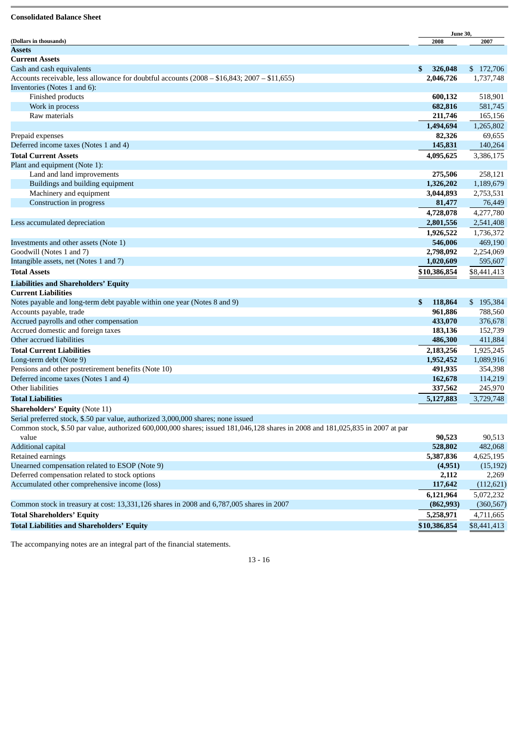**Consolidated Balance Sheet**

| (Dollars in thousands) | June 30, 2008 | 2007 |
|---|---|---|
| **Assets** | | |
| **Current Assets** | | |
| Cash and cash equivalents | **$ 326,048** | $ 172,706 |
| Accounts receivable, less allowance for doubtful accounts (2008 – $16,843; 2007 – $11,655) | **2,046,726** | 1,737,748 |
| Inventories (Notes 1 and 6): | | |
| Finished products | **600,132** | 518,901 |
| Work in process | **682,816** | 581,745 |
| Raw materials | **211,746** | 165,156 |
| | **1,494,694** | 1,265,802 |
| Prepaid expenses | **82,326** | 69,655 |
| Deferred income taxes (Notes 1 and 4) | **145,831** | 140,264 |
| **Total Current Assets** | **4,095,625** | 3,386,175 |
| Plant and equipment (Note 1): | | |
| Land and land improvements | **275,506** | 258,121 |
| Buildings and building equipment | **1,326,202** | 1,189,679 |
| Machinery and equipment | **3,044,893** | 2,753,531 |
| Construction in progress | **81,477** | 76,449 |
| | **4,728,078** | 4,277,780 |
| Less accumulated depreciation | **2,801,556** | 2,541,408 |
| | **1,926,522** | 1,736,372 |
| Investments and other assets (Note 1) | **546,006** | 469,190 |
| Goodwill (Notes 1 and 7) | **2,798,092** | 2,254,069 |
| Intangible assets, net (Notes 1 and 7) | **1,020,609** | 595,607 |
| **Total Assets** | **$10,386,854** | $8,441,413 |
| **Liabilities and Shareholders' Equity** | | |
| **Current Liabilities** | | |
| Notes payable and long-term debt payable within one year (Notes 8 and 9) | **$ 118,864** | $ 195,384 |
| Accounts payable, trade | **961,886** | 788,560 |
| Accrued payrolls and other compensation | **433,070** | 376,678 |
| Accrued domestic and foreign taxes | **183,136** | 152,739 |
| Other accrued liabilities | **486,300** | 411,884 |
| **Total Current Liabilities** | **2,183,256** | 1,925,245 |
| Long-term debt (Note 9) | **1,952,452** | 1,089,916 |
| Pensions and other postretirement benefits (Note 10) | **491,935** | 354,398 |
| Deferred income taxes (Notes 1 and 4) | **162,678** | 114,219 |
| Other liabilities | **337,562** | 245,970 |
| **Total Liabilities** | **5,127,883** | 3,729,748 |
| **Shareholders' Equity** (Note 11) | | |
| Serial preferred stock, $.50 par value, authorized 3,000,000 shares; none issued | | |
| Common stock, $.50 par value, authorized 600,000,000 shares; issued 181,046,128 shares in 2008 and 181,025,835 in 2007 at par value | **90,523** | 90,513 |
| Additional capital | **528,802** | 482,068 |
| Retained earnings | **5,387,836** | 4,625,195 |
| Unearned compensation related to ESOP (Note 9) | **(4,951)** | (15,192) |
| Deferred compensation related to stock options | **2,112** | 2,269 |
| Accumulated other comprehensive income (loss) | **117,642** | (112,621) |
| | **6,121,964** | 5,072,232 |
| Common stock in treasury at cost: 13,331,126 shares in 2008 and 6,787,005 shares in 2007 | **(862,993)** | (360,567) |
| **Total Shareholders' Equity** | **5,258,971** | 4,711,665 |
| **Total Liabilities and Shareholders' Equity** | **$10,386,854** | $8,441,413 |

The accompanying notes are an integral part of the financial statements.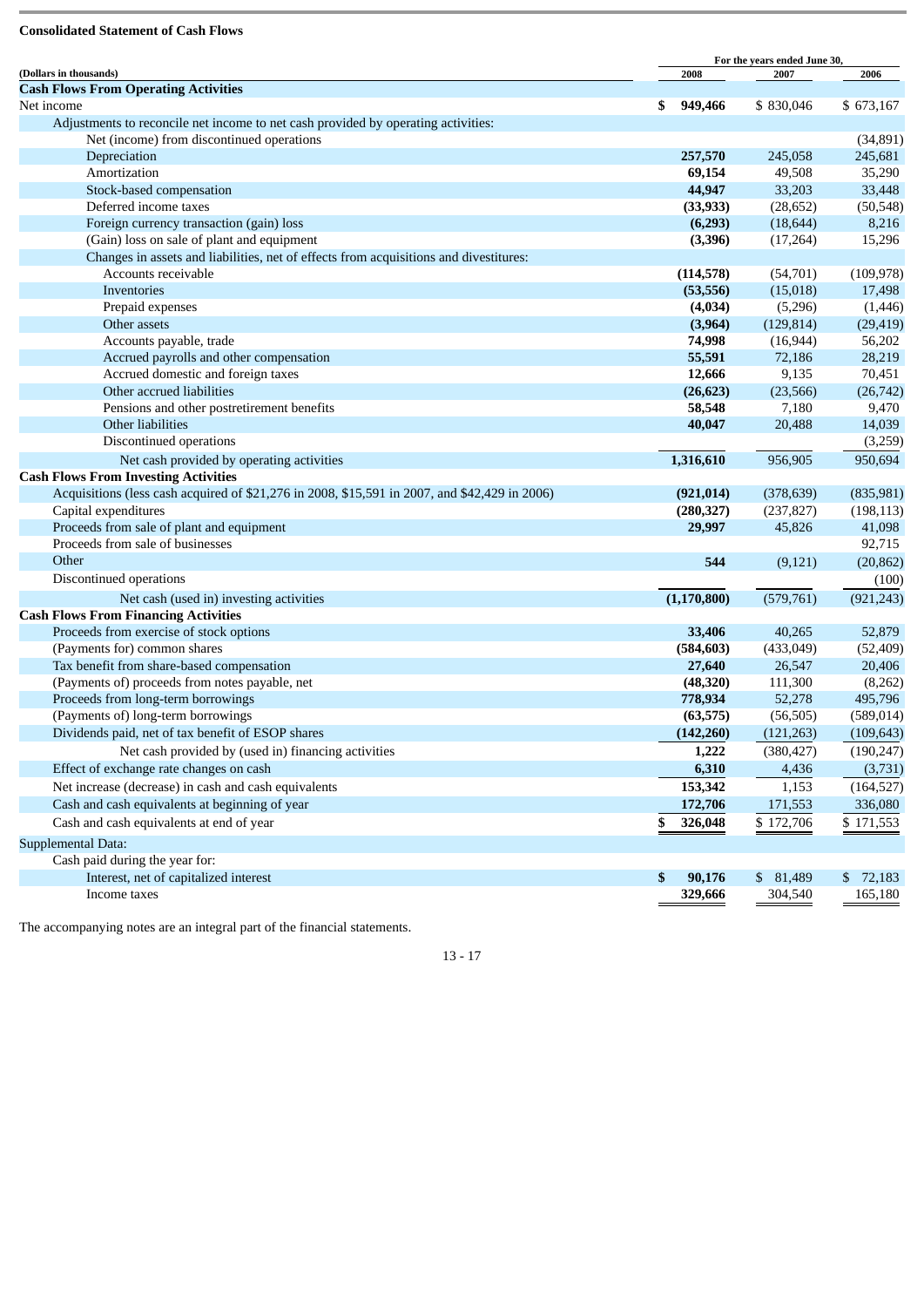**Consolidated Statement of Cash Flows**

| (Dollars in thousands) | For the years ended June 30, 2008 | 2007 | 2006 |
|---|---|---|---|
| **Cash Flows From Operating Activities** | | | |
| Net income | **$ 949,466** | $ 830,046 | $ 673,167 |
| Adjustments to reconcile net income to net cash provided by operating activities: | | | |
| Net (income) from discontinued operations | | | (34,891) |
| Depreciation | **257,570** | 245,058 | 245,681 |
| Amortization | **69,154** | 49,508 | 35,290 |
| Stock-based compensation | **44,947** | 33,203 | 33,448 |
| Deferred income taxes | **(33,933)** | (28,652) | (50,548) |
| Foreign currency transaction (gain) loss | **(6,293)** | (18,644) | 8,216 |
| (Gain) loss on sale of plant and equipment | **(3,396)** | (17,264) | 15,296 |
| Changes in assets and liabilities, net of effects from acquisitions and divestitures: | | | |
| Accounts receivable | **(114,578)** | (54,701) | (109,978) |
| Inventories | **(53,556)** | (15,018) | 17,498 |
| Prepaid expenses | **(4,034)** | (5,296) | (1,446) |
| Other assets | **(3,964)** | (129,814) | (29,419) |
| Accounts payable, trade | **74,998** | (16,944) | 56,202 |
| Accrued payrolls and other compensation | **55,591** | 72,186 | 28,219 |
| Accrued domestic and foreign taxes | **12,666** | 9,135 | 70,451 |
| Other accrued liabilities | **(26,623)** | (23,566) | (26,742) |
| Pensions and other postretirement benefits | **58,548** | 7,180 | 9,470 |
| Other liabilities | **40,047** | 20,488 | 14,039 |
| Discontinued operations | | | (3,259) |
| Net cash provided by operating activities | **1,316,610** | 956,905 | 950,694 |
| **Cash Flows From Investing Activities** | | | |
| Acquisitions (less cash acquired of $21,276 in 2008, $15,591 in 2007, and $42,429 in 2006) | **(921,014)** | (378,639) | (835,981) |
| Capital expenditures | **(280,327)** | (237,827) | (198,113) |
| Proceeds from sale of plant and equipment | **29,997** | 45,826 | 41,098 |
| Proceeds from sale of businesses | | | 92,715 |
| Other | **544** | (9,121) | (20,862) |
| Discontinued operations | | | (100) |
| Net cash (used in) investing activities | **(1,170,800)** | (579,761) | (921,243) |
| **Cash Flows From Financing Activities** | | | |
| Proceeds from exercise of stock options | **33,406** | 40,265 | 52,879 |
| (Payments for) common shares | **(584,603)** | (433,049) | (52,409) |
| Tax benefit from share-based compensation | **27,640** | 26,547 | 20,406 |
| (Payments of) proceeds from notes payable, net | **(48,320)** | 111,300 | (8,262) |
| Proceeds from long-term borrowings | **778,934** | 52,278 | 495,796 |
| (Payments of) long-term borrowings | **(63,575)** | (56,505) | (589,014) |
| Dividends paid, net of tax benefit of ESOP shares | **(142,260)** | (121,263) | (109,643) |
| Net cash provided by (used in) financing activities | **1,222** | (380,427) | (190,247) |
| Effect of exchange rate changes on cash | **6,310** | 4,436 | (3,731) |
| Net increase (decrease) in cash and cash equivalents | **153,342** | 1,153 | (164,527) |
| Cash and cash equivalents at beginning of year | **172,706** | 171,553 | 336,080 |
| Cash and cash equivalents at end of year | **$ 326,048** | $ 172,706 | $ 171,553 |
| Supplemental Data: | | | |
| Cash paid during the year for: | | | |
| Interest, net of capitalized interest | **$ 90,176** | $ 81,489 | $ 72,183 |
| Income taxes | **329,666** | 304,540 | 165,180 |

The accompanying notes are an integral part of the financial statements.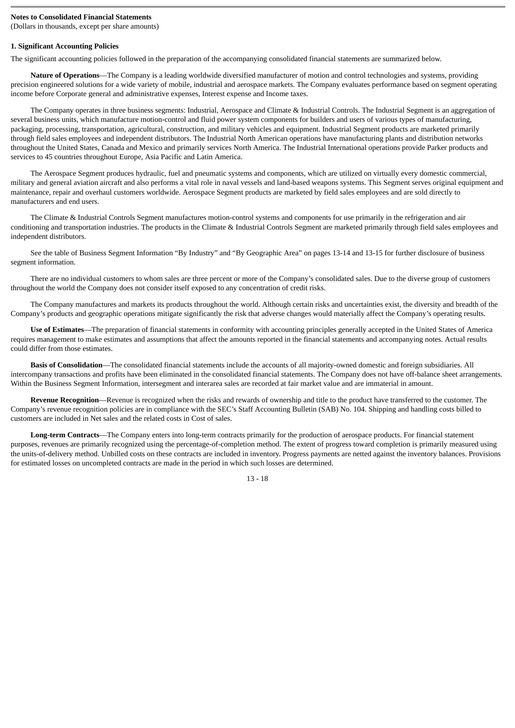**Notes to Consolidated Financial Statements**
(Dollars in thousands, except per share amounts)

**1. Significant Accounting Policies**

The significant accounting policies followed in the preparation of the accompanying consolidated financial statements are summarized below.

**Nature of Operations**—The Company is a leading worldwide diversified manufacturer of motion and control technologies and systems, providing precision engineered solutions for a wide variety of mobile, industrial and aerospace markets. The Company evaluates performance based on segment operating income before Corporate general and administrative expenses, Interest expense and Income taxes.

The Company operates in three business segments: Industrial, Aerospace and Climate & Industrial Controls. The Industrial Segment is an aggregation of several business units, which manufacture motion-control and fluid power system components for builders and users of various types of manufacturing, packaging, processing, transportation, agricultural, construction, and military vehicles and equipment. Industrial Segment products are marketed primarily through field sales employees and independent distributors. The Industrial North American operations have manufacturing plants and distribution networks throughout the United States, Canada and Mexico and primarily services North America. The Industrial International operations provide Parker products and services to 45 countries throughout Europe, Asia Pacific and Latin America.

The Aerospace Segment produces hydraulic, fuel and pneumatic systems and components, which are utilized on virtually every domestic commercial, military and general aviation aircraft and also performs a vital role in naval vessels and land-based weapons systems. This Segment serves original equipment and maintenance, repair and overhaul customers worldwide. Aerospace Segment products are marketed by field sales employees and are sold directly to manufacturers and end users.

The Climate & Industrial Controls Segment manufactures motion-control systems and components for use primarily in the refrigeration and air conditioning and transportation industries. The products in the Climate & Industrial Controls Segment are marketed primarily through field sales employees and independent distributors.

See the table of Business Segment Information "By Industry" and "By Geographic Area" on pages 13-14 and 13-15 for further disclosure of business segment information.

There are no individual customers to whom sales are three percent or more of the Company's consolidated sales. Due to the diverse group of customers throughout the world the Company does not consider itself exposed to any concentration of credit risks.

The Company manufactures and markets its products throughout the world. Although certain risks and uncertainties exist, the diversity and breadth of the Company's products and geographic operations mitigate significantly the risk that adverse changes would materially affect the Company's operating results.

**Use of Estimates**—The preparation of financial statements in conformity with accounting principles generally accepted in the United States of America requires management to make estimates and assumptions that affect the amounts reported in the financial statements and accompanying notes. Actual results could differ from those estimates.

**Basis of Consolidation**—The consolidated financial statements include the accounts of all majority-owned domestic and foreign subsidiaries. All intercompany transactions and profits have been eliminated in the consolidated financial statements. The Company does not have off-balance sheet arrangements. Within the Business Segment Information, intersegment and interarea sales are recorded at fair market value and are immaterial in amount.

**Revenue Recognition**—Revenue is recognized when the risks and rewards of ownership and title to the product have transferred to the customer. The Company's revenue recognition policies are in compliance with the SEC's Staff Accounting Bulletin (SAB) No. 104. Shipping and handling costs billed to customers are included in Net sales and the related costs in Cost of sales.

**Long-term Contracts**—The Company enters into long-term contracts primarily for the production of aerospace products. For financial statement purposes, revenues are primarily recognized using the percentage-of-completion method. The extent of progress toward completion is primarily measured using the units-of-delivery method. Unbilled costs on these contracts are included in inventory. Progress payments are netted against the inventory balances. Provisions for estimated losses on uncompleted contracts are made in the period in which such losses are determined.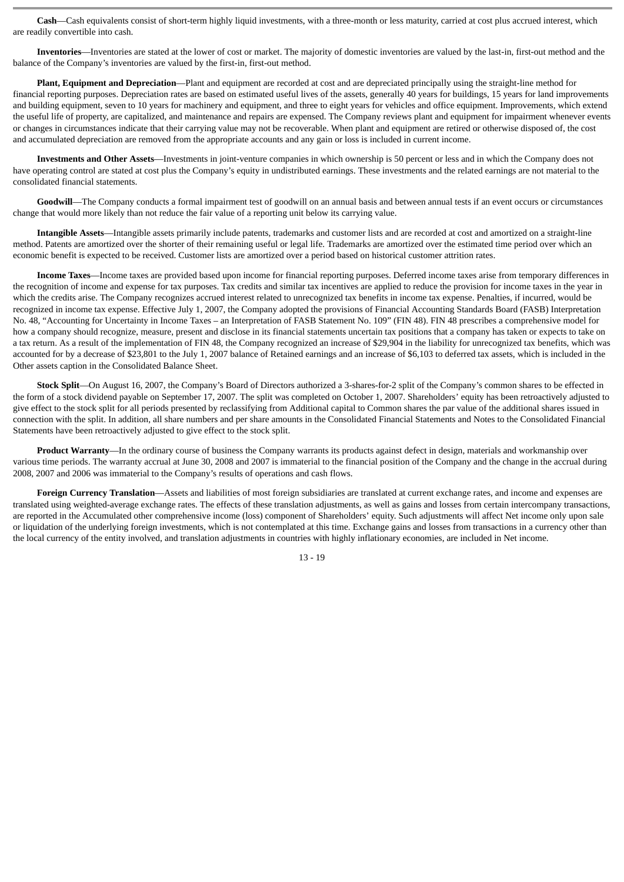**Cash**—Cash equivalents consist of short-term highly liquid investments, with a three-month or less maturity, carried at cost plus accrued interest, which are readily convertible into cash.

**Inventories**—Inventories are stated at the lower of cost or market. The majority of domestic inventories are valued by the last-in, first-out method and the balance of the Company's inventories are valued by the first-in, first-out method.

**Plant, Equipment and Depreciation**—Plant and equipment are recorded at cost and are depreciated principally using the straight-line method for financial reporting purposes. Depreciation rates are based on estimated useful lives of the assets, generally 40 years for buildings, 15 years for land improvements and building equipment, seven to 10 years for machinery and equipment, and three to eight years for vehicles and office equipment. Improvements, which extend the useful life of property, are capitalized, and maintenance and repairs are expensed. The Company reviews plant and equipment for impairment whenever events or changes in circumstances indicate that their carrying value may not be recoverable. When plant and equipment are retired or otherwise disposed of, the cost and accumulated depreciation are removed from the appropriate accounts and any gain or loss is included in current income.

**Investments and Other Assets**—Investments in joint-venture companies in which ownership is 50 percent or less and in which the Company does not have operating control are stated at cost plus the Company's equity in undistributed earnings. These investments and the related earnings are not material to the consolidated financial statements.

**Goodwill**—The Company conducts a formal impairment test of goodwill on an annual basis and between annual tests if an event occurs or circumstances change that would more likely than not reduce the fair value of a reporting unit below its carrying value.

**Intangible Assets**—Intangible assets primarily include patents, trademarks and customer lists and are recorded at cost and amortized on a straight-line method. Patents are amortized over the shorter of their remaining useful or legal life. Trademarks are amortized over the estimated time period over which an economic benefit is expected to be received. Customer lists are amortized over a period based on historical customer attrition rates.

**Income Taxes**—Income taxes are provided based upon income for financial reporting purposes. Deferred income taxes arise from temporary differences in the recognition of income and expense for tax purposes. Tax credits and similar tax incentives are applied to reduce the provision for income taxes in the year in which the credits arise. The Company recognizes accrued interest related to unrecognized tax benefits in income tax expense. Penalties, if incurred, would be recognized in income tax expense. Effective July 1, 2007, the Company adopted the provisions of Financial Accounting Standards Board (FASB) Interpretation No. 48, "Accounting for Uncertainty in Income Taxes – an Interpretation of FASB Statement No. 109" (FIN 48). FIN 48 prescribes a comprehensive model for how a company should recognize, measure, present and disclose in its financial statements uncertain tax positions that a company has taken or expects to take on a tax return. As a result of the implementation of FIN 48, the Company recognized an increase of $29,904 in the liability for unrecognized tax benefits, which was accounted for by a decrease of $23,801 to the July 1, 2007 balance of Retained earnings and an increase of $6,103 to deferred tax assets, which is included in the Other assets caption in the Consolidated Balance Sheet.

**Stock Split**—On August 16, 2007, the Company's Board of Directors authorized a 3-shares-for-2 split of the Company's common shares to be effected in the form of a stock dividend payable on September 17, 2007. The split was completed on October 1, 2007. Shareholders' equity has been retroactively adjusted to give effect to the stock split for all periods presented by reclassifying from Additional capital to Common shares the par value of the additional shares issued in connection with the split. In addition, all share numbers and per share amounts in the Consolidated Financial Statements and Notes to the Consolidated Financial Statements have been retroactively adjusted to give effect to the stock split.

**Product Warranty**—In the ordinary course of business the Company warrants its products against defect in design, materials and workmanship over various time periods. The warranty accrual at June 30, 2008 and 2007 is immaterial to the financial position of the Company and the change in the accrual during 2008, 2007 and 2006 was immaterial to the Company's results of operations and cash flows.

**Foreign Currency Translation**—Assets and liabilities of most foreign subsidiaries are translated at current exchange rates, and income and expenses are translated using weighted-average exchange rates. The effects of these translation adjustments, as well as gains and losses from certain intercompany transactions, are reported in the Accumulated other comprehensive income (loss) component of Shareholders' equity. Such adjustments will affect Net income only upon sale or liquidation of the underlying foreign investments, which is not contemplated at this time. Exchange gains and losses from transactions in a currency other than the local currency of the entity involved, and translation adjustments in countries with highly inflationary economies, are included in Net income.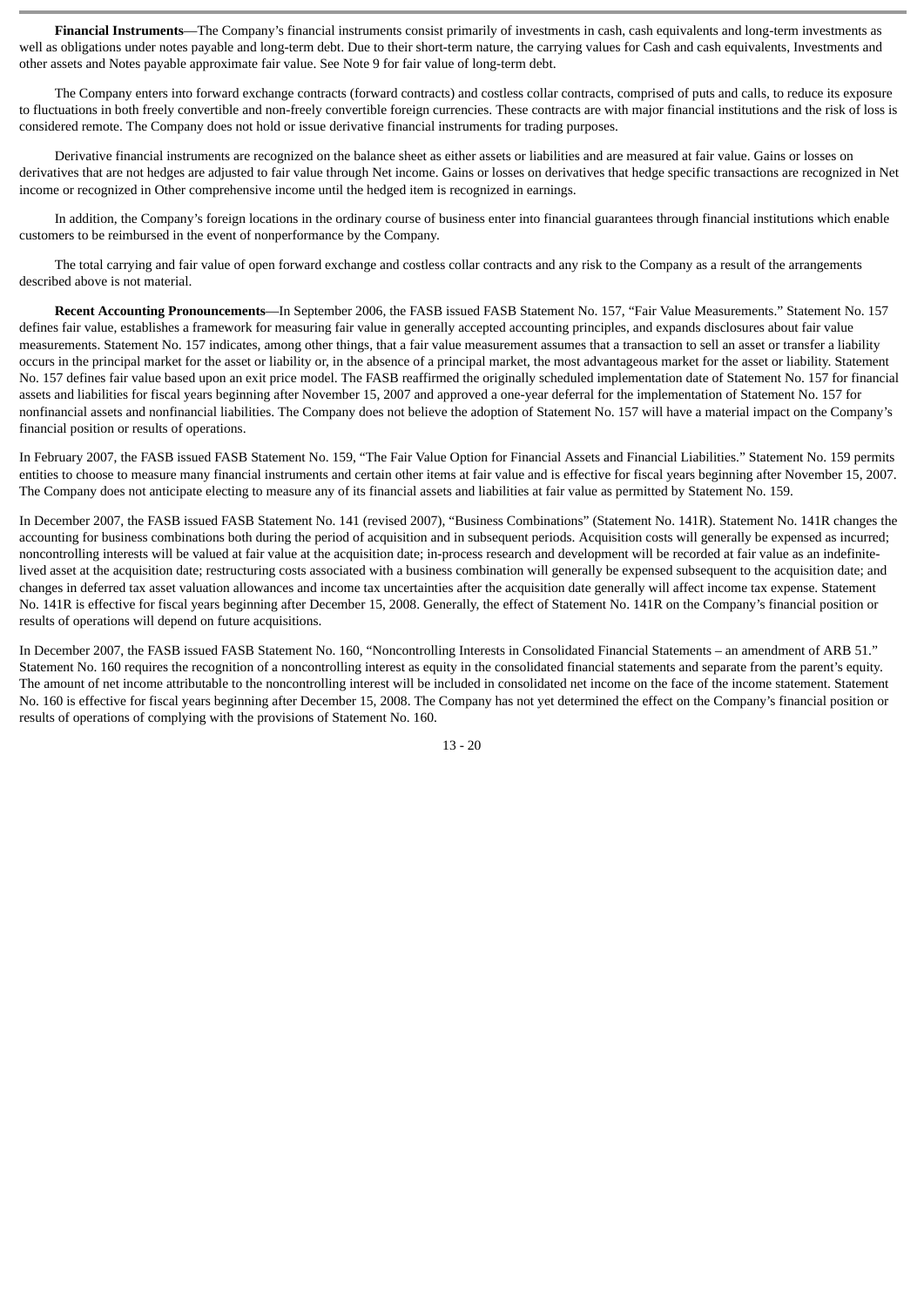**Financial Instruments**—The Company's financial instruments consist primarily of investments in cash, cash equivalents and long-term investments as well as obligations under notes payable and long-term debt. Due to their short-term nature, the carrying values for Cash and cash equivalents, Investments and other assets and Notes payable approximate fair value. See Note 9 for fair value of long-term debt.

The Company enters into forward exchange contracts (forward contracts) and costless collar contracts, comprised of puts and calls, to reduce its exposure to fluctuations in both freely convertible and non-freely convertible foreign currencies. These contracts are with major financial institutions and the risk of loss is considered remote. The Company does not hold or issue derivative financial instruments for trading purposes.

Derivative financial instruments are recognized on the balance sheet as either assets or liabilities and are measured at fair value. Gains or losses on derivatives that are not hedges are adjusted to fair value through Net income. Gains or losses on derivatives that hedge specific transactions are recognized in Net income or recognized in Other comprehensive income until the hedged item is recognized in earnings.

In addition, the Company's foreign locations in the ordinary course of business enter into financial guarantees through financial institutions which enable customers to be reimbursed in the event of nonperformance by the Company.

The total carrying and fair value of open forward exchange and costless collar contracts and any risk to the Company as a result of the arrangements described above is not material.

**Recent Accounting Pronouncements**—In September 2006, the FASB issued FASB Statement No. 157, "Fair Value Measurements." Statement No. 157 defines fair value, establishes a framework for measuring fair value in generally accepted accounting principles, and expands disclosures about fair value measurements. Statement No. 157 indicates, among other things, that a fair value measurement assumes that a transaction to sell an asset or transfer a liability occurs in the principal market for the asset or liability or, in the absence of a principal market, the most advantageous market for the asset or liability. Statement No. 157 defines fair value based upon an exit price model. The FASB reaffirmed the originally scheduled implementation date of Statement No. 157 for financial assets and liabilities for fiscal years beginning after November 15, 2007 and approved a one-year deferral for the implementation of Statement No. 157 for nonfinancial assets and nonfinancial liabilities. The Company does not believe the adoption of Statement No. 157 will have a material impact on the Company's financial position or results of operations.

In February 2007, the FASB issued FASB Statement No. 159, "The Fair Value Option for Financial Assets and Financial Liabilities." Statement No. 159 permits entities to choose to measure many financial instruments and certain other items at fair value and is effective for fiscal years beginning after November 15, 2007. The Company does not anticipate electing to measure any of its financial assets and liabilities at fair value as permitted by Statement No. 159.

In December 2007, the FASB issued FASB Statement No. 141 (revised 2007), "Business Combinations" (Statement No. 141R). Statement No. 141R changes the accounting for business combinations both during the period of acquisition and in subsequent periods. Acquisition costs will generally be expensed as incurred; noncontrolling interests will be valued at fair value at the acquisition date; in-process research and development will be recorded at fair value as an indefinite-lived asset at the acquisition date; restructuring costs associated with a business combination will generally be expensed subsequent to the acquisition date; and changes in deferred tax asset valuation allowances and income tax uncertainties after the acquisition date generally will affect income tax expense. Statement No. 141R is effective for fiscal years beginning after December 15, 2008. Generally, the effect of Statement No. 141R on the Company's financial position or results of operations will depend on future acquisitions.

In December 2007, the FASB issued FASB Statement No. 160, "Noncontrolling Interests in Consolidated Financial Statements – an amendment of ARB 51." Statement No. 160 requires the recognition of a noncontrolling interest as equity in the consolidated financial statements and separate from the parent's equity. The amount of net income attributable to the noncontrolling interest will be included in consolidated net income on the face of the income statement. Statement No. 160 is effective for fiscal years beginning after December 15, 2008. The Company has not yet determined the effect on the Company's financial position or results of operations of complying with the provisions of Statement No. 160.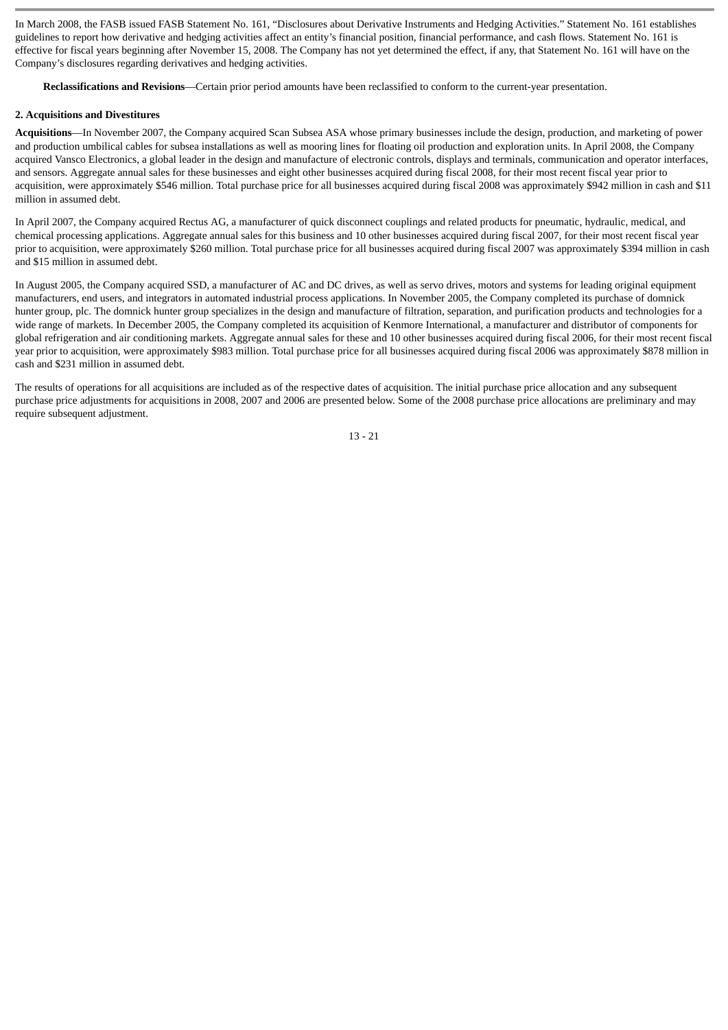In March 2008, the FASB issued FASB Statement No. 161, "Disclosures about Derivative Instruments and Hedging Activities." Statement No. 161 establishes guidelines to report how derivative and hedging activities affect an entity's financial position, financial performance, and cash flows. Statement No. 161 is effective for fiscal years beginning after November 15, 2008. The Company has not yet determined the effect, if any, that Statement No. 161 will have on the Company's disclosures regarding derivatives and hedging activities.

**Reclassifications and Revisions**—Certain prior period amounts have been reclassified to conform to the current-year presentation.

**2. Acquisitions and Divestitures**

**Acquisitions**—In November 2007, the Company acquired Scan Subsea ASA whose primary businesses include the design, production, and marketing of power and production umbilical cables for subsea installations as well as mooring lines for floating oil production and exploration units. In April 2008, the Company acquired Vansco Electronics, a global leader in the design and manufacture of electronic controls, displays and terminals, communication and operator interfaces, and sensors. Aggregate annual sales for these businesses and eight other businesses acquired during fiscal 2008, for their most recent fiscal year prior to acquisition, were approximately $546 million. Total purchase price for all businesses acquired during fiscal 2008 was approximately $942 million in cash and $11 million in assumed debt.

In April 2007, the Company acquired Rectus AG, a manufacturer of quick disconnect couplings and related products for pneumatic, hydraulic, medical, and chemical processing applications. Aggregate annual sales for this business and 10 other businesses acquired during fiscal 2007, for their most recent fiscal year prior to acquisition, were approximately $260 million. Total purchase price for all businesses acquired during fiscal 2007 was approximately $394 million in cash and $15 million in assumed debt.

In August 2005, the Company acquired SSD, a manufacturer of AC and DC drives, as well as servo drives, motors and systems for leading original equipment manufacturers, end users, and integrators in automated industrial process applications. In November 2005, the Company completed its purchase of domnick hunter group, plc. The domnick hunter group specializes in the design and manufacture of filtration, separation, and purification products and technologies for a wide range of markets. In December 2005, the Company completed its acquisition of Kenmore International, a manufacturer and distributor of components for global refrigeration and air conditioning markets. Aggregate annual sales for these and 10 other businesses acquired during fiscal 2006, for their most recent fiscal year prior to acquisition, were approximately $983 million. Total purchase price for all businesses acquired during fiscal 2006 was approximately $878 million in cash and $231 million in assumed debt.

The results of operations for all acquisitions are included as of the respective dates of acquisition. The initial purchase price allocation and any subsequent purchase price adjustments for acquisitions in 2008, 2007 and 2006 are presented below. Some of the 2008 purchase price allocations are preliminary and may require subsequent adjustment.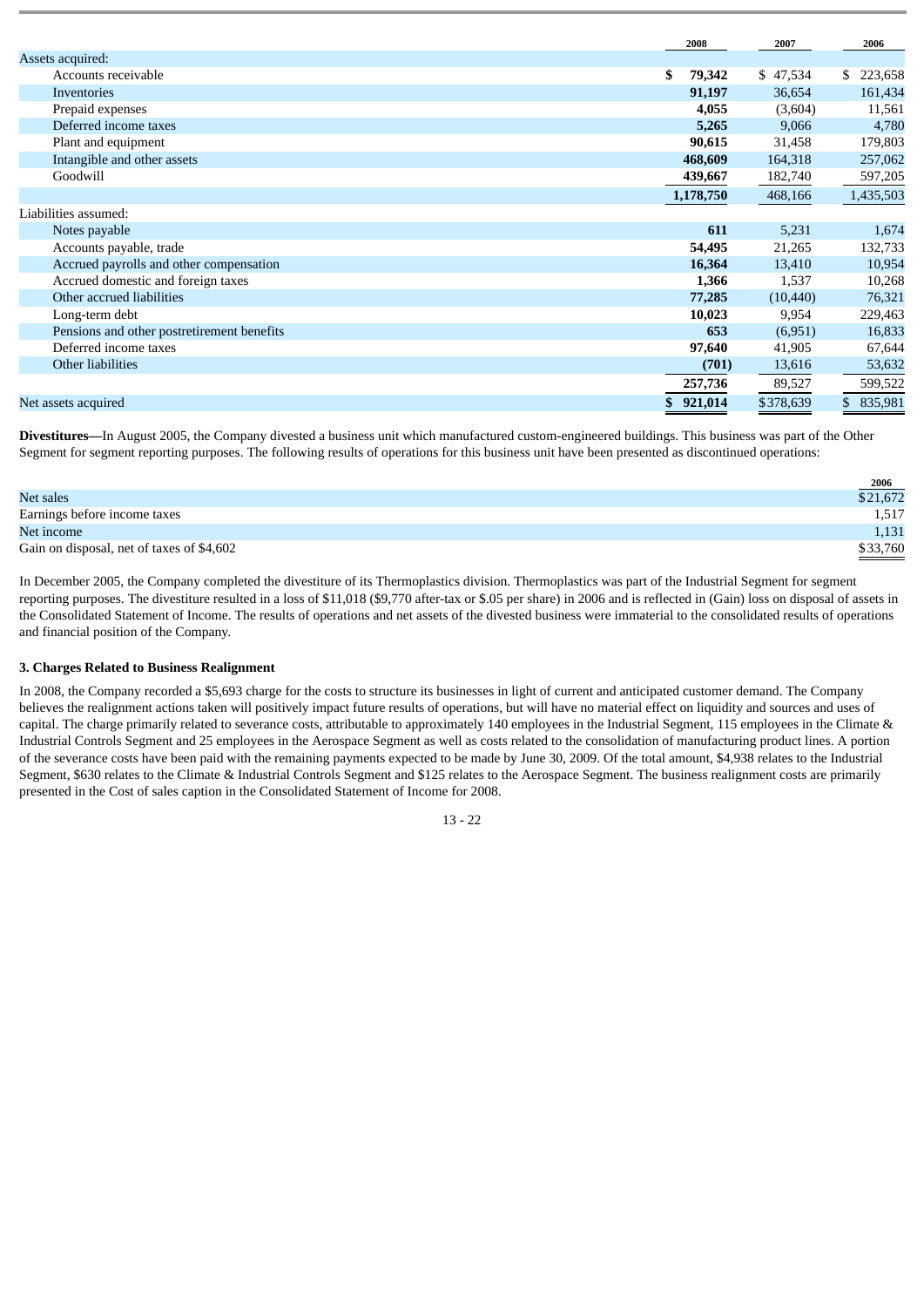| | 2008 | 2007 | 2006 |
|---|---|---|---|
| Assets acquired: | | | |
| Accounts receivable | **$ 79,342** | $ 47,534 | $ 223,658 |
| Inventories | **91,197** | 36,654 | 161,434 |
| Prepaid expenses | **4,055** | (3,604) | 11,561 |
| Deferred income taxes | **5,265** | 9,066 | 4,780 |
| Plant and equipment | **90,615** | 31,458 | 179,803 |
| Intangible and other assets | **468,609** | 164,318 | 257,062 |
| Goodwill | **439,667** | 182,740 | 597,205 |
| | **1,178,750** | 468,166 | 1,435,503 |
| Liabilities assumed: | | | |
| Notes payable | **611** | 5,231 | 1,674 |
| Accounts payable, trade | **54,495** | 21,265 | 132,733 |
| Accrued payrolls and other compensation | **16,364** | 13,410 | 10,954 |
| Accrued domestic and foreign taxes | **1,366** | 1,537 | 10,268 |
| Other accrued liabilities | **77,285** | (10,440) | 76,321 |
| Long-term debt | **10,023** | 9,954 | 229,463 |
| Pensions and other postretirement benefits | **653** | (6,951) | 16,833 |
| Deferred income taxes | **97,640** | 41,905 | 67,644 |
| Other liabilities | **(701)** | 13,616 | 53,632 |
| | **257,736** | 89,527 | 599,522 |
| Net assets acquired | **$ 921,014** | $378,639 | $ 835,981 |

**Divestitures—**In August 2005, the Company divested a business unit which manufactured custom-engineered buildings. This business was part of the Other Segment for segment reporting purposes. The following results of operations for this business unit have been presented as discontinued operations:

| | 2006 |
|---|---|
| Net sales | $21,672 |
| Earnings before income taxes | 1,517 |
| Net income | 1,131 |
| Gain on disposal, net of taxes of $4,602 | $33,760 |

In December 2005, the Company completed the divestiture of its Thermoplastics division. Thermoplastics was part of the Industrial Segment for segment reporting purposes. The divestiture resulted in a loss of $11,018 ($9,770 after-tax or $.05 per share) in 2006 and is reflected in (Gain) loss on disposal of assets in the Consolidated Statement of Income. The results of operations and net assets of the divested business were immaterial to the consolidated results of operations and financial position of the Company.

### 3. Charges Related to Business Realignment

In 2008, the Company recorded a $5,693 charge for the costs to structure its businesses in light of current and anticipated customer demand. The Company believes the realignment actions taken will positively impact future results of operations, but will have no material effect on liquidity and sources and uses of capital. The charge primarily related to severance costs, attributable to approximately 140 employees in the Industrial Segment, 115 employees in the Climate & Industrial Controls Segment and 25 employees in the Aerospace Segment as well as costs related to the consolidation of manufacturing product lines. A portion of the severance costs have been paid with the remaining payments expected to be made by June 30, 2009. Of the total amount, $4,938 relates to the Industrial Segment, $630 relates to the Climate & Industrial Controls Segment and $125 relates to the Aerospace Segment. The business realignment costs are primarily presented in the Cost of sales caption in the Consolidated Statement of Income for 2008.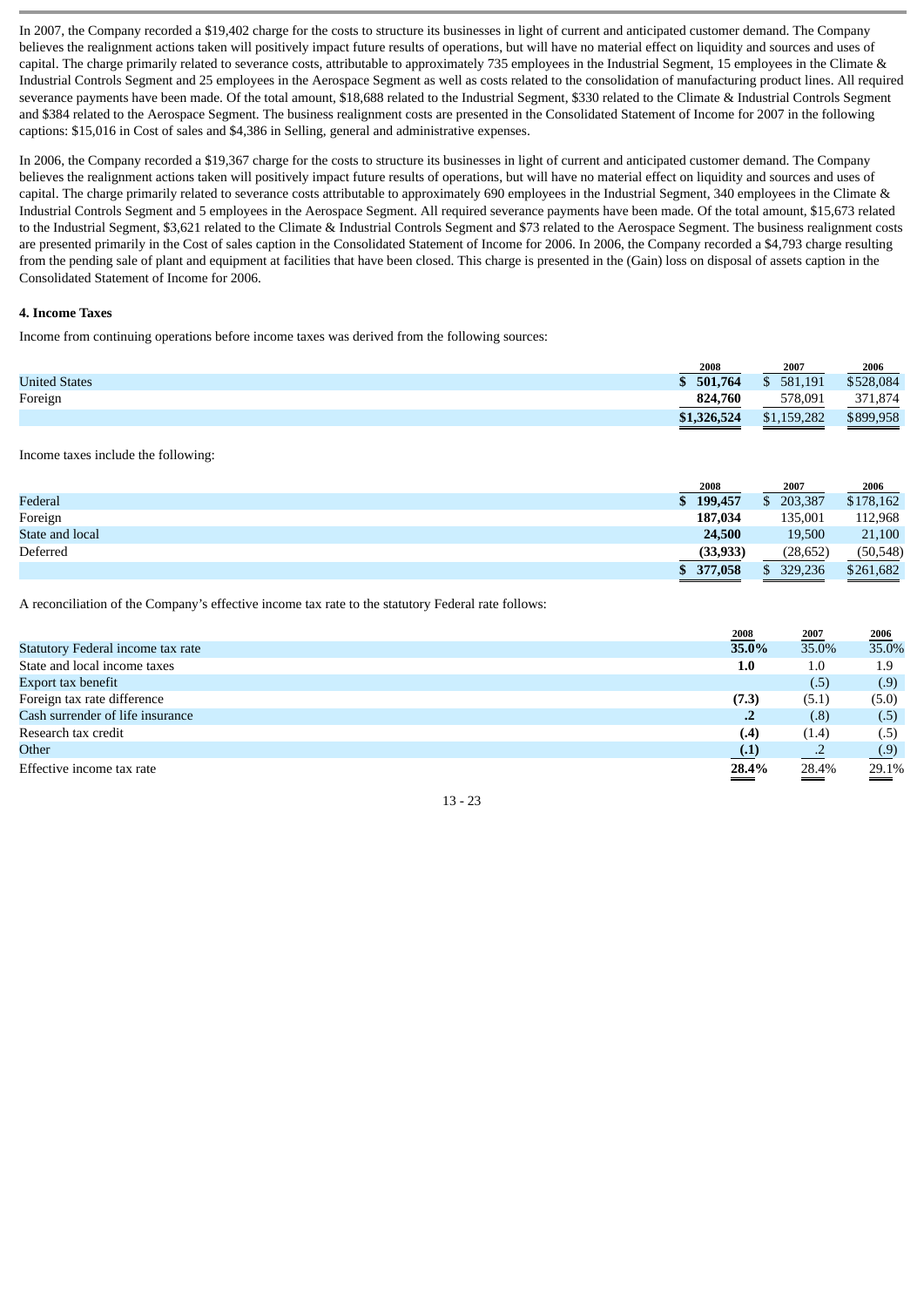In 2007, the Company recorded a $19,402 charge for the costs to structure its businesses in light of current and anticipated customer demand. The Company believes the realignment actions taken will positively impact future results of operations, but will have no material effect on liquidity and sources and uses of capital. The charge primarily related to severance costs, attributable to approximately 735 employees in the Industrial Segment, 15 employees in the Climate & Industrial Controls Segment and 25 employees in the Aerospace Segment as well as costs related to the consolidation of manufacturing product lines. All required severance payments have been made. Of the total amount, $18,688 related to the Industrial Segment, $330 related to the Climate & Industrial Controls Segment and $384 related to the Aerospace Segment. The business realignment costs are presented in the Consolidated Statement of Income for 2007 in the following captions: $15,016 in Cost of sales and $4,386 in Selling, general and administrative expenses.

In 2006, the Company recorded a $19,367 charge for the costs to structure its businesses in light of current and anticipated customer demand. The Company believes the realignment actions taken will positively impact future results of operations, but will have no material effect on liquidity and sources and uses of capital. The charge primarily related to severance costs attributable to approximately 690 employees in the Industrial Segment, 340 employees in the Climate & Industrial Controls Segment and 5 employees in the Aerospace Segment. All required severance payments have been made. Of the total amount, $15,673 related to the Industrial Segment, $3,621 related to the Climate & Industrial Controls Segment and $73 related to the Aerospace Segment. The business realignment costs are presented primarily in the Cost of sales caption in the Consolidated Statement of Income for 2006. In 2006, the Company recorded a $4,793 charge resulting from the pending sale of plant and equipment at facilities that have been closed. This charge is presented in the (Gain) loss on disposal of assets caption in the Consolidated Statement of Income for 2006.

**4. Income Taxes**

Income from continuing operations before income taxes was derived from the following sources:

| | 2008 | 2007 | 2006 |
|---|---|---|---|
| United States | **$ 501,764** | $ 581,191 | $528,084 |
| Foreign | **824,760** | 578,091 | 371,874 |
| | **$1,326,524** | $1,159,282 | $899,958 |

Income taxes include the following:

| | 2008 | 2007 | 2006 |
|---|---|---|---|
| Federal | **$ 199,457** | $ 203,387 | $178,162 |
| Foreign | **187,034** | 135,001 | 112,968 |
| State and local | **24,500** | 19,500 | 21,100 |
| Deferred | **(33,933)** | (28,652) | (50,548) |
| | **$ 377,058** | $ 329,236 | $261,682 |

A reconciliation of the Company's effective income tax rate to the statutory Federal rate follows:

| | 2008 | 2007 | 2006 |
|---|---|---|---|
| Statutory Federal income tax rate | **35.0%** | 35.0% | 35.0% |
| State and local income taxes | **1.0** | 1.0 | 1.9 |
| Export tax benefit | | (.5) | (.9) |
| Foreign tax rate difference | **(7.3)** | (5.1) | (5.0) |
| Cash surrender of life insurance | **.2** | (.8) | (.5) |
| Research tax credit | **(.4)** | (1.4) | (.5) |
| Other | **(.1)** | .2 | (.9) |
| Effective income tax rate | **28.4%** | 28.4% | 29.1% |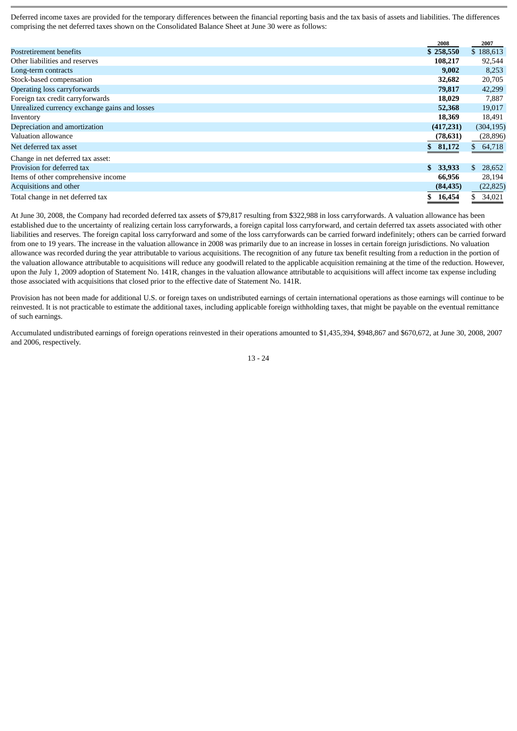Deferred income taxes are provided for the temporary differences between the financial reporting basis and the tax basis of assets and liabilities. The differences comprising the net deferred taxes shown on the Consolidated Balance Sheet at June 30 were as follows:

| | 2008 | 2007 |
|---|---|---|
| Postretirement benefits | **$ 258,550** | $ 188,613 |
| Other liabilities and reserves | **108,217** | 92,544 |
| Long-term contracts | **9,002** | 8,253 |
| Stock-based compensation | **32,682** | 20,705 |
| Operating loss carryforwards | **79,817** | 42,299 |
| Foreign tax credit carryforwards | **18,029** | 7,887 |
| Unrealized currency exchange gains and losses | **52,368** | 19,017 |
| Inventory | **18,369** | 18,491 |
| Depreciation and amortization | **(417,231)** | (304,195) |
| Valuation allowance | **(78,631)** | (28,896) |
| Net deferred tax asset | **$ 81,172** | $ 64,718 |
| Change in net deferred tax asset: | | |
| Provision for deferred tax | **$ 33,933** | $ 28,652 |
| Items of other comprehensive income | **66,956** | 28,194 |
| Acquisitions and other | **(84,435)** | (22,825) |
| Total change in net deferred tax | **$ 16,454** | $ 34,021 |

At June 30, 2008, the Company had recorded deferred tax assets of $79,817 resulting from $322,988 in loss carryforwards. A valuation allowance has been established due to the uncertainty of realizing certain loss carryforwards, a foreign capital loss carryforward, and certain deferred tax assets associated with other liabilities and reserves. The foreign capital loss carryforward and some of the loss carryforwards can be carried forward indefinitely; others can be carried forward from one to 19 years. The increase in the valuation allowance in 2008 was primarily due to an increase in losses in certain foreign jurisdictions. No valuation allowance was recorded during the year attributable to various acquisitions. The recognition of any future tax benefit resulting from a reduction in the portion of the valuation allowance attributable to acquisitions will reduce any goodwill related to the applicable acquisition remaining at the time of the reduction. However, upon the July 1, 2009 adoption of Statement No. 141R, changes in the valuation allowance attributable to acquisitions will affect income tax expense including those associated with acquisitions that closed prior to the effective date of Statement No. 141R.

Provision has not been made for additional U.S. or foreign taxes on undistributed earnings of certain international operations as those earnings will continue to be reinvested. It is not practicable to estimate the additional taxes, including applicable foreign withholding taxes, that might be payable on the eventual remittance of such earnings.

Accumulated undistributed earnings of foreign operations reinvested in their operations amounted to $1,435,394, $948,867 and $670,672, at June 30, 2008, 2007 and 2006, respectively.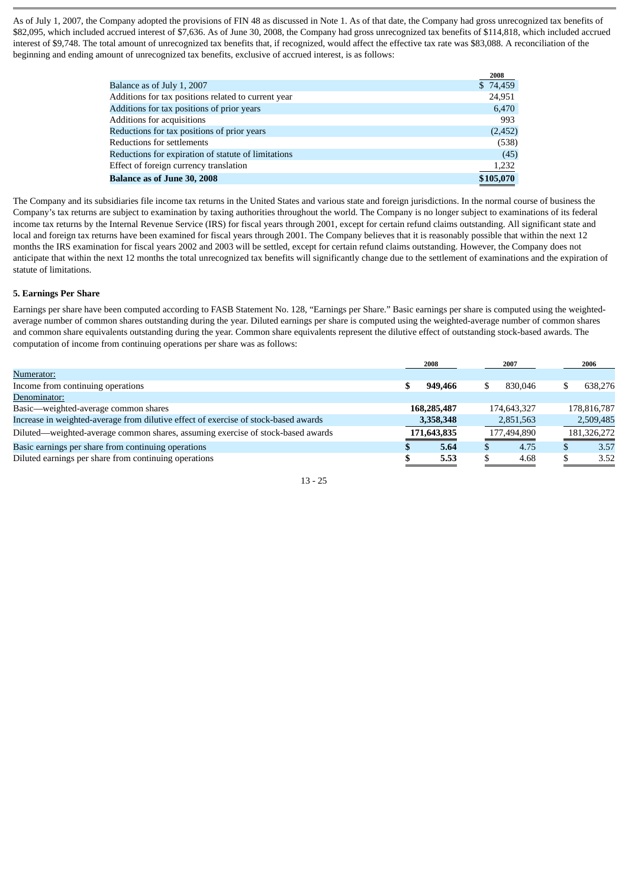As of July 1, 2007, the Company adopted the provisions of FIN 48 as discussed in Note 1. As of that date, the Company had gross unrecognized tax benefits of $82,095, which included accrued interest of $7,636. As of June 30, 2008, the Company had gross unrecognized tax benefits of $114,818, which included accrued interest of $9,748. The total amount of unrecognized tax benefits that, if recognized, would affect the effective tax rate was $83,088. A reconciliation of the beginning and ending amount of unrecognized tax benefits, exclusive of accrued interest, is as follows:

| | 2008 |
|---|---|
| Balance as of July 1, 2007 | $ 74,459 |
| Additions for tax positions related to current year | 24,951 |
| Additions for tax positions of prior years | 6,470 |
| Additions for acquisitions | 993 |
| Reductions for tax positions of prior years | (2,452) |
| Reductions for settlements | (538) |
| Reductions for expiration of statute of limitations | (45) |
| Effect of foreign currency translation | 1,232 |
| **Balance as of June 30, 2008** | **$105,070** |

The Company and its subsidiaries file income tax returns in the United States and various state and foreign jurisdictions. In the normal course of business the Company's tax returns are subject to examination by taxing authorities throughout the world. The Company is no longer subject to examinations of its federal income tax returns by the Internal Revenue Service (IRS) for fiscal years through 2001, except for certain refund claims outstanding. All significant state and local and foreign tax returns have been examined for fiscal years through 2001. The Company believes that it is reasonably possible that within the next 12 months the IRS examination for fiscal years 2002 and 2003 will be settled, except for certain refund claims outstanding. However, the Company does not anticipate that within the next 12 months the total unrecognized tax benefits will significantly change due to the settlement of examinations and the expiration of statute of limitations.

### 5. Earnings Per Share

Earnings per share have been computed according to FASB Statement No. 128, "Earnings per Share." Basic earnings per share is computed using the weighted-average number of common shares outstanding during the year. Diluted earnings per share is computed using the weighted-average number of common shares and common share equivalents outstanding during the year. Common share equivalents represent the dilutive effect of outstanding stock-based awards. The computation of income from continuing operations per share was as follows:

| | 2008 | 2007 | 2006 |
|---|---|---|---|
| Numerator: | | | |
| Income from continuing operations | **$ 949,466** | $ 830,046 | $ 638,276 |
| Denominator: | | | |
| Basic—weighted-average common shares | **168,285,487** | 174,643,327 | 178,816,787 |
| Increase in weighted-average from dilutive effect of exercise of stock-based awards | **3,358,348** | 2,851,563 | 2,509,485 |
| Diluted—weighted-average common shares, assuming exercise of stock-based awards | **171,643,835** | 177,494,890 | 181,326,272 |
| Basic earnings per share from continuing operations | **$ 5.64** | $ 4.75 | $ 3.57 |
| Diluted earnings per share from continuing operations | **$ 5.53** | $ 4.68 | $ 3.52 |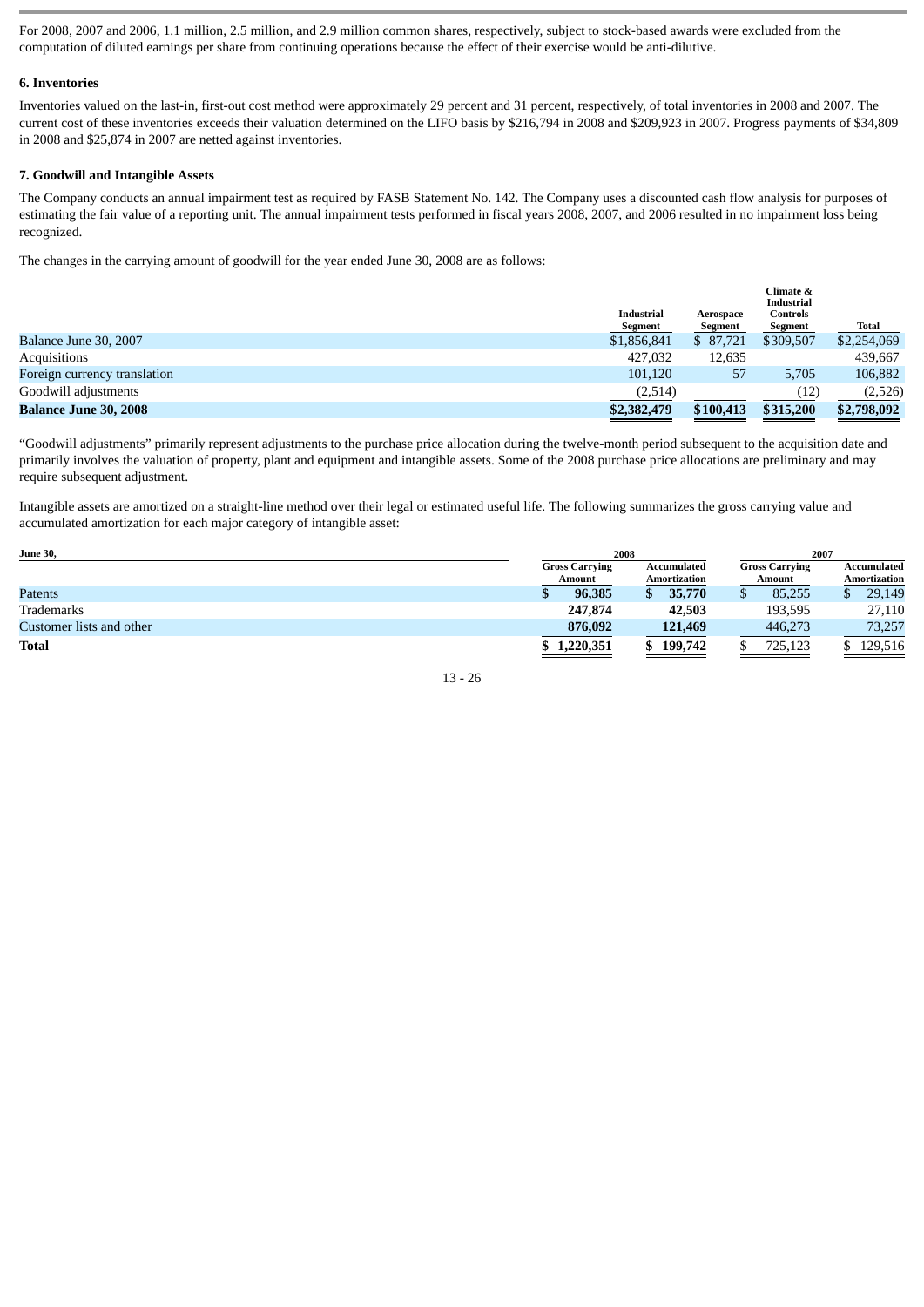For 2008, 2007 and 2006, 1.1 million, 2.5 million, and 2.9 million common shares, respectively, subject to stock-based awards were excluded from the computation of diluted earnings per share from continuing operations because the effect of their exercise would be anti-dilutive.

**6. Inventories**

Inventories valued on the last-in, first-out cost method were approximately 29 percent and 31 percent, respectively, of total inventories in 2008 and 2007. The current cost of these inventories exceeds their valuation determined on the LIFO basis by $216,794 in 2008 and $209,923 in 2007. Progress payments of $34,809 in 2008 and $25,874 in 2007 are netted against inventories.

**7. Goodwill and Intangible Assets**

The Company conducts an annual impairment test as required by FASB Statement No. 142. The Company uses a discounted cash flow analysis for purposes of estimating the fair value of a reporting unit. The annual impairment tests performed in fiscal years 2008, 2007, and 2006 resulted in no impairment loss being recognized.

The changes in the carrying amount of goodwill for the year ended June 30, 2008 are as follows:

| | Industrial Segment | Aerospace Segment | Climate & Industrial Controls Segment | Total |
|---|---|---|---|---|
| Balance June 30, 2007 | $1,856,841 | $ 87,721 | $309,507 | $2,254,069 |
| Acquisitions | 427,032 | 12,635 | | 439,667 |
| Foreign currency translation | 101,120 | 57 | 5,705 | 106,882 |
| Goodwill adjustments | (2,514) | | (12) | (2,526) |
| **Balance June 30, 2008** | **$2,382,479** | **$100,413** | **$315,200** | **$2,798,092** |

"Goodwill adjustments" primarily represent adjustments to the purchase price allocation during the twelve-month period subsequent to the acquisition date and primarily involves the valuation of property, plant and equipment and intangible assets. Some of the 2008 purchase price allocations are preliminary and may require subsequent adjustment.

Intangible assets are amortized on a straight-line method over their legal or estimated useful life. The following summarizes the gross carrying value and accumulated amortization for each major category of intangible asset:

| June 30, | 2008 | | 2007 | |
|---|---|---|---|---|
| | Gross Carrying Amount | Accumulated Amortization | Gross Carrying Amount | Accumulated Amortization |
| Patents | **$ 96,385** | **$ 35,770** | $ 85,255 | $ 29,149 |
| Trademarks | **247,874** | **42,503** | 193,595 | 27,110 |
| Customer lists and other | **876,092** | **121,469** | 446,273 | 73,257 |
| **Total** | **$ 1,220,351** | **$ 199,742** | $ 725,123 | $ 129,516 |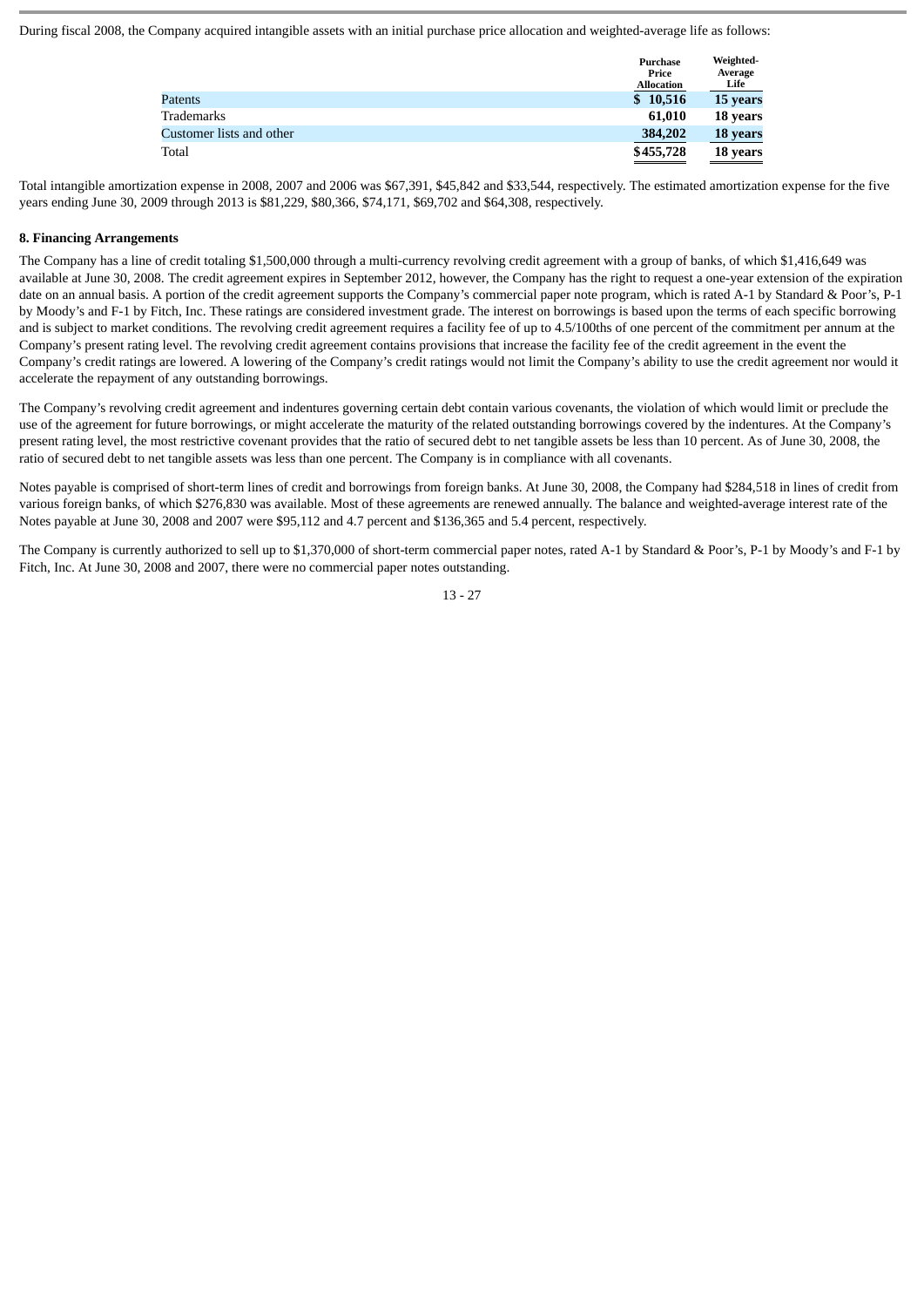During fiscal 2008, the Company acquired intangible assets with an initial purchase price allocation and weighted-average life as follows:

| | Purchase Price Allocation | Weighted-Average Life |
|---|---|---|
| Patents | $ 10,516 | 15 years |
| Trademarks | 61,010 | 18 years |
| Customer lists and other | 384,202 | 18 years |
| Total | $455,728 | 18 years |

Total intangible amortization expense in 2008, 2007 and 2006 was $67,391, $45,842 and $33,544, respectively. The estimated amortization expense for the five years ending June 30, 2009 through 2013 is $81,229, $80,366, $74,171, $69,702 and $64,308, respectively.

**8. Financing Arrangements**

The Company has a line of credit totaling $1,500,000 through a multi-currency revolving credit agreement with a group of banks, of which $1,416,649 was available at June 30, 2008. The credit agreement expires in September 2012, however, the Company has the right to request a one-year extension of the expiration date on an annual basis. A portion of the credit agreement supports the Company's commercial paper note program, which is rated A-1 by Standard & Poor's, P-1 by Moody's and F-1 by Fitch, Inc. These ratings are considered investment grade. The interest on borrowings is based upon the terms of each specific borrowing and is subject to market conditions. The revolving credit agreement requires a facility fee of up to 4.5/100ths of one percent of the commitment per annum at the Company's present rating level. The revolving credit agreement contains provisions that increase the facility fee of the credit agreement in the event the Company's credit ratings are lowered. A lowering of the Company's credit ratings would not limit the Company's ability to use the credit agreement nor would it accelerate the repayment of any outstanding borrowings.

The Company's revolving credit agreement and indentures governing certain debt contain various covenants, the violation of which would limit or preclude the use of the agreement for future borrowings, or might accelerate the maturity of the related outstanding borrowings covered by the indentures. At the Company's present rating level, the most restrictive covenant provides that the ratio of secured debt to net tangible assets be less than 10 percent. As of June 30, 2008, the ratio of secured debt to net tangible assets was less than one percent. The Company is in compliance with all covenants.

Notes payable is comprised of short-term lines of credit and borrowings from foreign banks. At June 30, 2008, the Company had $284,518 in lines of credit from various foreign banks, of which $276,830 was available. Most of these agreements are renewed annually. The balance and weighted-average interest rate of the Notes payable at June 30, 2008 and 2007 were $95,112 and 4.7 percent and $136,365 and 5.4 percent, respectively.

The Company is currently authorized to sell up to $1,370,000 of short-term commercial paper notes, rated A-1 by Standard & Poor's, P-1 by Moody's and F-1 by Fitch, Inc. At June 30, 2008 and 2007, there were no commercial paper notes outstanding.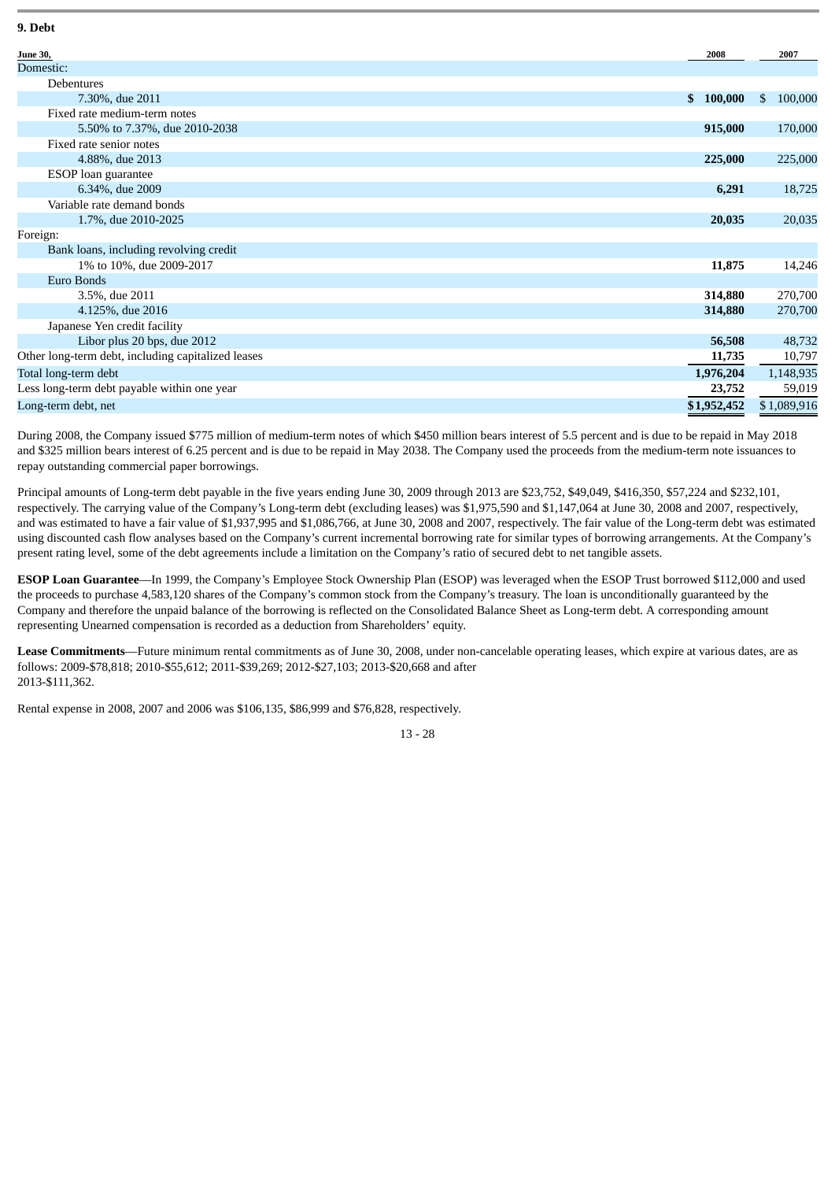**9. Debt**

| June 30, | 2008 | 2007 |
|---|---|---|
| Domestic: | | |
| Debentures | | |
| 7.30%, due 2011 | $ 100,000 | $ 100,000 |
| Fixed rate medium-term notes | | |
| 5.50% to 7.37%, due 2010-2038 | 915,000 | 170,000 |
| Fixed rate senior notes | | |
| 4.88%, due 2013 | 225,000 | 225,000 |
| ESOP loan guarantee | | |
| 6.34%, due 2009 | 6,291 | 18,725 |
| Variable rate demand bonds | | |
| 1.7%, due 2010-2025 | 20,035 | 20,035 |
| Foreign: | | |
| Bank loans, including revolving credit | | |
| 1% to 10%, due 2009-2017 | 11,875 | 14,246 |
| Euro Bonds | | |
| 3.5%, due 2011 | 314,880 | 270,700 |
| 4.125%, due 2016 | 314,880 | 270,700 |
| Japanese Yen credit facility | | |
| Libor plus 20 bps, due 2012 | 56,508 | 48,732 |
| Other long-term debt, including capitalized leases | 11,735 | 10,797 |
| Total long-term debt | 1,976,204 | 1,148,935 |
| Less long-term debt payable within one year | 23,752 | 59,019 |
| Long-term debt, net | $1,952,452 | $1,089,916 |

During 2008, the Company issued $775 million of medium-term notes of which $450 million bears interest of 5.5 percent and is due to be repaid in May 2018 and $325 million bears interest of 6.25 percent and is due to be repaid in May 2038. The Company used the proceeds from the medium-term note issuances to repay outstanding commercial paper borrowings.

Principal amounts of Long-term debt payable in the five years ending June 30, 2009 through 2013 are $23,752, $49,049, $416,350, $57,224 and $232,101, respectively. The carrying value of the Company's Long-term debt (excluding leases) was $1,975,590 and $1,147,064 at June 30, 2008 and 2007, respectively, and was estimated to have a fair value of $1,937,995 and $1,086,766, at June 30, 2008 and 2007, respectively. The fair value of the Long-term debt was estimated using discounted cash flow analyses based on the Company's current incremental borrowing rate for similar types of borrowing arrangements. At the Company's present rating level, some of the debt agreements include a limitation on the Company's ratio of secured debt to net tangible assets.

**ESOP Loan Guarantee**—In 1999, the Company's Employee Stock Ownership Plan (ESOP) was leveraged when the ESOP Trust borrowed $112,000 and used the proceeds to purchase 4,583,120 shares of the Company's common stock from the Company's treasury. The loan is unconditionally guaranteed by the Company and therefore the unpaid balance of the borrowing is reflected on the Consolidated Balance Sheet as Long-term debt. A corresponding amount representing Unearned compensation is recorded as a deduction from Shareholders' equity.

**Lease Commitments**—Future minimum rental commitments as of June 30, 2008, under non-cancelable operating leases, which expire at various dates, are as follows: 2009-$78,818; 2010-$55,612; 2011-$39,269; 2012-$27,103; 2013-$20,668 and after 2013-$111,362.

Rental expense in 2008, 2007 and 2006 was $106,135, $86,999 and $76,828, respectively.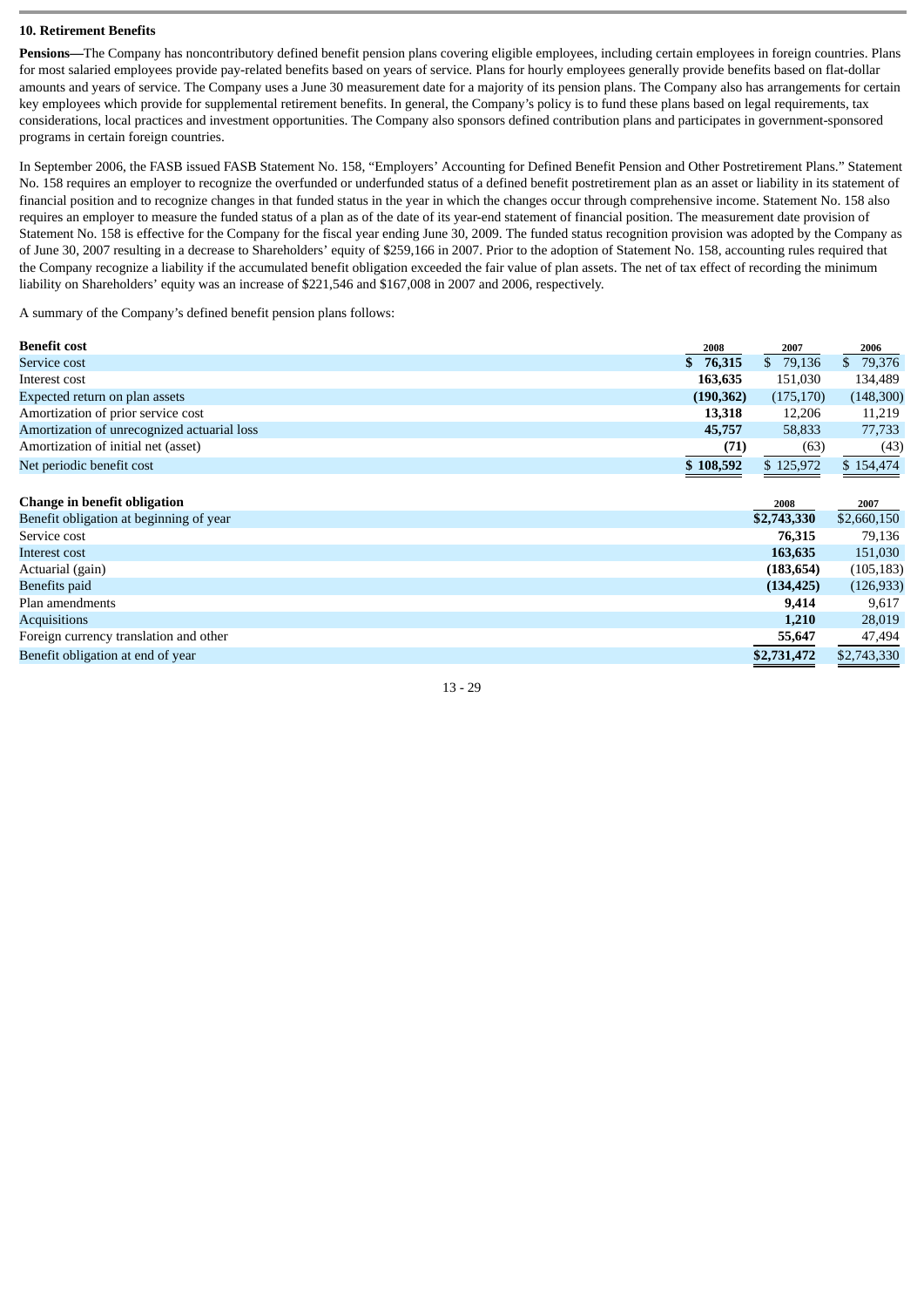**10. Retirement Benefits**

**Pensions—**The Company has noncontributory defined benefit pension plans covering eligible employees, including certain employees in foreign countries. Plans for most salaried employees provide pay-related benefits based on years of service. Plans for hourly employees generally provide benefits based on flat-dollar amounts and years of service. The Company uses a June 30 measurement date for a majority of its pension plans. The Company also has arrangements for certain key employees which provide for supplemental retirement benefits. In general, the Company's policy is to fund these plans based on legal requirements, tax considerations, local practices and investment opportunities. The Company also sponsors defined contribution plans and participates in government-sponsored programs in certain foreign countries.

In September 2006, the FASB issued FASB Statement No. 158, "Employers' Accounting for Defined Benefit Pension and Other Postretirement Plans." Statement No. 158 requires an employer to recognize the overfunded or underfunded status of a defined benefit postretirement plan as an asset or liability in its statement of financial position and to recognize changes in that funded status in the year in which the changes occur through comprehensive income. Statement No. 158 also requires an employer to measure the funded status of a plan as of the date of its year-end statement of financial position. The measurement date provision of Statement No. 158 is effective for the Company for the fiscal year ending June 30, 2009. The funded status recognition provision was adopted by the Company as of June 30, 2007 resulting in a decrease to Shareholders' equity of $259,166 in 2007. Prior to the adoption of Statement No. 158, accounting rules required that the Company recognize a liability if the accumulated benefit obligation exceeded the fair value of plan assets. The net of tax effect of recording the minimum liability on Shareholders' equity was an increase of $221,546 and $167,008 in 2007 and 2006, respectively.

A summary of the Company's defined benefit pension plans follows:

| **Benefit cost** | **2008** | 2007 | 2006 |
|---|---|---|---|
| Service cost | **$ 76,315** | $ 79,136 | $ 79,376 |
| Interest cost | **163,635** | 151,030 | 134,489 |
| Expected return on plan assets | **(190,362)** | (175,170) | (148,300) |
| Amortization of prior service cost | **13,318** | 12,206 | 11,219 |
| Amortization of unrecognized actuarial loss | **45,757** | 58,833 | 77,733 |
| Amortization of initial net (asset) | **(71)** | (63) | (43) |
| Net periodic benefit cost | **$ 108,592** | $ 125,972 | $ 154,474 |

| **Change in benefit obligation** | **2008** | 2007 |
|---|---|---|
| Benefit obligation at beginning of year | **$2,743,330** | $2,660,150 |
| Service cost | **76,315** | 79,136 |
| Interest cost | **163,635** | 151,030 |
| Actuarial (gain) | **(183,654)** | (105,183) |
| Benefits paid | **(134,425)** | (126,933) |
| Plan amendments | **9,414** | 9,617 |
| Acquisitions | **1,210** | 28,019 |
| Foreign currency translation and other | **55,647** | 47,494 |
| Benefit obligation at end of year | **$2,731,472** | $2,743,330 |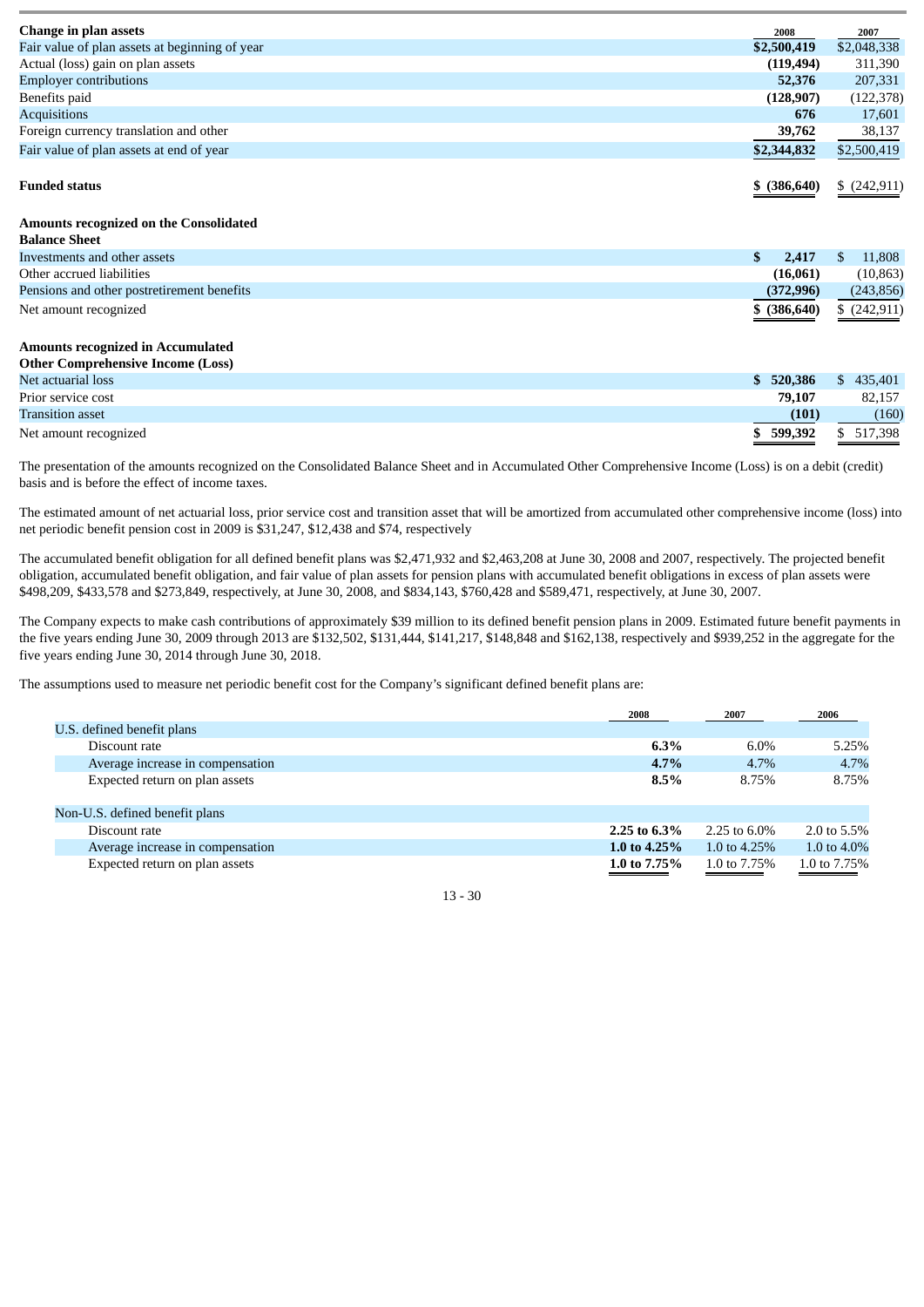| Change in plan assets | 2008 | 2007 |
|---|---|---|
| Fair value of plan assets at beginning of year | **$2,500,419** | $2,048,338 |
| Actual (loss) gain on plan assets | **(119,494)** | 311,390 |
| Employer contributions | **52,376** | 207,331 |
| Benefits paid | **(128,907)** | (122,378) |
| Acquisitions | **676** | 17,601 |
| Foreign currency translation and other | **39,762** | 38,137 |
| Fair value of plan assets at end of year | **$2,344,832** | $2,500,419 |
| | | |
| **Funded status** | **$ (386,640)** | $ (242,911) |
| | | |
| **Amounts recognized on the Consolidated Balance Sheet** | | |
| Investments and other assets | **$ 2,417** | $ 11,808 |
| Other accrued liabilities | **(16,061)** | (10,863) |
| Pensions and other postretirement benefits | **(372,996)** | (243,856) |
| Net amount recognized | **$ (386,640)** | $ (242,911) |
| | | |
| **Amounts recognized in Accumulated Other Comprehensive Income (Loss)** | | |
| Net actuarial loss | **$ 520,386** | $ 435,401 |
| Prior service cost | **79,107** | 82,157 |
| Transition asset | **(101)** | (160) |
| Net amount recognized | **$ 599,392** | $ 517,398 |

The presentation of the amounts recognized on the Consolidated Balance Sheet and in Accumulated Other Comprehensive Income (Loss) is on a debit (credit) basis and is before the effect of income taxes.

The estimated amount of net actuarial loss, prior service cost and transition asset that will be amortized from accumulated other comprehensive income (loss) into net periodic benefit pension cost in 2009 is $31,247, $12,438 and $74, respectively

The accumulated benefit obligation for all defined benefit plans was $2,471,932 and $2,463,208 at June 30, 2008 and 2007, respectively. The projected benefit obligation, accumulated benefit obligation, and fair value of plan assets for pension plans with accumulated benefit obligations in excess of plan assets were $498,209, $433,578 and $273,849, respectively, at June 30, 2008, and $834,143, $760,428 and $589,471, respectively, at June 30, 2007.

The Company expects to make cash contributions of approximately $39 million to its defined benefit pension plans in 2009. Estimated future benefit payments in the five years ending June 30, 2009 through 2013 are $132,502, $131,444, $141,217, $148,848 and $162,138, respectively and $939,252 in the aggregate for the five years ending June 30, 2014 through June 30, 2018.

The assumptions used to measure net periodic benefit cost for the Company's significant defined benefit plans are:

| | 2008 | 2007 | 2006 |
|---|---|---|---|
| U.S. defined benefit plans | | | |
| Discount rate | **6.3%** | 6.0% | 5.25% |
| Average increase in compensation | **4.7%** | 4.7% | 4.7% |
| Expected return on plan assets | **8.5%** | 8.75% | 8.75% |
| | | | |
| Non-U.S. defined benefit plans | | | |
| Discount rate | **2.25 to 6.3%** | 2.25 to 6.0% | 2.0 to 5.5% |
| Average increase in compensation | **1.0 to 4.25%** | 1.0 to 4.25% | 1.0 to 4.0% |
| Expected return on plan assets | **1.0 to 7.75%** | 1.0 to 7.75% | 1.0 to 7.75% |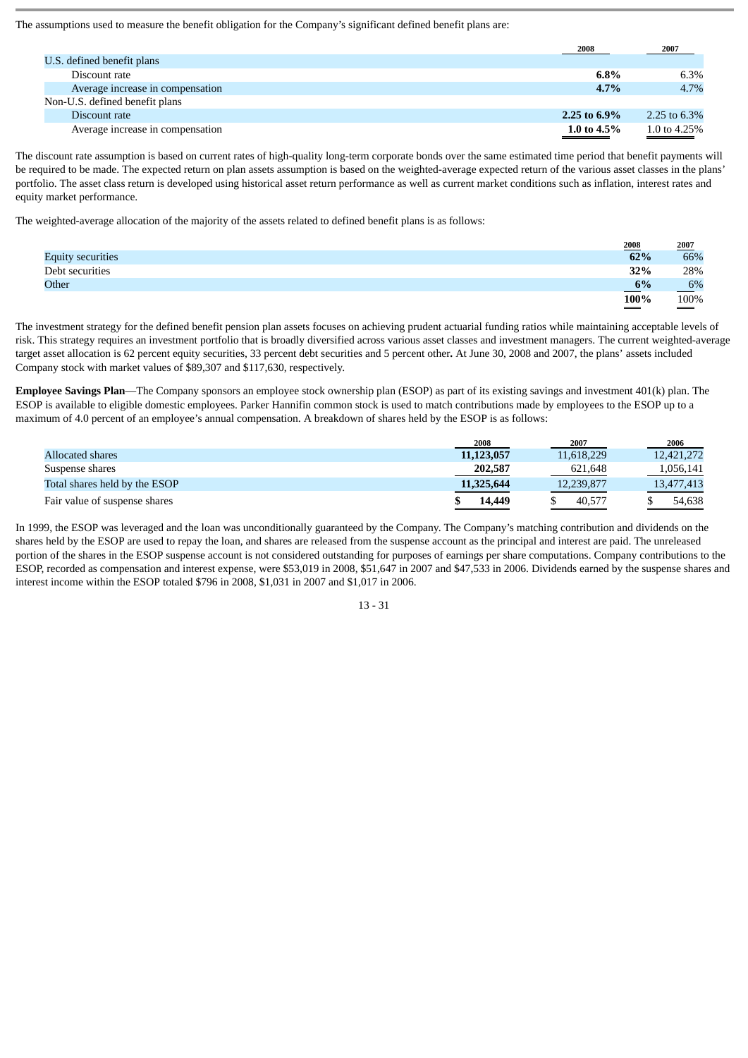The assumptions used to measure the benefit obligation for the Company's significant defined benefit plans are:

| | 2008 | 2007 |
|---|---|---|
| U.S. defined benefit plans | | |
| Discount rate | **6.8%** | 6.3% |
| Average increase in compensation | **4.7%** | 4.7% |
| Non-U.S. defined benefit plans | | |
| Discount rate | **2.25 to 6.9%** | 2.25 to 6.3% |
| Average increase in compensation | **1.0 to 4.5%** | 1.0 to 4.25% |

The discount rate assumption is based on current rates of high-quality long-term corporate bonds over the same estimated time period that benefit payments will be required to be made. The expected return on plan assets assumption is based on the weighted-average expected return of the various asset classes in the plans' portfolio. The asset class return is developed using historical asset return performance as well as current market conditions such as inflation, interest rates and equity market performance.

The weighted-average allocation of the majority of the assets related to defined benefit plans is as follows:

| | 2008 | 2007 |
|---|---|---|
| Equity securities | **62%** | 66% |
| Debt securities | **32%** | 28% |
| Other | **6%** | 6% |
| | **100%** | 100% |

The investment strategy for the defined benefit pension plan assets focuses on achieving prudent actuarial funding ratios while maintaining acceptable levels of risk. This strategy requires an investment portfolio that is broadly diversified across various asset classes and investment managers. The current weighted-average target asset allocation is 62 percent equity securities, 33 percent debt securities and 5 percent other**.** At June 30, 2008 and 2007, the plans' assets included Company stock with market values of $89,307 and $117,630, respectively.

**Employee Savings Plan**—The Company sponsors an employee stock ownership plan (ESOP) as part of its existing savings and investment 401(k) plan. The ESOP is available to eligible domestic employees. Parker Hannifin common stock is used to match contributions made by employees to the ESOP up to a maximum of 4.0 percent of an employee's annual compensation. A breakdown of shares held by the ESOP is as follows:

| | 2008 | 2007 | 2006 |
|---|---|---|---|
| Allocated shares | **11,123,057** | 11,618,229 | 12,421,272 |
| Suspense shares | **202,587** | 621,648 | 1,056,141 |
| Total shares held by the ESOP | **11,325,644** | 12,239,877 | 13,477,413 |
| Fair value of suspense shares | **$ 14,449** | $ 40,577 | $ 54,638 |

In 1999, the ESOP was leveraged and the loan was unconditionally guaranteed by the Company. The Company's matching contribution and dividends on the shares held by the ESOP are used to repay the loan, and shares are released from the suspense account as the principal and interest are paid. The unreleased portion of the shares in the ESOP suspense account is not considered outstanding for purposes of earnings per share computations. Company contributions to the ESOP, recorded as compensation and interest expense, were $53,019 in 2008, $51,647 in 2007 and $47,533 in 2006. Dividends earned by the suspense shares and interest income within the ESOP totaled $796 in 2008, $1,031 in 2007 and $1,017 in 2006.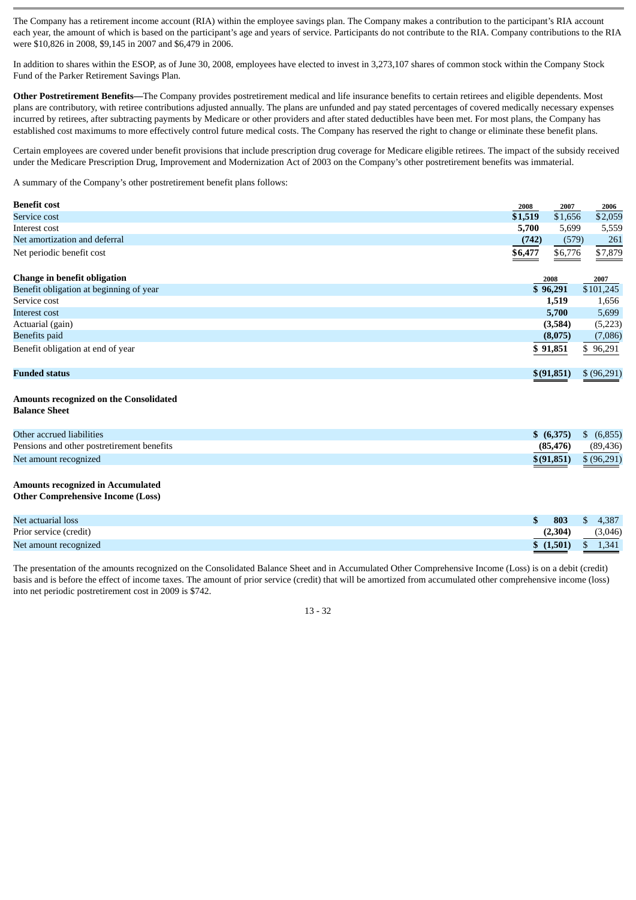The Company has a retirement income account (RIA) within the employee savings plan. The Company makes a contribution to the participant's RIA account each year, the amount of which is based on the participant's age and years of service. Participants do not contribute to the RIA. Company contributions to the RIA were $10,826 in 2008, $9,145 in 2007 and $6,479 in 2006.

In addition to shares within the ESOP, as of June 30, 2008, employees have elected to invest in 3,273,107 shares of common stock within the Company Stock Fund of the Parker Retirement Savings Plan.

**Other Postretirement Benefits—**The Company provides postretirement medical and life insurance benefits to certain retirees and eligible dependents. Most plans are contributory, with retiree contributions adjusted annually. The plans are unfunded and pay stated percentages of covered medically necessary expenses incurred by retirees, after subtracting payments by Medicare or other providers and after stated deductibles have been met. For most plans, the Company has established cost maximums to more effectively control future medical costs. The Company has reserved the right to change or eliminate these benefit plans.

Certain employees are covered under benefit provisions that include prescription drug coverage for Medicare eligible retirees. The impact of the subsidy received under the Medicare Prescription Drug, Improvement and Modernization Act of 2003 on the Company's other postretirement benefits was immaterial.

A summary of the Company's other postretirement benefit plans follows:

| **Benefit cost** | 2008 | 2007 | 2006 |
|---|---|---|---|
| Service cost | **$1,519** | $1,656 | $2,059 |
| Interest cost | **5,700** | 5,699 | 5,559 |
| Net amortization and deferral | **(742)** | (579) | 261 |
| Net periodic benefit cost | **$6,477** | $6,776 | $7,879 |

| **Change in benefit obligation** | 2008 | 2007 |
|---|---|---|
| Benefit obligation at beginning of year | **$ 96,291** | $101,245 |
| Service cost | **1,519** | 1,656 |
| Interest cost | **5,700** | 5,699 |
| Actuarial (gain) | **(3,584)** | (5,223) |
| Benefits paid | **(8,075)** | (7,086) |
| Benefit obligation at end of year | **$ 91,851** | $ 96,291 |
| | | |
| **Funded status** | **$(91,851)** | $ (96,291) |
| | | |
| **Amounts recognized on the Consolidated Balance Sheet** | | |
| Other accrued liabilities | **$ (6,375)** | $ (6,855) |
| Pensions and other postretirement benefits | **(85,476)** | (89,436) |
| Net amount recognized | **$(91,851)** | $ (96,291) |
| | | |
| **Amounts recognized in Accumulated Other Comprehensive Income (Loss)** | | |
| Net actuarial loss | **$ 803** | $ 4,387 |
| Prior service (credit) | **(2,304)** | (3,046) |
| Net amount recognized | **$ (1,501)** | $ 1,341 |

The presentation of the amounts recognized on the Consolidated Balance Sheet and in Accumulated Other Comprehensive Income (Loss) is on a debit (credit) basis and is before the effect of income taxes. The amount of prior service (credit) that will be amortized from accumulated other comprehensive income (loss) into net periodic postretirement cost in 2009 is $742.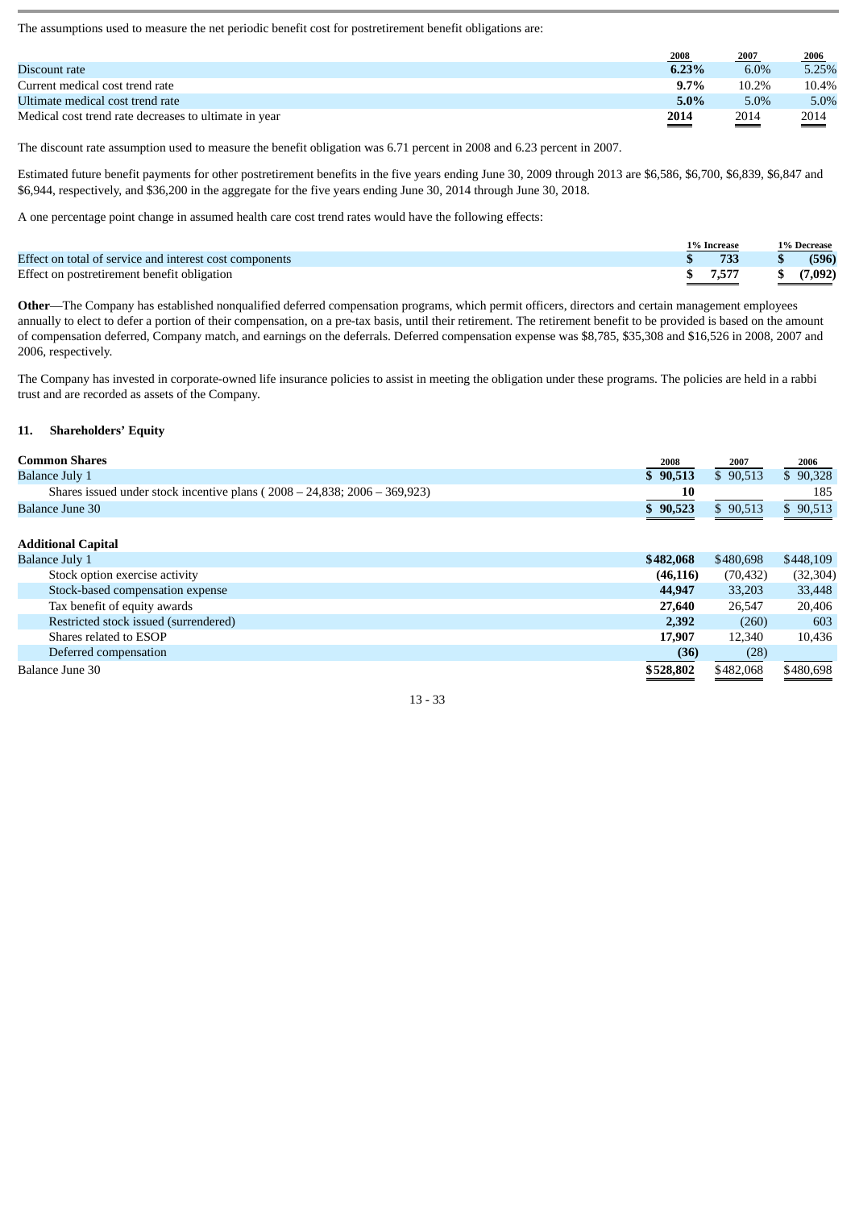The assumptions used to measure the net periodic benefit cost for postretirement benefit obligations are:

| | 2008 | 2007 | 2006 |
|---|---|---|---|
| Discount rate | **6.23%** | 6.0% | 5.25% |
| Current medical cost trend rate | **9.7%** | 10.2% | 10.4% |
| Ultimate medical cost trend rate | **5.0%** | 5.0% | 5.0% |
| Medical cost trend rate decreases to ultimate in year | **2014** | 2014 | 2014 |

The discount rate assumption used to measure the benefit obligation was 6.71 percent in 2008 and 6.23 percent in 2007.

Estimated future benefit payments for other postretirement benefits in the five years ending June 30, 2009 through 2013 are $6,586, $6,700, $6,839, $6,847 and $6,944, respectively, and $36,200 in the aggregate for the five years ending June 30, 2014 through June 30, 2018.

A one percentage point change in assumed health care cost trend rates would have the following effects:

| | 1% Increase | 1% Decrease |
|---|---|---|
| Effect on total of service and interest cost components | **$ 733** | **$ (596)** |
| Effect on postretirement benefit obligation | **$ 7,577** | **$ (7,092)** |

**Other**—The Company has established nonqualified deferred compensation programs, which permit officers, directors and certain management employees annually to elect to defer a portion of their compensation, on a pre-tax basis, until their retirement. The retirement benefit to be provided is based on the amount of compensation deferred, Company match, and earnings on the deferrals. Deferred compensation expense was $8,785, $35,308 and $16,526 in 2008, 2007 and 2006, respectively.

The Company has invested in corporate-owned life insurance policies to assist in meeting the obligation under these programs. The policies are held in a rabbi trust and are recorded as assets of the Company.

## 11. Shareholders' Equity

| **Common Shares** | 2008 | 2007 | 2006 |
|---|---|---|---|
| Balance July 1 | **$ 90,513** | $ 90,513 | $ 90,328 |
| Shares issued under stock incentive plans ( 2008 – 24,838; 2006 – 369,923) | **10** | | 185 |
| Balance June 30 | **$ 90,523** | $ 90,513 | $ 90,513 |

| **Additional Capital** | 2008 | 2007 | 2006 |
|---|---|---|---|
| Balance July 1 | **$482,068** | $480,698 | $448,109 |
| Stock option exercise activity | **(46,116)** | (70,432) | (32,304) |
| Stock-based compensation expense | **44,947** | 33,203 | 33,448 |
| Tax benefit of equity awards | **27,640** | 26,547 | 20,406 |
| Restricted stock issued (surrendered) | **2,392** | (260) | 603 |
| Shares related to ESOP | **17,907** | 12,340 | 10,436 |
| Deferred compensation | **(36)** | (28) | |
| Balance June 30 | **$528,802** | $482,068 | $480,698 |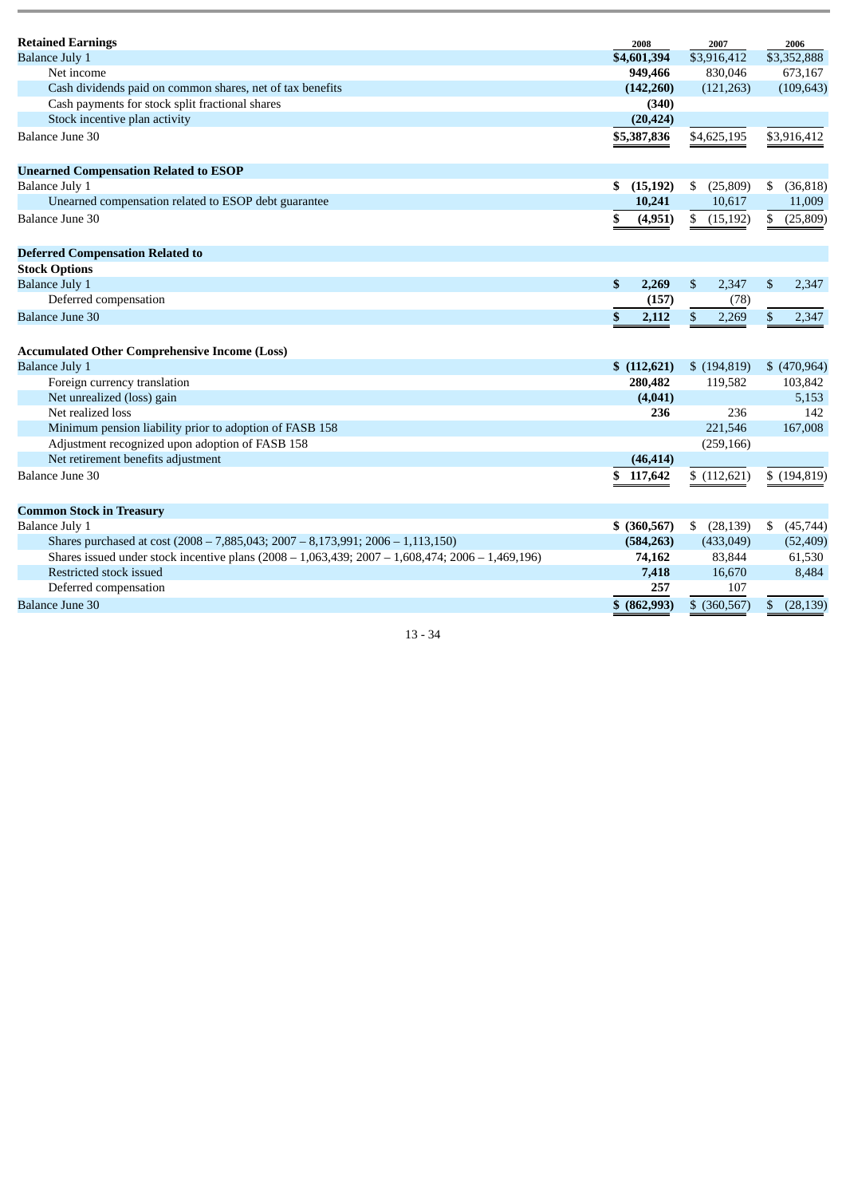| **Retained Earnings** | 2008 | 2007 | 2006 |
|---|---|---|---|
| Balance July 1 | **$4,601,394** | $3,916,412 | $3,352,888 |
| Net income | **949,466** | 830,046 | 673,167 |
| Cash dividends paid on common shares, net of tax benefits | **(142,260)** | (121,263) | (109,643) |
| Cash payments for stock split fractional shares | **(340)** | | |
| Stock incentive plan activity | **(20,424)** | | |
| Balance June 30 | **$5,387,836** | $4,625,195 | $3,916,412 |
| | | | |
| **Unearned Compensation Related to ESOP** | | | |
| Balance July 1 | **$ (15,192)** | $ (25,809) | $ (36,818) |
| Unearned compensation related to ESOP debt guarantee | **10,241** | 10,617 | 11,009 |
| Balance June 30 | **$ (4,951)** | $ (15,192) | $ (25,809) |
| | | | |
| **Deferred Compensation Related to Stock Options** | | | |
| Balance July 1 | **$ 2,269** | $ 2,347 | $ 2,347 |
| Deferred compensation | **(157)** | (78) | |
| Balance June 30 | **$ 2,112** | $ 2,269 | $ 2,347 |
| | | | |
| **Accumulated Other Comprehensive Income (Loss)** | | | |
| Balance July 1 | **$ (112,621)** | $ (194,819) | $ (470,964) |
| Foreign currency translation | **280,482** | 119,582 | 103,842 |
| Net unrealized (loss) gain | **(4,041)** | | 5,153 |
| Net realized loss | **236** | 236 | 142 |
| Minimum pension liability prior to adoption of FASB 158 | | 221,546 | 167,008 |
| Adjustment recognized upon adoption of FASB 158 | | (259,166) | |
| Net retirement benefits adjustment | **(46,414)** | | |
| Balance June 30 | **$ 117,642** | $ (112,621) | $ (194,819) |
| | | | |
| **Common Stock in Treasury** | | | |
| Balance July 1 | **$ (360,567)** | $ (28,139) | $ (45,744) |
| Shares purchased at cost (2008 – 7,885,043; 2007 – 8,173,991; 2006 – 1,113,150) | **(584,263)** | (433,049) | (52,409) |
| Shares issued under stock incentive plans (2008 – 1,063,439; 2007 – 1,608,474; 2006 – 1,469,196) | **74,162** | 83,844 | 61,530 |
| Restricted stock issued | **7,418** | 16,670 | 8,484 |
| Deferred compensation | **257** | 107 | |
| Balance June 30 | **$ (862,993)** | $ (360,567) | $ (28,139) |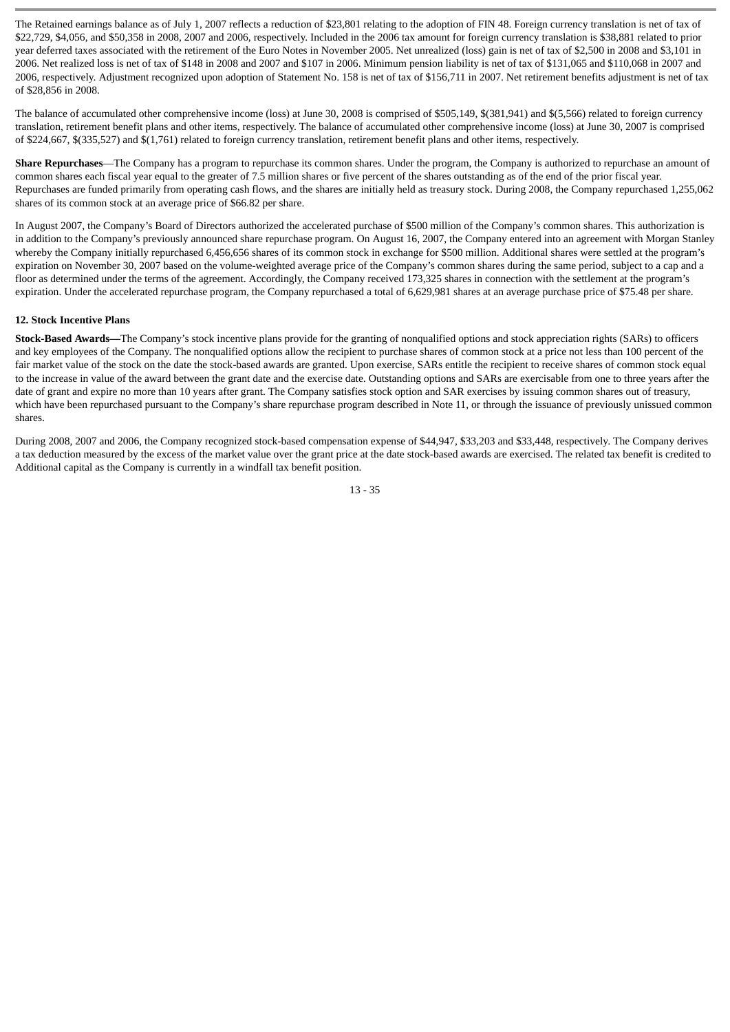The Retained earnings balance as of July 1, 2007 reflects a reduction of $23,801 relating to the adoption of FIN 48. Foreign currency translation is net of tax of $22,729, $4,056, and $50,358 in 2008, 2007 and 2006, respectively. Included in the 2006 tax amount for foreign currency translation is $38,881 related to prior year deferred taxes associated with the retirement of the Euro Notes in November 2005. Net unrealized (loss) gain is net of tax of $2,500 in 2008 and $3,101 in 2006. Net realized loss is net of tax of $148 in 2008 and 2007 and $107 in 2006. Minimum pension liability is net of tax of $131,065 and $110,068 in 2007 and 2006, respectively. Adjustment recognized upon adoption of Statement No. 158 is net of tax of $156,711 in 2007. Net retirement benefits adjustment is net of tax of $28,856 in 2008.

The balance of accumulated other comprehensive income (loss) at June 30, 2008 is comprised of $505,149, $(381,941) and $(5,566) related to foreign currency translation, retirement benefit plans and other items, respectively. The balance of accumulated other comprehensive income (loss) at June 30, 2007 is comprised of $224,667, $(335,527) and $(1,761) related to foreign currency translation, retirement benefit plans and other items, respectively.

**Share Repurchases**—The Company has a program to repurchase its common shares. Under the program, the Company is authorized to repurchase an amount of common shares each fiscal year equal to the greater of 7.5 million shares or five percent of the shares outstanding as of the end of the prior fiscal year. Repurchases are funded primarily from operating cash flows, and the shares are initially held as treasury stock. During 2008, the Company repurchased 1,255,062 shares of its common stock at an average price of $66.82 per share.

In August 2007, the Company's Board of Directors authorized the accelerated purchase of $500 million of the Company's common shares. This authorization is in addition to the Company's previously announced share repurchase program. On August 16, 2007, the Company entered into an agreement with Morgan Stanley whereby the Company initially repurchased 6,456,656 shares of its common stock in exchange for $500 million. Additional shares were settled at the program's expiration on November 30, 2007 based on the volume-weighted average price of the Company's common shares during the same period, subject to a cap and a floor as determined under the terms of the agreement. Accordingly, the Company received 173,325 shares in connection with the settlement at the program's expiration. Under the accelerated repurchase program, the Company repurchased a total of 6,629,981 shares at an average purchase price of $75.48 per share.

## 12. Stock Incentive Plans

**Stock-Based Awards—**The Company's stock incentive plans provide for the granting of nonqualified options and stock appreciation rights (SARs) to officers and key employees of the Company. The nonqualified options allow the recipient to purchase shares of common stock at a price not less than 100 percent of the fair market value of the stock on the date the stock-based awards are granted. Upon exercise, SARs entitle the recipient to receive shares of common stock equal to the increase in value of the award between the grant date and the exercise date. Outstanding options and SARs are exercisable from one to three years after the date of grant and expire no more than 10 years after grant. The Company satisfies stock option and SAR exercises by issuing common shares out of treasury, which have been repurchased pursuant to the Company's share repurchase program described in Note 11, or through the issuance of previously unissued common shares.

During 2008, 2007 and 2006, the Company recognized stock-based compensation expense of $44,947, $33,203 and $33,448, respectively. The Company derives a tax deduction measured by the excess of the market value over the grant price at the date stock-based awards are exercised. The related tax benefit is credited to Additional capital as the Company is currently in a windfall tax benefit position.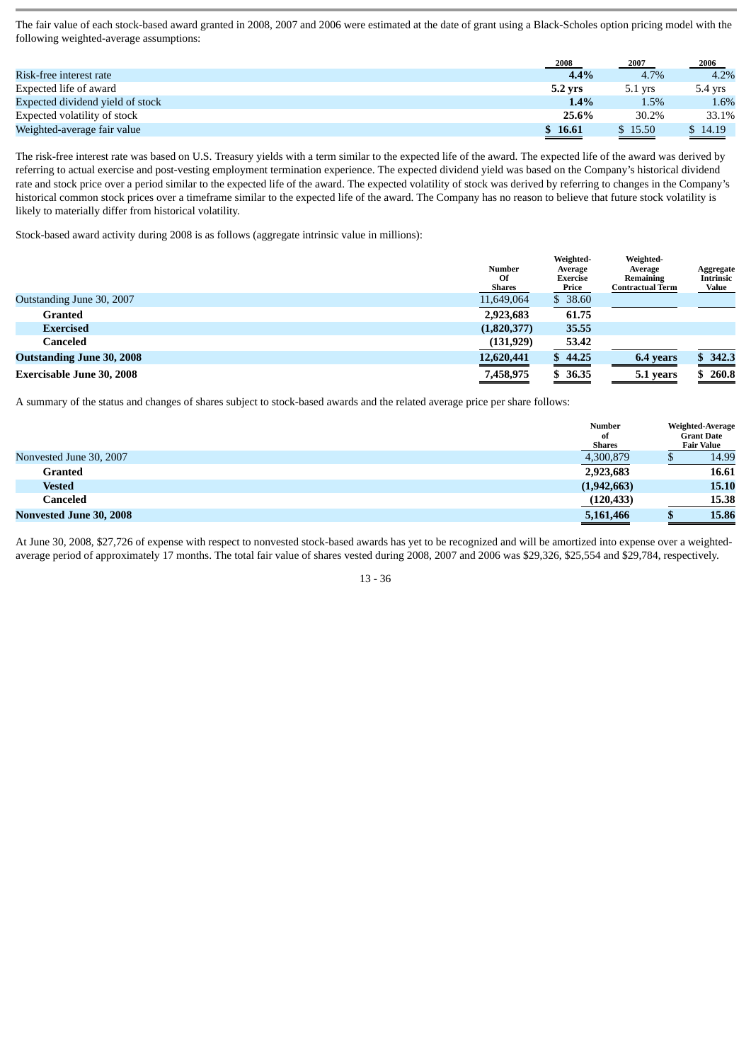The fair value of each stock-based award granted in 2008, 2007 and 2006 were estimated at the date of grant using a Black-Scholes option pricing model with the following weighted-average assumptions:

| | 2008 | 2007 | 2006 |
|---|---|---|---|
| Risk-free interest rate | **4.4%** | 4.7% | 4.2% |
| Expected life of award | **5.2 yrs** | 5.1 yrs | 5.4 yrs |
| Expected dividend yield of stock | **1.4%** | 1.5% | 1.6% |
| Expected volatility of stock | **25.6%** | 30.2% | 33.1% |
| Weighted-average fair value | **$ 16.61** | $ 15.50 | $ 14.19 |

The risk-free interest rate was based on U.S. Treasury yields with a term similar to the expected life of the award. The expected life of the award was derived by referring to actual exercise and post-vesting employment termination experience. The expected dividend yield was based on the Company's historical dividend rate and stock price over a period similar to the expected life of the award. The expected volatility of stock was derived by referring to changes in the Company's historical common stock prices over a timeframe similar to the expected life of the award. The Company has no reason to believe that future stock volatility is likely to materially differ from historical volatility.

Stock-based award activity during 2008 is as follows (aggregate intrinsic value in millions):

| | Number Of Shares | Weighted-Average Exercise Price | Weighted-Average Remaining Contractual Term | Aggregate Intrinsic Value |
|---|---|---|---|---|
| Outstanding June 30, 2007 | 11,649,064 | $ 38.60 | | |
| **Granted** | **2,923,683** | **61.75** | | |
| **Exercised** | **(1,820,377)** | **35.55** | | |
| **Canceled** | **(131,929)** | **53.42** | | |
| **Outstanding June 30, 2008** | **12,620,441** | **$ 44.25** | **6.4 years** | **$ 342.3** |
| **Exercisable June 30, 2008** | **7,458,975** | **$ 36.35** | **5.1 years** | **$ 260.8** |

A summary of the status and changes of shares subject to stock-based awards and the related average price per share follows:

| | Number of Shares | Weighted-Average Grant Date Fair Value |
|---|---|---|
| Nonvested June 30, 2007 | 4,300,879 | $ 14.99 |
| **Granted** | **2,923,683** | **16.61** |
| **Vested** | **(1,942,663)** | **15.10** |
| **Canceled** | **(120,433)** | **15.38** |
| **Nonvested June 30, 2008** | **5,161,466** | **$ 15.86** |

At June 30, 2008, $27,726 of expense with respect to nonvested stock-based awards has yet to be recognized and will be amortized into expense over a weighted-average period of approximately 17 months. The total fair value of shares vested during 2008, 2007 and 2006 was $29,326, $25,554 and $29,784, respectively.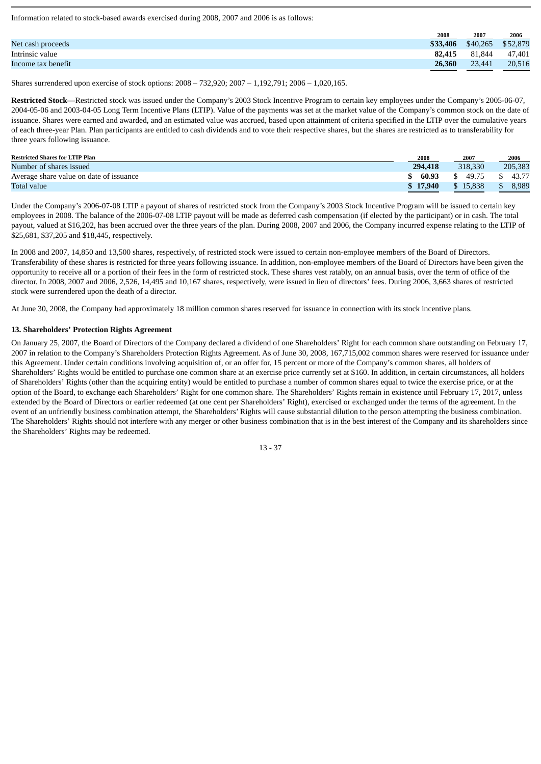Information related to stock-based awards exercised during 2008, 2007 and 2006 is as follows:

| | 2008 | 2007 | 2006 |
|---|---|---|---|
| Net cash proceeds | **$33,406** | $40,265 | $52,879 |
| Intrinsic value | **82,415** | 81,844 | 47,401 |
| Income tax benefit | **26,360** | 23,441 | 20,516 |

Shares surrendered upon exercise of stock options: 2008 – 732,920; 2007 – 1,192,791; 2006 – 1,020,165.

**Restricted Stock—**Restricted stock was issued under the Company's 2003 Stock Incentive Program to certain key employees under the Company's 2005-06-07, 2004-05-06 and 2003-04-05 Long Term Incentive Plans (LTIP). Value of the payments was set at the market value of the Company's common stock on the date of issuance. Shares were earned and awarded, and an estimated value was accrued, based upon attainment of criteria specified in the LTIP over the cumulative years of each three-year Plan. Plan participants are entitled to cash dividends and to vote their respective shares, but the shares are restricted as to transferability for three years following issuance.

| Restricted Shares for LTIP Plan | 2008 | 2007 | 2006 |
|---|---|---|---|
| Number of shares issued | **294,418** | 318,330 | 205,383 |
| Average share value on date of issuance | **$ 60.93** | $ 49.75 | $ 43.77 |
| Total value | **$ 17,940** | $ 15,838 | $ 8,989 |

Under the Company's 2006-07-08 LTIP a payout of shares of restricted stock from the Company's 2003 Stock Incentive Program will be issued to certain key employees in 2008. The balance of the 2006-07-08 LTIP payout will be made as deferred cash compensation (if elected by the participant) or in cash. The total payout, valued at $16,202, has been accrued over the three years of the plan. During 2008, 2007 and 2006, the Company incurred expense relating to the LTIP of $25,681, $37,205 and $18,445, respectively.

In 2008 and 2007, 14,850 and 13,500 shares, respectively, of restricted stock were issued to certain non-employee members of the Board of Directors. Transferability of these shares is restricted for three years following issuance. In addition, non-employee members of the Board of Directors have been given the opportunity to receive all or a portion of their fees in the form of restricted stock. These shares vest ratably, on an annual basis, over the term of office of the director. In 2008, 2007 and 2006, 2,526, 14,495 and 10,167 shares, respectively, were issued in lieu of directors' fees. During 2006, 3,663 shares of restricted stock were surrendered upon the death of a director.

At June 30, 2008, the Company had approximately 18 million common shares reserved for issuance in connection with its stock incentive plans.

## 13. Shareholders' Protection Rights Agreement

On January 25, 2007, the Board of Directors of the Company declared a dividend of one Shareholders' Right for each common share outstanding on February 17, 2007 in relation to the Company's Shareholders Protection Rights Agreement. As of June 30, 2008, 167,715,002 common shares were reserved for issuance under this Agreement. Under certain conditions involving acquisition of, or an offer for, 15 percent or more of the Company's common shares, all holders of Shareholders' Rights would be entitled to purchase one common share at an exercise price currently set at $160. In addition, in certain circumstances, all holders of Shareholders' Rights (other than the acquiring entity) would be entitled to purchase a number of common shares equal to twice the exercise price, or at the option of the Board, to exchange each Shareholders' Right for one common share. The Shareholders' Rights remain in existence until February 17, 2017, unless extended by the Board of Directors or earlier redeemed (at one cent per Shareholders' Right), exercised or exchanged under the terms of the agreement. In the event of an unfriendly business combination attempt, the Shareholders' Rights will cause substantial dilution to the person attempting the business combination. The Shareholders' Rights should not interfere with any merger or other business combination that is in the best interest of the Company and its shareholders since the Shareholders' Rights may be redeemed.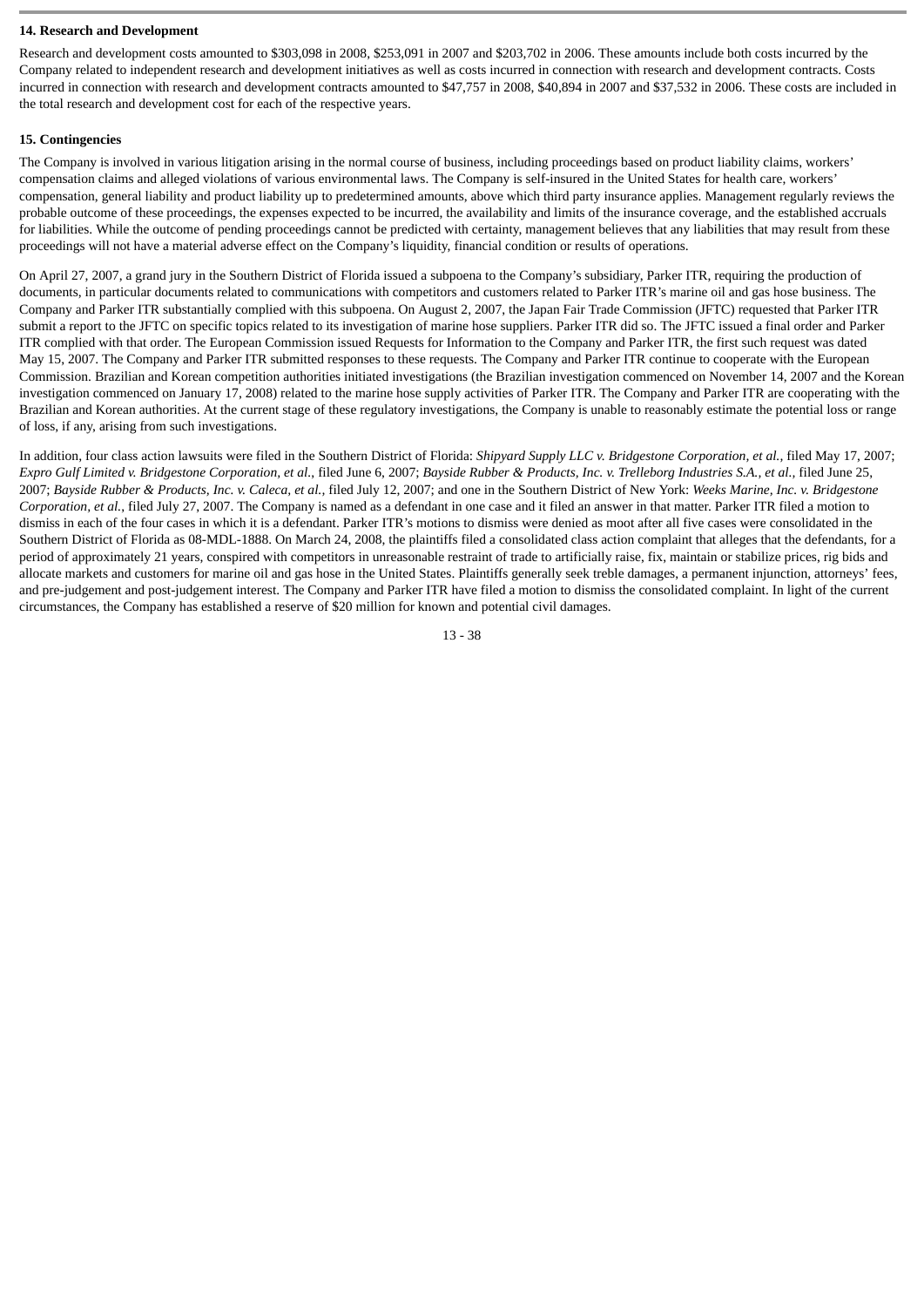**14. Research and Development**

Research and development costs amounted to $303,098 in 2008, $253,091 in 2007 and $203,702 in 2006. These amounts include both costs incurred by the Company related to independent research and development initiatives as well as costs incurred in connection with research and development contracts. Costs incurred in connection with research and development contracts amounted to $47,757 in 2008, $40,894 in 2007 and $37,532 in 2006. These costs are included in the total research and development cost for each of the respective years.

**15. Contingencies**

The Company is involved in various litigation arising in the normal course of business, including proceedings based on product liability claims, workers' compensation claims and alleged violations of various environmental laws. The Company is self-insured in the United States for health care, workers' compensation, general liability and product liability up to predetermined amounts, above which third party insurance applies. Management regularly reviews the probable outcome of these proceedings, the expenses expected to be incurred, the availability and limits of the insurance coverage, and the established accruals for liabilities. While the outcome of pending proceedings cannot be predicted with certainty, management believes that any liabilities that may result from these proceedings will not have a material adverse effect on the Company's liquidity, financial condition or results of operations.

On April 27, 2007, a grand jury in the Southern District of Florida issued a subpoena to the Company's subsidiary, Parker ITR, requiring the production of documents, in particular documents related to communications with competitors and customers related to Parker ITR's marine oil and gas hose business. The Company and Parker ITR substantially complied with this subpoena. On August 2, 2007, the Japan Fair Trade Commission (JFTC) requested that Parker ITR submit a report to the JFTC on specific topics related to its investigation of marine hose suppliers. Parker ITR did so. The JFTC issued a final order and Parker ITR complied with that order. The European Commission issued Requests for Information to the Company and Parker ITR, the first such request was dated May 15, 2007. The Company and Parker ITR submitted responses to these requests. The Company and Parker ITR continue to cooperate with the European Commission. Brazilian and Korean competition authorities initiated investigations (the Brazilian investigation commenced on November 14, 2007 and the Korean investigation commenced on January 17, 2008) related to the marine hose supply activities of Parker ITR. The Company and Parker ITR are cooperating with the Brazilian and Korean authorities. At the current stage of these regulatory investigations, the Company is unable to reasonably estimate the potential loss or range of loss, if any, arising from such investigations.

In addition, four class action lawsuits were filed in the Southern District of Florida: *Shipyard Supply LLC v. Bridgestone Corporation, et al.*, filed May 17, 2007; *Expro Gulf Limited v. Bridgestone Corporation, et al.*, filed June 6, 2007; *Bayside Rubber & Products, Inc. v. Trelleborg Industries S.A., et al.*, filed June 25, 2007; *Bayside Rubber & Products, Inc. v. Caleca, et al.*, filed July 12, 2007; and one in the Southern District of New York: *Weeks Marine, Inc. v. Bridgestone Corporation, et al.*, filed July 27, 2007. The Company is named as a defendant in one case and it filed an answer in that matter. Parker ITR filed a motion to dismiss in each of the four cases in which it is a defendant. Parker ITR's motions to dismiss were denied as moot after all five cases were consolidated in the Southern District of Florida as 08-MDL-1888. On March 24, 2008, the plaintiffs filed a consolidated class action complaint that alleges that the defendants, for a period of approximately 21 years, conspired with competitors in unreasonable restraint of trade to artificially raise, fix, maintain or stabilize prices, rig bids and allocate markets and customers for marine oil and gas hose in the United States. Plaintiffs generally seek treble damages, a permanent injunction, attorneys' fees, and pre-judgement and post-judgement interest. The Company and Parker ITR have filed a motion to dismiss the consolidated complaint. In light of the current circumstances, the Company has established a reserve of $20 million for known and potential civil damages.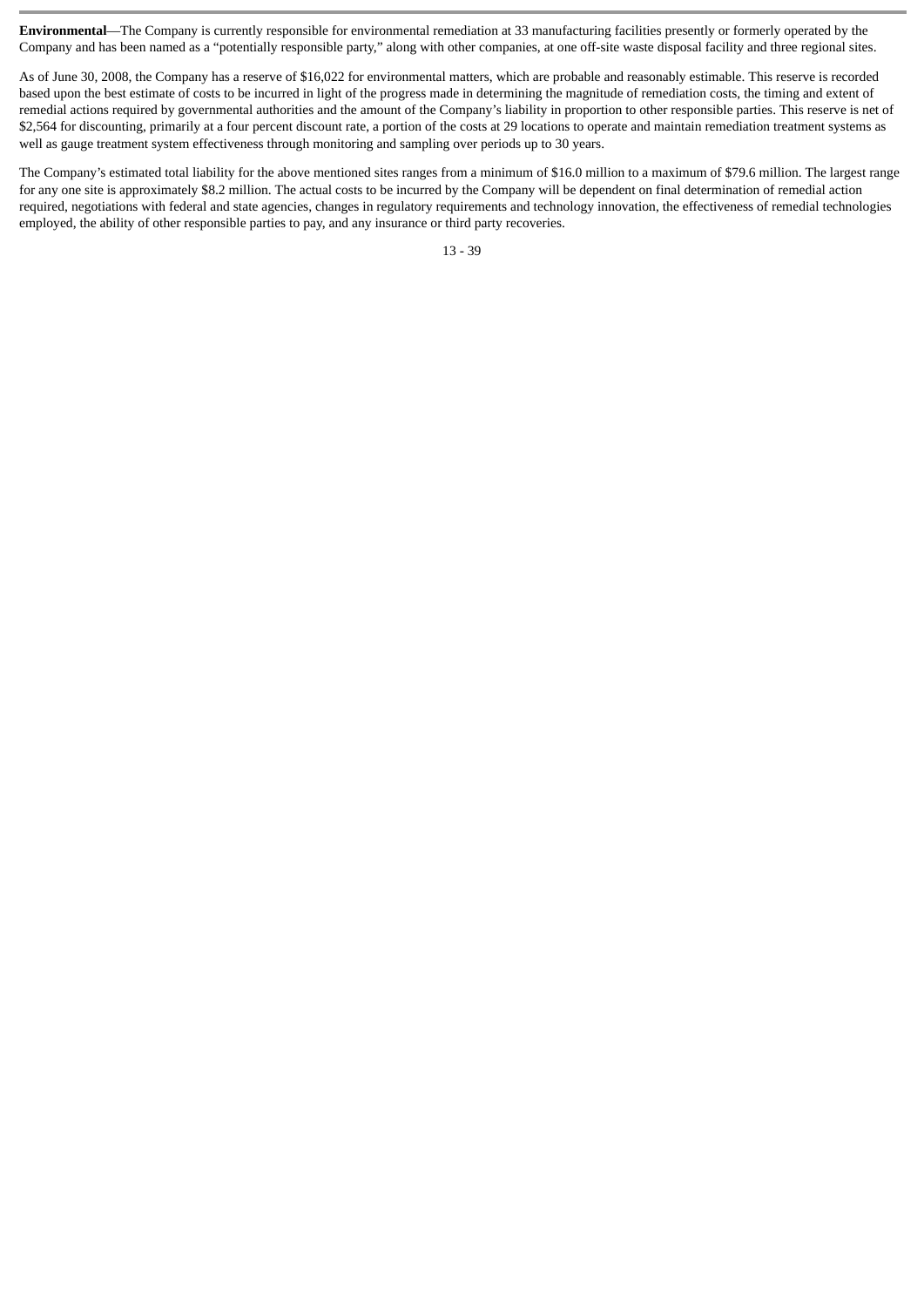**Environmental**—The Company is currently responsible for environmental remediation at 33 manufacturing facilities presently or formerly operated by the Company and has been named as a "potentially responsible party," along with other companies, at one off-site waste disposal facility and three regional sites.

As of June 30, 2008, the Company has a reserve of $16,022 for environmental matters, which are probable and reasonably estimable. This reserve is recorded based upon the best estimate of costs to be incurred in light of the progress made in determining the magnitude of remediation costs, the timing and extent of remedial actions required by governmental authorities and the amount of the Company's liability in proportion to other responsible parties. This reserve is net of $2,564 for discounting, primarily at a four percent discount rate, a portion of the costs at 29 locations to operate and maintain remediation treatment systems as well as gauge treatment system effectiveness through monitoring and sampling over periods up to 30 years.

The Company's estimated total liability for the above mentioned sites ranges from a minimum of $16.0 million to a maximum of $79.6 million. The largest range for any one site is approximately $8.2 million. The actual costs to be incurred by the Company will be dependent on final determination of remedial action required, negotiations with federal and state agencies, changes in regulatory requirements and technology innovation, the effectiveness of remedial technologies employed, the ability of other responsible parties to pay, and any insurance or third party recoveries.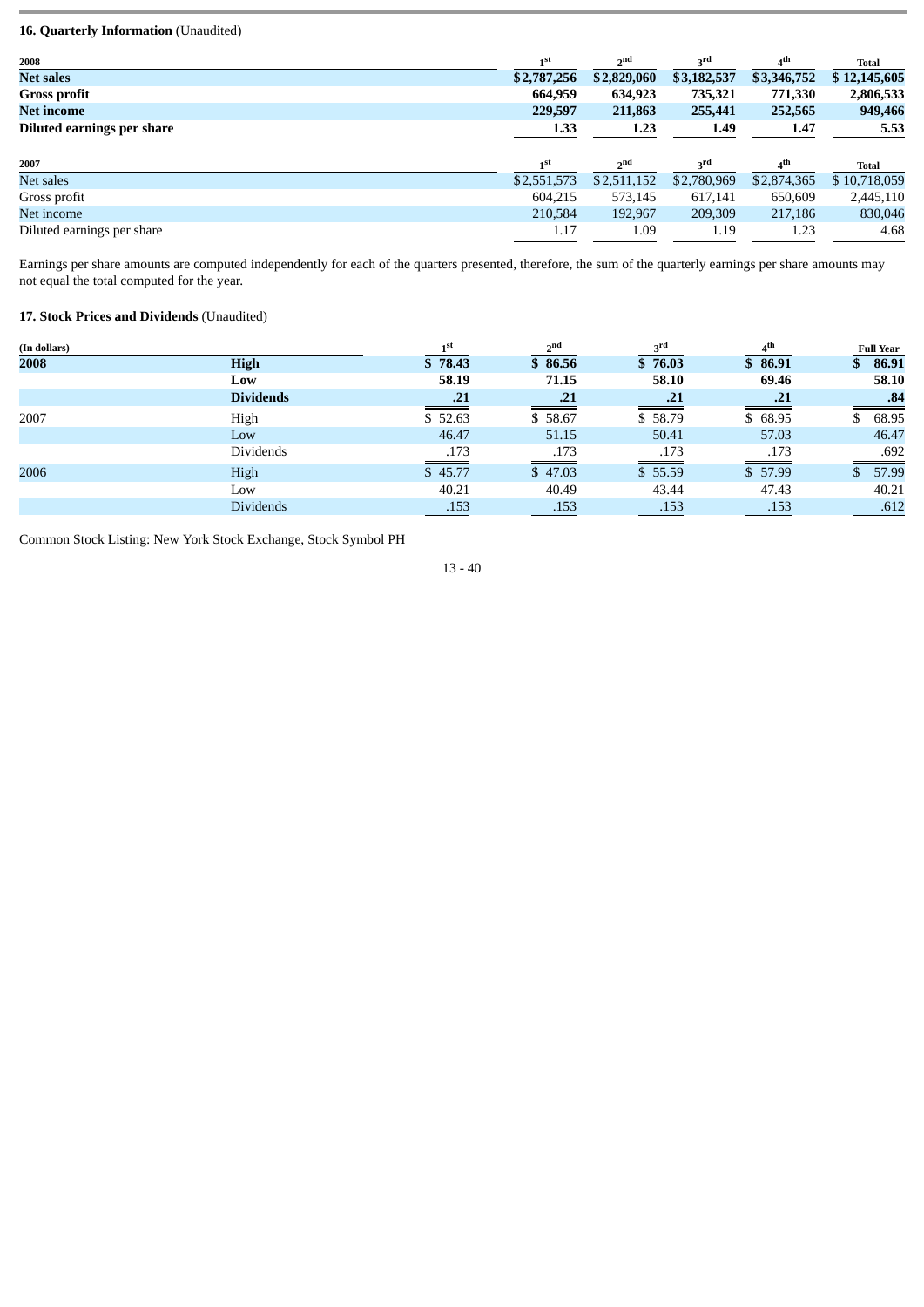**16. Quarterly Information** (Unaudited)

| 2008 | 1st | 2nd | 3rd | 4th | Total |
|---|---|---|---|---|---|
| **Net sales** | **$2,787,256** | **$2,829,060** | **$3,182,537** | **$3,346,752** | **$ 12,145,605** |
| **Gross profit** | **664,959** | **634,923** | **735,321** | **771,330** | **2,806,533** |
| **Net income** | **229,597** | **211,863** | **255,441** | **252,565** | **949,466** |
| **Diluted earnings per share** | **1.33** | **1.23** | **1.49** | **1.47** | **5.53** |

| 2007 | 1st | 2nd | 3rd | 4th | Total |
|---|---|---|---|---|---|
| Net sales | $2,551,573 | $2,511,152 | $2,780,969 | $2,874,365 | $ 10,718,059 |
| Gross profit | 604,215 | 573,145 | 617,141 | 650,609 | 2,445,110 |
| Net income | 210,584 | 192,967 | 209,309 | 217,186 | 830,046 |
| Diluted earnings per share | 1.17 | 1.09 | 1.19 | 1.23 | 4.68 |

Earnings per share amounts are computed independently for each of the quarters presented, therefore, the sum of the quarterly earnings per share amounts may not equal the total computed for the year.

**17. Stock Prices and Dividends** (Unaudited)

| (In dollars) | | 1st | 2nd | 3rd | 4th | Full Year |
|---|---|---|---|---|---|---|
| **2008** | **High** | **$ 78.43** | **$ 86.56** | **$ 76.03** | **$ 86.91** | **$ 86.91** |
| | **Low** | **58.19** | **71.15** | **58.10** | **69.46** | **58.10** |
| | **Dividends** | **.21** | **.21** | **.21** | **.21** | **.84** |
| 2007 | High | $ 52.63 | $ 58.67 | $ 58.79 | $ 68.95 | $ 68.95 |
| | Low | 46.47 | 51.15 | 50.41 | 57.03 | 46.47 |
| | Dividends | .173 | .173 | .173 | .173 | .692 |
| 2006 | High | $ 45.77 | $ 47.03 | $ 55.59 | $ 57.99 | $ 57.99 |
| | Low | 40.21 | 40.49 | 43.44 | 47.43 | 40.21 |
| | Dividends | .153 | .153 | .153 | .153 | .612 |

Common Stock Listing: New York Stock Exchange, Stock Symbol PH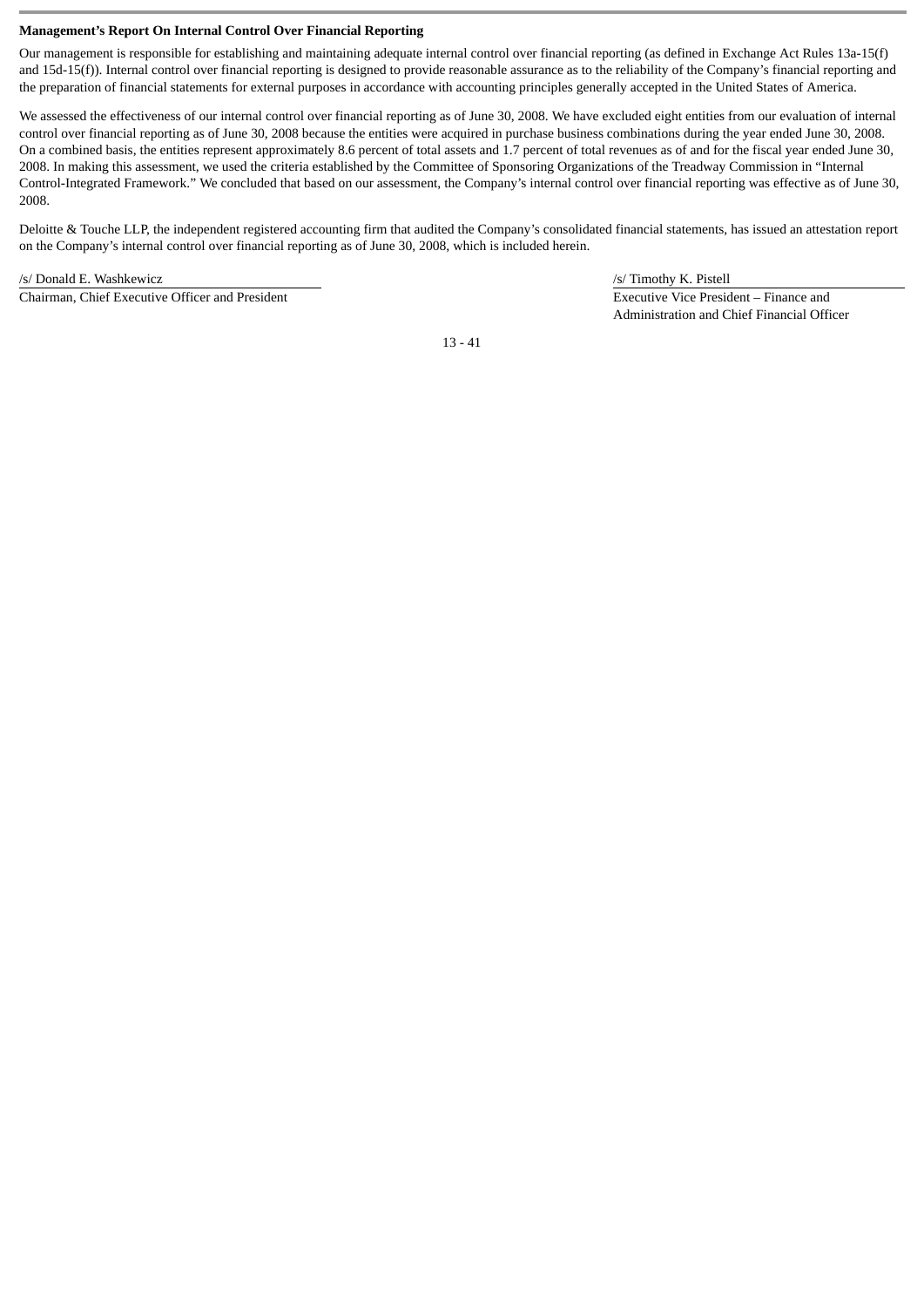**Management's Report On Internal Control Over Financial Reporting**

Our management is responsible for establishing and maintaining adequate internal control over financial reporting (as defined in Exchange Act Rules 13a-15(f) and 15d-15(f)). Internal control over financial reporting is designed to provide reasonable assurance as to the reliability of the Company's financial reporting and the preparation of financial statements for external purposes in accordance with accounting principles generally accepted in the United States of America.

We assessed the effectiveness of our internal control over financial reporting as of June 30, 2008. We have excluded eight entities from our evaluation of internal control over financial reporting as of June 30, 2008 because the entities were acquired in purchase business combinations during the year ended June 30, 2008. On a combined basis, the entities represent approximately 8.6 percent of total assets and 1.7 percent of total revenues as of and for the fiscal year ended June 30, 2008. In making this assessment, we used the criteria established by the Committee of Sponsoring Organizations of the Treadway Commission in "Internal Control-Integrated Framework." We concluded that based on our assessment, the Company's internal control over financial reporting was effective as of June 30, 2008.

Deloitte & Touche LLP, the independent registered accounting firm that audited the Company's consolidated financial statements, has issued an attestation report on the Company's internal control over financial reporting as of June 30, 2008, which is included herein.

/s/ Donald E. Washkewicz
Chairman, Chief Executive Officer and President

/s/ Timothy K. Pistell
Executive Vice President – Finance and Administration and Chief Financial Officer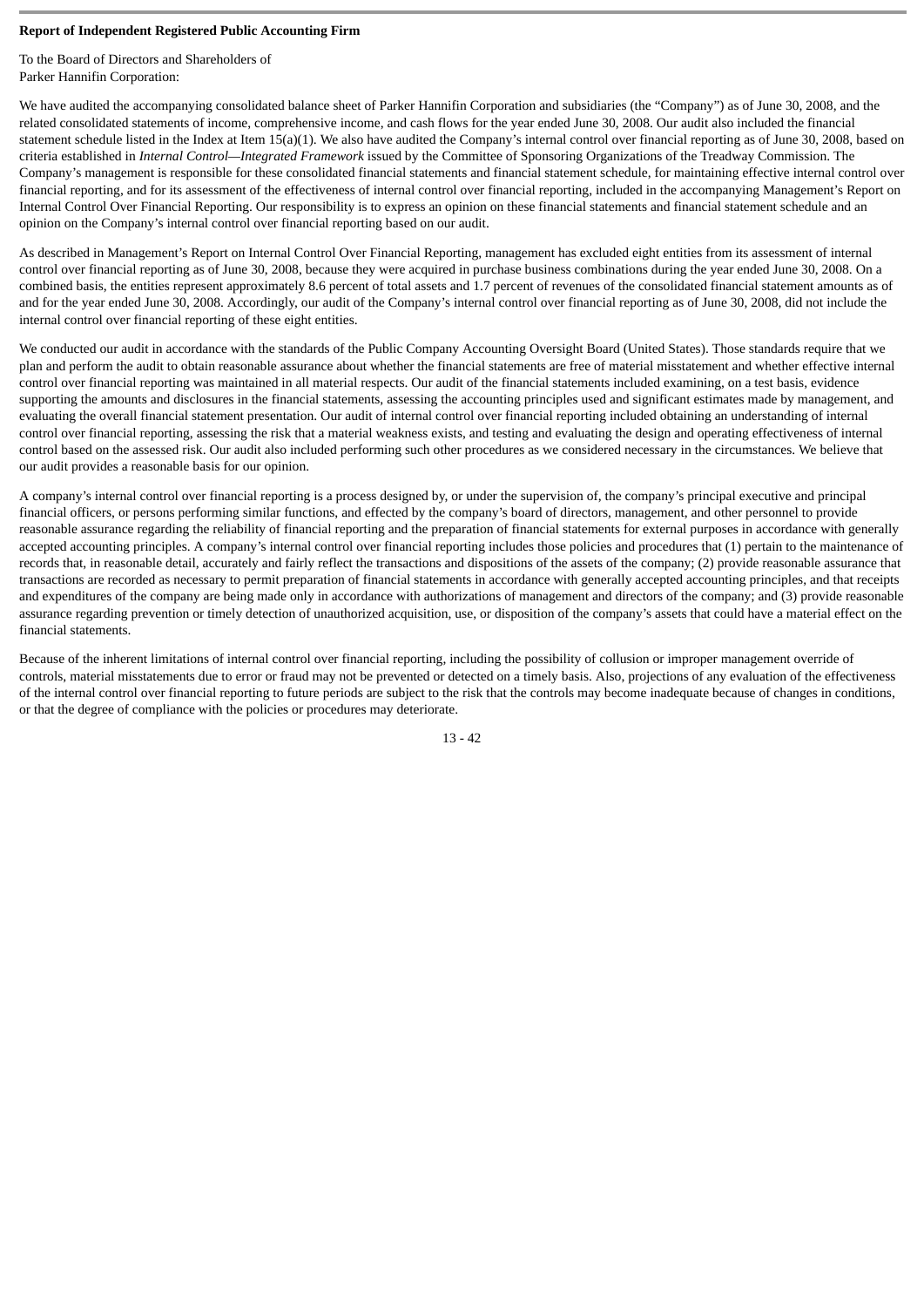**Report of Independent Registered Public Accounting Firm**

To the Board of Directors and Shareholders of
Parker Hannifin Corporation:

We have audited the accompanying consolidated balance sheet of Parker Hannifin Corporation and subsidiaries (the "Company") as of June 30, 2008, and the related consolidated statements of income, comprehensive income, and cash flows for the year ended June 30, 2008. Our audit also included the financial statement schedule listed in the Index at Item 15(a)(1). We also have audited the Company's internal control over financial reporting as of June 30, 2008, based on criteria established in *Internal Control—Integrated Framework* issued by the Committee of Sponsoring Organizations of the Treadway Commission. The Company's management is responsible for these consolidated financial statements and financial statement schedule, for maintaining effective internal control over financial reporting, and for its assessment of the effectiveness of internal control over financial reporting, included in the accompanying Management's Report on Internal Control Over Financial Reporting. Our responsibility is to express an opinion on these financial statements and financial statement schedule and an opinion on the Company's internal control over financial reporting based on our audit.

As described in Management's Report on Internal Control Over Financial Reporting, management has excluded eight entities from its assessment of internal control over financial reporting as of June 30, 2008, because they were acquired in purchase business combinations during the year ended June 30, 2008. On a combined basis, the entities represent approximately 8.6 percent of total assets and 1.7 percent of revenues of the consolidated financial statement amounts as of and for the year ended June 30, 2008. Accordingly, our audit of the Company's internal control over financial reporting as of June 30, 2008, did not include the internal control over financial reporting of these eight entities.

We conducted our audit in accordance with the standards of the Public Company Accounting Oversight Board (United States). Those standards require that we plan and perform the audit to obtain reasonable assurance about whether the financial statements are free of material misstatement and whether effective internal control over financial reporting was maintained in all material respects. Our audit of the financial statements included examining, on a test basis, evidence supporting the amounts and disclosures in the financial statements, assessing the accounting principles used and significant estimates made by management, and evaluating the overall financial statement presentation. Our audit of internal control over financial reporting included obtaining an understanding of internal control over financial reporting, assessing the risk that a material weakness exists, and testing and evaluating the design and operating effectiveness of internal control based on the assessed risk. Our audit also included performing such other procedures as we considered necessary in the circumstances. We believe that our audit provides a reasonable basis for our opinion.

A company's internal control over financial reporting is a process designed by, or under the supervision of, the company's principal executive and principal financial officers, or persons performing similar functions, and effected by the company's board of directors, management, and other personnel to provide reasonable assurance regarding the reliability of financial reporting and the preparation of financial statements for external purposes in accordance with generally accepted accounting principles. A company's internal control over financial reporting includes those policies and procedures that (1) pertain to the maintenance of records that, in reasonable detail, accurately and fairly reflect the transactions and dispositions of the assets of the company; (2) provide reasonable assurance that transactions are recorded as necessary to permit preparation of financial statements in accordance with generally accepted accounting principles, and that receipts and expenditures of the company are being made only in accordance with authorizations of management and directors of the company; and (3) provide reasonable assurance regarding prevention or timely detection of unauthorized acquisition, use, or disposition of the company's assets that could have a material effect on the financial statements.

Because of the inherent limitations of internal control over financial reporting, including the possibility of collusion or improper management override of controls, material misstatements due to error or fraud may not be prevented or detected on a timely basis. Also, projections of any evaluation of the effectiveness of the internal control over financial reporting to future periods are subject to the risk that the controls may become inadequate because of changes in conditions, or that the degree of compliance with the policies or procedures may deteriorate.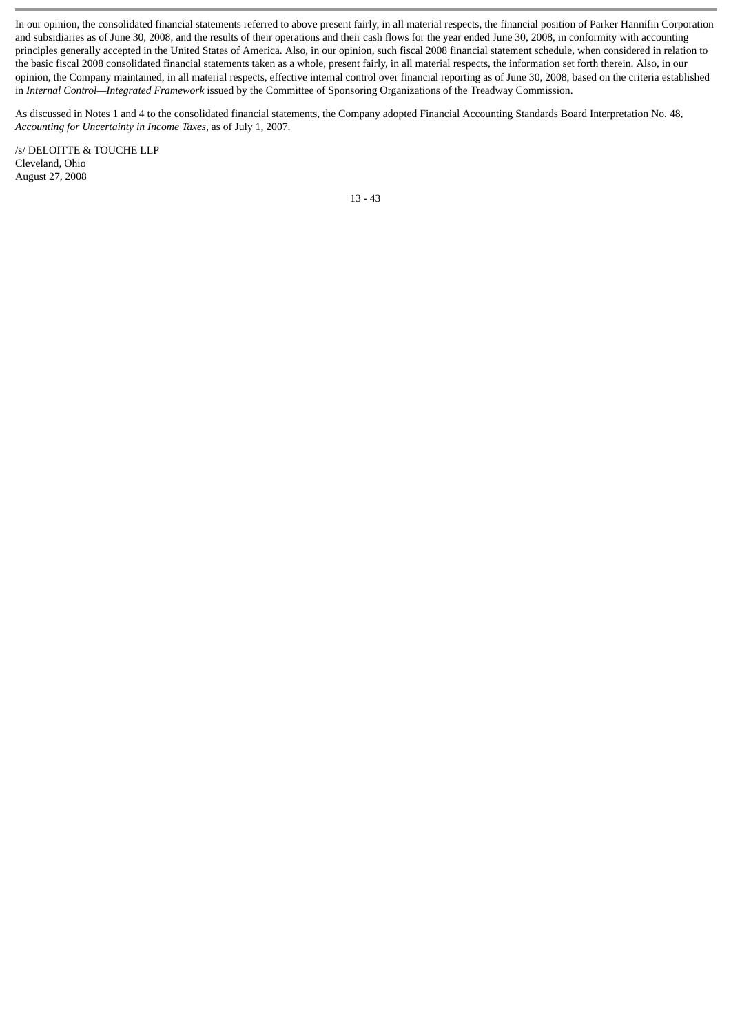In our opinion, the consolidated financial statements referred to above present fairly, in all material respects, the financial position of Parker Hannifin Corporation and subsidiaries as of June 30, 2008, and the results of their operations and their cash flows for the year ended June 30, 2008, in conformity with accounting principles generally accepted in the United States of America. Also, in our opinion, such fiscal 2008 financial statement schedule, when considered in relation to the basic fiscal 2008 consolidated financial statements taken as a whole, present fairly, in all material respects, the information set forth therein. Also, in our opinion, the Company maintained, in all material respects, effective internal control over financial reporting as of June 30, 2008, based on the criteria established in *Internal Control—Integrated Framework* issued by the Committee of Sponsoring Organizations of the Treadway Commission.

As discussed in Notes 1 and 4 to the consolidated financial statements, the Company adopted Financial Accounting Standards Board Interpretation No. 48, *Accounting for Uncertainty in Income Taxes*, as of July 1, 2007.

/s/ DELOITTE & TOUCHE LLP
Cleveland, Ohio
August 27, 2008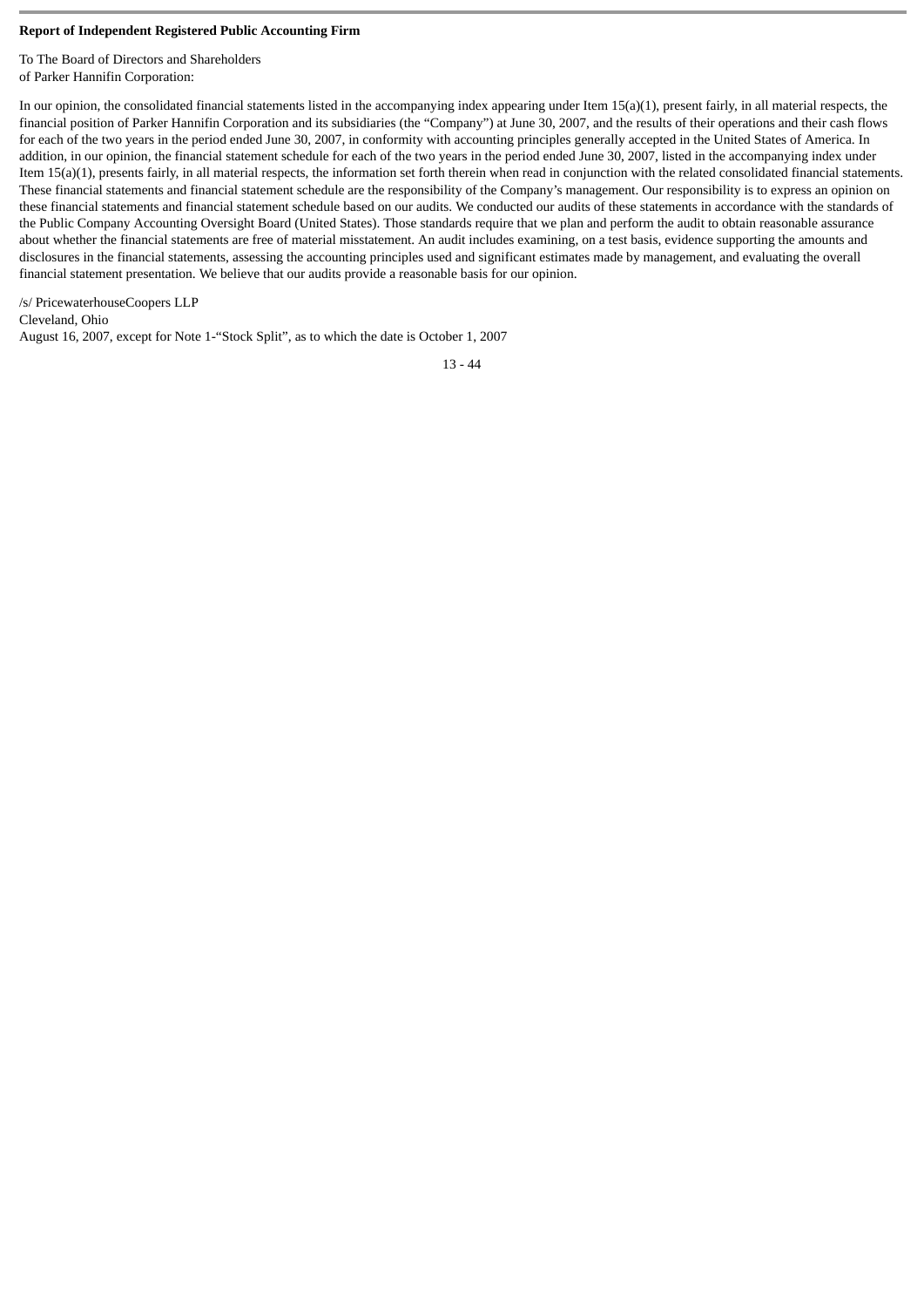**Report of Independent Registered Public Accounting Firm**

To The Board of Directors and Shareholders
of Parker Hannifin Corporation:

In our opinion, the consolidated financial statements listed in the accompanying index appearing under Item 15(a)(1), present fairly, in all material respects, the financial position of Parker Hannifin Corporation and its subsidiaries (the "Company") at June 30, 2007, and the results of their operations and their cash flows for each of the two years in the period ended June 30, 2007, in conformity with accounting principles generally accepted in the United States of America. In addition, in our opinion, the financial statement schedule for each of the two years in the period ended June 30, 2007, listed in the accompanying index under Item 15(a)(1), presents fairly, in all material respects, the information set forth therein when read in conjunction with the related consolidated financial statements. These financial statements and financial statement schedule are the responsibility of the Company's management. Our responsibility is to express an opinion on these financial statements and financial statement schedule based on our audits. We conducted our audits of these statements in accordance with the standards of the Public Company Accounting Oversight Board (United States). Those standards require that we plan and perform the audit to obtain reasonable assurance about whether the financial statements are free of material misstatement. An audit includes examining, on a test basis, evidence supporting the amounts and disclosures in the financial statements, assessing the accounting principles used and significant estimates made by management, and evaluating the overall financial statement presentation. We believe that our audits provide a reasonable basis for our opinion.

/s/ PricewaterhouseCoopers LLP
Cleveland, Ohio
August 16, 2007, except for Note 1-"Stock Split", as to which the date is October 1, 2007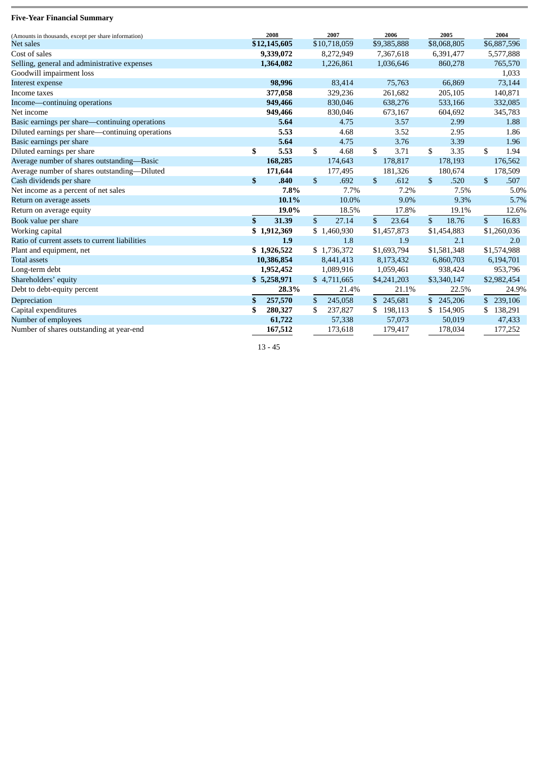**Five-Year Financial Summary**

| (Amounts in thousands, except per share information) | 2008 | 2007 | 2006 | 2005 | 2004 |
|---|---|---|---|---|---|
| Net sales | **$12,145,605** | $10,718,059 | $9,385,888 | $8,068,805 | $6,887,596 |
| Cost of sales | **9,339,072** | 8,272,949 | 7,367,618 | 6,391,477 | 5,577,888 |
| Selling, general and administrative expenses | **1,364,082** | 1,226,861 | 1,036,646 | 860,278 | 765,570 |
| Goodwill impairment loss | | | | | 1,033 |
| Interest expense | **98,996** | 83,414 | 75,763 | 66,869 | 73,144 |
| Income taxes | **377,058** | 329,236 | 261,682 | 205,105 | 140,871 |
| Income—continuing operations | **949,466** | 830,046 | 638,276 | 533,166 | 332,085 |
| Net income | **949,466** | 830,046 | 673,167 | 604,692 | 345,783 |
| Basic earnings per share—continuing operations | **5.64** | 4.75 | 3.57 | 2.99 | 1.88 |
| Diluted earnings per share—continuing operations | **5.53** | 4.68 | 3.52 | 2.95 | 1.86 |
| Basic earnings per share | **5.64** | 4.75 | 3.76 | 3.39 | 1.96 |
| Diluted earnings per share | **$ 5.53** | $ 4.68 | $ 3.71 | $ 3.35 | $ 1.94 |
| Average number of shares outstanding—Basic | **168,285** | 174,643 | 178,817 | 178,193 | 176,562 |
| Average number of shares outstanding—Diluted | **171,644** | 177,495 | 181,326 | 180,674 | 178,509 |
| Cash dividends per share | **$ .840** | $ .692 | $ .612 | $ .520 | $ .507 |
| Net income as a percent of net sales | **7.8%** | 7.7% | 7.2% | 7.5% | 5.0% |
| Return on average assets | **10.1%** | 10.0% | 9.0% | 9.3% | 5.7% |
| Return on average equity | **19.0%** | 18.5% | 17.8% | 19.1% | 12.6% |
| Book value per share | **$ 31.39** | $ 27.14 | $ 23.64 | $ 18.76 | $ 16.83 |
| Working capital | **$ 1,912,369** | $ 1,460,930 | $1,457,873 | $1,454,883 | $1,260,036 |
| Ratio of current assets to current liabilities | **1.9** | 1.8 | 1.9 | 2.1 | 2.0 |
| Plant and equipment, net | **$ 1,926,522** | $ 1,736,372 | $1,693,794 | $1,581,348 | $1,574,988 |
| Total assets | **10,386,854** | 8,441,413 | 8,173,432 | 6,860,703 | 6,194,701 |
| Long-term debt | **1,952,452** | 1,089,916 | 1,059,461 | 938,424 | 953,796 |
| Shareholders' equity | **$ 5,258,971** | $ 4,711,665 | $4,241,203 | $3,340,147 | $2,982,454 |
| Debt to debt-equity percent | **28.3%** | 21.4% | 21.1% | 22.5% | 24.9% |
| Depreciation | **$ 257,570** | $ 245,058 | $ 245,681 | $ 245,206 | $ 239,106 |
| Capital expenditures | **$ 280,327** | $ 237,827 | $ 198,113 | $ 154,905 | $ 138,291 |
| Number of employees | **61,722** | 57,338 | 57,073 | 50,019 | 47,433 |
| Number of shares outstanding at year-end | **167,512** | 173,618 | 179,417 | 178,034 | 177,252 |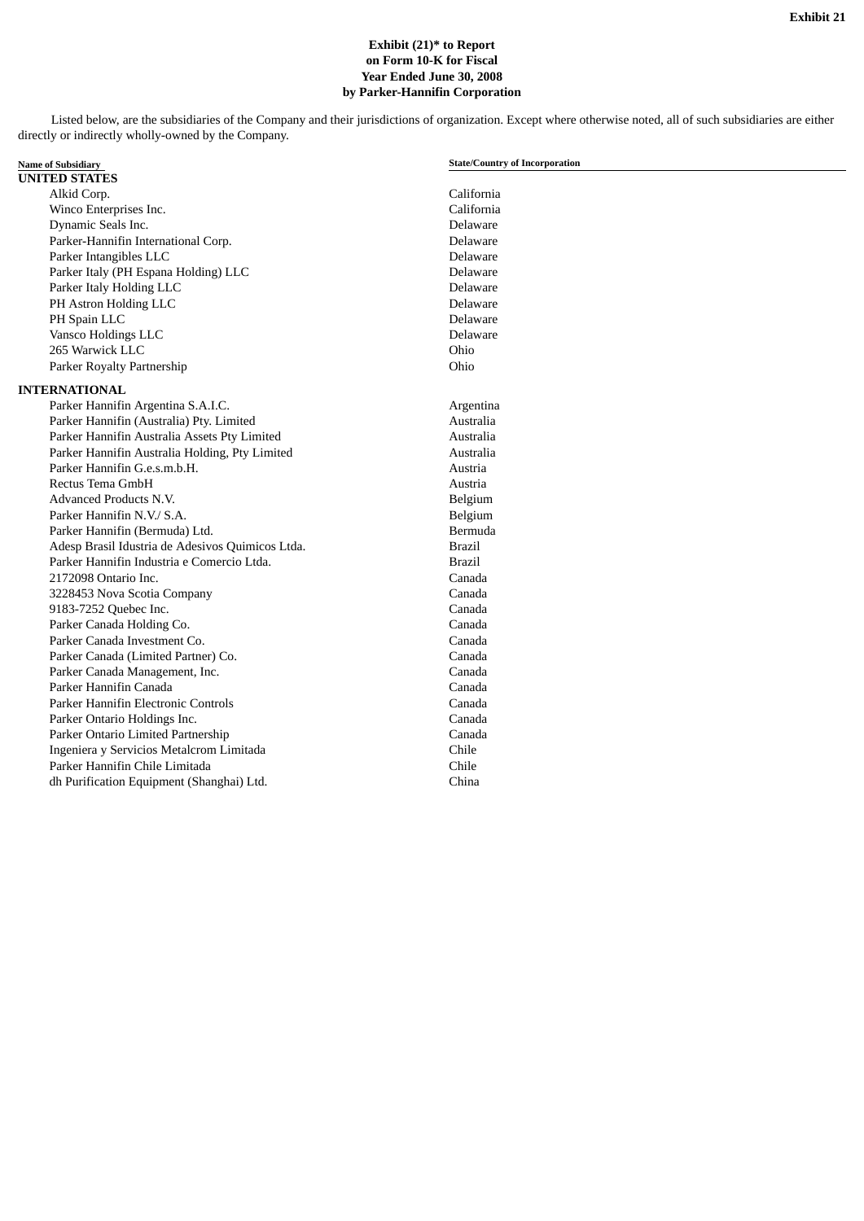Exhibit 21

**Exhibit (21)* to Report on Form 10-K for Fiscal Year Ended June 30, 2008 by Parker-Hannifin Corporation**

Listed below, are the subsidiaries of the Company and their jurisdictions of organization. Except where otherwise noted, all of such subsidiaries are either directly or indirectly wholly-owned by the Company.

| Name of Subsidiary | State/Country of Incorporation |
|---|---|
| **UNITED STATES** | |
| Alkid Corp. | California |
| Winco Enterprises Inc. | California |
| Dynamic Seals Inc. | Delaware |
| Parker-Hannifin International Corp. | Delaware |
| Parker Intangibles LLC | Delaware |
| Parker Italy (PH Espana Holding) LLC | Delaware |
| Parker Italy Holding LLC | Delaware |
| PH Astron Holding LLC | Delaware |
| PH Spain LLC | Delaware |
| Vansco Holdings LLC | Delaware |
| 265 Warwick LLC | Ohio |
| Parker Royalty Partnership | Ohio |
| **INTERNATIONAL** | |
| Parker Hannifin Argentina S.A.I.C. | Argentina |
| Parker Hannifin (Australia) Pty. Limited | Australia |
| Parker Hannifin Australia Assets Pty Limited | Australia |
| Parker Hannifin Australia Holding, Pty Limited | Australia |
| Parker Hannifin G.e.s.m.b.H. | Austria |
| Rectus Tema GmbH | Austria |
| Advanced Products N.V. | Belgium |
| Parker Hannifin N.V./ S.A. | Belgium |
| Parker Hannifin (Bermuda) Ltd. | Bermuda |
| Adesp Brasil Idustria de Adesivos Quimicos Ltda. | Brazil |
| Parker Hannifin Industria e Comercio Ltda. | Brazil |
| 2172098 Ontario Inc. | Canada |
| 3228453 Nova Scotia Company | Canada |
| 9183-7252 Quebec Inc. | Canada |
| Parker Canada Holding Co. | Canada |
| Parker Canada Investment Co. | Canada |
| Parker Canada (Limited Partner) Co. | Canada |
| Parker Canada Management, Inc. | Canada |
| Parker Hannifin Canada | Canada |
| Parker Hannifin Electronic Controls | Canada |
| Parker Ontario Holdings Inc. | Canada |
| Parker Ontario Limited Partnership | Canada |
| Ingeniera y Servicios Metalcrom Limitada | Chile |
| Parker Hannifin Chile Limitada | Chile |
| dh Purification Equipment (Shanghai) Ltd. | China |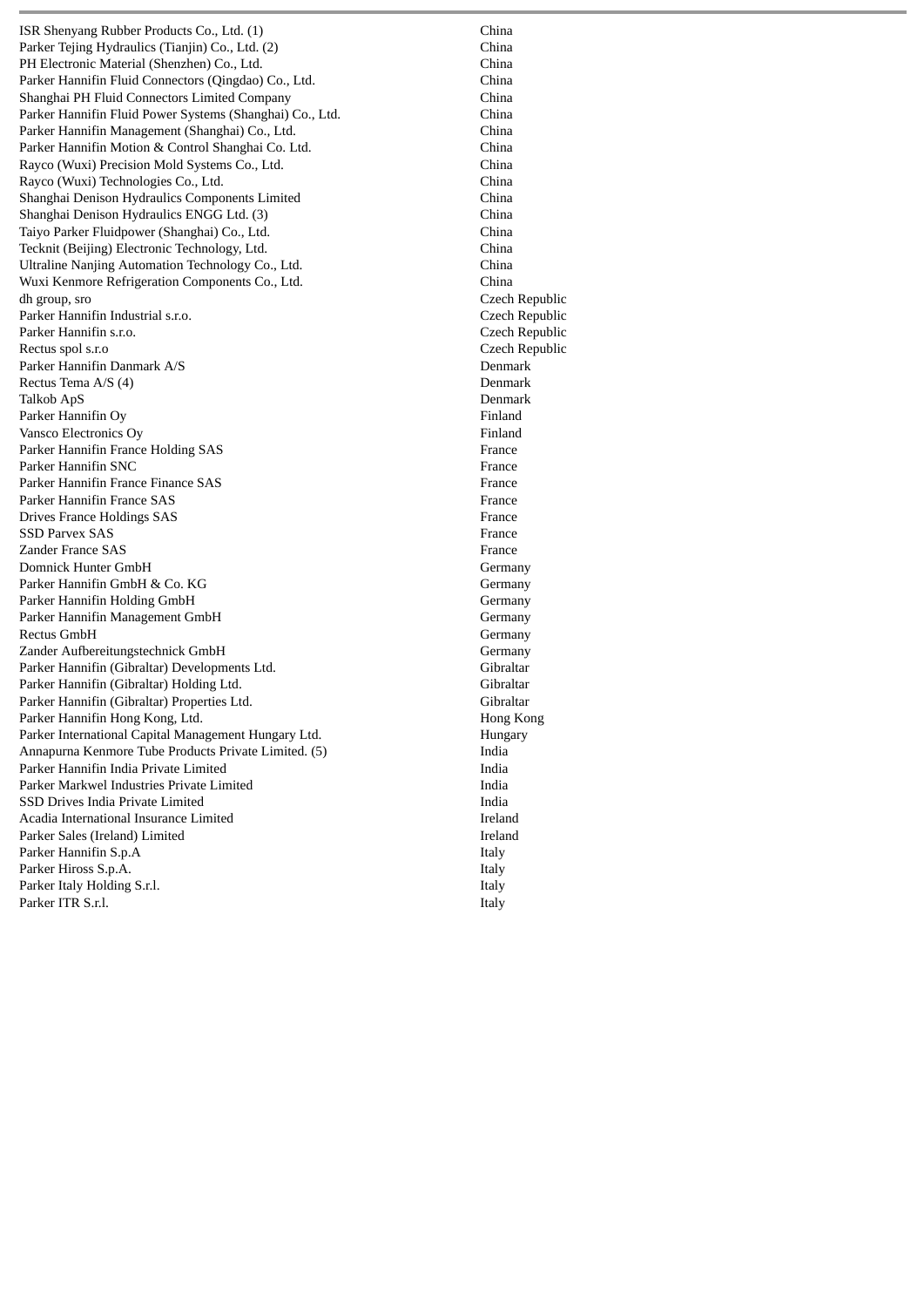| | |
|---|---|
| ISR Shenyang Rubber Products Co., Ltd. (1) | China |
| Parker Tejing Hydraulics (Tianjin) Co., Ltd. (2) | China |
| PH Electronic Material (Shenzhen) Co., Ltd. | China |
| Parker Hannifin Fluid Connectors (Qingdao) Co., Ltd. | China |
| Shanghai PH Fluid Connectors Limited Company | China |
| Parker Hannifin Fluid Power Systems (Shanghai) Co., Ltd. | China |
| Parker Hannifin Management (Shanghai) Co., Ltd. | China |
| Parker Hannifin Motion & Control Shanghai Co. Ltd. | China |
| Rayco (Wuxi) Precision Mold Systems Co., Ltd. | China |
| Rayco (Wuxi) Technologies Co., Ltd. | China |
| Shanghai Denison Hydraulics Components Limited | China |
| Shanghai Denison Hydraulics ENGG Ltd. (3) | China |
| Taiyo Parker Fluidpower (Shanghai) Co., Ltd. | China |
| Tecknit (Beijing) Electronic Technology, Ltd. | China |
| Ultraline Nanjing Automation Technology Co., Ltd. | China |
| Wuxi Kenmore Refrigeration Components Co., Ltd. | China |
| dh group, sro | Czech Republic |
| Parker Hannifin Industrial s.r.o. | Czech Republic |
| Parker Hannifin s.r.o. | Czech Republic |
| Rectus spol s.r.o | Czech Republic |
| Parker Hannifin Danmark A/S | Denmark |
| Rectus Tema A/S (4) | Denmark |
| Talkob ApS | Denmark |
| Parker Hannifin Oy | Finland |
| Vansco Electronics Oy | Finland |
| Parker Hannifin France Holding SAS | France |
| Parker Hannifin SNC | France |
| Parker Hannifin France Finance SAS | France |
| Parker Hannifin France SAS | France |
| Drives France Holdings SAS | France |
| SSD Parvex SAS | France |
| Zander France SAS | France |
| Domnick Hunter GmbH | Germany |
| Parker Hannifin GmbH & Co. KG | Germany |
| Parker Hannifin Holding GmbH | Germany |
| Parker Hannifin Management GmbH | Germany |
| Rectus GmbH | Germany |
| Zander Aufbereitungstechnick GmbH | Germany |
| Parker Hannifin (Gibraltar) Developments Ltd. | Gibraltar |
| Parker Hannifin (Gibraltar) Holding Ltd. | Gibraltar |
| Parker Hannifin (Gibraltar) Properties Ltd. | Gibraltar |
| Parker Hannifin Hong Kong, Ltd. | Hong Kong |
| Parker International Capital Management Hungary Ltd. | Hungary |
| Annapurna Kenmore Tube Products Private Limited. (5) | India |
| Parker Hannifin India Private Limited | India |
| Parker Markwel Industries Private Limited | India |
| SSD Drives India Private Limited | India |
| Acadia International Insurance Limited | Ireland |
| Parker Sales (Ireland) Limited | Ireland |
| Parker Hannifin S.p.A | Italy |
| Parker Hiross S.p.A. | Italy |
| Parker Italy Holding S.r.l. | Italy |
| Parker ITR S.r.l. | Italy |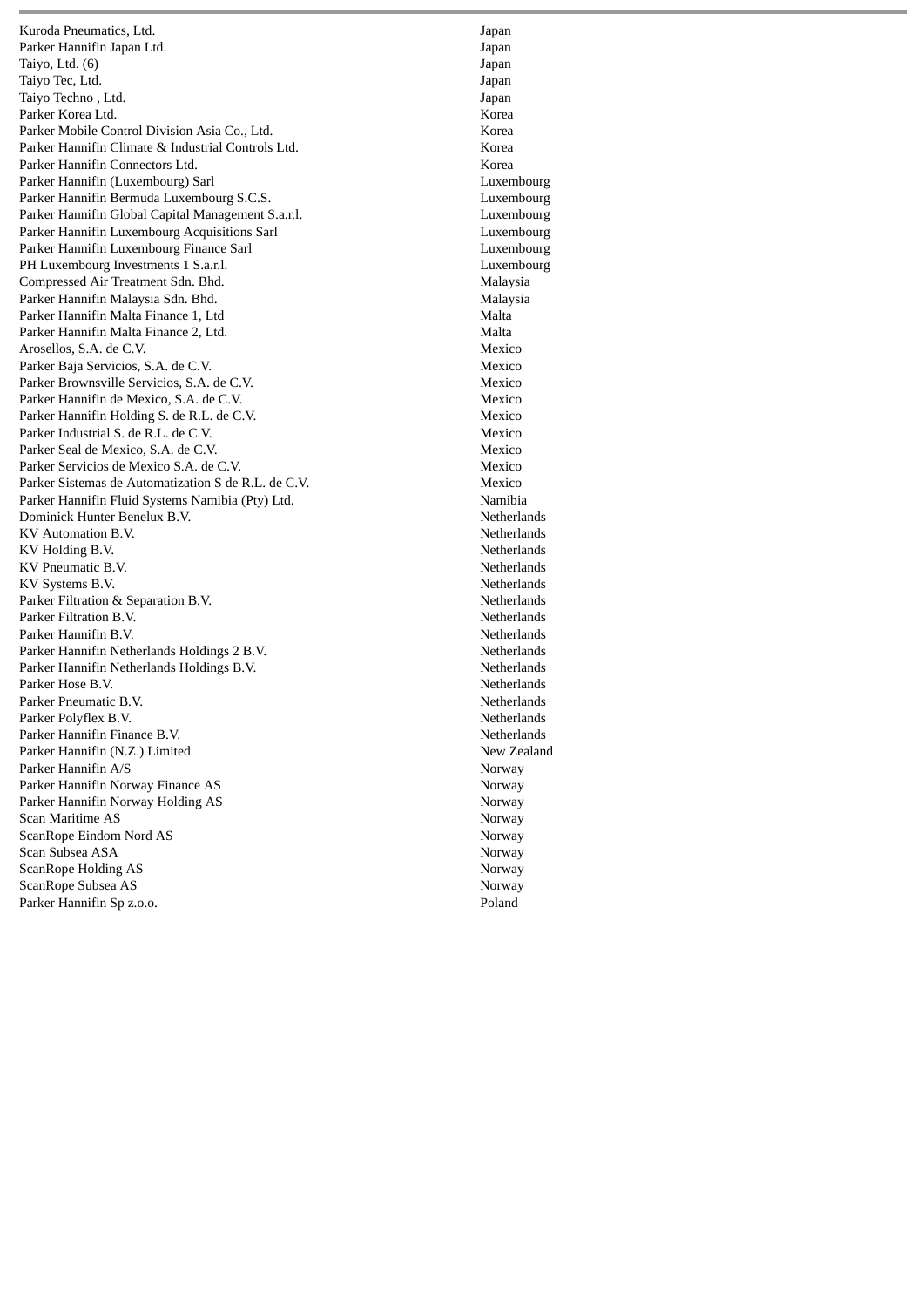| | |
|---|---|
| Kuroda Pneumatics, Ltd. | Japan |
| Parker Hannifin Japan Ltd. | Japan |
| Taiyo, Ltd. (6) | Japan |
| Taiyo Tec, Ltd. | Japan |
| Taiyo Techno , Ltd. | Japan |
| Parker Korea Ltd. | Korea |
| Parker Mobile Control Division Asia Co., Ltd. | Korea |
| Parker Hannifin Climate & Industrial Controls Ltd. | Korea |
| Parker Hannifin Connectors Ltd. | Korea |
| Parker Hannifin (Luxembourg) Sarl | Luxembourg |
| Parker Hannifin Bermuda Luxembourg S.C.S. | Luxembourg |
| Parker Hannifin Global Capital Management S.a.r.l. | Luxembourg |
| Parker Hannifin Luxembourg Acquisitions Sarl | Luxembourg |
| Parker Hannifin Luxembourg Finance Sarl | Luxembourg |
| PH Luxembourg Investments 1 S.a.r.l. | Luxembourg |
| Compressed Air Treatment Sdn. Bhd. | Malaysia |
| Parker Hannifin Malaysia Sdn. Bhd. | Malaysia |
| Parker Hannifin Malta Finance 1, Ltd | Malta |
| Parker Hannifin Malta Finance 2, Ltd. | Malta |
| Arosellos, S.A. de C.V. | Mexico |
| Parker Baja Servicios, S.A. de C.V. | Mexico |
| Parker Brownsville Servicios, S.A. de C.V. | Mexico |
| Parker Hannifin de Mexico, S.A. de C.V. | Mexico |
| Parker Hannifin Holding S. de R.L. de C.V. | Mexico |
| Parker Industrial S. de R.L. de C.V. | Mexico |
| Parker Seal de Mexico, S.A. de C.V. | Mexico |
| Parker Servicios de Mexico S.A. de C.V. | Mexico |
| Parker Sistemas de Automatization S de R.L. de C.V. | Mexico |
| Parker Hannifin Fluid Systems Namibia (Pty) Ltd. | Namibia |
| Dominick Hunter Benelux B.V. | Netherlands |
| KV Automation B.V. | Netherlands |
| KV Holding B.V. | Netherlands |
| KV Pneumatic B.V. | Netherlands |
| KV Systems B.V. | Netherlands |
| Parker Filtration & Separation B.V. | Netherlands |
| Parker Filtration B.V. | Netherlands |
| Parker Hannifin B.V. | Netherlands |
| Parker Hannifin Netherlands Holdings 2 B.V. | Netherlands |
| Parker Hannifin Netherlands Holdings B.V. | Netherlands |
| Parker Hose B.V. | Netherlands |
| Parker Pneumatic B.V. | Netherlands |
| Parker Polyflex B.V. | Netherlands |
| Parker Hannifin Finance B.V. | Netherlands |
| Parker Hannifin (N.Z.) Limited | New Zealand |
| Parker Hannifin A/S | Norway |
| Parker Hannifin Norway Finance AS | Norway |
| Parker Hannifin Norway Holding AS | Norway |
| Scan Maritime AS | Norway |
| ScanRope Eindom Nord AS | Norway |
| Scan Subsea ASA | Norway |
| ScanRope Holding AS | Norway |
| ScanRope Subsea AS | Norway |
| Parker Hannifin Sp z.o.o. | Poland |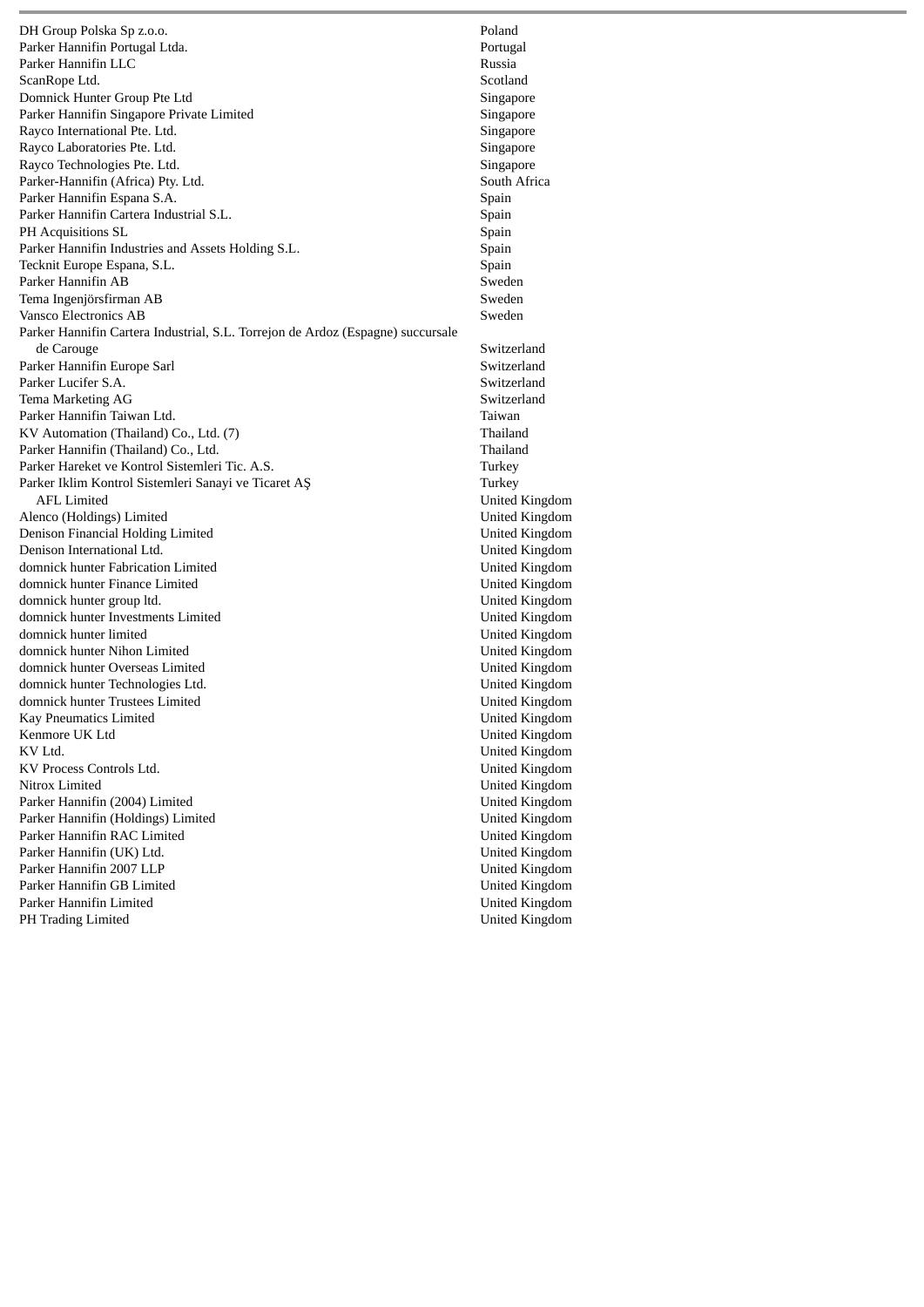| | |
|---|---|
| DH Group Polska Sp z.o.o. | Poland |
| Parker Hannifin Portugal Ltda. | Portugal |
| Parker Hannifin LLC | Russia |
| ScanRope Ltd. | Scotland |
| Domnick Hunter Group Pte Ltd | Singapore |
| Parker Hannifin Singapore Private Limited | Singapore |
| Rayco International Pte. Ltd. | Singapore |
| Rayco Laboratories Pte. Ltd. | Singapore |
| Rayco Technologies Pte. Ltd. | Singapore |
| Parker-Hannifin (Africa) Pty. Ltd. | South Africa |
| Parker Hannifin Espana S.A. | Spain |
| Parker Hannifin Cartera Industrial S.L. | Spain |
| PH Acquisitions SL | Spain |
| Parker Hannifin Industries and Assets Holding S.L. | Spain |
| Tecknit Europe Espana, S.L. | Spain |
| Parker Hannifin AB | Sweden |
| Tema Ingenjörsfirman AB | Sweden |
| Vansco Electronics AB | Sweden |
| Parker Hannifin Cartera Industrial, S.L. Torrejon de Ardoz (Espagne) succursale de Carouge | Switzerland |
| Parker Hannifin Europe Sarl | Switzerland |
| Parker Lucifer S.A. | Switzerland |
| Tema Marketing AG | Switzerland |
| Parker Hannifin Taiwan Ltd. | Taiwan |
| KV Automation (Thailand) Co., Ltd. (7) | Thailand |
| Parker Hannifin (Thailand) Co., Ltd. | Thailand |
| Parker Hareket ve Kontrol Sistemleri Tic. A.S. | Turkey |
| Parker Iklim Kontrol Sistemleri Sanayi ve Ticaret AŞ | Turkey |
| AFL Limited | United Kingdom |
| Alenco (Holdings) Limited | United Kingdom |
| Denison Financial Holding Limited | United Kingdom |
| Denison International Ltd. | United Kingdom |
| domnick hunter Fabrication Limited | United Kingdom |
| domnick hunter Finance Limited | United Kingdom |
| domnick hunter group ltd. | United Kingdom |
| domnick hunter Investments Limited | United Kingdom |
| domnick hunter limited | United Kingdom |
| domnick hunter Nihon Limited | United Kingdom |
| domnick hunter Overseas Limited | United Kingdom |
| domnick hunter Technologies Ltd. | United Kingdom |
| domnick hunter Trustees Limited | United Kingdom |
| Kay Pneumatics Limited | United Kingdom |
| Kenmore UK Ltd | United Kingdom |
| KV Ltd. | United Kingdom |
| KV Process Controls Ltd. | United Kingdom |
| Nitrox Limited | United Kingdom |
| Parker Hannifin (2004) Limited | United Kingdom |
| Parker Hannifin (Holdings) Limited | United Kingdom |
| Parker Hannifin RAC Limited | United Kingdom |
| Parker Hannifin (UK) Ltd. | United Kingdom |
| Parker Hannifin 2007 LLP | United Kingdom |
| Parker Hannifin GB Limited | United Kingdom |
| Parker Hannifin Limited | United Kingdom |
| PH Trading Limited | United Kingdom |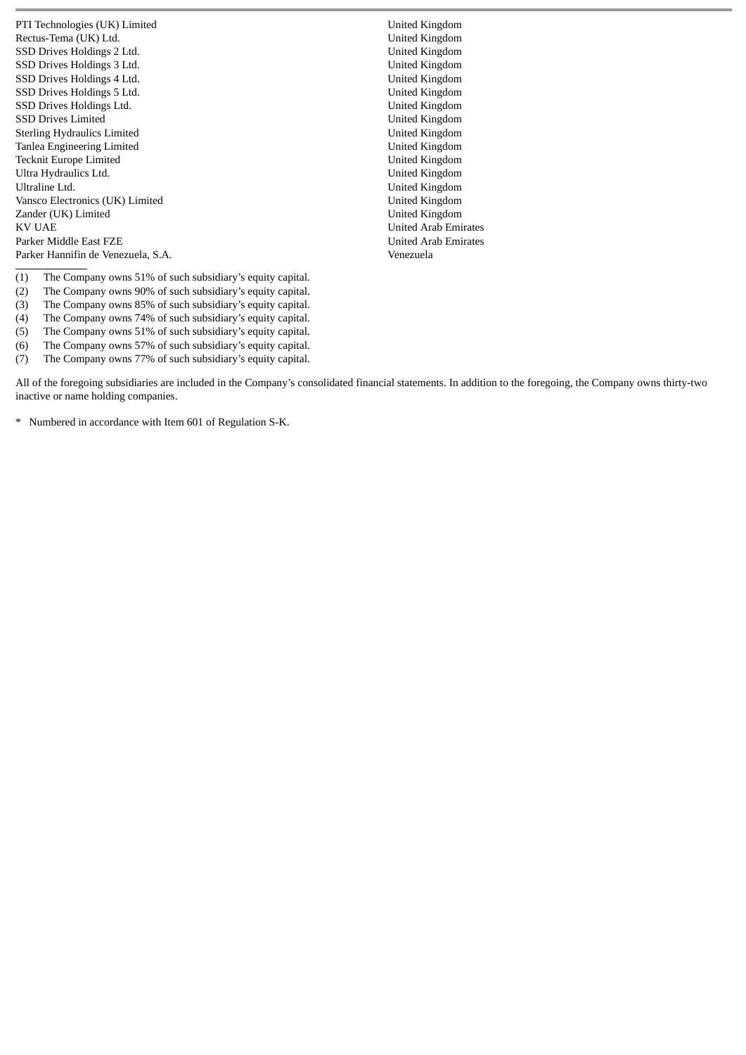| | |
|---|---|
| PTI Technologies (UK) Limited | United Kingdom |
| Rectus-Tema (UK) Ltd. | United Kingdom |
| SSD Drives Holdings 2 Ltd. | United Kingdom |
| SSD Drives Holdings 3 Ltd. | United Kingdom |
| SSD Drives Holdings 4 Ltd. | United Kingdom |
| SSD Drives Holdings 5 Ltd. | United Kingdom |
| SSD Drives Holdings Ltd. | United Kingdom |
| SSD Drives Limited | United Kingdom |
| Sterling Hydraulics Limited | United Kingdom |
| Tanlea Engineering Limited | United Kingdom |
| Tecknit Europe Limited | United Kingdom |
| Ultra Hydraulics Ltd. | United Kingdom |
| Ultraline Ltd. | United Kingdom |
| Vansco Electronics (UK) Limited | United Kingdom |
| Zander (UK) Limited | United Kingdom |
| KV UAE | United Arab Emirates |
| Parker Middle East FZE | United Arab Emirates |
| Parker Hannifin de Venezuela, S.A. | Venezuela |

(1) The Company owns 51% of such subsidiary's equity capital.
(2) The Company owns 90% of such subsidiary's equity capital.
(3) The Company owns 85% of such subsidiary's equity capital.
(4) The Company owns 74% of such subsidiary's equity capital.
(5) The Company owns 51% of such subsidiary's equity capital.
(6) The Company owns 57% of such subsidiary's equity capital.
(7) The Company owns 77% of such subsidiary's equity capital.

All of the foregoing subsidiaries are included in the Company's consolidated financial statements. In addition to the foregoing, the Company owns thirty-two inactive or name holding companies.

* Numbered in accordance with Item 601 of Regulation S-K.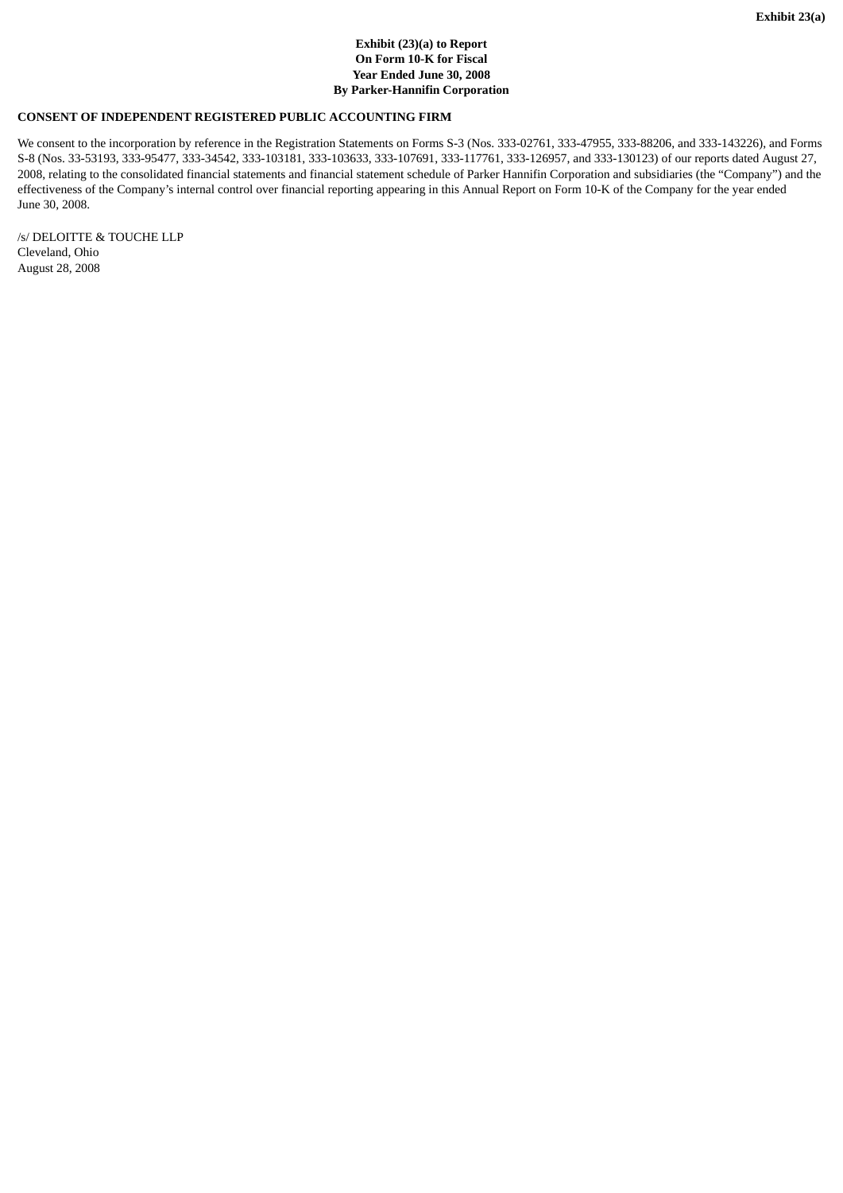**Exhibit 23(a)**

**Exhibit (23)(a) to Report**
**On Form 10-K for Fiscal**
**Year Ended June 30, 2008**
**By Parker-Hannifin Corporation**

**CONSENT OF INDEPENDENT REGISTERED PUBLIC ACCOUNTING FIRM**

We consent to the incorporation by reference in the Registration Statements on Forms S-3 (Nos. 333-02761, 333-47955, 333-88206, and 333-143226), and Forms S-8 (Nos. 33-53193, 333-95477, 333-34542, 333-103181, 333-103633, 333-107691, 333-117761, 333-126957, and 333-130123) of our reports dated August 27, 2008, relating to the consolidated financial statements and financial statement schedule of Parker Hannifin Corporation and subsidiaries (the "Company") and the effectiveness of the Company's internal control over financial reporting appearing in this Annual Report on Form 10-K of the Company for the year ended June 30, 2008.

/s/ DELOITTE & TOUCHE LLP
Cleveland, Ohio
August 28, 2008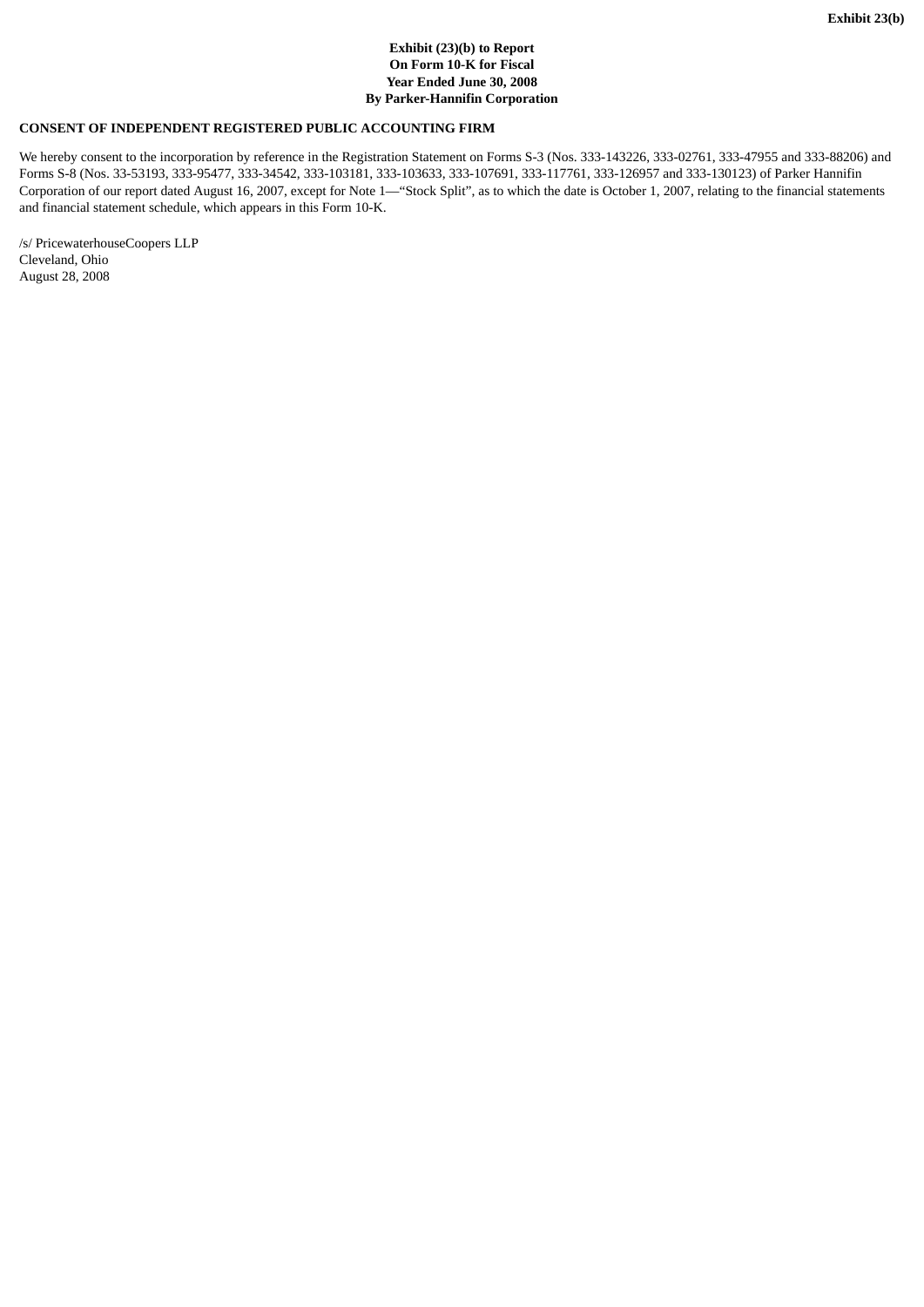**Exhibit 23(b)**

**Exhibit (23)(b) to Report**
**On Form 10-K for Fiscal**
**Year Ended June 30, 2008**
**By Parker-Hannifin Corporation**

**CONSENT OF INDEPENDENT REGISTERED PUBLIC ACCOUNTING FIRM**

We hereby consent to the incorporation by reference in the Registration Statement on Forms S-3 (Nos. 333-143226, 333-02761, 333-47955 and 333-88206) and Forms S-8 (Nos. 33-53193, 333-95477, 333-34542, 333-103181, 333-103633, 333-107691, 333-117761, 333-126957 and 333-130123) of Parker Hannifin Corporation of our report dated August 16, 2007, except for Note 1—"Stock Split", as to which the date is October 1, 2007, relating to the financial statements and financial statement schedule, which appears in this Form 10-K.

/s/ PricewaterhouseCoopers LLP
Cleveland, Ohio
August 28, 2008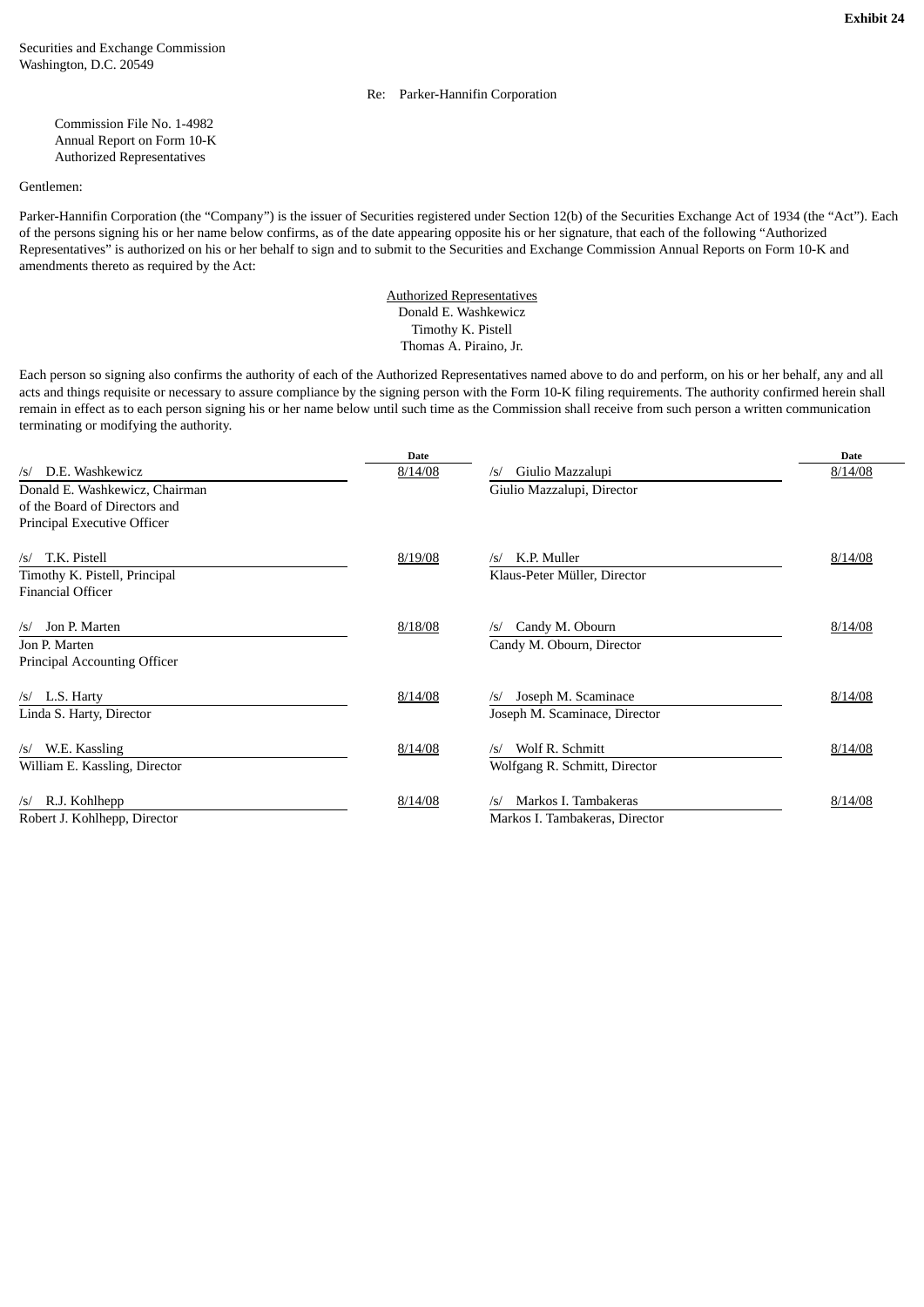**Exhibit 24**

Securities and Exchange Commission
Washington, D.C. 20549

Re: Parker-Hannifin Corporation

Commission File No. 1-4982
Annual Report on Form 10-K
Authorized Representatives

Gentlemen:

Parker-Hannifin Corporation (the "Company") is the issuer of Securities registered under Section 12(b) of the Securities Exchange Act of 1934 (the "Act"). Each of the persons signing his or her name below confirms, as of the date appearing opposite his or her signature, that each of the following "Authorized Representatives" is authorized on his or her behalf to sign and to submit to the Securities and Exchange Commission Annual Reports on Form 10-K and amendments thereto as required by the Act:

Authorized Representatives
Donald E. Washkewicz
Timothy K. Pistell
Thomas A. Piraino, Jr.

Each person so signing also confirms the authority of each of the Authorized Representatives named above to do and perform, on his or her behalf, any and all acts and things requisite or necessary to assure compliance by the signing person with the Form 10-K filing requirements. The authority confirmed herein shall remain in effect as to each person signing his or her name below until such time as the Commission shall receive from such person a written communication terminating or modifying the authority.

| | Date | | Date |
|---|---|---|---|
| /s/ D.E. Washkewicz<br>Donald E. Washkewicz, Chairman of the Board of Directors and Principal Executive Officer | 8/14/08 | /s/ Giulio Mazzalupi<br>Giulio Mazzalupi, Director | 8/14/08 |
| /s/ T.K. Pistell<br>Timothy K. Pistell, Principal Financial Officer | 8/19/08 | /s/ K.P. Muller<br>Klaus-Peter Müller, Director | 8/14/08 |
| /s/ Jon P. Marten<br>Jon P. Marten<br>Principal Accounting Officer | 8/18/08 | /s/ Candy M. Obourn<br>Candy M. Obourn, Director | 8/14/08 |
| /s/ L.S. Harty<br>Linda S. Harty, Director | 8/14/08 | /s/ Joseph M. Scaminace<br>Joseph M. Scaminace, Director | 8/14/08 |
| /s/ W.E. Kassling<br>William E. Kassling, Director | 8/14/08 | /s/ Wolf R. Schmitt<br>Wolfgang R. Schmitt, Director | 8/14/08 |
| /s/ R.J. Kohlhepp<br>Robert J. Kohlhepp, Director | 8/14/08 | /s/ Markos I. Tambakeras<br>Markos I. Tambakeras, Director | 8/14/08 |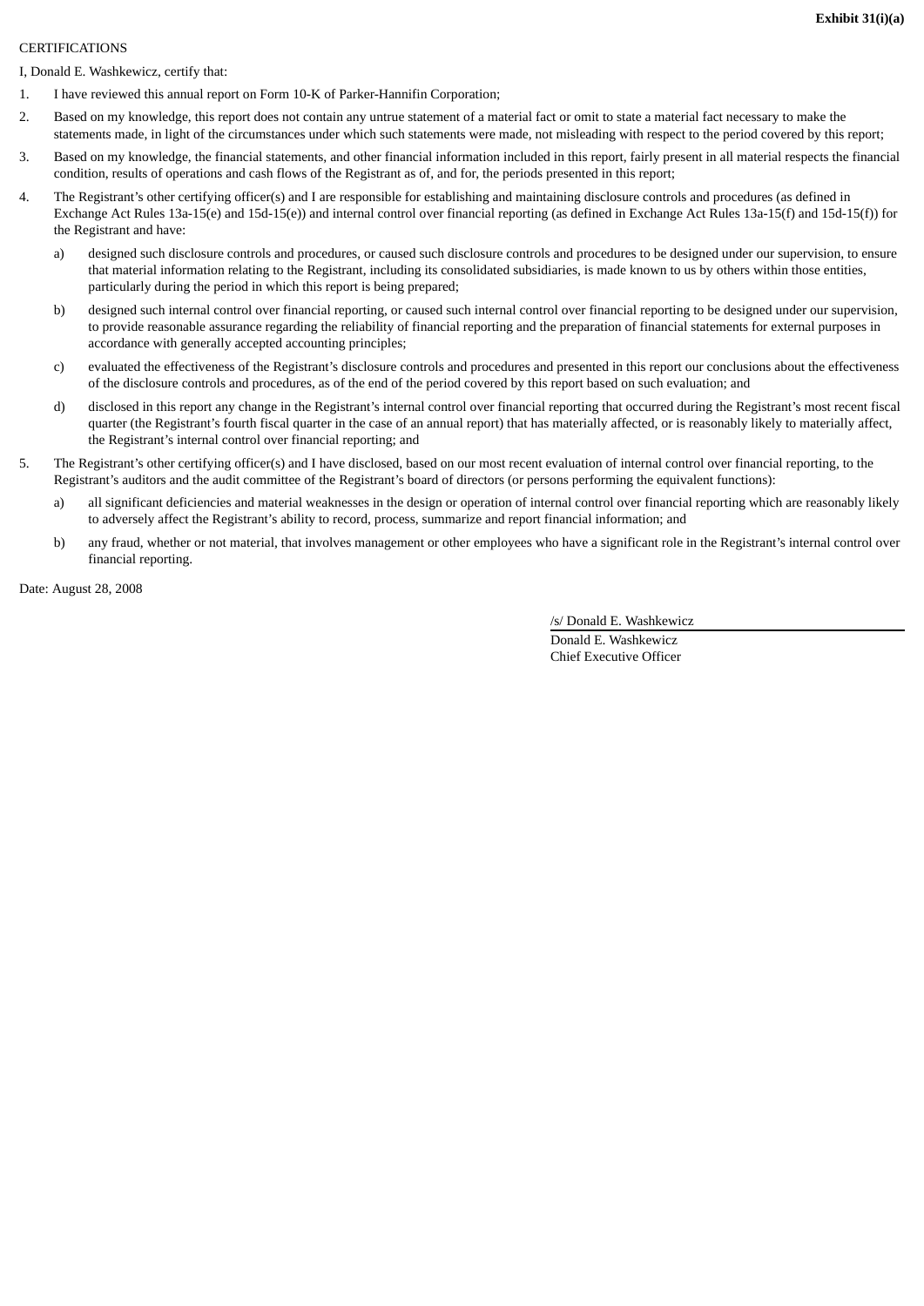**Exhibit 31(i)(a)**

CERTIFICATIONS

I, Donald E. Washkewicz, certify that:

1. I have reviewed this annual report on Form 10-K of Parker-Hannifin Corporation;
2. Based on my knowledge, this report does not contain any untrue statement of a material fact or omit to state a material fact necessary to make the statements made, in light of the circumstances under which such statements were made, not misleading with respect to the period covered by this report;
3. Based on my knowledge, the financial statements, and other financial information included in this report, fairly present in all material respects the financial condition, results of operations and cash flows of the Registrant as of, and for, the periods presented in this report;
4. The Registrant's other certifying officer(s) and I are responsible for establishing and maintaining disclosure controls and procedures (as defined in Exchange Act Rules 13a-15(e) and 15d-15(e)) and internal control over financial reporting (as defined in Exchange Act Rules 13a-15(f) and 15d-15(f)) for the Registrant and have:
   a) designed such disclosure controls and procedures, or caused such disclosure controls and procedures to be designed under our supervision, to ensure that material information relating to the Registrant, including its consolidated subsidiaries, is made known to us by others within those entities, particularly during the period in which this report is being prepared;
   b) designed such internal control over financial reporting, or caused such internal control over financial reporting to be designed under our supervision, to provide reasonable assurance regarding the reliability of financial reporting and the preparation of financial statements for external purposes in accordance with generally accepted accounting principles;
   c) evaluated the effectiveness of the Registrant's disclosure controls and procedures and presented in this report our conclusions about the effectiveness of the disclosure controls and procedures, as of the end of the period covered by this report based on such evaluation; and
   d) disclosed in this report any change in the Registrant's internal control over financial reporting that occurred during the Registrant's most recent fiscal quarter (the Registrant's fourth fiscal quarter in the case of an annual report) that has materially affected, or is reasonably likely to materially affect, the Registrant's internal control over financial reporting; and
5. The Registrant's other certifying officer(s) and I have disclosed, based on our most recent evaluation of internal control over financial reporting, to the Registrant's auditors and the audit committee of the Registrant's board of directors (or persons performing the equivalent functions):
   a) all significant deficiencies and material weaknesses in the design or operation of internal control over financial reporting which are reasonably likely to adversely affect the Registrant's ability to record, process, summarize and report financial information; and
   b) any fraud, whether or not material, that involves management or other employees who have a significant role in the Registrant's internal control over financial reporting.

Date: August 28, 2008

/s/ Donald E. Washkewicz

Donald E. Washkewicz
Chief Executive Officer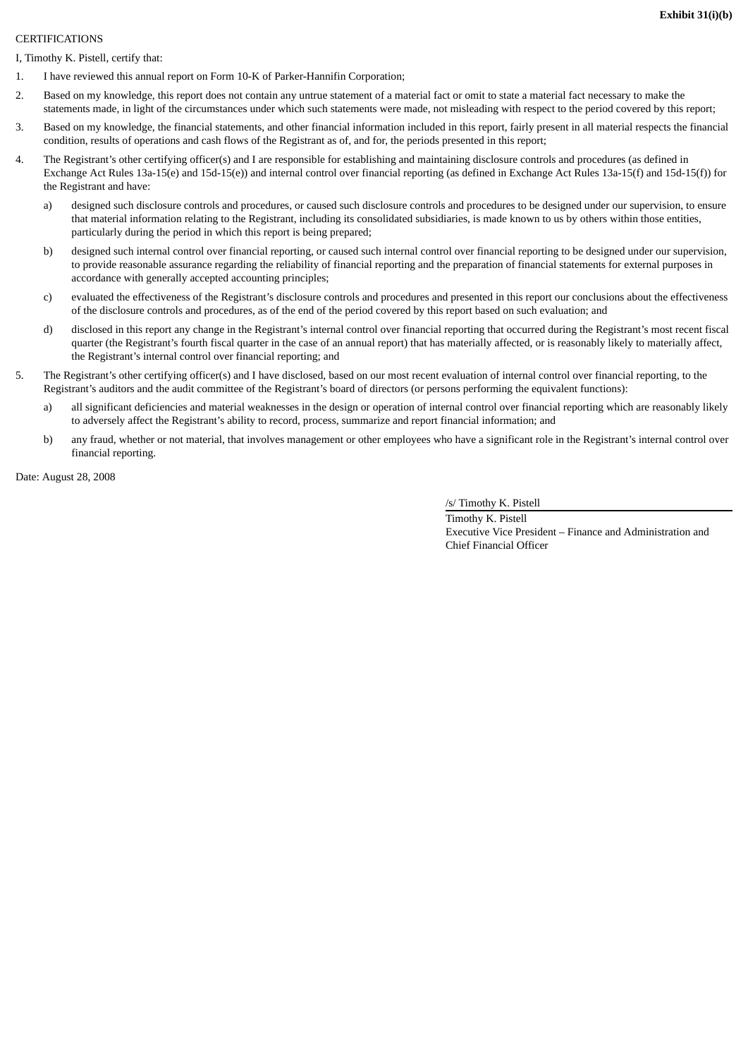**Exhibit 31(i)(b)**

CERTIFICATIONS

I, Timothy K. Pistell, certify that:

1. I have reviewed this annual report on Form 10-K of Parker-Hannifin Corporation;
2. Based on my knowledge, this report does not contain any untrue statement of a material fact or omit to state a material fact necessary to make the statements made, in light of the circumstances under which such statements were made, not misleading with respect to the period covered by this report;
3. Based on my knowledge, the financial statements, and other financial information included in this report, fairly present in all material respects the financial condition, results of operations and cash flows of the Registrant as of, and for, the periods presented in this report;
4. The Registrant's other certifying officer(s) and I are responsible for establishing and maintaining disclosure controls and procedures (as defined in Exchange Act Rules 13a-15(e) and 15d-15(e)) and internal control over financial reporting (as defined in Exchange Act Rules 13a-15(f) and 15d-15(f)) for the Registrant and have:
   a) designed such disclosure controls and procedures, or caused such disclosure controls and procedures to be designed under our supervision, to ensure that material information relating to the Registrant, including its consolidated subsidiaries, is made known to us by others within those entities, particularly during the period in which this report is being prepared;
   b) designed such internal control over financial reporting, or caused such internal control over financial reporting to be designed under our supervision, to provide reasonable assurance regarding the reliability of financial reporting and the preparation of financial statements for external purposes in accordance with generally accepted accounting principles;
   c) evaluated the effectiveness of the Registrant's disclosure controls and procedures and presented in this report our conclusions about the effectiveness of the disclosure controls and procedures, as of the end of the period covered by this report based on such evaluation; and
   d) disclosed in this report any change in the Registrant's internal control over financial reporting that occurred during the Registrant's most recent fiscal quarter (the Registrant's fourth fiscal quarter in the case of an annual report) that has materially affected, or is reasonably likely to materially affect, the Registrant's internal control over financial reporting; and
5. The Registrant's other certifying officer(s) and I have disclosed, based on our most recent evaluation of internal control over financial reporting, to the Registrant's auditors and the audit committee of the Registrant's board of directors (or persons performing the equivalent functions):
   a) all significant deficiencies and material weaknesses in the design or operation of internal control over financial reporting which are reasonably likely to adversely affect the Registrant's ability to record, process, summarize and report financial information; and
   b) any fraud, whether or not material, that involves management or other employees who have a significant role in the Registrant's internal control over financial reporting.

Date: August 28, 2008

/s/ Timothy K. Pistell

Timothy K. Pistell
Executive Vice President – Finance and Administration and Chief Financial Officer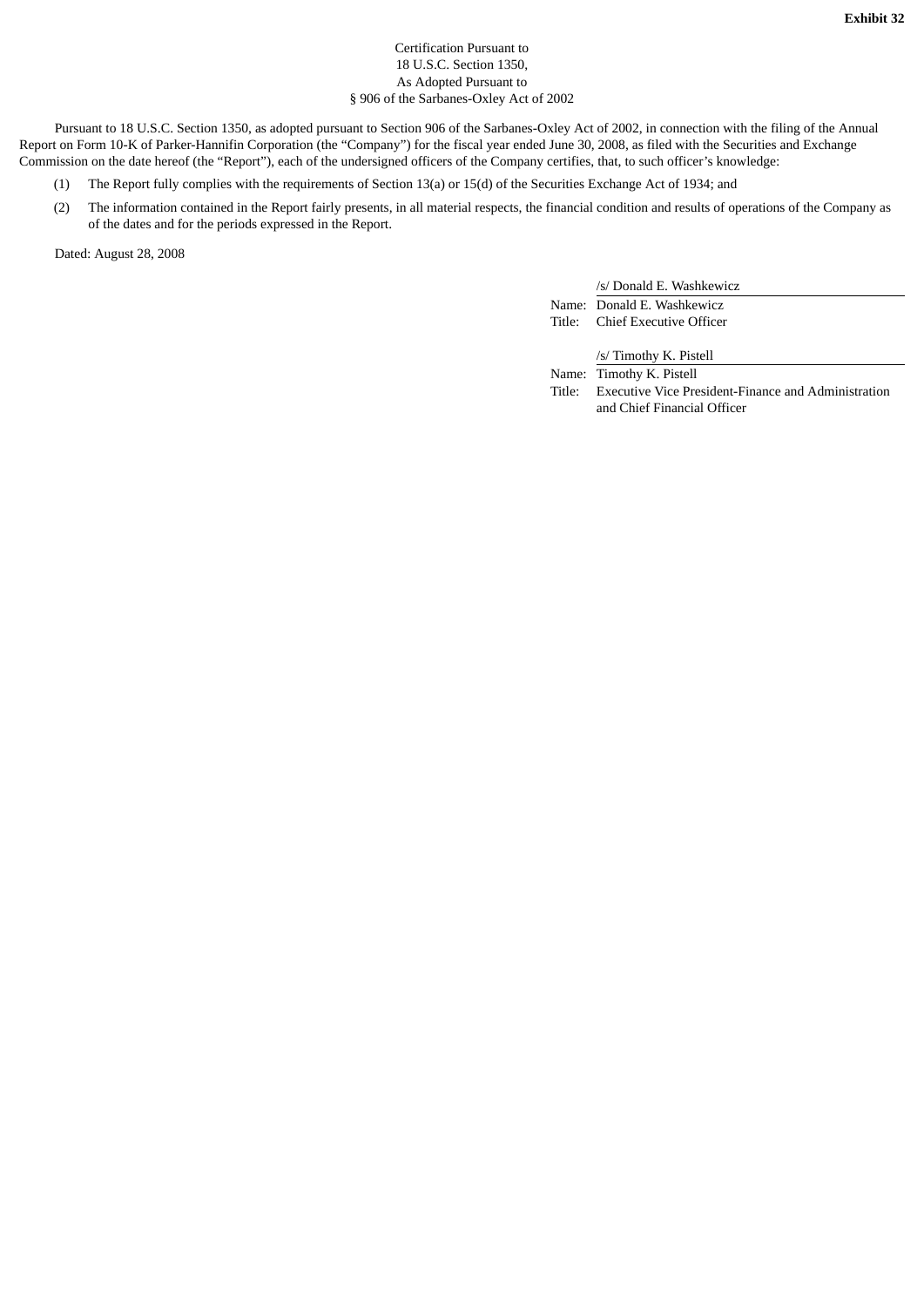**Exhibit 32**

Certification Pursuant to
18 U.S.C. Section 1350,
As Adopted Pursuant to
§ 906 of the Sarbanes-Oxley Act of 2002

Pursuant to 18 U.S.C. Section 1350, as adopted pursuant to Section 906 of the Sarbanes-Oxley Act of 2002, in connection with the filing of the Annual Report on Form 10-K of Parker-Hannifin Corporation (the "Company") for the fiscal year ended June 30, 2008, as filed with the Securities and Exchange Commission on the date hereof (the "Report"), each of the undersigned officers of the Company certifies, that, to such officer's knowledge:

(1) The Report fully complies with the requirements of Section 13(a) or 15(d) of the Securities Exchange Act of 1934; and

(2) The information contained in the Report fairly presents, in all material respects, the financial condition and results of operations of the Company as of the dates and for the periods expressed in the Report.

Dated: August 28, 2008

/s/ Donald E. Washkewicz
Name: Donald E. Washkewicz
Title: Chief Executive Officer

/s/ Timothy K. Pistell
Name: Timothy K. Pistell
Title: Executive Vice President-Finance and Administration and Chief Financial Officer